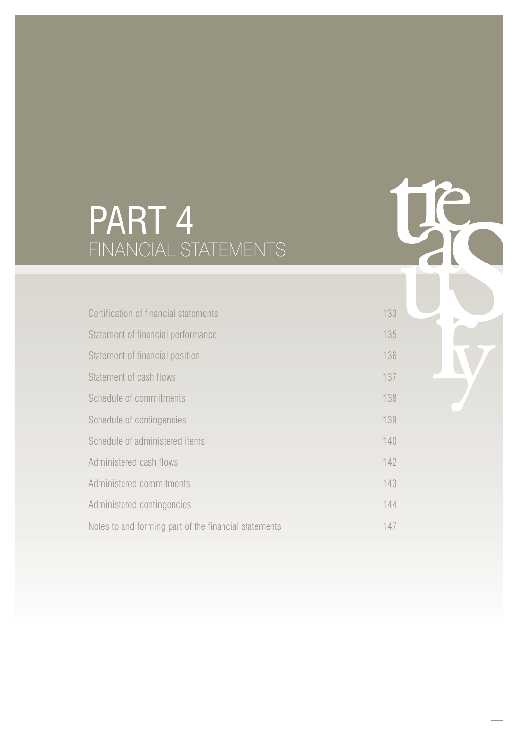# PART 4
## FINANCIAL STATEMENTS

| | |
|---|---|
| Certification of financial statements | 133 |
| Statement of financial performance | 135 |
| Statement of financial position | 136 |
| Statement of cash flows | 137 |
| Schedule of commitments | 138 |
| Schedule of contingencies | 139 |
| Schedule of administered items | 140 |
| Administered cash flows | 142 |
| Administered commitments | 143 |
| Administered contingencies | 144 |
| Notes to and forming part of the financial statements | 147 |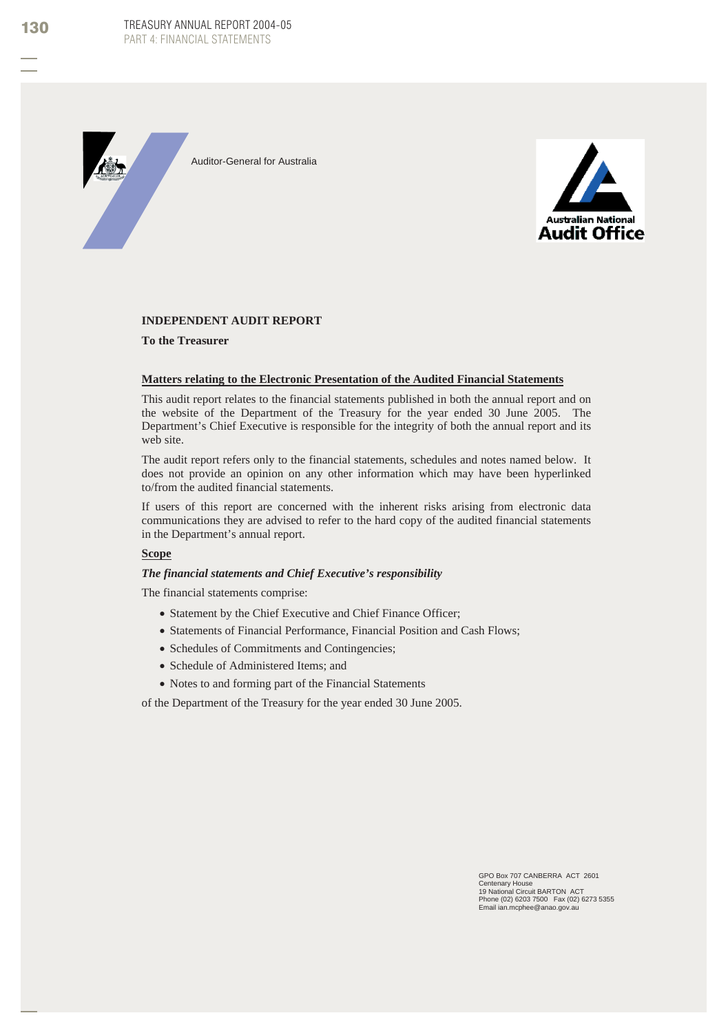Auditor-General for Australia

Australian National Audit Office

**INDEPENDENT AUDIT REPORT**

**To the Treasurer**

**Matters relating to the Electronic Presentation of the Audited Financial Statements**

This audit report relates to the financial statements published in both the annual report and on the website of the Department of the Treasury for the year ended 30 June 2005. The Department's Chief Executive is responsible for the integrity of both the annual report and its web site.

The audit report refers only to the financial statements, schedules and notes named below. It does not provide an opinion on any other information which may have been hyperlinked to/from the audited financial statements.

If users of this report are concerned with the inherent risks arising from electronic data communications they are advised to refer to the hard copy of the audited financial statements in the Department's annual report.

**Scope**

***The financial statements and Chief Executive's responsibility***

The financial statements comprise:

- Statement by the Chief Executive and Chief Finance Officer;
- Statements of Financial Performance, Financial Position and Cash Flows;
- Schedules of Commitments and Contingencies;
- Schedule of Administered Items; and
- Notes to and forming part of the Financial Statements

of the Department of the Treasury for the year ended 30 June 2005.

GPO Box 707 CANBERRA ACT 2601
Centenary House
19 National Circuit BARTON ACT
Phone (02) 6203 7500 Fax (02) 6273 5355
Email ian.mcphee@anao.gov.au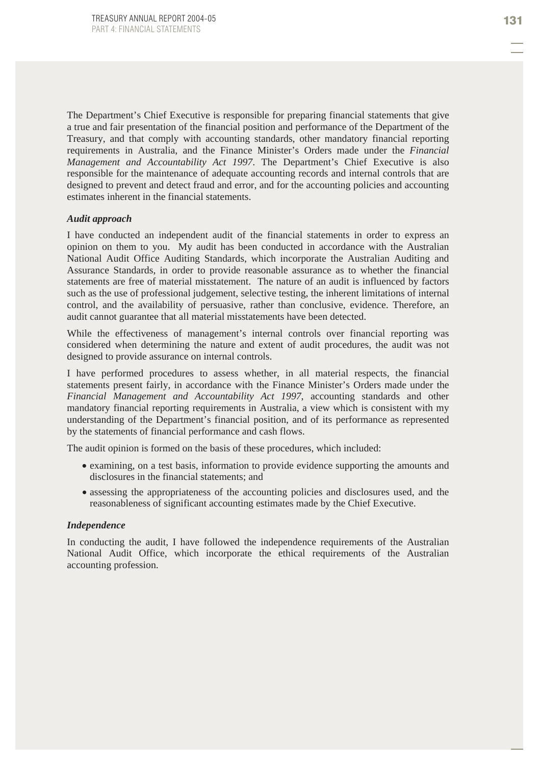The Department's Chief Executive is responsible for preparing financial statements that give a true and fair presentation of the financial position and performance of the Department of the Treasury, and that comply with accounting standards, other mandatory financial reporting requirements in Australia, and the Finance Minister's Orders made under the *Financial Management and Accountability Act 1997*. The Department's Chief Executive is also responsible for the maintenance of adequate accounting records and internal controls that are designed to prevent and detect fraud and error, and for the accounting policies and accounting estimates inherent in the financial statements.

***Audit approach***

I have conducted an independent audit of the financial statements in order to express an opinion on them to you. My audit has been conducted in accordance with the Australian National Audit Office Auditing Standards, which incorporate the Australian Auditing and Assurance Standards, in order to provide reasonable assurance as to whether the financial statements are free of material misstatement. The nature of an audit is influenced by factors such as the use of professional judgement, selective testing, the inherent limitations of internal control, and the availability of persuasive, rather than conclusive, evidence. Therefore, an audit cannot guarantee that all material misstatements have been detected.

While the effectiveness of management's internal controls over financial reporting was considered when determining the nature and extent of audit procedures, the audit was not designed to provide assurance on internal controls.

I have performed procedures to assess whether, in all material respects, the financial statements present fairly, in accordance with the Finance Minister's Orders made under the *Financial Management and Accountability Act 1997*, accounting standards and other mandatory financial reporting requirements in Australia, a view which is consistent with my understanding of the Department's financial position, and of its performance as represented by the statements of financial performance and cash flows.

The audit opinion is formed on the basis of these procedures, which included:

- examining, on a test basis, information to provide evidence supporting the amounts and disclosures in the financial statements; and
- assessing the appropriateness of the accounting policies and disclosures used, and the reasonableness of significant accounting estimates made by the Chief Executive.

***Independence***

In conducting the audit, I have followed the independence requirements of the Australian National Audit Office, which incorporate the ethical requirements of the Australian accounting profession.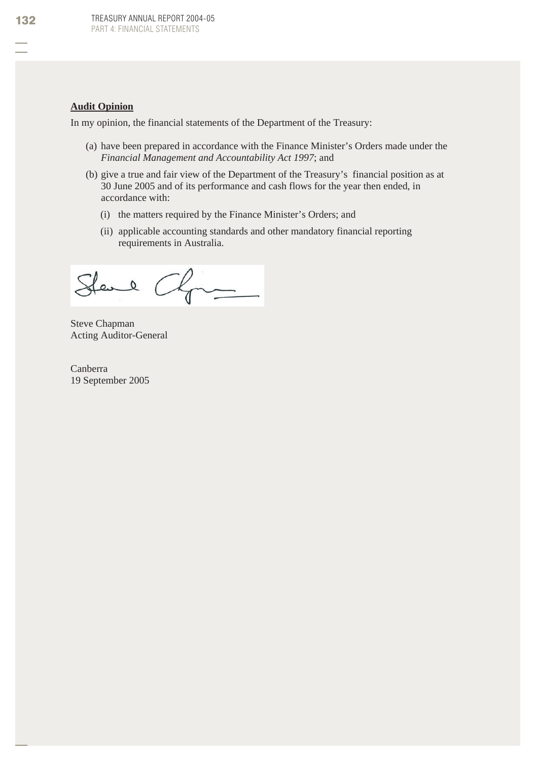**Audit Opinion**

In my opinion, the financial statements of the Department of the Treasury:

(a) have been prepared in accordance with the Finance Minister's Orders made under the *Financial Management and Accountability Act 1997*; and

(b) give a true and fair view of the Department of the Treasury's financial position as at 30 June 2005 and of its performance and cash flows for the year then ended, in accordance with:

(i) the matters required by the Finance Minister's Orders; and

(ii) applicable accounting standards and other mandatory financial reporting requirements in Australia.

Steve Chapman
Acting Auditor-General

Canberra
19 September 2005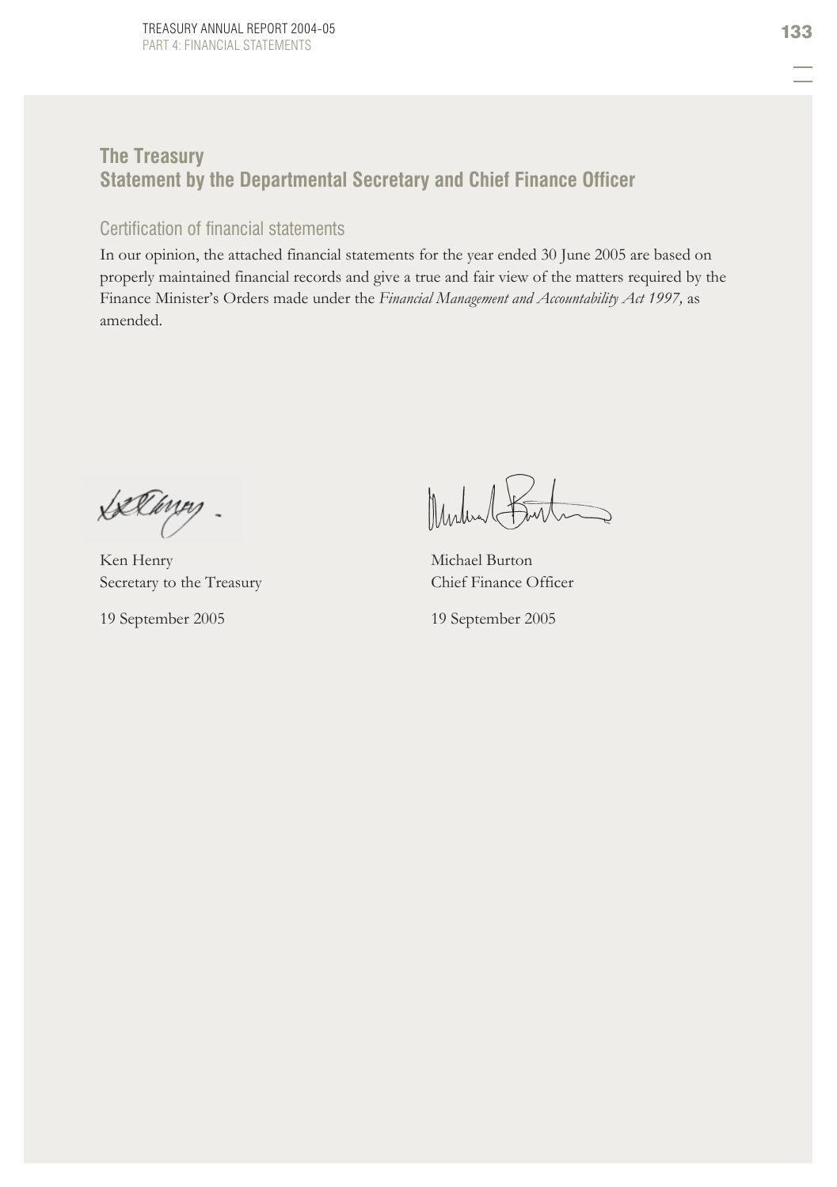## The Treasury
## Statement by the Departmental Secretary and Chief Finance Officer

### Certification of financial statements

In our opinion, the attached financial statements for the year ended 30 June 2005 are based on properly maintained financial records and give a true and fair view of the matters required by the Finance Minister's Orders made under the *Financial Management and Accountability Act 1997,* as amended.

Ken Henry
Secretary to the Treasury

19 September 2005

Michael Burton
Chief Finance Officer

19 September 2005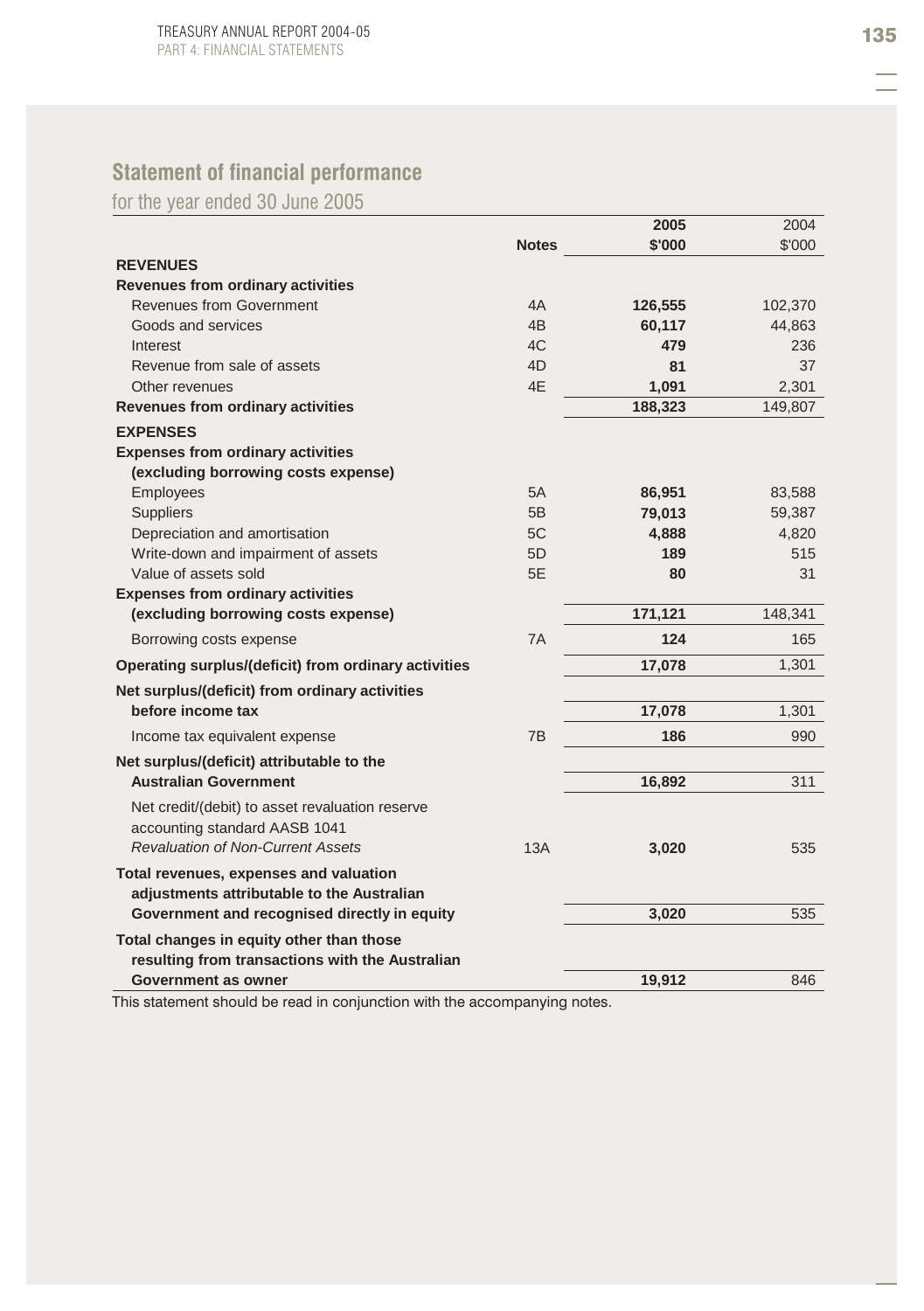## Statement of financial performance

for the year ended 30 June 2005

| | Notes | 2005 $'000 | 2004 $'000 |
|---|---|---|---|
| **REVENUES** | | | |
| **Revenues from ordinary activities** | | | |
| Revenues from Government | 4A | **126,555** | 102,370 |
| Goods and services | 4B | **60,117** | 44,863 |
| Interest | 4C | **479** | 236 |
| Revenue from sale of assets | 4D | **81** | 37 |
| Other revenues | 4E | **1,091** | 2,301 |
| **Revenues from ordinary activities** | | **188,323** | 149,807 |
| **EXPENSES** | | | |
| **Expenses from ordinary activities (excluding borrowing costs expense)** | | | |
| Employees | 5A | **86,951** | 83,588 |
| Suppliers | 5B | **79,013** | 59,387 |
| Depreciation and amortisation | 5C | **4,888** | 4,820 |
| Write-down and impairment of assets | 5D | **189** | 515 |
| Value of assets sold | 5E | **80** | 31 |
| **Expenses from ordinary activities (excluding borrowing costs expense)** | | **171,121** | 148,341 |
| Borrowing costs expense | 7A | **124** | 165 |
| **Operating surplus/(deficit) from ordinary activities** | | **17,078** | 1,301 |
| **Net surplus/(deficit) from ordinary activities before income tax** | | **17,078** | 1,301 |
| Income tax equivalent expense | 7B | **186** | 990 |
| **Net surplus/(deficit) attributable to the Australian Government** | | **16,892** | 311 |
| Net credit/(debit) to asset revaluation reserve accounting standard AASB 1041 *Revaluation of Non-Current Assets* | 13A | **3,020** | 535 |
| **Total revenues, expenses and valuation adjustments attributable to the Australian Government and recognised directly in equity** | | **3,020** | 535 |
| **Total changes in equity other than those resulting from transactions with the Australian Government as owner** | | **19,912** | 846 |

This statement should be read in conjunction with the accompanying notes.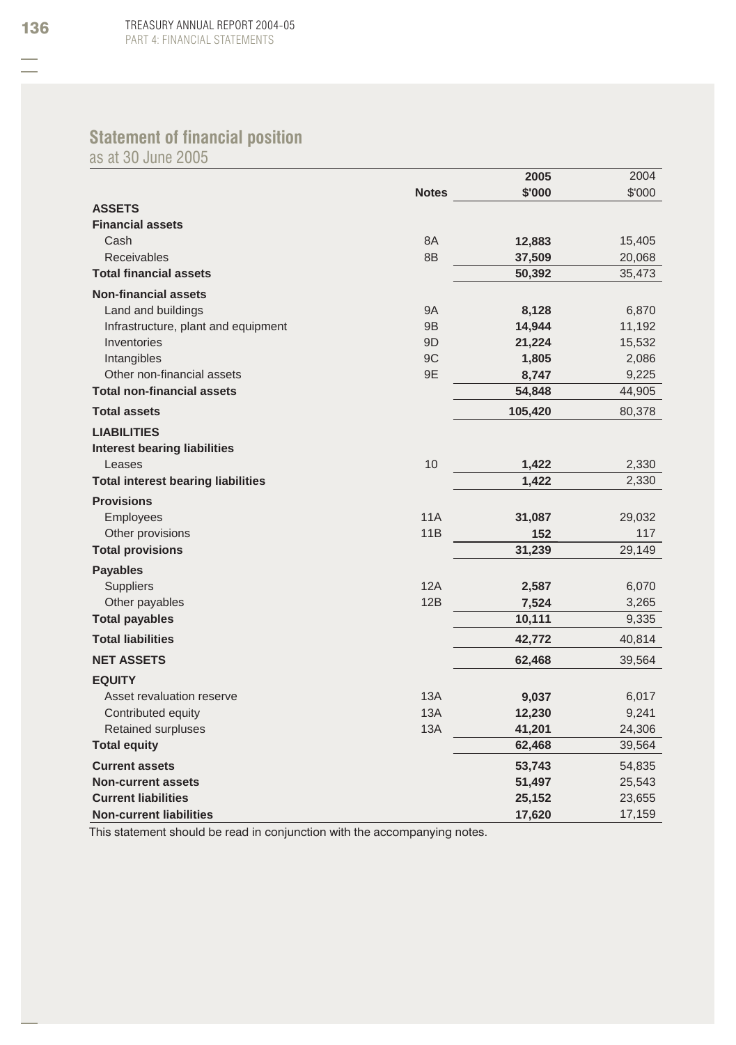## Statement of financial position

as at 30 June 2005

| | Notes | 2005 $'000 | 2004 $'000 |
|---|---|---|---|
| **ASSETS** | | | |
| **Financial assets** | | | |
| Cash | 8A | **12,883** | 15,405 |
| Receivables | 8B | **37,509** | 20,068 |
| **Total financial assets** | | **50,392** | 35,473 |
| **Non-financial assets** | | | |
| Land and buildings | 9A | **8,128** | 6,870 |
| Infrastructure, plant and equipment | 9B | **14,944** | 11,192 |
| Inventories | 9D | **21,224** | 15,532 |
| Intangibles | 9C | **1,805** | 2,086 |
| Other non-financial assets | 9E | **8,747** | 9,225 |
| **Total non-financial assets** | | **54,848** | 44,905 |
| **Total assets** | | **105,420** | 80,378 |
| **LIABILITIES** | | | |
| **Interest bearing liabilities** | | | |
| Leases | 10 | **1,422** | 2,330 |
| **Total interest bearing liabilities** | | **1,422** | 2,330 |
| **Provisions** | | | |
| Employees | 11A | **31,087** | 29,032 |
| Other provisions | 11B | **152** | 117 |
| **Total provisions** | | **31,239** | 29,149 |
| **Payables** | | | |
| Suppliers | 12A | **2,587** | 6,070 |
| Other payables | 12B | **7,524** | 3,265 |
| **Total payables** | | **10,111** | 9,335 |
| **Total liabilities** | | **42,772** | 40,814 |
| **NET ASSETS** | | **62,468** | 39,564 |
| **EQUITY** | | | |
| Asset revaluation reserve | 13A | **9,037** | 6,017 |
| Contributed equity | 13A | **12,230** | 9,241 |
| Retained surpluses | 13A | **41,201** | 24,306 |
| **Total equity** | | **62,468** | 39,564 |
| **Current assets** | | **53,743** | 54,835 |
| **Non-current assets** | | **51,497** | 25,543 |
| **Current liabilities** | | **25,152** | 23,655 |
| **Non-current liabilities** | | **17,620** | 17,159 |

This statement should be read in conjunction with the accompanying notes.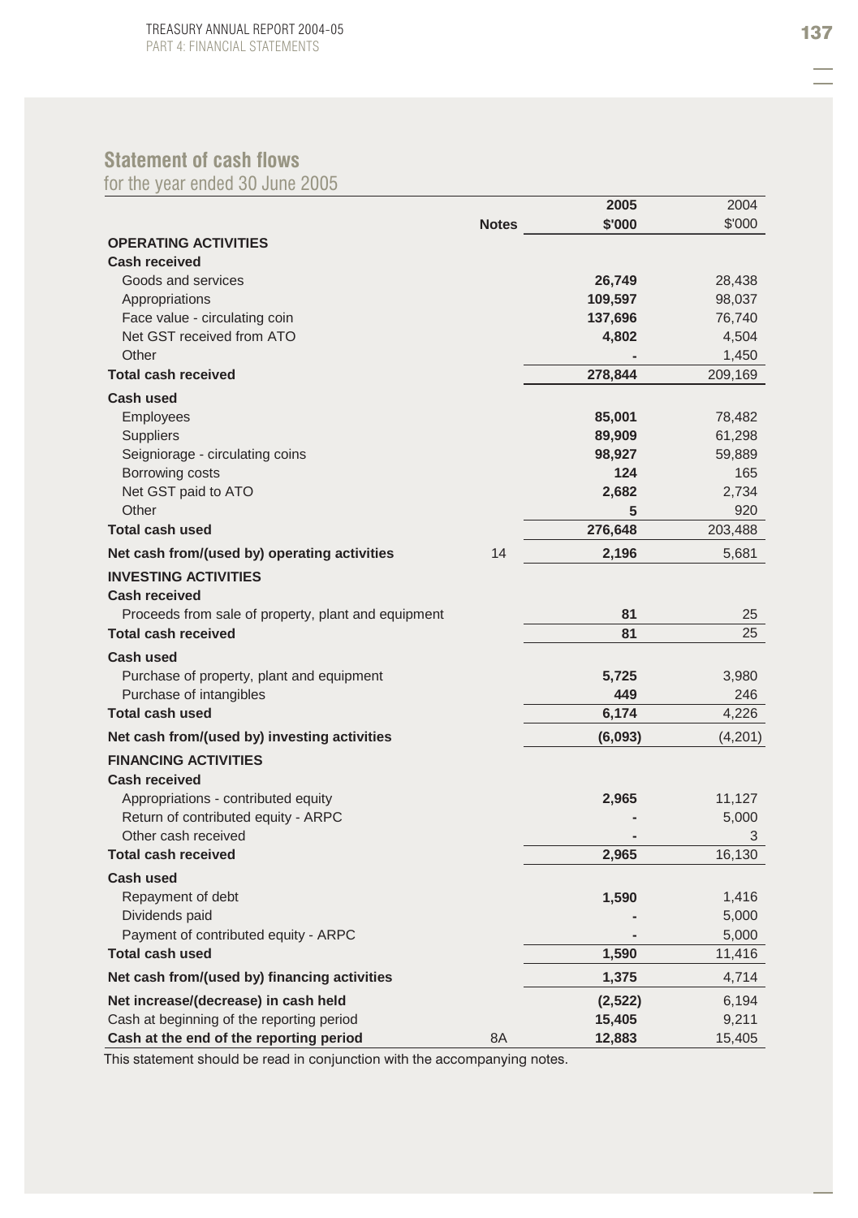## Statement of cash flows

for the year ended 30 June 2005

| | Notes | 2005 $'000 | 2004 $'000 |
|---|---|---|---|
| **OPERATING ACTIVITIES** | | | |
| **Cash received** | | | |
| Goods and services | | **26,749** | 28,438 |
| Appropriations | | **109,597** | 98,037 |
| Face value - circulating coin | | **137,696** | 76,740 |
| Net GST received from ATO | | **4,802** | 4,504 |
| Other | | **-** | 1,450 |
| **Total cash received** | | **278,844** | 209,169 |
| **Cash used** | | | |
| Employees | | **85,001** | 78,482 |
| Suppliers | | **89,909** | 61,298 |
| Seigniorage - circulating coins | | **98,927** | 59,889 |
| Borrowing costs | | **124** | 165 |
| Net GST paid to ATO | | **2,682** | 2,734 |
| Other | | **5** | 920 |
| **Total cash used** | | **276,648** | 203,488 |
| **Net cash from/(used by) operating activities** | 14 | **2,196** | 5,681 |
| **INVESTING ACTIVITIES** | | | |
| **Cash received** | | | |
| Proceeds from sale of property, plant and equipment | | **81** | 25 |
| **Total cash received** | | **81** | 25 |
| **Cash used** | | | |
| Purchase of property, plant and equipment | | **5,725** | 3,980 |
| Purchase of intangibles | | **449** | 246 |
| **Total cash used** | | **6,174** | 4,226 |
| **Net cash from/(used by) investing activities** | | **(6,093)** | (4,201) |
| **FINANCING ACTIVITIES** | | | |
| **Cash received** | | | |
| Appropriations - contributed equity | | **2,965** | 11,127 |
| Return of contributed equity - ARPC | | **-** | 5,000 |
| Other cash received | | **-** | 3 |
| **Total cash received** | | **2,965** | 16,130 |
| **Cash used** | | | |
| Repayment of debt | | **1,590** | 1,416 |
| Dividends paid | | **-** | 5,000 |
| Payment of contributed equity - ARPC | | **-** | 5,000 |
| **Total cash used** | | **1,590** | 11,416 |
| **Net cash from/(used by) financing activities** | | **1,375** | 4,714 |
| **Net increase/(decrease) in cash held** | | **(2,522)** | 6,194 |
| Cash at beginning of the reporting period | | **15,405** | 9,211 |
| **Cash at the end of the reporting period** | 8A | **12,883** | 15,405 |

This statement should be read in conjunction with the accompanying notes.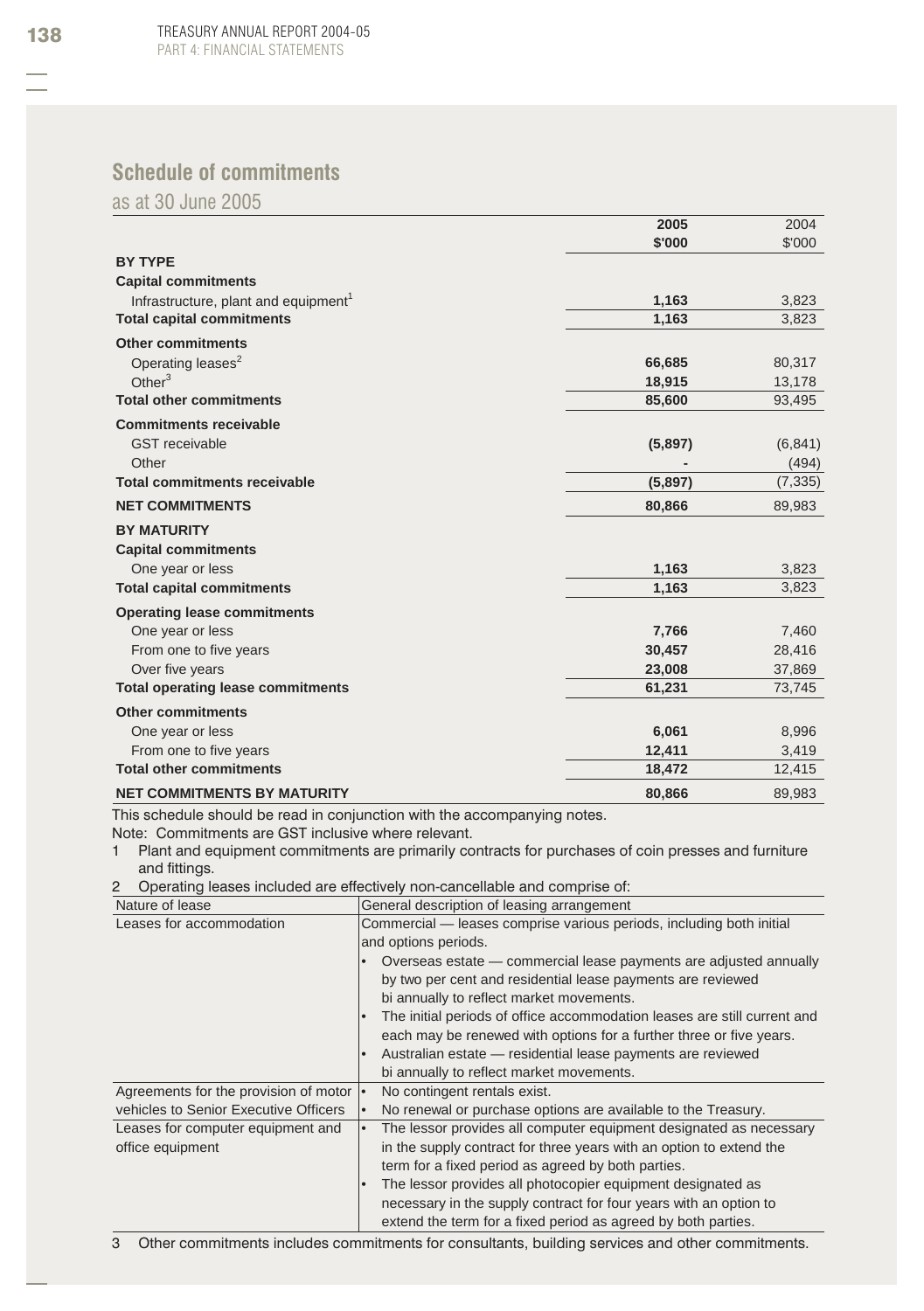## Schedule of commitments

as at 30 June 2005

| | 2005 $'000 | 2004 $'000 |
|---|---|---|
| **BY TYPE** | | |
| **Capital commitments** | | |
| Infrastructure, plant and equipment[1] | **1,163** | 3,823 |
| **Total capital commitments** | **1,163** | 3,823 |
| **Other commitments** | | |
| Operating leases[2] | **66,685** | 80,317 |
| Other[3] | **18,915** | 13,178 |
| **Total other commitments** | **85,600** | 93,495 |
| **Commitments receivable** | | |
| GST receivable | **(5,897)** | (6,841) |
| Other | **-** | (494) |
| **Total commitments receivable** | **(5,897)** | (7,335) |
| **NET COMMITMENTS** | **80,866** | 89,983 |
| **BY MATURITY** | | |
| **Capital commitments** | | |
| One year or less | **1,163** | 3,823 |
| **Total capital commitments** | **1,163** | 3,823 |
| **Operating lease commitments** | | |
| One year or less | **7,766** | 7,460 |
| From one to five years | **30,457** | 28,416 |
| Over five years | **23,008** | 37,869 |
| **Total operating lease commitments** | **61,231** | 73,745 |
| **Other commitments** | | |
| One year or less | **6,061** | 8,996 |
| From one to five years | **12,411** | 3,419 |
| **Total other commitments** | **18,472** | 12,415 |
| **NET COMMITMENTS BY MATURITY** | **80,866** | 89,983 |

This schedule should be read in conjunction with the accompanying notes.

Note: Commitments are GST inclusive where relevant.

1 Plant and equipment commitments are primarily contracts for purchases of coin presses and furniture and fittings.

2 Operating leases included are effectively non-cancellable and comprise of:

| Nature of lease | General description of leasing arrangement |
|---|---|
| Leases for accommodation | Commercial — leases comprise various periods, including both initial and options periods.<br>• Overseas estate — commercial lease payments are adjusted annually by two per cent and residential lease payments are reviewed bi annually to reflect market movements.<br>• The initial periods of office accommodation leases are still current and each may be renewed with options for a further three or five years.<br>• Australian estate — residential lease payments are reviewed bi annually to reflect market movements. |
| Agreements for the provision of motor vehicles to Senior Executive Officers | • No contingent rentals exist.<br>• No renewal or purchase options are available to the Treasury. |
| Leases for computer equipment and office equipment | • The lessor provides all computer equipment designated as necessary in the supply contract for three years with an option to extend the term for a fixed period as agreed by both parties.<br>• The lessor provides all photocopier equipment designated as necessary in the supply contract for four years with an option to extend the term for a fixed period as agreed by both parties. |

3 Other commitments includes commitments for consultants, building services and other commitments.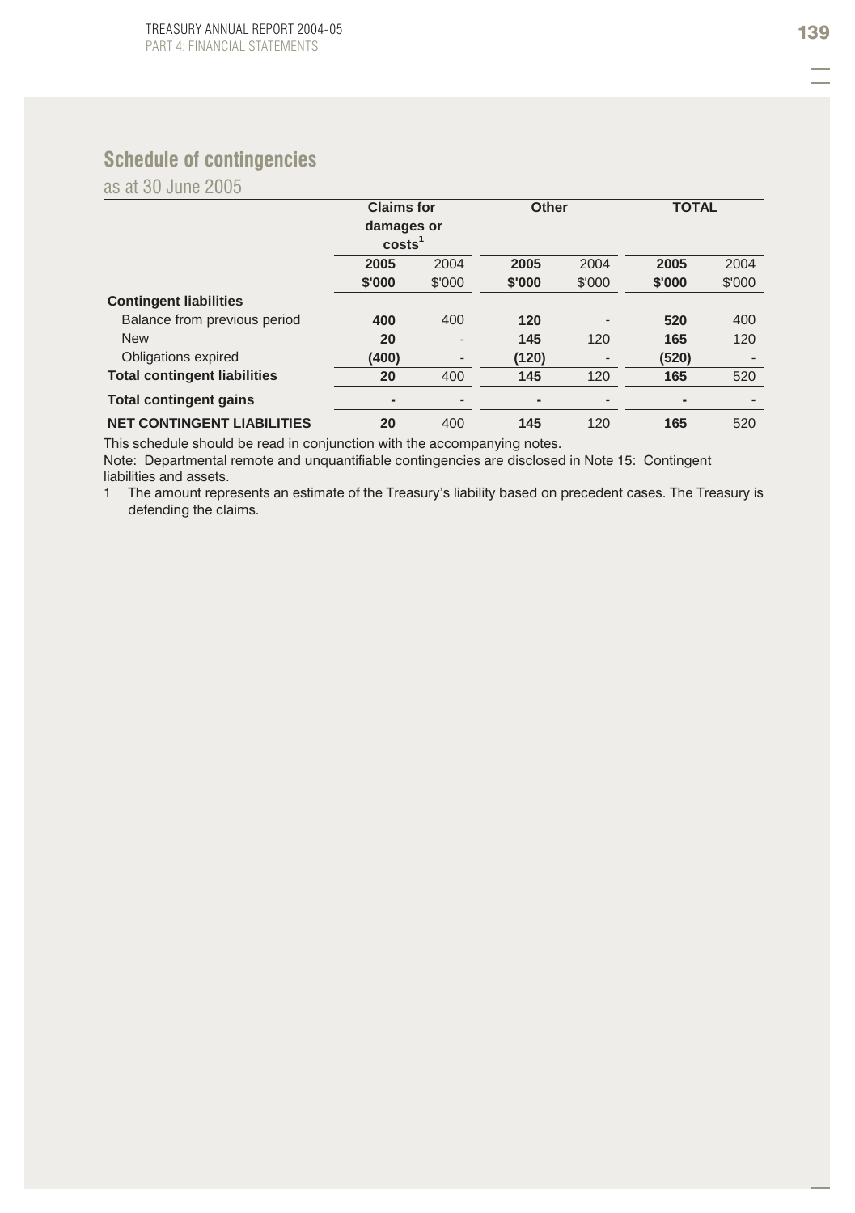## Schedule of contingencies

as at 30 June 2005

| | Claims for damages or costs[1] | | Other | | TOTAL | |
|---|---|---|---|---|---|---|
| | **2005** | 2004 | **2005** | 2004 | **2005** | 2004 |
| | **$'000** | $'000 | **$'000** | $'000 | **$'000** | $'000 |
| **Contingent liabilities** | | | | | | |
| Balance from previous period | **400** | 400 | **120** | - | **520** | 400 |
| New | **20** | - | **145** | 120 | **165** | 120 |
| Obligations expired | **(400)** | - | **(120)** | - | **(520)** | - |
| **Total contingent liabilities** | **20** | 400 | **145** | 120 | **165** | 520 |
| **Total contingent gains** | **-** | - | **-** | - | **-** | - |
| **NET CONTINGENT LIABILITIES** | **20** | 400 | **145** | 120 | **165** | 520 |

This schedule should be read in conjunction with the accompanying notes.

Note: Departmental remote and unquantifiable contingencies are disclosed in Note 15: Contingent liabilities and assets.

1 The amount represents an estimate of the Treasury's liability based on precedent cases. The Treasury is defending the claims.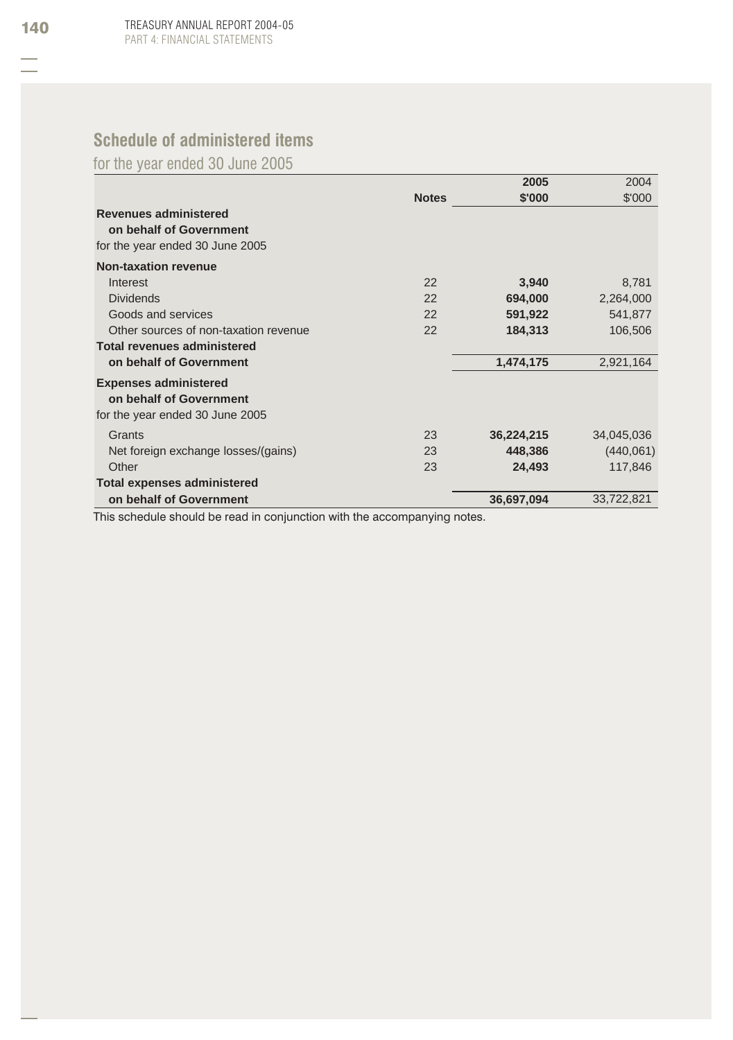## Schedule of administered items

for the year ended 30 June 2005

| | Notes | 2005 $'000 | 2004 $'000 |
|---|---|---|---|
| **Revenues administered on behalf of Government** | | | |
| for the year ended 30 June 2005 | | | |
| **Non-taxation revenue** | | | |
| Interest | 22 | **3,940** | 8,781 |
| Dividends | 22 | **694,000** | 2,264,000 |
| Goods and services | 22 | **591,922** | 541,877 |
| Other sources of non-taxation revenue | 22 | **184,313** | 106,506 |
| **Total revenues administered on behalf of Government** | | **1,474,175** | 2,921,164 |
| **Expenses administered on behalf of Government** | | | |
| for the year ended 30 June 2005 | | | |
| Grants | 23 | **36,224,215** | 34,045,036 |
| Net foreign exchange losses/(gains) | 23 | **448,386** | (440,061) |
| Other | 23 | **24,493** | 117,846 |
| **Total expenses administered on behalf of Government** | | **36,697,094** | 33,722,821 |

This schedule should be read in conjunction with the accompanying notes.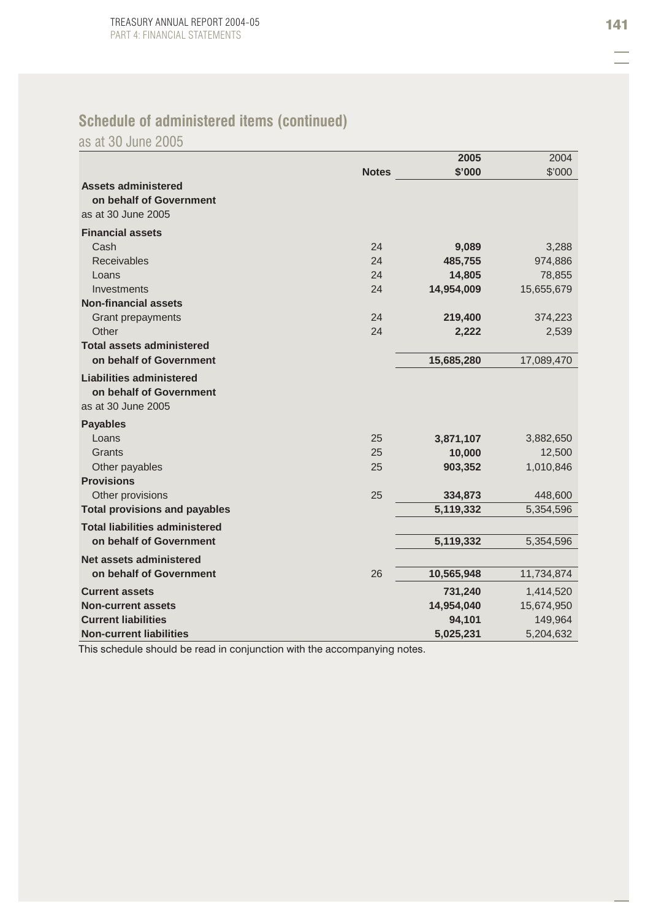## Schedule of administered items (continued)

as at 30 June 2005

| | Notes | 2005 $'000 | 2004 $'000 |
|---|---|---|---|
| **Assets administered on behalf of Government** as at 30 June 2005 | | | |
| **Financial assets** | | | |
| Cash | 24 | **9,089** | 3,288 |
| Receivables | 24 | **485,755** | 974,886 |
| Loans | 24 | **14,805** | 78,855 |
| Investments | 24 | **14,954,009** | 15,655,679 |
| **Non-financial assets** | | | |
| Grant prepayments | 24 | **219,400** | 374,223 |
| Other | 24 | **2,222** | 2,539 |
| **Total assets administered on behalf of Government** | | **15,685,280** | 17,089,470 |
| **Liabilities administered on behalf of Government** as at 30 June 2005 | | | |
| **Payables** | | | |
| Loans | 25 | **3,871,107** | 3,882,650 |
| Grants | 25 | **10,000** | 12,500 |
| Other payables | 25 | **903,352** | 1,010,846 |
| **Provisions** | | | |
| Other provisions | 25 | **334,873** | 448,600 |
| **Total provisions and payables** | | **5,119,332** | 5,354,596 |
| **Total liabilities administered on behalf of Government** | | **5,119,332** | 5,354,596 |
| **Net assets administered on behalf of Government** | 26 | **10,565,948** | 11,734,874 |
| **Current assets** | | **731,240** | 1,414,520 |
| **Non-current assets** | | **14,954,040** | 15,674,950 |
| **Current liabilities** | | **94,101** | 149,964 |
| **Non-current liabilities** | | **5,025,231** | 5,204,632 |

This schedule should be read in conjunction with the accompanying notes.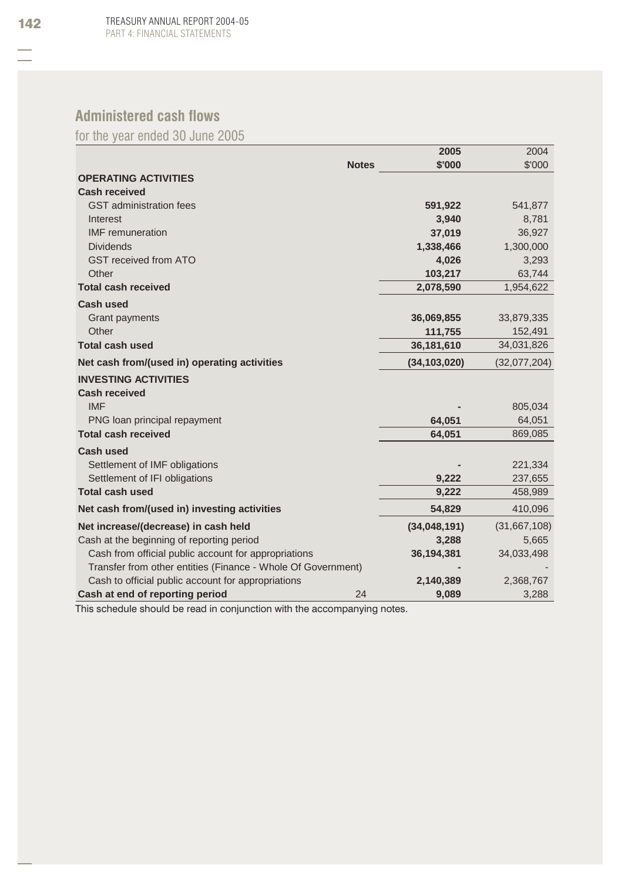## Administered cash flows

for the year ended 30 June 2005

| | Notes | 2005 $'000 | 2004 $'000 |
|---|---|---|---|
| **OPERATING ACTIVITIES** | | | |
| **Cash received** | | | |
| GST administration fees | | **591,922** | 541,877 |
| Interest | | **3,940** | 8,781 |
| IMF remuneration | | **37,019** | 36,927 |
| Dividends | | **1,338,466** | 1,300,000 |
| GST received from ATO | | **4,026** | 3,293 |
| Other | | **103,217** | 63,744 |
| **Total cash received** | | **2,078,590** | 1,954,622 |
| **Cash used** | | | |
| Grant payments | | **36,069,855** | 33,879,335 |
| Other | | **111,755** | 152,491 |
| **Total cash used** | | **36,181,610** | 34,031,826 |
| **Net cash from/(used in) operating activities** | | **(34,103,020)** | (32,077,204) |
| **INVESTING ACTIVITIES** | | | |
| **Cash received** | | | |
| IMF | | **-** | 805,034 |
| PNG loan principal repayment | | **64,051** | 64,051 |
| **Total cash received** | | **64,051** | 869,085 |
| **Cash used** | | | |
| Settlement of IMF obligations | | **-** | 221,334 |
| Settlement of IFI obligations | | **9,222** | 237,655 |
| **Total cash used** | | **9,222** | 458,989 |
| **Net cash from/(used in) investing activities** | | **54,829** | 410,096 |
| **Net increase/(decrease) in cash held** | | **(34,048,191)** | (31,667,108) |
| Cash at the beginning of reporting period | | **3,288** | 5,665 |
| Cash from official public account for appropriations | | **36,194,381** | 34,033,498 |
| Transfer from other entities (Finance - Whole Of Government) | | **-** | - |
| Cash to official public account for appropriations | | **2,140,389** | 2,368,767 |
| **Cash at end of reporting period** | 24 | **9,089** | 3,288 |

This schedule should be read in conjunction with the accompanying notes.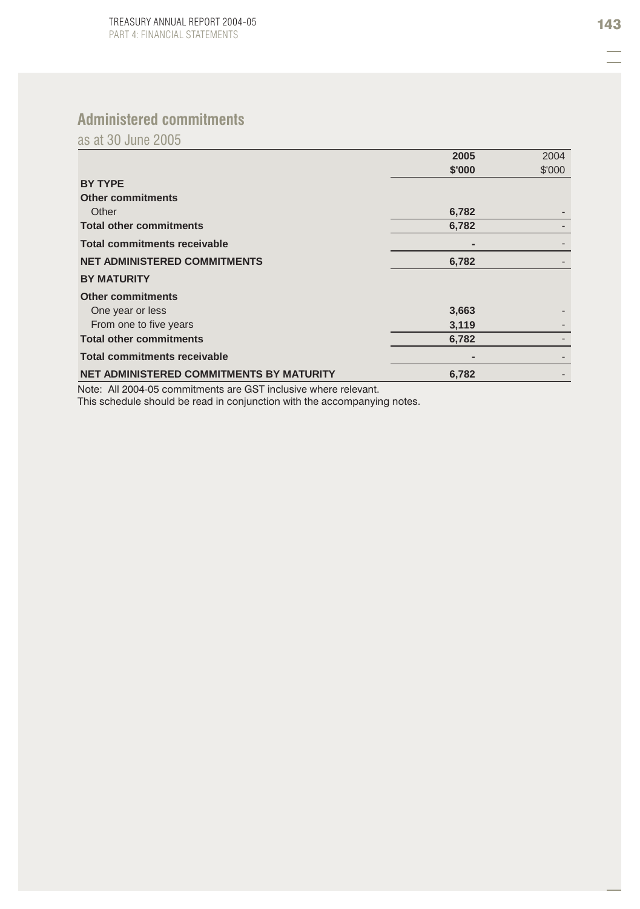## Administered commitments

as at 30 June 2005

| | 2005 | 2004 |
|---|---|---|
| | $'000 | $'000 |
| **BY TYPE** | | |
| **Other commitments** | | |
| Other | 6,782 | - |
| **Total other commitments** | 6,782 | - |
| **Total commitments receivable** | - | - |
| **NET ADMINISTERED COMMITMENTS** | 6,782 | - |
| **BY MATURITY** | | |
| **Other commitments** | | |
| One year or less | 3,663 | - |
| From one to five years | 3,119 | - |
| **Total other commitments** | 6,782 | - |
| **Total commitments receivable** | - | - |
| **NET ADMINISTERED COMMITMENTS BY MATURITY** | 6,782 | - |

Note: All 2004-05 commitments are GST inclusive where relevant.

This schedule should be read in conjunction with the accompanying notes.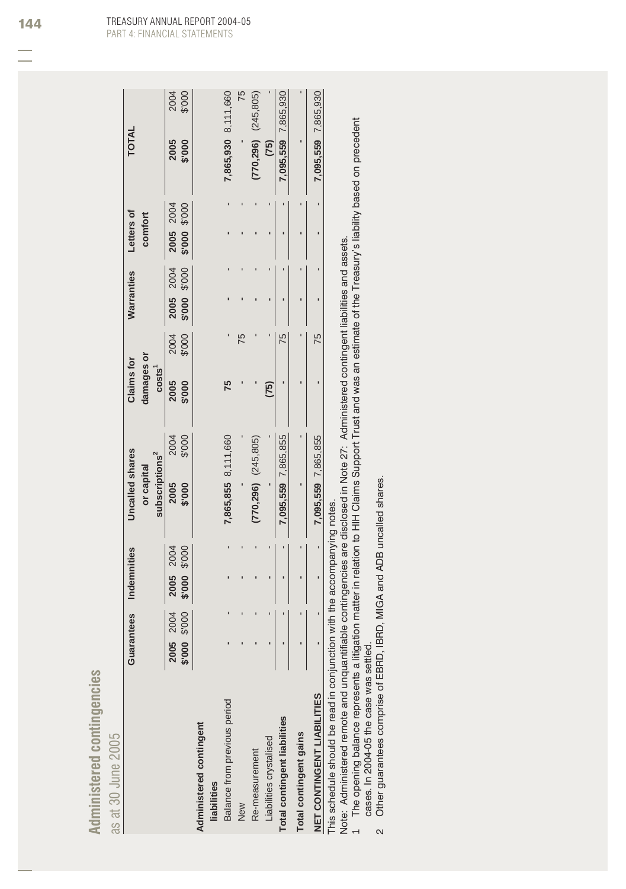## Administered contingencies

as at 30 June 2005

| | Guarantees | | Indemnities | | Uncalled shares or capital subscriptions[2] | | Claims for damages or costs[1] | | Warranties | | Letters of comfort | | TOTAL | |
|---|---|---|---|---|---|---|---|---|---|---|---|---|---|---|
| | 2005 $'000 | 2004 $'000 | 2005 $'000 | 2004 $'000 | 2005 $'000 | 2004 $'000 | 2005 $'000 | 2004 $'000 | 2005 $'000 | 2004 $'000 | 2005 $'000 | 2004 $'000 | 2005 $'000 | 2004 $'000 |
| **Administered contingent liabilities** | | | | | | | | | | | | | | |
| Balance from previous period | - | - | - | - | 7,865,855 | 8,111,660 | 75 | - | - | - | - | - | 7,865,930 | 8,111,660 |
| New | - | - | - | - | - | - | - | 75 | - | - | - | - | - | 75 |
| Re-measurement | - | - | - | - | (770,296) | (245,805) | - | - | - | - | - | - | (770,296) | (245,805) |
| Liabilities crystalised | - | - | - | - | - | - | (75) | - | - | - | - | - | (75) | - |
| **Total contingent liabilities** | - | - | - | - | 7,095,559 | 7,865,855 | - | 75 | - | - | - | - | 7,095,559 | 7,865,930 |
| **Total contingent gains** | - | - | - | - | - | - | - | - | - | - | - | - | - | - |
| **NET CONTINGENT LIABILITIES** | - | - | - | - | 7,095,559 | 7,865,855 | - | 75 | - | - | - | - | 7,095,559 | 7,865,930 |

This schedule should be read in conjunction with the accompanying notes.

Note: Administered remote and unquantifiable contingencies are disclosed in Note 27: Administered contingent liabilities and assets.

1 The opening balance represents a litigation matter in relation to HIH Claims Support Trust and was an estimate of the Treasury's liability based on precedent cases. In 2004-05 the case was settled.

2 Other guarantees comprise of EBRD, IBRD, MIGA and ADB uncalled shares.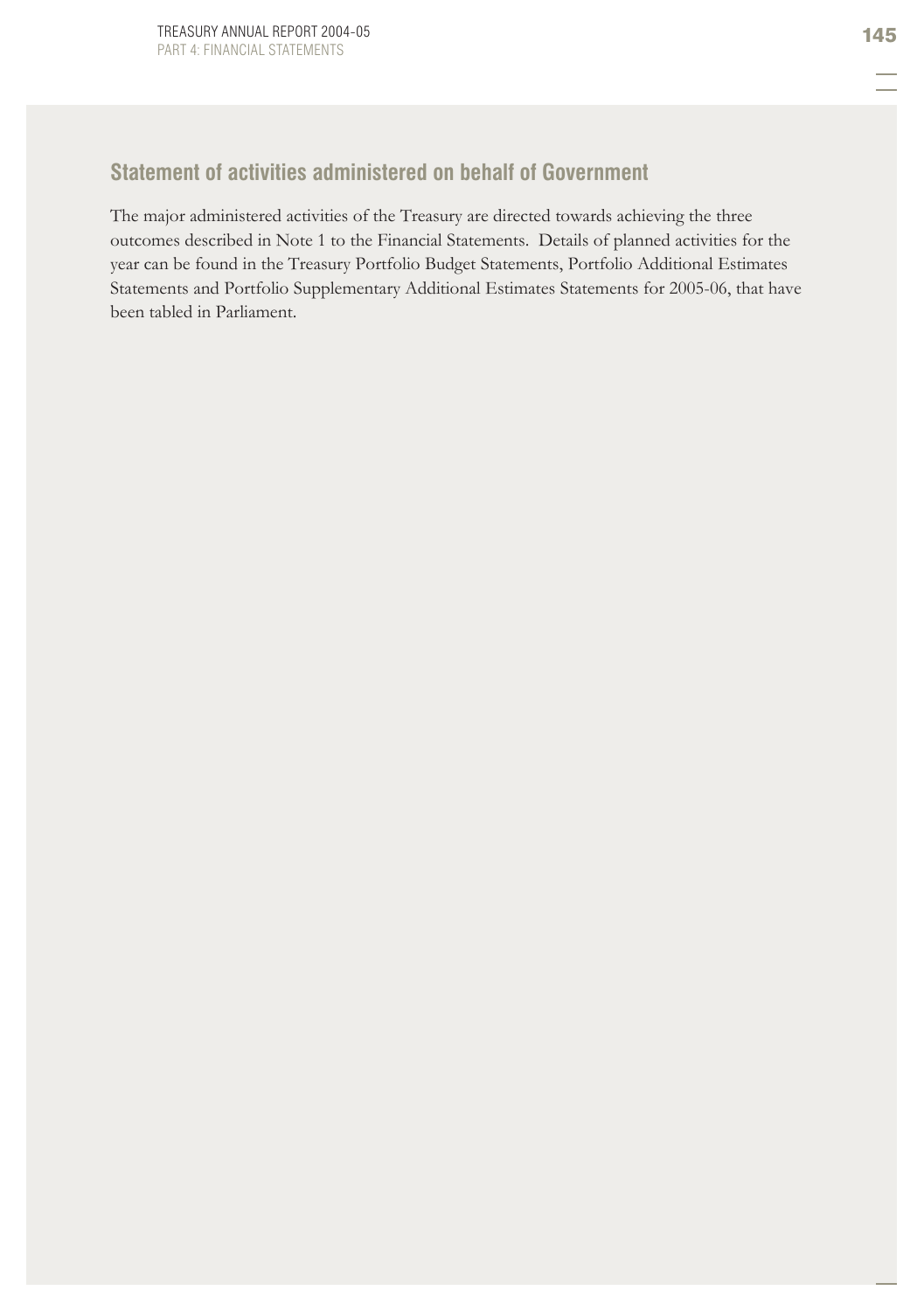## Statement of activities administered on behalf of Government

The major administered activities of the Treasury are directed towards achieving the three outcomes described in Note 1 to the Financial Statements. Details of planned activities for the year can be found in the Treasury Portfolio Budget Statements, Portfolio Additional Estimates Statements and Portfolio Supplementary Additional Estimates Statements for 2005-06, that have been tabled in Parliament.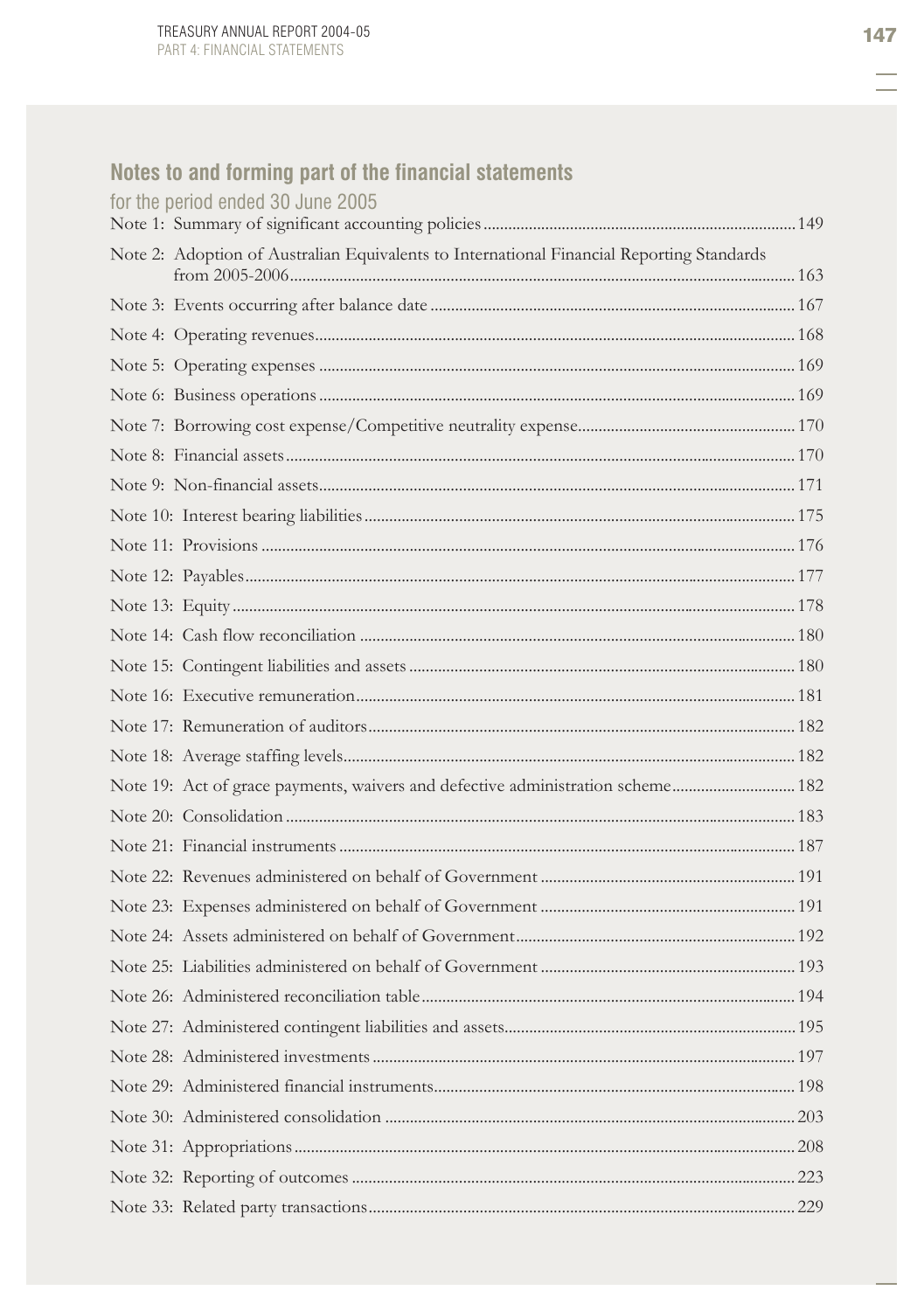## Notes to and forming part of the financial statements

for the period ended 30 June 2005

| | |
|---|---|
| Note 1: Summary of significant accounting policies | 149 |
| Note 2: Adoption of Australian Equivalents to International Financial Reporting Standards from 2005-2006 | 163 |
| Note 3: Events occurring after balance date | 167 |
| Note 4: Operating revenues | 168 |
| Note 5: Operating expenses | 169 |
| Note 6: Business operations | 169 |
| Note 7: Borrowing cost expense/Competitive neutrality expense | 170 |
| Note 8: Financial assets | 170 |
| Note 9: Non-financial assets | 171 |
| Note 10: Interest bearing liabilities | 175 |
| Note 11: Provisions | 176 |
| Note 12: Payables | 177 |
| Note 13: Equity | 178 |
| Note 14: Cash flow reconciliation | 180 |
| Note 15: Contingent liabilities and assets | 180 |
| Note 16: Executive remuneration | 181 |
| Note 17: Remuneration of auditors | 182 |
| Note 18: Average staffing levels | 182 |
| Note 19: Act of grace payments, waivers and defective administration scheme | 182 |
| Note 20: Consolidation | 183 |
| Note 21: Financial instruments | 187 |
| Note 22: Revenues administered on behalf of Government | 191 |
| Note 23: Expenses administered on behalf of Government | 191 |
| Note 24: Assets administered on behalf of Government | 192 |
| Note 25: Liabilities administered on behalf of Government | 193 |
| Note 26: Administered reconciliation table | 194 |
| Note 27: Administered contingent liabilities and assets | 195 |
| Note 28: Administered investments | 197 |
| Note 29: Administered financial instruments | 198 |
| Note 30: Administered consolidation | 203 |
| Note 31: Appropriations | 208 |
| Note 32: Reporting of outcomes | 223 |
| Note 33: Related party transactions | 229 |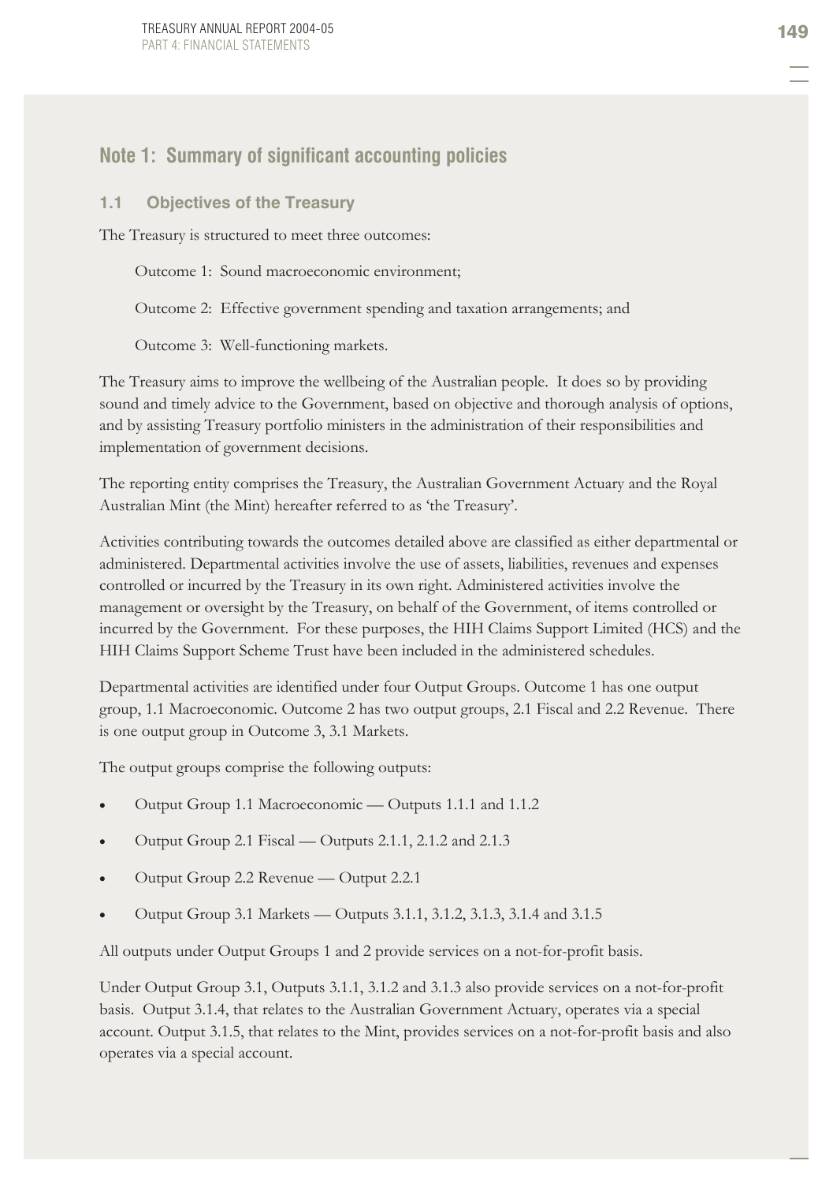## Note 1: Summary of significant accounting policies

### 1.1 Objectives of the Treasury

The Treasury is structured to meet three outcomes:

Outcome 1: Sound macroeconomic environment;

Outcome 2: Effective government spending and taxation arrangements; and

Outcome 3: Well-functioning markets.

The Treasury aims to improve the wellbeing of the Australian people. It does so by providing sound and timely advice to the Government, based on objective and thorough analysis of options, and by assisting Treasury portfolio ministers in the administration of their responsibilities and implementation of government decisions.

The reporting entity comprises the Treasury, the Australian Government Actuary and the Royal Australian Mint (the Mint) hereafter referred to as 'the Treasury'.

Activities contributing towards the outcomes detailed above are classified as either departmental or administered. Departmental activities involve the use of assets, liabilities, revenues and expenses controlled or incurred by the Treasury in its own right. Administered activities involve the management or oversight by the Treasury, on behalf of the Government, of items controlled or incurred by the Government. For these purposes, the HIH Claims Support Limited (HCS) and the HIH Claims Support Scheme Trust have been included in the administered schedules.

Departmental activities are identified under four Output Groups. Outcome 1 has one output group, 1.1 Macroeconomic. Outcome 2 has two output groups, 2.1 Fiscal and 2.2 Revenue. There is one output group in Outcome 3, 3.1 Markets.

The output groups comprise the following outputs:

- Output Group 1.1 Macroeconomic — Outputs 1.1.1 and 1.1.2
- Output Group 2.1 Fiscal — Outputs 2.1.1, 2.1.2 and 2.1.3
- Output Group 2.2 Revenue — Output 2.2.1
- Output Group 3.1 Markets — Outputs 3.1.1, 3.1.2, 3.1.3, 3.1.4 and 3.1.5

All outputs under Output Groups 1 and 2 provide services on a not-for-profit basis.

Under Output Group 3.1, Outputs 3.1.1, 3.1.2 and 3.1.3 also provide services on a not-for-profit basis. Output 3.1.4, that relates to the Australian Government Actuary, operates via a special account. Output 3.1.5, that relates to the Mint, provides services on a not-for-profit basis and also operates via a special account.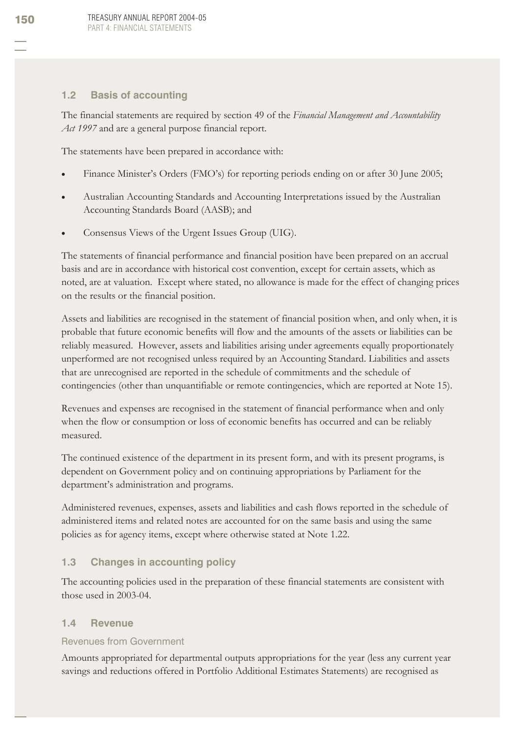## 1.2 Basis of accounting

The financial statements are required by section 49 of the *Financial Management and Accountability Act 1997* and are a general purpose financial report.

The statements have been prepared in accordance with:

- Finance Minister's Orders (FMO's) for reporting periods ending on or after 30 June 2005;
- Australian Accounting Standards and Accounting Interpretations issued by the Australian Accounting Standards Board (AASB); and
- Consensus Views of the Urgent Issues Group (UIG).

The statements of financial performance and financial position have been prepared on an accrual basis and are in accordance with historical cost convention, except for certain assets, which as noted, are at valuation. Except where stated, no allowance is made for the effect of changing prices on the results or the financial position.

Assets and liabilities are recognised in the statement of financial position when, and only when, it is probable that future economic benefits will flow and the amounts of the assets or liabilities can be reliably measured. However, assets and liabilities arising under agreements equally proportionately unperformed are not recognised unless required by an Accounting Standard. Liabilities and assets that are unrecognised are reported in the schedule of commitments and the schedule of contingencies (other than unquantifiable or remote contingencies, which are reported at Note 15).

Revenues and expenses are recognised in the statement of financial performance when and only when the flow or consumption or loss of economic benefits has occurred and can be reliably measured.

The continued existence of the department in its present form, and with its present programs, is dependent on Government policy and on continuing appropriations by Parliament for the department's administration and programs.

Administered revenues, expenses, assets and liabilities and cash flows reported in the schedule of administered items and related notes are accounted for on the same basis and using the same policies as for agency items, except where otherwise stated at Note 1.22.

## 1.3 Changes in accounting policy

The accounting policies used in the preparation of these financial statements are consistent with those used in 2003-04.

## 1.4 Revenue

### Revenues from Government

Amounts appropriated for departmental outputs appropriations for the year (less any current year savings and reductions offered in Portfolio Additional Estimates Statements) are recognised as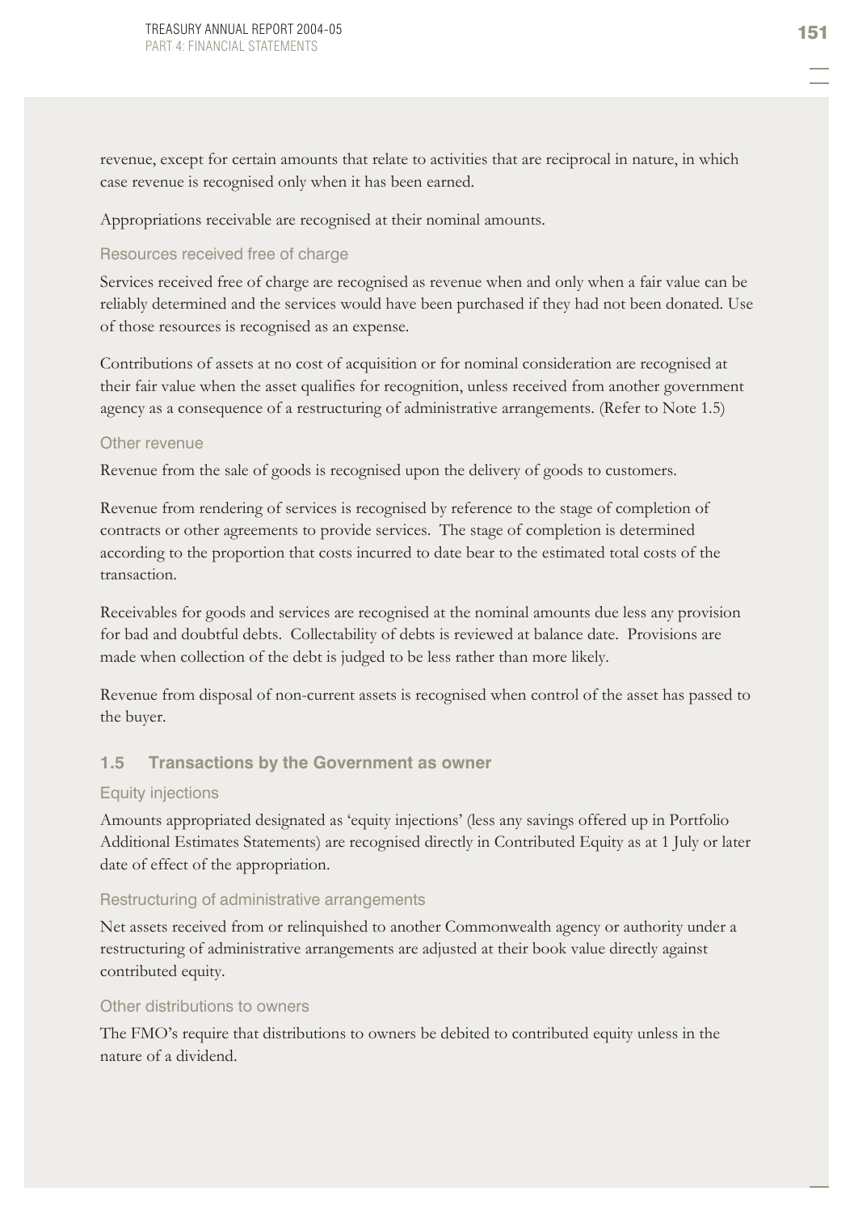revenue, except for certain amounts that relate to activities that are reciprocal in nature, in which case revenue is recognised only when it has been earned.

Appropriations receivable are recognised at their nominal amounts.

### Resources received free of charge

Services received free of charge are recognised as revenue when and only when a fair value can be reliably determined and the services would have been purchased if they had not been donated. Use of those resources is recognised as an expense.

Contributions of assets at no cost of acquisition or for nominal consideration are recognised at their fair value when the asset qualifies for recognition, unless received from another government agency as a consequence of a restructuring of administrative arrangements. (Refer to Note 1.5)

### Other revenue

Revenue from the sale of goods is recognised upon the delivery of goods to customers.

Revenue from rendering of services is recognised by reference to the stage of completion of contracts or other agreements to provide services. The stage of completion is determined according to the proportion that costs incurred to date bear to the estimated total costs of the transaction.

Receivables for goods and services are recognised at the nominal amounts due less any provision for bad and doubtful debts. Collectability of debts is reviewed at balance date. Provisions are made when collection of the debt is judged to be less rather than more likely.

Revenue from disposal of non-current assets is recognised when control of the asset has passed to the buyer.

## 1.5 Transactions by the Government as owner

### Equity injections

Amounts appropriated designated as 'equity injections' (less any savings offered up in Portfolio Additional Estimates Statements) are recognised directly in Contributed Equity as at 1 July or later date of effect of the appropriation.

### Restructuring of administrative arrangements

Net assets received from or relinquished to another Commonwealth agency or authority under a restructuring of administrative arrangements are adjusted at their book value directly against contributed equity.

### Other distributions to owners

The FMO's require that distributions to owners be debited to contributed equity unless in the nature of a dividend.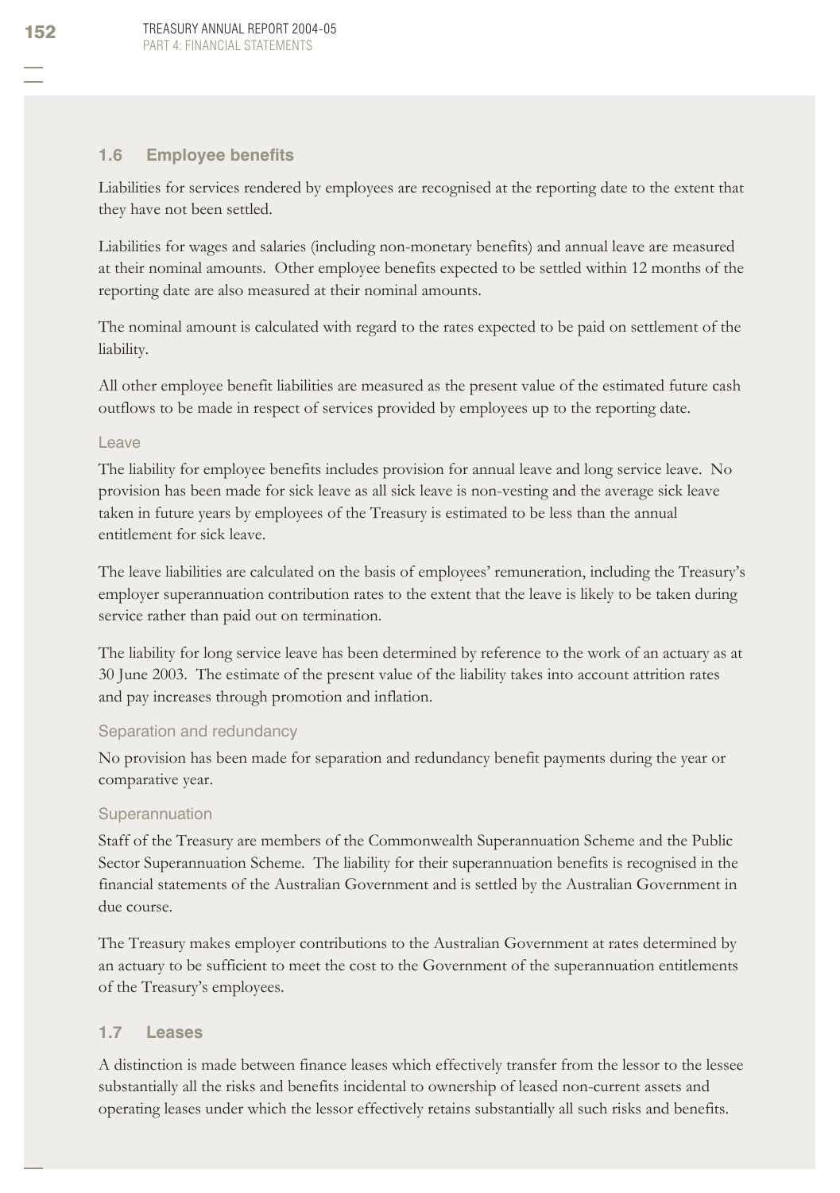### 1.6 Employee benefits

Liabilities for services rendered by employees are recognised at the reporting date to the extent that they have not been settled.

Liabilities for wages and salaries (including non-monetary benefits) and annual leave are measured at their nominal amounts. Other employee benefits expected to be settled within 12 months of the reporting date are also measured at their nominal amounts.

The nominal amount is calculated with regard to the rates expected to be paid on settlement of the liability.

All other employee benefit liabilities are measured as the present value of the estimated future cash outflows to be made in respect of services provided by employees up to the reporting date.

#### Leave

The liability for employee benefits includes provision for annual leave and long service leave. No provision has been made for sick leave as all sick leave is non-vesting and the average sick leave taken in future years by employees of the Treasury is estimated to be less than the annual entitlement for sick leave.

The leave liabilities are calculated on the basis of employees' remuneration, including the Treasury's employer superannuation contribution rates to the extent that the leave is likely to be taken during service rather than paid out on termination.

The liability for long service leave has been determined by reference to the work of an actuary as at 30 June 2003. The estimate of the present value of the liability takes into account attrition rates and pay increases through promotion and inflation.

#### Separation and redundancy

No provision has been made for separation and redundancy benefit payments during the year or comparative year.

#### Superannuation

Staff of the Treasury are members of the Commonwealth Superannuation Scheme and the Public Sector Superannuation Scheme. The liability for their superannuation benefits is recognised in the financial statements of the Australian Government and is settled by the Australian Government in due course.

The Treasury makes employer contributions to the Australian Government at rates determined by an actuary to be sufficient to meet the cost to the Government of the superannuation entitlements of the Treasury's employees.

### 1.7 Leases

A distinction is made between finance leases which effectively transfer from the lessor to the lessee substantially all the risks and benefits incidental to ownership of leased non-current assets and operating leases under which the lessor effectively retains substantially all such risks and benefits.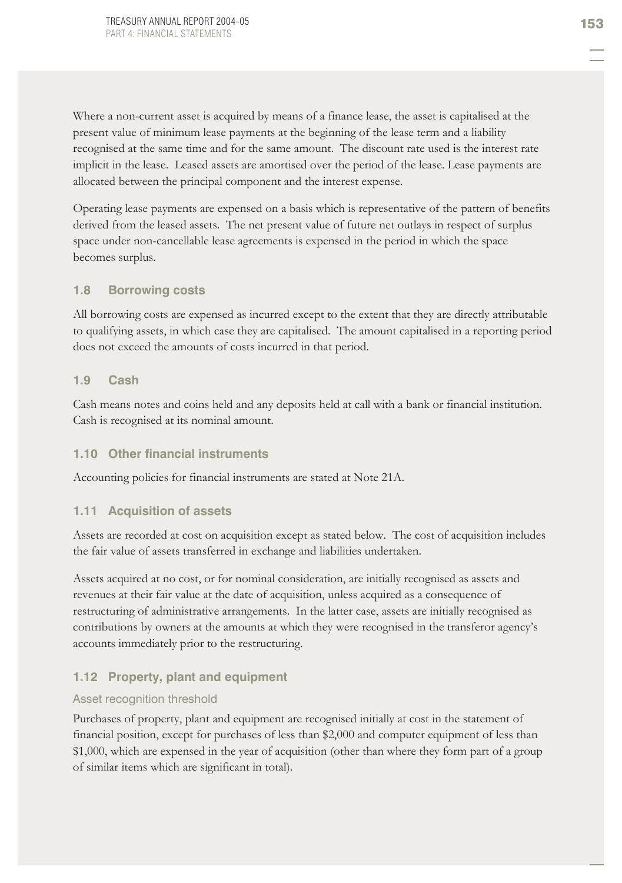Where a non-current asset is acquired by means of a finance lease, the asset is capitalised at the present value of minimum lease payments at the beginning of the lease term and a liability recognised at the same time and for the same amount. The discount rate used is the interest rate implicit in the lease. Leased assets are amortised over the period of the lease. Lease payments are allocated between the principal component and the interest expense.

Operating lease payments are expensed on a basis which is representative of the pattern of benefits derived from the leased assets. The net present value of future net outlays in respect of surplus space under non-cancellable lease agreements is expensed in the period in which the space becomes surplus.

### 1.8 Borrowing costs

All borrowing costs are expensed as incurred except to the extent that they are directly attributable to qualifying assets, in which case they are capitalised. The amount capitalised in a reporting period does not exceed the amounts of costs incurred in that period.

### 1.9 Cash

Cash means notes and coins held and any deposits held at call with a bank or financial institution. Cash is recognised at its nominal amount.

### 1.10 Other financial instruments

Accounting policies for financial instruments are stated at Note 21A.

### 1.11 Acquisition of assets

Assets are recorded at cost on acquisition except as stated below. The cost of acquisition includes the fair value of assets transferred in exchange and liabilities undertaken.

Assets acquired at no cost, or for nominal consideration, are initially recognised as assets and revenues at their fair value at the date of acquisition, unless acquired as a consequence of restructuring of administrative arrangements. In the latter case, assets are initially recognised as contributions by owners at the amounts at which they were recognised in the transferor agency's accounts immediately prior to the restructuring.

### 1.12 Property, plant and equipment

#### Asset recognition threshold

Purchases of property, plant and equipment are recognised initially at cost in the statement of financial position, except for purchases of less than $2,000 and computer equipment of less than $1,000, which are expensed in the year of acquisition (other than where they form part of a group of similar items which are significant in total).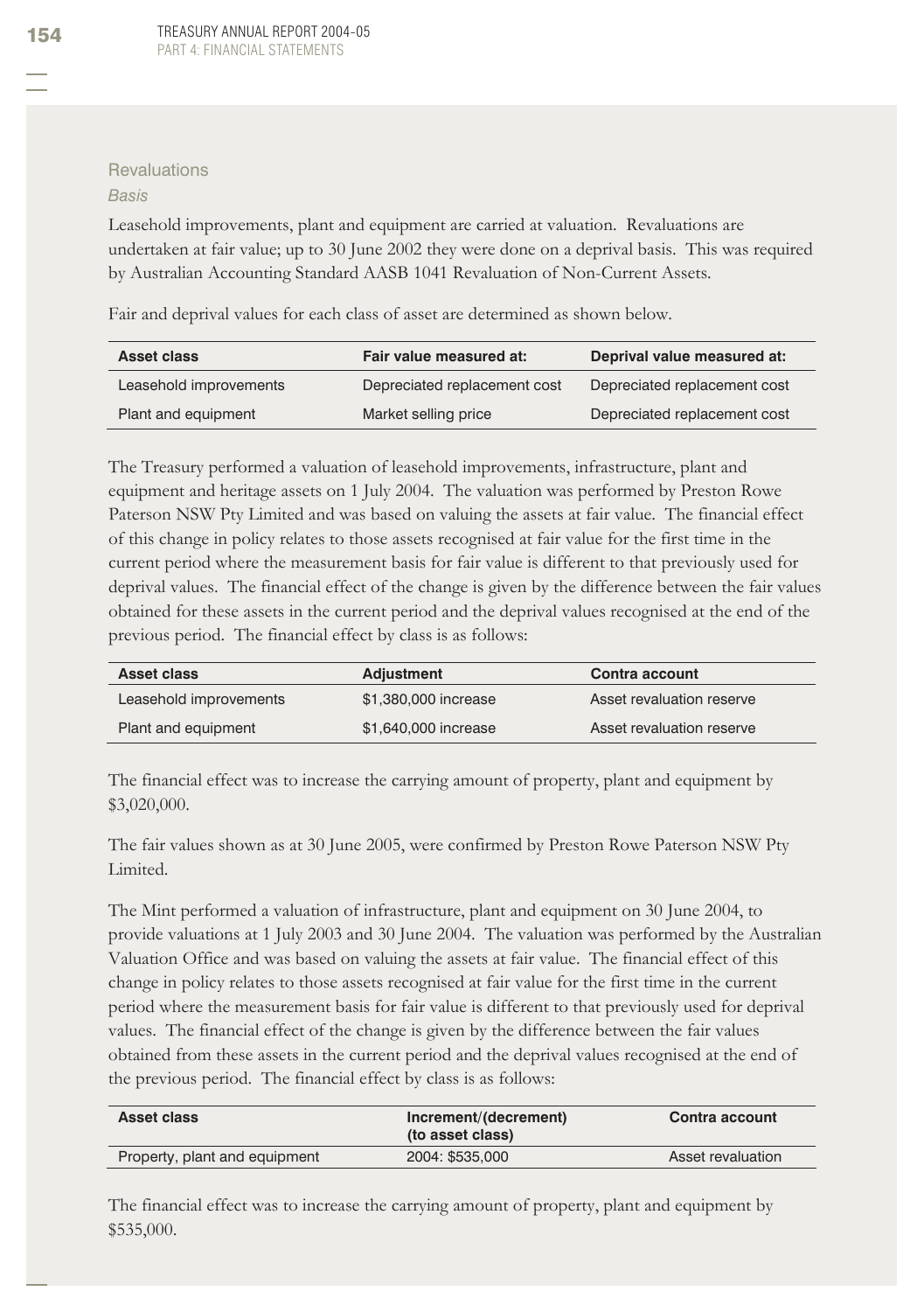### Revaluations

*Basis*

Leasehold improvements, plant and equipment are carried at valuation. Revaluations are undertaken at fair value; up to 30 June 2002 they were done on a deprival basis. This was required by Australian Accounting Standard AASB 1041 Revaluation of Non-Current Assets.

Fair and deprival values for each class of asset are determined as shown below.

| Asset class | Fair value measured at: | Deprival value measured at: |
|---|---|---|
| Leasehold improvements | Depreciated replacement cost | Depreciated replacement cost |
| Plant and equipment | Market selling price | Depreciated replacement cost |

The Treasury performed a valuation of leasehold improvements, infrastructure, plant and equipment and heritage assets on 1 July 2004. The valuation was performed by Preston Rowe Paterson NSW Pty Limited and was based on valuing the assets at fair value. The financial effect of this change in policy relates to those assets recognised at fair value for the first time in the current period where the measurement basis for fair value is different to that previously used for deprival values. The financial effect of the change is given by the difference between the fair values obtained for these assets in the current period and the deprival values recognised at the end of the previous period. The financial effect by class is as follows:

| Asset class | Adjustment | Contra account |
|---|---|---|
| Leasehold improvements | $1,380,000 increase | Asset revaluation reserve |
| Plant and equipment | $1,640,000 increase | Asset revaluation reserve |

The financial effect was to increase the carrying amount of property, plant and equipment by $3,020,000.

The fair values shown as at 30 June 2005, were confirmed by Preston Rowe Paterson NSW Pty Limited.

The Mint performed a valuation of infrastructure, plant and equipment on 30 June 2004, to provide valuations at 1 July 2003 and 30 June 2004. The valuation was performed by the Australian Valuation Office and was based on valuing the assets at fair value. The financial effect of this change in policy relates to those assets recognised at fair value for the first time in the current period where the measurement basis for fair value is different to that previously used for deprival values. The financial effect of the change is given by the difference between the fair values obtained from these assets in the current period and the deprival values recognised at the end of the previous period. The financial effect by class is as follows:

| Asset class | Increment/(decrement) (to asset class) | Contra account |
|---|---|---|
| Property, plant and equipment | 2004: $535,000 | Asset revaluation |

The financial effect was to increase the carrying amount of property, plant and equipment by $535,000.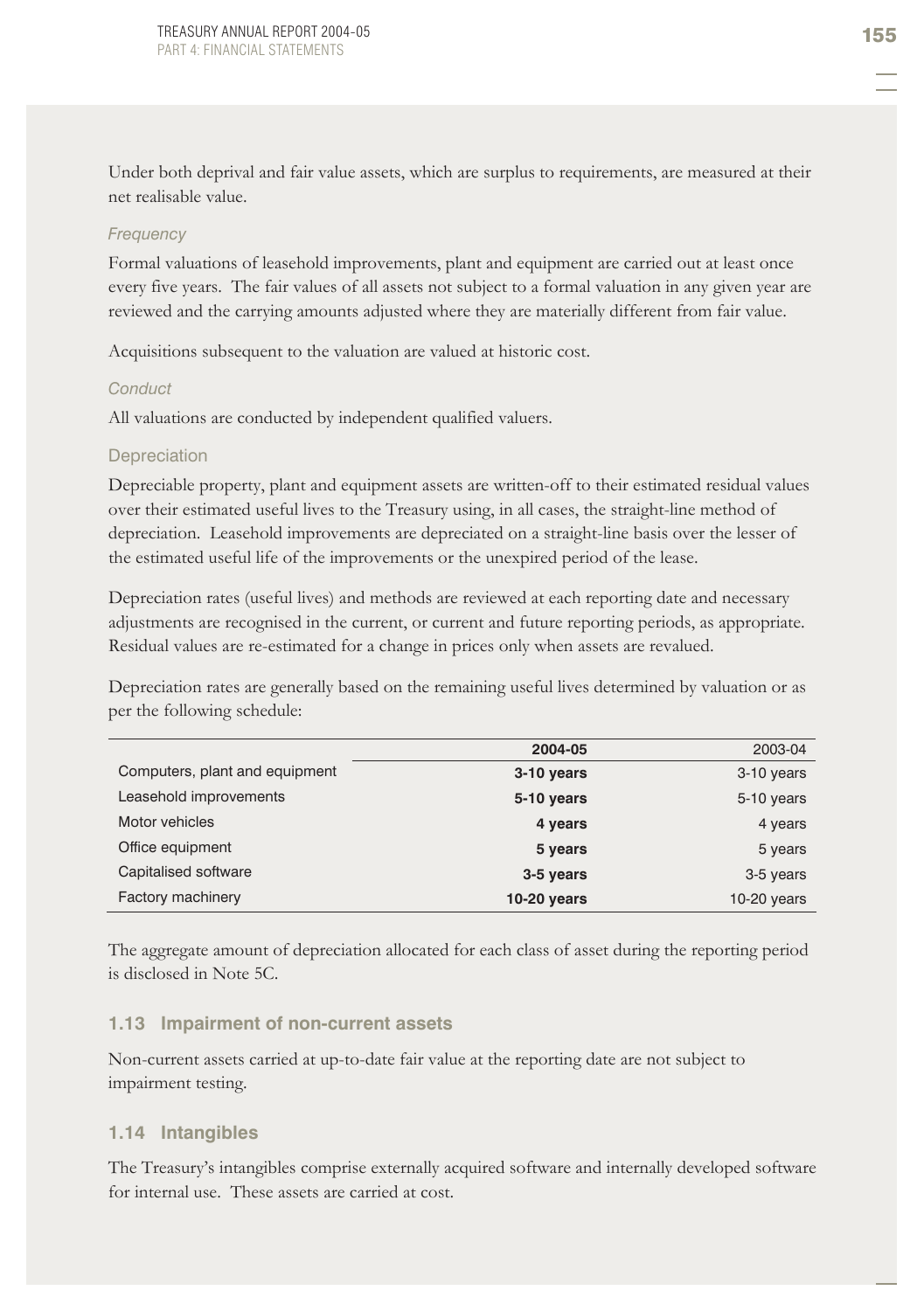Under both deprival and fair value assets, which are surplus to requirements, are measured at their net realisable value.

*Frequency*

Formal valuations of leasehold improvements, plant and equipment are carried out at least once every five years. The fair values of all assets not subject to a formal valuation in any given year are reviewed and the carrying amounts adjusted where they are materially different from fair value.

Acquisitions subsequent to the valuation are valued at historic cost.

*Conduct*

All valuations are conducted by independent qualified valuers.

### Depreciation

Depreciable property, plant and equipment assets are written-off to their estimated residual values over their estimated useful lives to the Treasury using, in all cases, the straight-line method of depreciation. Leasehold improvements are depreciated on a straight-line basis over the lesser of the estimated useful life of the improvements or the unexpired period of the lease.

Depreciation rates (useful lives) and methods are reviewed at each reporting date and necessary adjustments are recognised in the current, or current and future reporting periods, as appropriate. Residual values are re-estimated for a change in prices only when assets are revalued.

Depreciation rates are generally based on the remaining useful lives determined by valuation or as per the following schedule:

| | **2004-05** | 2003-04 |
|---|---|---|
| Computers, plant and equipment | **3-10 years** | 3-10 years |
| Leasehold improvements | **5-10 years** | 5-10 years |
| Motor vehicles | **4 years** | 4 years |
| Office equipment | **5 years** | 5 years |
| Capitalised software | **3-5 years** | 3-5 years |
| Factory machinery | **10-20 years** | 10-20 years |

The aggregate amount of depreciation allocated for each class of asset during the reporting period is disclosed in Note 5C.

## 1.13 Impairment of non-current assets

Non-current assets carried at up-to-date fair value at the reporting date are not subject to impairment testing.

## 1.14 Intangibles

The Treasury's intangibles comprise externally acquired software and internally developed software for internal use. These assets are carried at cost.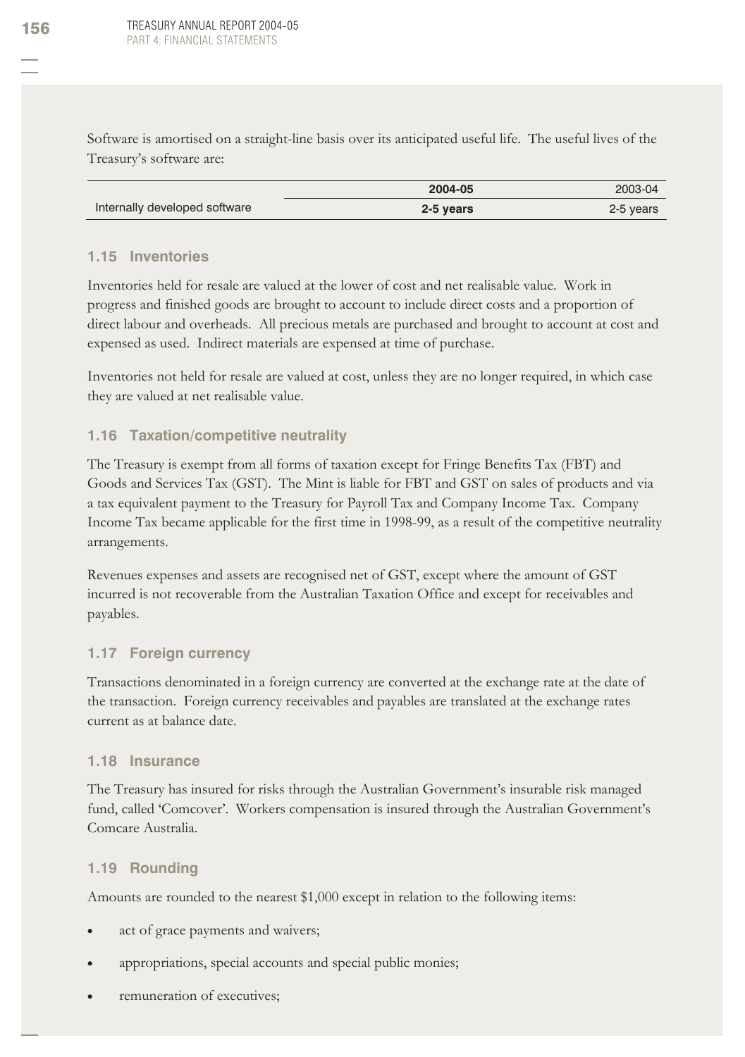Software is amortised on a straight-line basis over its anticipated useful life. The useful lives of the Treasury's software are:

| | **2004-05** | 2003-04 |
|---|---|---|
| Internally developed software | **2-5 years** | 2-5 years |

### 1.15 Inventories

Inventories held for resale are valued at the lower of cost and net realisable value. Work in progress and finished goods are brought to account to include direct costs and a proportion of direct labour and overheads. All precious metals are purchased and brought to account at cost and expensed as used. Indirect materials are expensed at time of purchase.

Inventories not held for resale are valued at cost, unless they are no longer required, in which case they are valued at net realisable value.

### 1.16 Taxation/competitive neutrality

The Treasury is exempt from all forms of taxation except for Fringe Benefits Tax (FBT) and Goods and Services Tax (GST). The Mint is liable for FBT and GST on sales of products and via a tax equivalent payment to the Treasury for Payroll Tax and Company Income Tax. Company Income Tax became applicable for the first time in 1998-99, as a result of the competitive neutrality arrangements.

Revenues expenses and assets are recognised net of GST, except where the amount of GST incurred is not recoverable from the Australian Taxation Office and except for receivables and payables.

### 1.17 Foreign currency

Transactions denominated in a foreign currency are converted at the exchange rate at the date of the transaction. Foreign currency receivables and payables are translated at the exchange rates current as at balance date.

### 1.18 Insurance

The Treasury has insured for risks through the Australian Government's insurable risk managed fund, called 'Comcover'. Workers compensation is insured through the Australian Government's Comcare Australia.

### 1.19 Rounding

Amounts are rounded to the nearest $1,000 except in relation to the following items:

- act of grace payments and waivers;
- appropriations, special accounts and special public monies;
- remuneration of executives;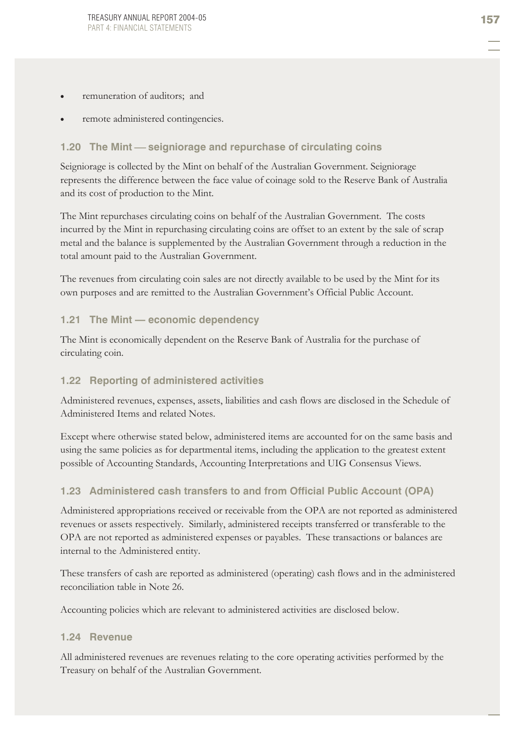- remuneration of auditors; and
- remote administered contingencies.

### 1.20 The Mint — seigniorage and repurchase of circulating coins

Seigniorage is collected by the Mint on behalf of the Australian Government. Seigniorage represents the difference between the face value of coinage sold to the Reserve Bank of Australia and its cost of production to the Mint.

The Mint repurchases circulating coins on behalf of the Australian Government. The costs incurred by the Mint in repurchasing circulating coins are offset to an extent by the sale of scrap metal and the balance is supplemented by the Australian Government through a reduction in the total amount paid to the Australian Government.

The revenues from circulating coin sales are not directly available to be used by the Mint for its own purposes and are remitted to the Australian Government's Official Public Account.

### 1.21 The Mint — economic dependency

The Mint is economically dependent on the Reserve Bank of Australia for the purchase of circulating coin.

### 1.22 Reporting of administered activities

Administered revenues, expenses, assets, liabilities and cash flows are disclosed in the Schedule of Administered Items and related Notes.

Except where otherwise stated below, administered items are accounted for on the same basis and using the same policies as for departmental items, including the application to the greatest extent possible of Accounting Standards, Accounting Interpretations and UIG Consensus Views.

### 1.23 Administered cash transfers to and from Official Public Account (OPA)

Administered appropriations received or receivable from the OPA are not reported as administered revenues or assets respectively. Similarly, administered receipts transferred or transferable to the OPA are not reported as administered expenses or payables. These transactions or balances are internal to the Administered entity.

These transfers of cash are reported as administered (operating) cash flows and in the administered reconciliation table in Note 26.

Accounting policies which are relevant to administered activities are disclosed below.

### 1.24 Revenue

All administered revenues are revenues relating to the core operating activities performed by the Treasury on behalf of the Australian Government.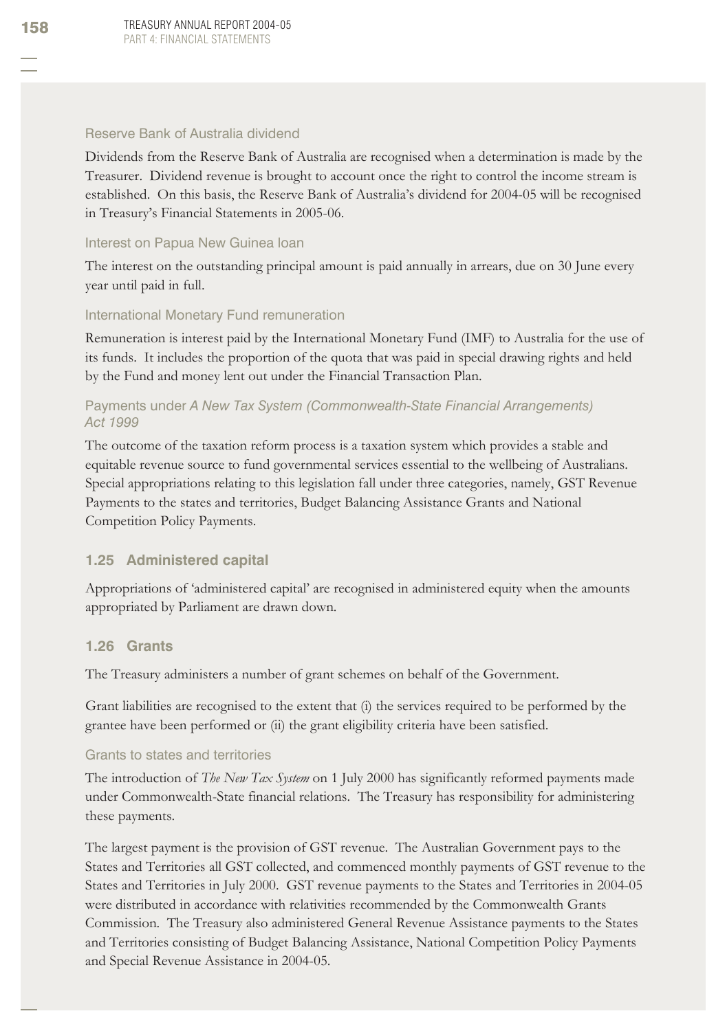#### Reserve Bank of Australia dividend

Dividends from the Reserve Bank of Australia are recognised when a determination is made by the Treasurer. Dividend revenue is brought to account once the right to control the income stream is established. On this basis, the Reserve Bank of Australia's dividend for 2004-05 will be recognised in Treasury's Financial Statements in 2005-06.

#### Interest on Papua New Guinea loan

The interest on the outstanding principal amount is paid annually in arrears, due on 30 June every year until paid in full.

#### International Monetary Fund remuneration

Remuneration is interest paid by the International Monetary Fund (IMF) to Australia for the use of its funds. It includes the proportion of the quota that was paid in special drawing rights and held by the Fund and money lent out under the Financial Transaction Plan.

#### Payments under *A New Tax System (Commonwealth-State Financial Arrangements) Act 1999*

The outcome of the taxation reform process is a taxation system which provides a stable and equitable revenue source to fund governmental services essential to the wellbeing of Australians. Special appropriations relating to this legislation fall under three categories, namely, GST Revenue Payments to the states and territories, Budget Balancing Assistance Grants and National Competition Policy Payments.

### 1.25 Administered capital

Appropriations of 'administered capital' are recognised in administered equity when the amounts appropriated by Parliament are drawn down.

### 1.26 Grants

The Treasury administers a number of grant schemes on behalf of the Government.

Grant liabilities are recognised to the extent that (i) the services required to be performed by the grantee have been performed or (ii) the grant eligibility criteria have been satisfied.

#### Grants to states and territories

The introduction of *The New Tax System* on 1 July 2000 has significantly reformed payments made under Commonwealth-State financial relations. The Treasury has responsibility for administering these payments.

The largest payment is the provision of GST revenue. The Australian Government pays to the States and Territories all GST collected, and commenced monthly payments of GST revenue to the States and Territories in July 2000. GST revenue payments to the States and Territories in 2004-05 were distributed in accordance with relativities recommended by the Commonwealth Grants Commission. The Treasury also administered General Revenue Assistance payments to the States and Territories consisting of Budget Balancing Assistance, National Competition Policy Payments and Special Revenue Assistance in 2004-05.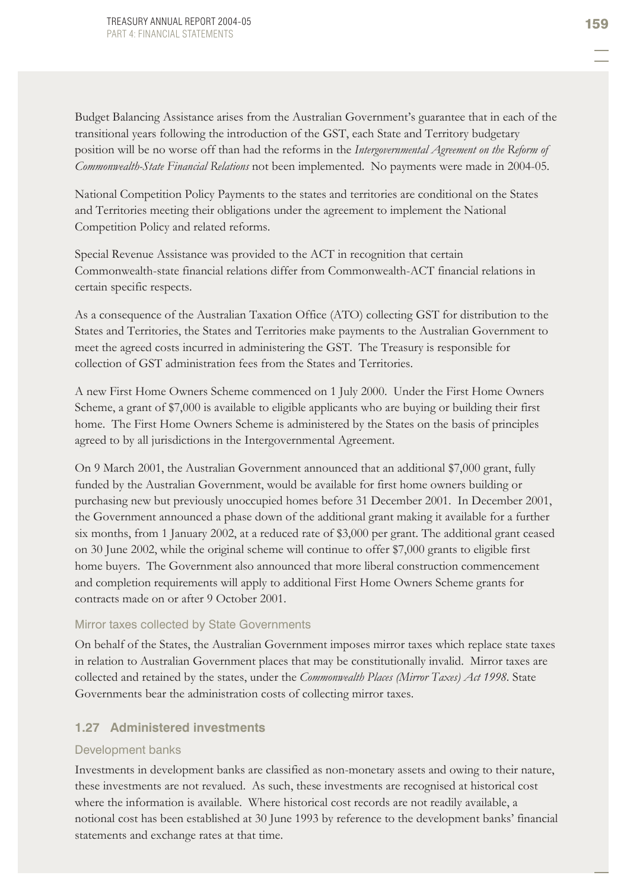Budget Balancing Assistance arises from the Australian Government's guarantee that in each of the transitional years following the introduction of the GST, each State and Territory budgetary position will be no worse off than had the reforms in the *Intergovernmental Agreement on the Reform of Commonwealth-State Financial Relations* not been implemented. No payments were made in 2004-05.

National Competition Policy Payments to the states and territories are conditional on the States and Territories meeting their obligations under the agreement to implement the National Competition Policy and related reforms.

Special Revenue Assistance was provided to the ACT in recognition that certain Commonwealth-state financial relations differ from Commonwealth-ACT financial relations in certain specific respects.

As a consequence of the Australian Taxation Office (ATO) collecting GST for distribution to the States and Territories, the States and Territories make payments to the Australian Government to meet the agreed costs incurred in administering the GST. The Treasury is responsible for collection of GST administration fees from the States and Territories.

A new First Home Owners Scheme commenced on 1 July 2000. Under the First Home Owners Scheme, a grant of $7,000 is available to eligible applicants who are buying or building their first home. The First Home Owners Scheme is administered by the States on the basis of principles agreed to by all jurisdictions in the Intergovernmental Agreement.

On 9 March 2001, the Australian Government announced that an additional $7,000 grant, fully funded by the Australian Government, would be available for first home owners building or purchasing new but previously unoccupied homes before 31 December 2001. In December 2001, the Government announced a phase down of the additional grant making it available for a further six months, from 1 January 2002, at a reduced rate of $3,000 per grant. The additional grant ceased on 30 June 2002, while the original scheme will continue to offer $7,000 grants to eligible first home buyers. The Government also announced that more liberal construction commencement and completion requirements will apply to additional First Home Owners Scheme grants for contracts made on or after 9 October 2001.

#### Mirror taxes collected by State Governments

On behalf of the States, the Australian Government imposes mirror taxes which replace state taxes in relation to Australian Government places that may be constitutionally invalid. Mirror taxes are collected and retained by the states, under the *Commonwealth Places (Mirror Taxes) Act 1998*. State Governments bear the administration costs of collecting mirror taxes.

### 1.27 Administered investments

#### Development banks

Investments in development banks are classified as non-monetary assets and owing to their nature, these investments are not revalued. As such, these investments are recognised at historical cost where the information is available. Where historical cost records are not readily available, a notional cost has been established at 30 June 1993 by reference to the development banks' financial statements and exchange rates at that time.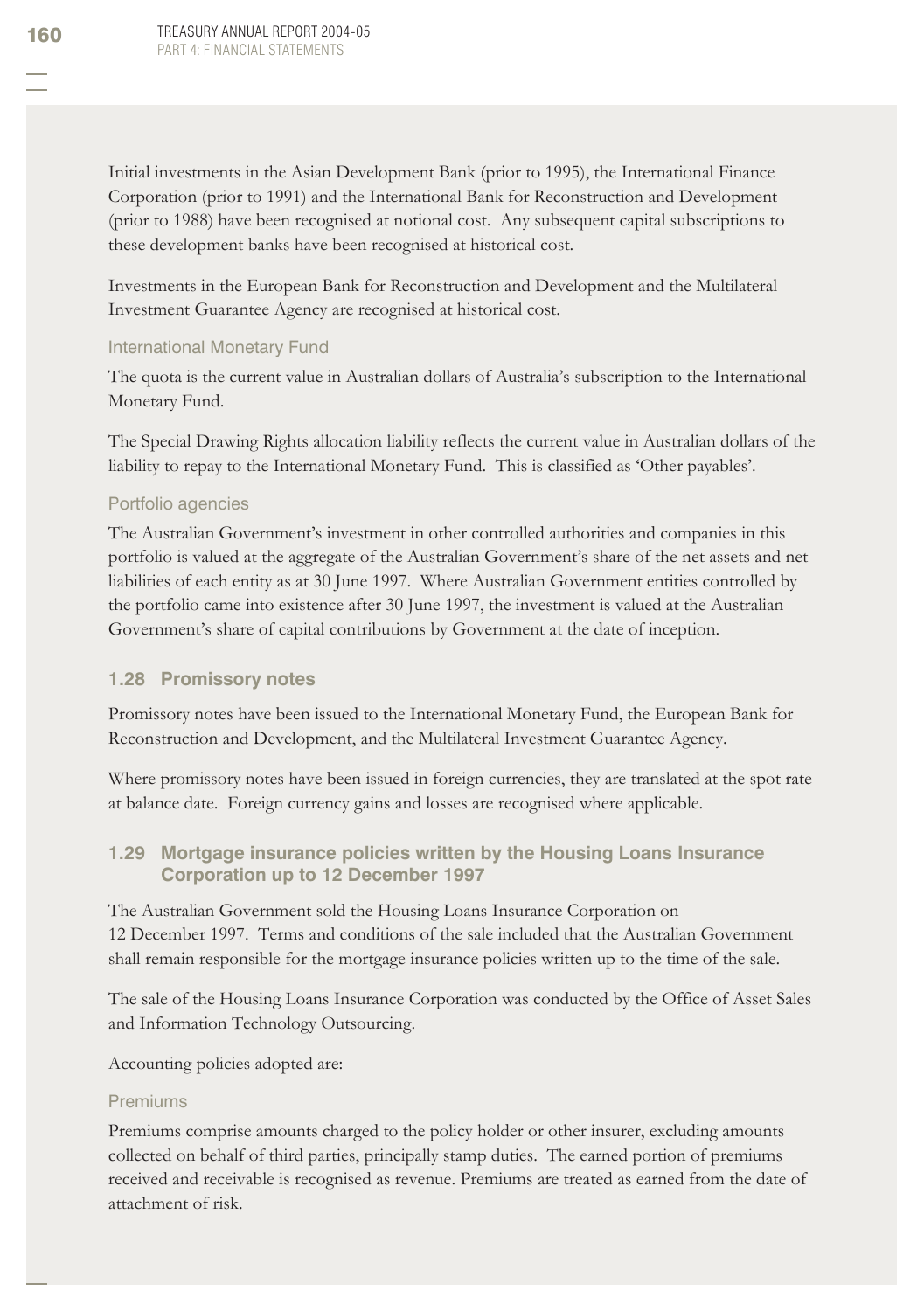Initial investments in the Asian Development Bank (prior to 1995), the International Finance Corporation (prior to 1991) and the International Bank for Reconstruction and Development (prior to 1988) have been recognised at notional cost. Any subsequent capital subscriptions to these development banks have been recognised at historical cost.

Investments in the European Bank for Reconstruction and Development and the Multilateral Investment Guarantee Agency are recognised at historical cost.

#### International Monetary Fund

The quota is the current value in Australian dollars of Australia's subscription to the International Monetary Fund.

The Special Drawing Rights allocation liability reflects the current value in Australian dollars of the liability to repay to the International Monetary Fund. This is classified as 'Other payables'.

#### Portfolio agencies

The Australian Government's investment in other controlled authorities and companies in this portfolio is valued at the aggregate of the Australian Government's share of the net assets and net liabilities of each entity as at 30 June 1997. Where Australian Government entities controlled by the portfolio came into existence after 30 June 1997, the investment is valued at the Australian Government's share of capital contributions by Government at the date of inception.

### 1.28 Promissory notes

Promissory notes have been issued to the International Monetary Fund, the European Bank for Reconstruction and Development, and the Multilateral Investment Guarantee Agency.

Where promissory notes have been issued in foreign currencies, they are translated at the spot rate at balance date. Foreign currency gains and losses are recognised where applicable.

### 1.29 Mortgage insurance policies written by the Housing Loans Insurance Corporation up to 12 December 1997

The Australian Government sold the Housing Loans Insurance Corporation on 12 December 1997. Terms and conditions of the sale included that the Australian Government shall remain responsible for the mortgage insurance policies written up to the time of the sale.

The sale of the Housing Loans Insurance Corporation was conducted by the Office of Asset Sales and Information Technology Outsourcing.

Accounting policies adopted are:

#### Premiums

Premiums comprise amounts charged to the policy holder or other insurer, excluding amounts collected on behalf of third parties, principally stamp duties. The earned portion of premiums received and receivable is recognised as revenue. Premiums are treated as earned from the date of attachment of risk.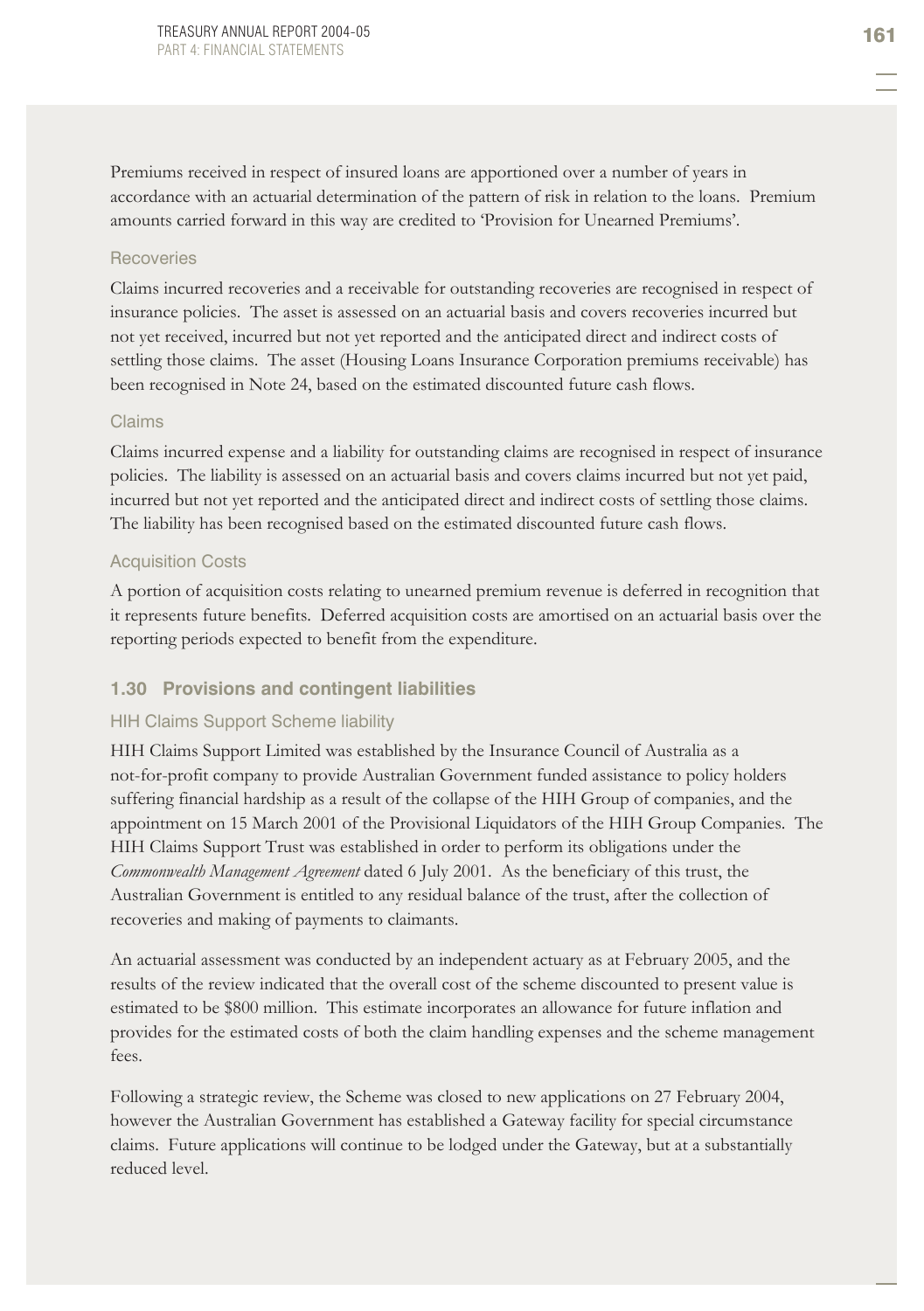Premiums received in respect of insured loans are apportioned over a number of years in accordance with an actuarial determination of the pattern of risk in relation to the loans. Premium amounts carried forward in this way are credited to 'Provision for Unearned Premiums'.

#### Recoveries

Claims incurred recoveries and a receivable for outstanding recoveries are recognised in respect of insurance policies. The asset is assessed on an actuarial basis and covers recoveries incurred but not yet received, incurred but not yet reported and the anticipated direct and indirect costs of settling those claims. The asset (Housing Loans Insurance Corporation premiums receivable) has been recognised in Note 24, based on the estimated discounted future cash flows.

#### Claims

Claims incurred expense and a liability for outstanding claims are recognised in respect of insurance policies. The liability is assessed on an actuarial basis and covers claims incurred but not yet paid, incurred but not yet reported and the anticipated direct and indirect costs of settling those claims. The liability has been recognised based on the estimated discounted future cash flows.

#### Acquisition Costs

A portion of acquisition costs relating to unearned premium revenue is deferred in recognition that it represents future benefits. Deferred acquisition costs are amortised on an actuarial basis over the reporting periods expected to benefit from the expenditure.

### 1.30 Provisions and contingent liabilities

#### HIH Claims Support Scheme liability

HIH Claims Support Limited was established by the Insurance Council of Australia as a not-for-profit company to provide Australian Government funded assistance to policy holders suffering financial hardship as a result of the collapse of the HIH Group of companies, and the appointment on 15 March 2001 of the Provisional Liquidators of the HIH Group Companies. The HIH Claims Support Trust was established in order to perform its obligations under the *Commonwealth Management Agreement* dated 6 July 2001. As the beneficiary of this trust, the Australian Government is entitled to any residual balance of the trust, after the collection of recoveries and making of payments to claimants.

An actuarial assessment was conducted by an independent actuary as at February 2005, and the results of the review indicated that the overall cost of the scheme discounted to present value is estimated to be $800 million. This estimate incorporates an allowance for future inflation and provides for the estimated costs of both the claim handling expenses and the scheme management fees.

Following a strategic review, the Scheme was closed to new applications on 27 February 2004, however the Australian Government has established a Gateway facility for special circumstance claims. Future applications will continue to be lodged under the Gateway, but at a substantially reduced level.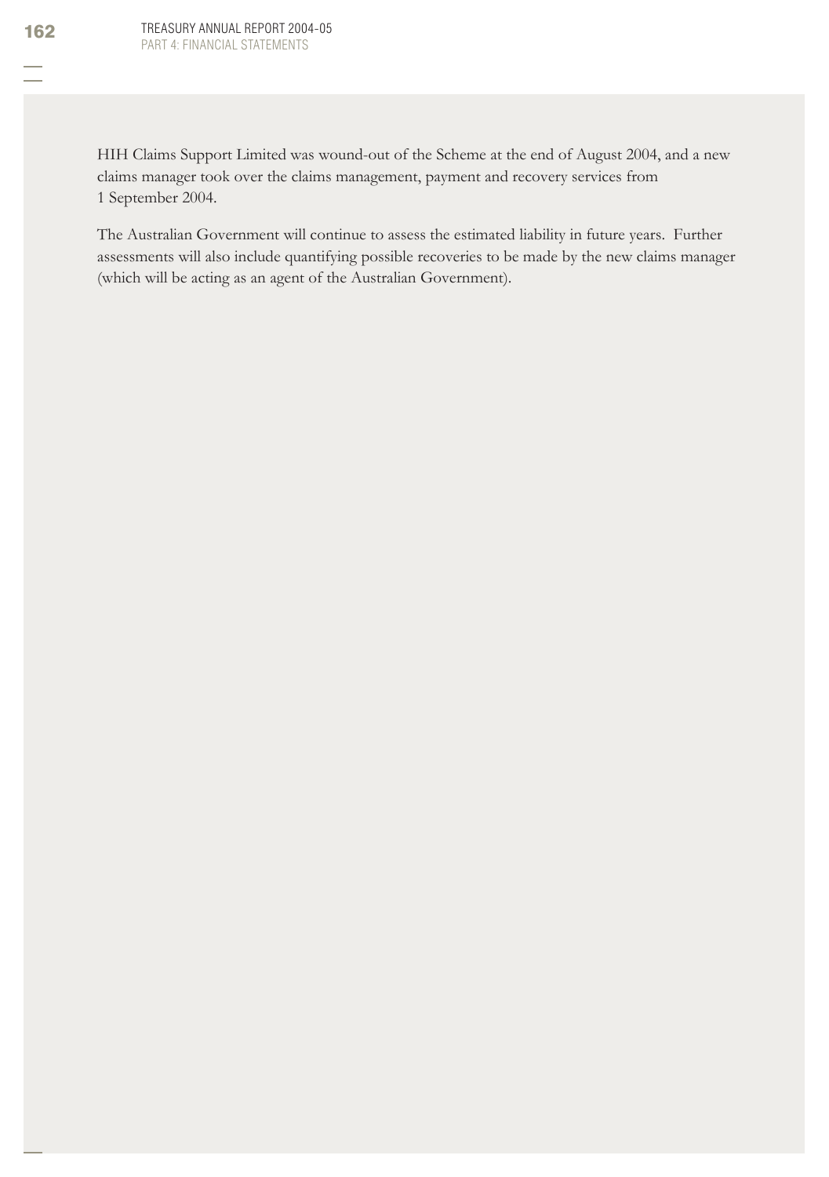HIH Claims Support Limited was wound-out of the Scheme at the end of August 2004, and a new claims manager took over the claims management, payment and recovery services from 1 September 2004.

The Australian Government will continue to assess the estimated liability in future years. Further assessments will also include quantifying possible recoveries to be made by the new claims manager (which will be acting as an agent of the Australian Government).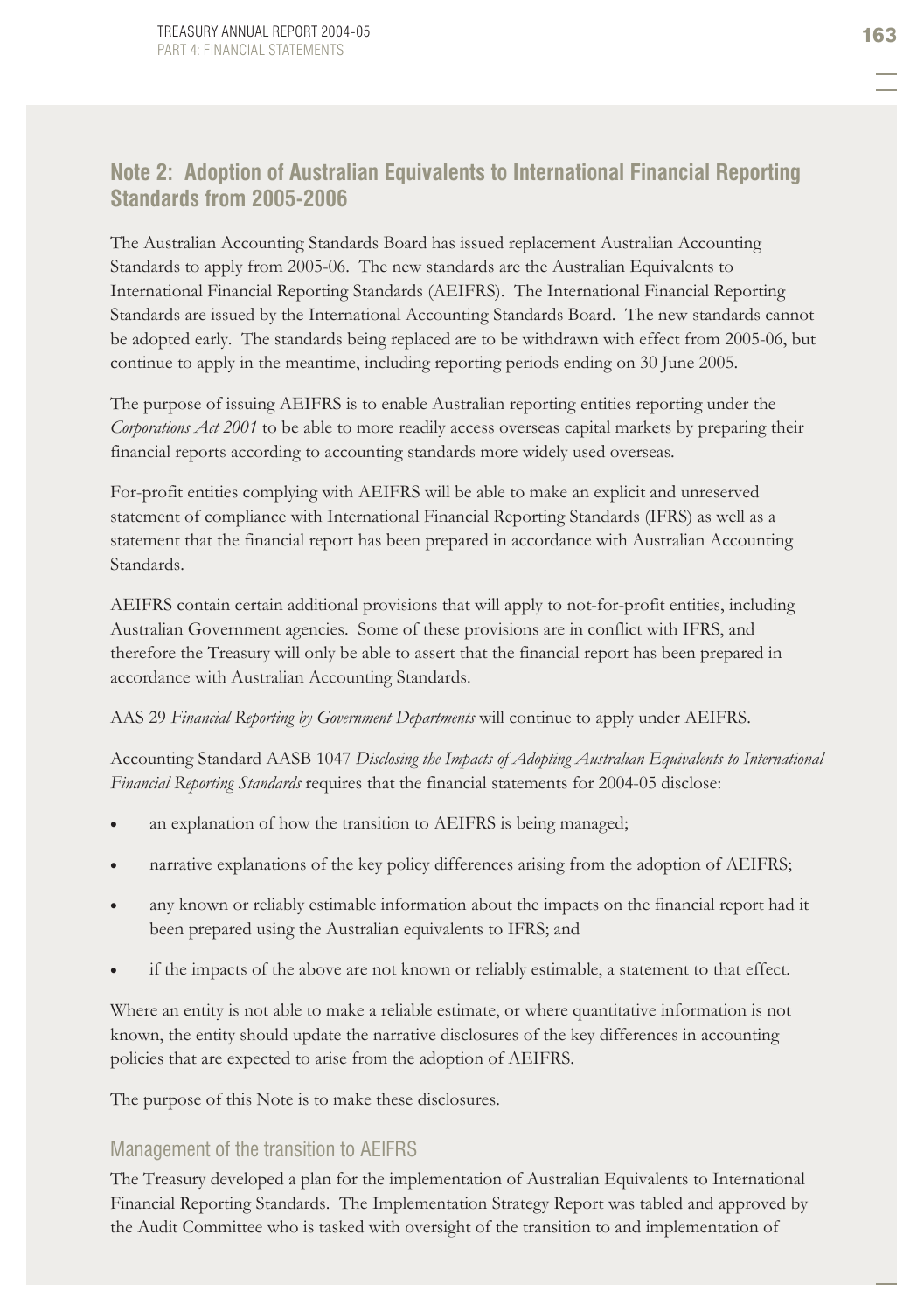## Note 2: Adoption of Australian Equivalents to International Financial Reporting Standards from 2005-2006

The Australian Accounting Standards Board has issued replacement Australian Accounting Standards to apply from 2005-06. The new standards are the Australian Equivalents to International Financial Reporting Standards (AEIFRS). The International Financial Reporting Standards are issued by the International Accounting Standards Board. The new standards cannot be adopted early. The standards being replaced are to be withdrawn with effect from 2005-06, but continue to apply in the meantime, including reporting periods ending on 30 June 2005.

The purpose of issuing AEIFRS is to enable Australian reporting entities reporting under the *Corporations Act 2001* to be able to more readily access overseas capital markets by preparing their financial reports according to accounting standards more widely used overseas.

For-profit entities complying with AEIFRS will be able to make an explicit and unreserved statement of compliance with International Financial Reporting Standards (IFRS) as well as a statement that the financial report has been prepared in accordance with Australian Accounting Standards.

AEIFRS contain certain additional provisions that will apply to not-for-profit entities, including Australian Government agencies. Some of these provisions are in conflict with IFRS, and therefore the Treasury will only be able to assert that the financial report has been prepared in accordance with Australian Accounting Standards.

AAS 29 *Financial Reporting by Government Departments* will continue to apply under AEIFRS.

Accounting Standard AASB 1047 *Disclosing the Impacts of Adopting Australian Equivalents to International Financial Reporting Standards* requires that the financial statements for 2004-05 disclose:

- an explanation of how the transition to AEIFRS is being managed;
- narrative explanations of the key policy differences arising from the adoption of AEIFRS;
- any known or reliably estimable information about the impacts on the financial report had it been prepared using the Australian equivalents to IFRS; and
- if the impacts of the above are not known or reliably estimable, a statement to that effect.

Where an entity is not able to make a reliable estimate, or where quantitative information is not known, the entity should update the narrative disclosures of the key differences in accounting policies that are expected to arise from the adoption of AEIFRS.

The purpose of this Note is to make these disclosures.

### Management of the transition to AEIFRS

The Treasury developed a plan for the implementation of Australian Equivalents to International Financial Reporting Standards. The Implementation Strategy Report was tabled and approved by the Audit Committee who is tasked with oversight of the transition to and implementation of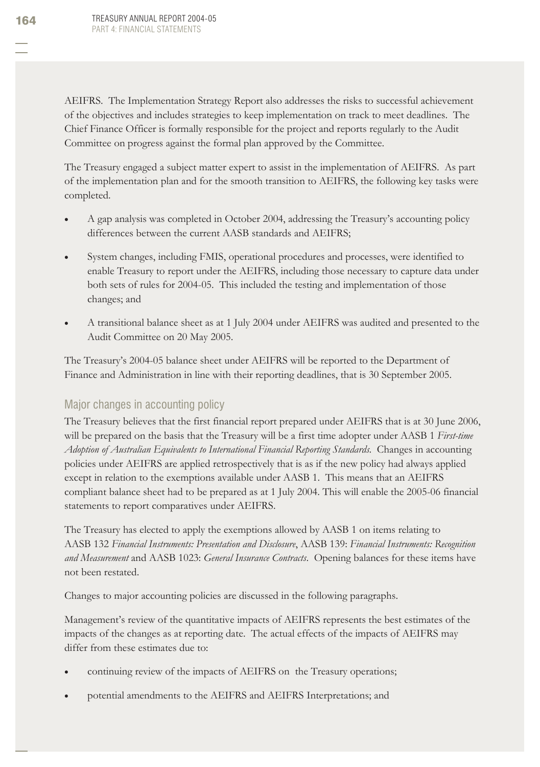AEIFRS. The Implementation Strategy Report also addresses the risks to successful achievement of the objectives and includes strategies to keep implementation on track to meet deadlines. The Chief Finance Officer is formally responsible for the project and reports regularly to the Audit Committee on progress against the formal plan approved by the Committee.

The Treasury engaged a subject matter expert to assist in the implementation of AEIFRS. As part of the implementation plan and for the smooth transition to AEIFRS, the following key tasks were completed.

- A gap analysis was completed in October 2004, addressing the Treasury's accounting policy differences between the current AASB standards and AEIFRS;
- System changes, including FMIS, operational procedures and processes, were identified to enable Treasury to report under the AEIFRS, including those necessary to capture data under both sets of rules for 2004-05. This included the testing and implementation of those changes; and
- A transitional balance sheet as at 1 July 2004 under AEIFRS was audited and presented to the Audit Committee on 20 May 2005.

The Treasury's 2004-05 balance sheet under AEIFRS will be reported to the Department of Finance and Administration in line with their reporting deadlines, that is 30 September 2005.

## Major changes in accounting policy

The Treasury believes that the first financial report prepared under AEIFRS that is at 30 June 2006, will be prepared on the basis that the Treasury will be a first time adopter under AASB 1 *First-time Adoption of Australian Equivalents to International Financial Reporting Standards.* Changes in accounting policies under AEIFRS are applied retrospectively that is as if the new policy had always applied except in relation to the exemptions available under AASB 1. This means that an AEIFRS compliant balance sheet had to be prepared as at 1 July 2004. This will enable the 2005-06 financial statements to report comparatives under AEIFRS.

The Treasury has elected to apply the exemptions allowed by AASB 1 on items relating to AASB 132 *Financial Instruments: Presentation and Disclosure*, AASB 139: *Financial Instruments: Recognition and Measurement* and AASB 1023: *General Insurance Contracts*. Opening balances for these items have not been restated.

Changes to major accounting policies are discussed in the following paragraphs.

Management's review of the quantitative impacts of AEIFRS represents the best estimates of the impacts of the changes as at reporting date. The actual effects of the impacts of AEIFRS may differ from these estimates due to:

- continuing review of the impacts of AEIFRS on the Treasury operations;
- potential amendments to the AEIFRS and AEIFRS Interpretations; and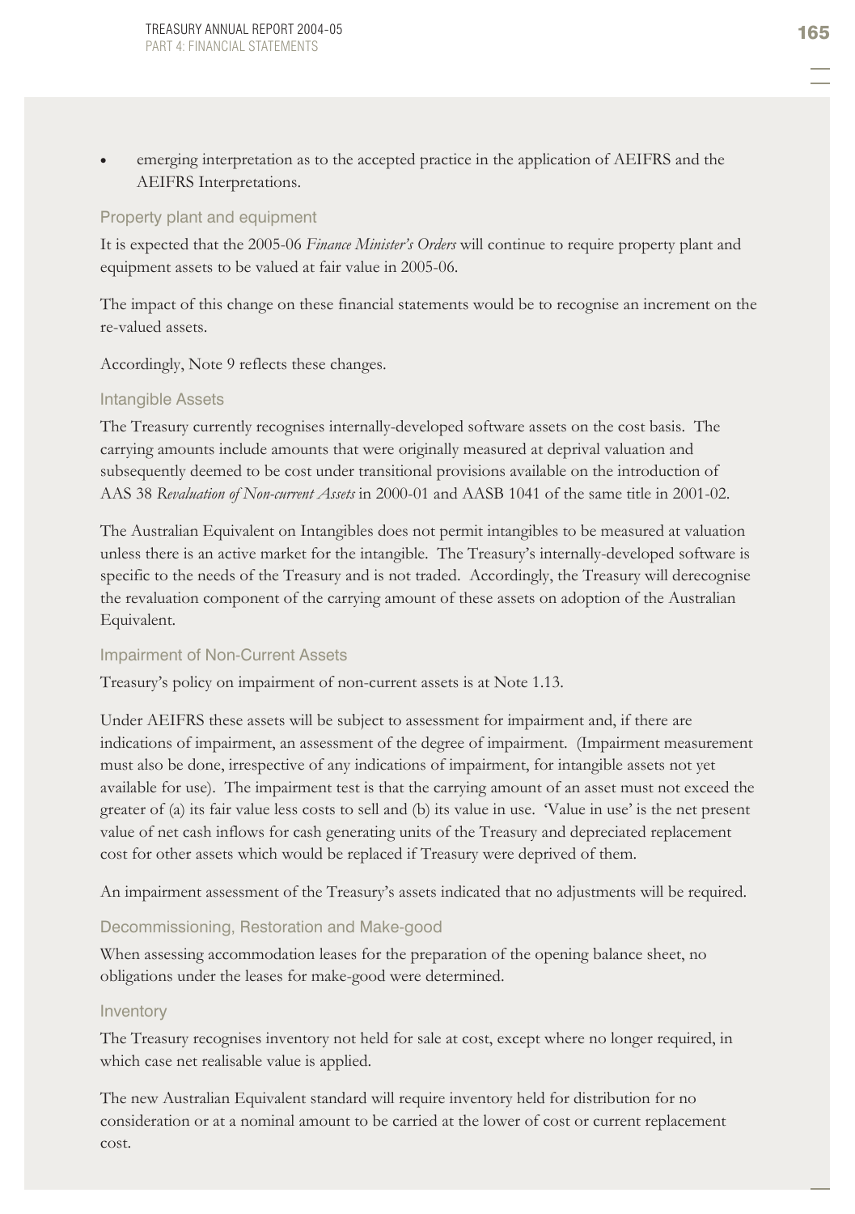- emerging interpretation as to the accepted practice in the application of AEIFRS and the AEIFRS Interpretations.

### Property plant and equipment

It is expected that the 2005-06 *Finance Minister's Orders* will continue to require property plant and equipment assets to be valued at fair value in 2005-06.

The impact of this change on these financial statements would be to recognise an increment on the re-valued assets.

Accordingly, Note 9 reflects these changes.

### Intangible Assets

The Treasury currently recognises internally-developed software assets on the cost basis. The carrying amounts include amounts that were originally measured at deprival valuation and subsequently deemed to be cost under transitional provisions available on the introduction of AAS 38 *Revaluation of Non-current Assets* in 2000-01 and AASB 1041 of the same title in 2001-02.

The Australian Equivalent on Intangibles does not permit intangibles to be measured at valuation unless there is an active market for the intangible. The Treasury's internally-developed software is specific to the needs of the Treasury and is not traded. Accordingly, the Treasury will derecognise the revaluation component of the carrying amount of these assets on adoption of the Australian Equivalent.

### Impairment of Non-Current Assets

Treasury's policy on impairment of non-current assets is at Note 1.13.

Under AEIFRS these assets will be subject to assessment for impairment and, if there are indications of impairment, an assessment of the degree of impairment. (Impairment measurement must also be done, irrespective of any indications of impairment, for intangible assets not yet available for use). The impairment test is that the carrying amount of an asset must not exceed the greater of (a) its fair value less costs to sell and (b) its value in use. 'Value in use' is the net present value of net cash inflows for cash generating units of the Treasury and depreciated replacement cost for other assets which would be replaced if Treasury were deprived of them.

An impairment assessment of the Treasury's assets indicated that no adjustments will be required.

### Decommissioning, Restoration and Make-good

When assessing accommodation leases for the preparation of the opening balance sheet, no obligations under the leases for make-good were determined.

### Inventory

The Treasury recognises inventory not held for sale at cost, except where no longer required, in which case net realisable value is applied.

The new Australian Equivalent standard will require inventory held for distribution for no consideration or at a nominal amount to be carried at the lower of cost or current replacement cost.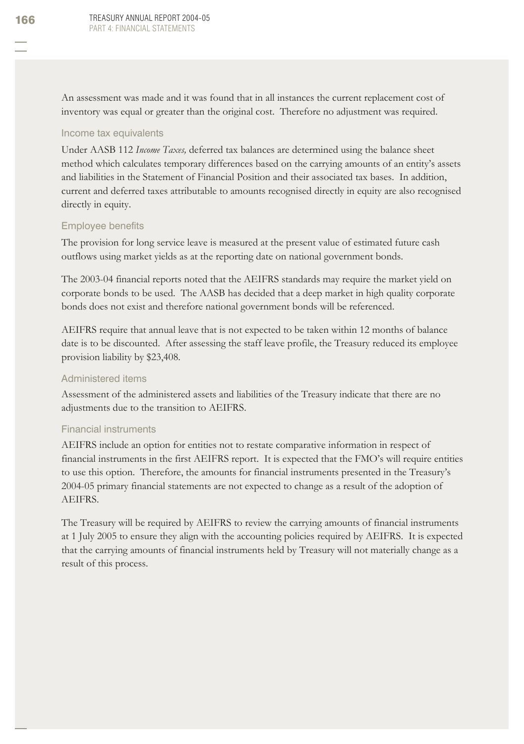An assessment was made and it was found that in all instances the current replacement cost of inventory was equal or greater than the original cost. Therefore no adjustment was required.

### Income tax equivalents

Under AASB 112 *Income Taxes,* deferred tax balances are determined using the balance sheet method which calculates temporary differences based on the carrying amounts of an entity's assets and liabilities in the Statement of Financial Position and their associated tax bases. In addition, current and deferred taxes attributable to amounts recognised directly in equity are also recognised directly in equity.

### Employee benefits

The provision for long service leave is measured at the present value of estimated future cash outflows using market yields as at the reporting date on national government bonds.

The 2003-04 financial reports noted that the AEIFRS standards may require the market yield on corporate bonds to be used. The AASB has decided that a deep market in high quality corporate bonds does not exist and therefore national government bonds will be referenced.

AEIFRS require that annual leave that is not expected to be taken within 12 months of balance date is to be discounted. After assessing the staff leave profile, the Treasury reduced its employee provision liability by $23,408.

### Administered items

Assessment of the administered assets and liabilities of the Treasury indicate that there are no adjustments due to the transition to AEIFRS.

### Financial instruments

AEIFRS include an option for entities not to restate comparative information in respect of financial instruments in the first AEIFRS report. It is expected that the FMO's will require entities to use this option. Therefore, the amounts for financial instruments presented in the Treasury's 2004-05 primary financial statements are not expected to change as a result of the adoption of AEIFRS.

The Treasury will be required by AEIFRS to review the carrying amounts of financial instruments at 1 July 2005 to ensure they align with the accounting policies required by AEIFRS. It is expected that the carrying amounts of financial instruments held by Treasury will not materially change as a result of this process.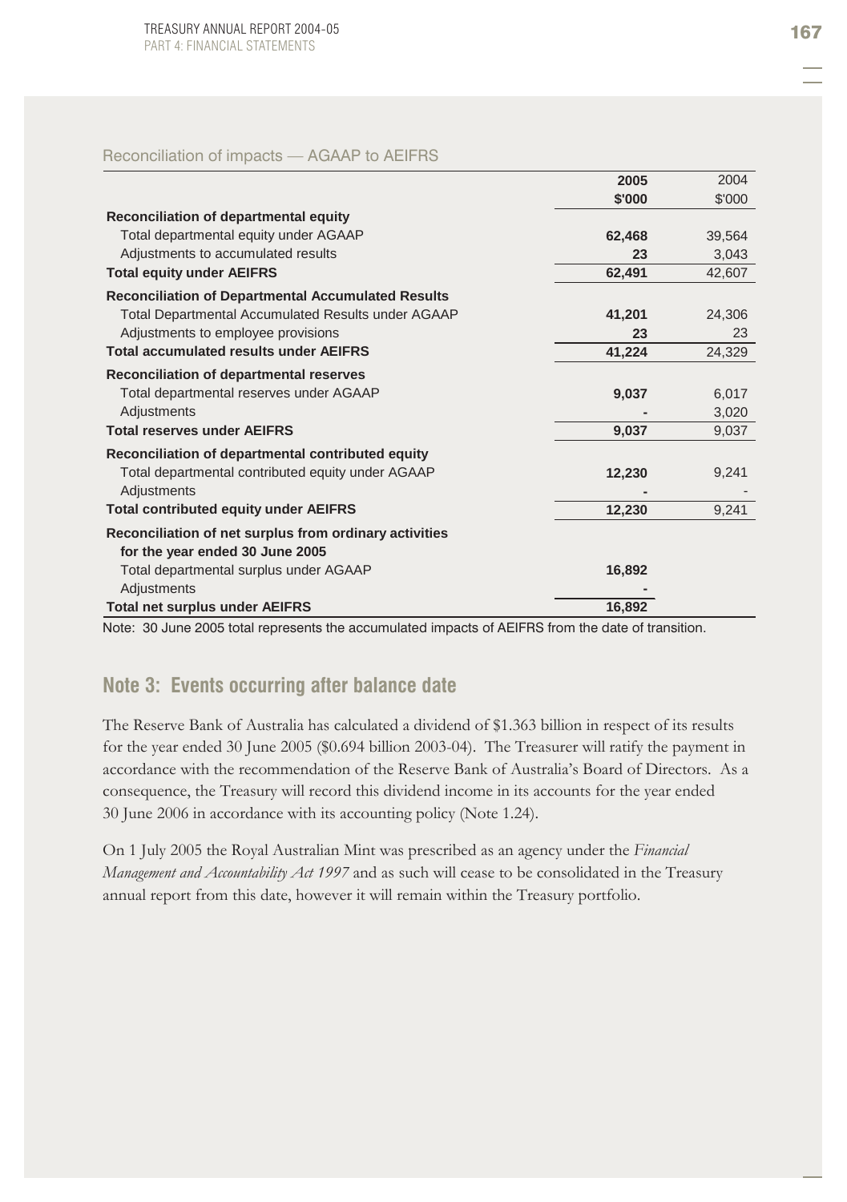Reconciliation of impacts — AGAAP to AEIFRS

| | 2005<br>$'000 | 2004<br>$'000 |
|---|---|---|
| **Reconciliation of departmental equity** | | |
| Total departmental equity under AGAAP | **62,468** | 39,564 |
| Adjustments to accumulated results | **23** | 3,043 |
| **Total equity under AEIFRS** | **62,491** | 42,607 |
| **Reconciliation of Departmental Accumulated Results** | | |
| Total Departmental Accumulated Results under AGAAP | **41,201** | 24,306 |
| Adjustments to employee provisions | **23** | 23 |
| **Total accumulated results under AEIFRS** | **41,224** | 24,329 |
| **Reconciliation of departmental reserves** | | |
| Total departmental reserves under AGAAP | **9,037** | 6,017 |
| Adjustments | **-** | 3,020 |
| **Total reserves under AEIFRS** | **9,037** | 9,037 |
| **Reconciliation of departmental contributed equity** | | |
| Total departmental contributed equity under AGAAP | **12,230** | 9,241 |
| Adjustments | **-** | - |
| **Total contributed equity under AEIFRS** | **12,230** | 9,241 |
| **Reconciliation of net surplus from ordinary activities for the year ended 30 June 2005** | | |
| Total departmental surplus under AGAAP | **16,892** | |
| Adjustments | **-** | |
| **Total net surplus under AEIFRS** | **16,892** | |

Note: 30 June 2005 total represents the accumulated impacts of AEIFRS from the date of transition.

## Note 3: Events occurring after balance date

The Reserve Bank of Australia has calculated a dividend of $1.363 billion in respect of its results for the year ended 30 June 2005 ($0.694 billion 2003-04). The Treasurer will ratify the payment in accordance with the recommendation of the Reserve Bank of Australia's Board of Directors. As a consequence, the Treasury will record this dividend income in its accounts for the year ended 30 June 2006 in accordance with its accounting policy (Note 1.24).

On 1 July 2005 the Royal Australian Mint was prescribed as an agency under the *Financial Management and Accountability Act 1997* and as such will cease to be consolidated in the Treasury annual report from this date, however it will remain within the Treasury portfolio.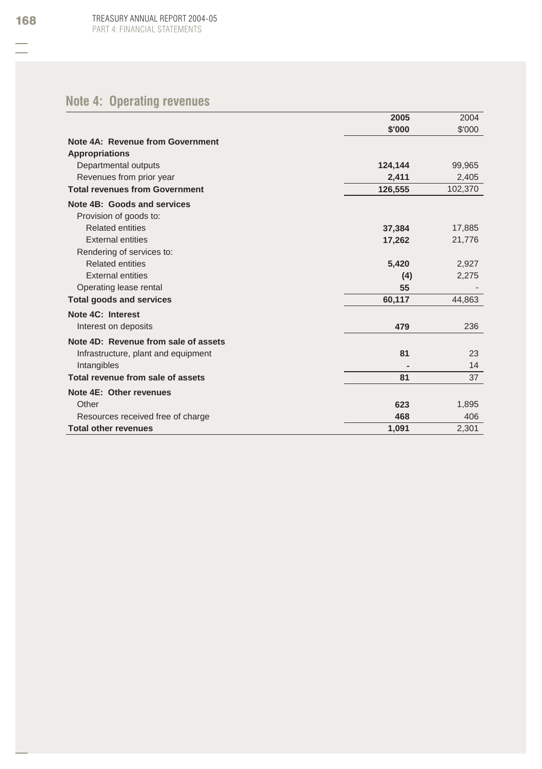## Note 4: Operating revenues

| | 2005 | 2004 |
|---|---|---|
| | $'000 | $'000 |
| **Note 4A: Revenue from Government** | | |
| **Appropriations** | | |
| Departmental outputs | **124,144** | 99,965 |
| Revenues from prior year | **2,411** | 2,405 |
| **Total revenues from Government** | **126,555** | 102,370 |
| **Note 4B: Goods and services** | | |
| Provision of goods to: | | |
| Related entities | **37,384** | 17,885 |
| External entities | **17,262** | 21,776 |
| Rendering of services to: | | |
| Related entities | **5,420** | 2,927 |
| External entities | **(4)** | 2,275 |
| Operating lease rental | **55** | - |
| **Total goods and services** | **60,117** | 44,863 |
| **Note 4C: Interest** | | |
| Interest on deposits | **479** | 236 |
| **Note 4D: Revenue from sale of assets** | | |
| Infrastructure, plant and equipment | **81** | 23 |
| Intangibles | **-** | 14 |
| **Total revenue from sale of assets** | **81** | 37 |
| **Note 4E: Other revenues** | | |
| Other | **623** | 1,895 |
| Resources received free of charge | **468** | 406 |
| **Total other revenues** | **1,091** | 2,301 |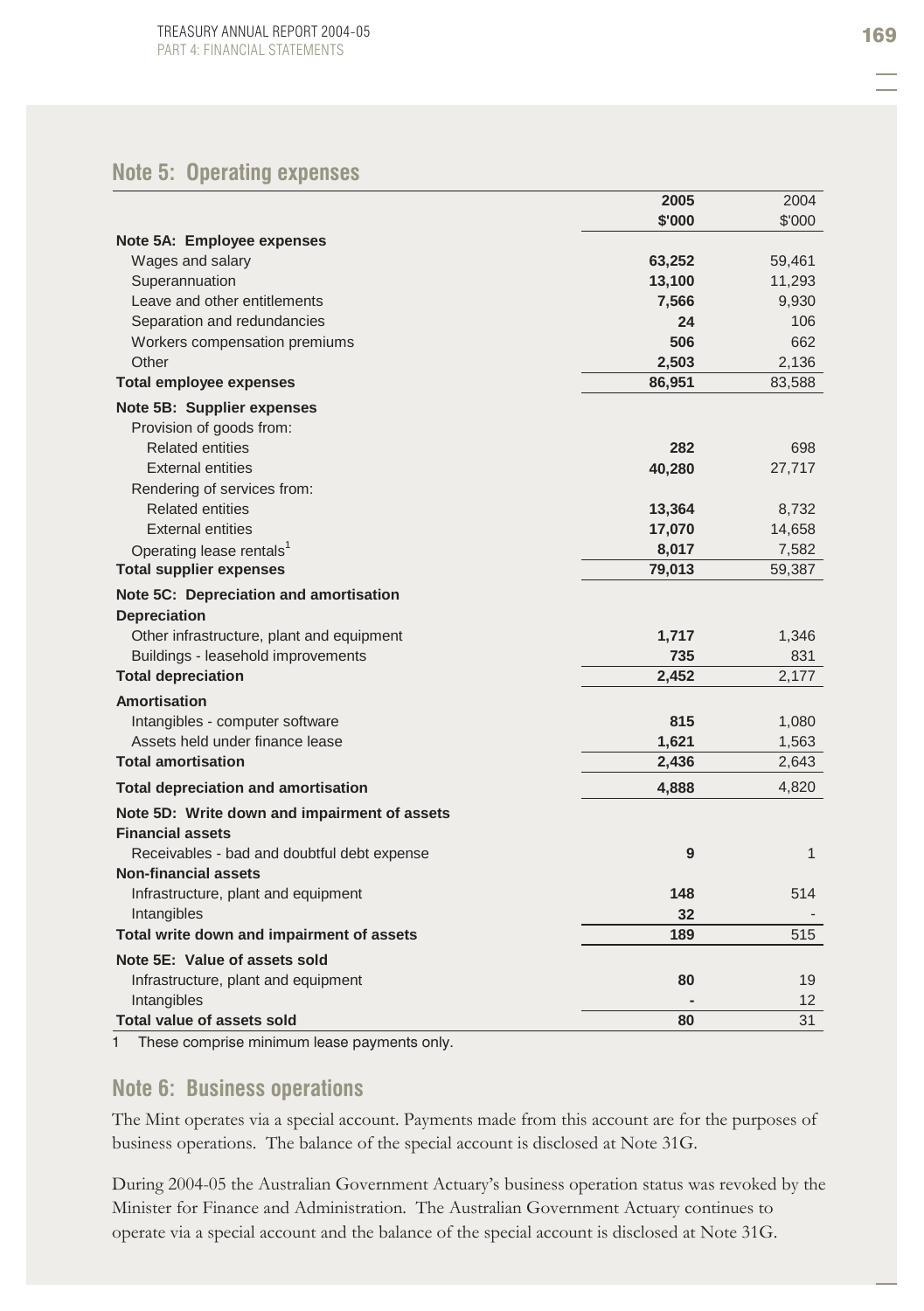## Note 5: Operating expenses

| | 2005 | 2004 |
|---|---|---|
| | $'000 | $'000 |
| **Note 5A: Employee expenses** | | |
| Wages and salary | **63,252** | 59,461 |
| Superannuation | **13,100** | 11,293 |
| Leave and other entitlements | **7,566** | 9,930 |
| Separation and redundancies | **24** | 106 |
| Workers compensation premiums | **506** | 662 |
| Other | **2,503** | 2,136 |
| **Total employee expenses** | **86,951** | 83,588 |
| **Note 5B: Supplier expenses** | | |
| Provision of goods from: | | |
| Related entities | **282** | 698 |
| External entities | **40,280** | 27,717 |
| Rendering of services from: | | |
| Related entities | **13,364** | 8,732 |
| External entities | **17,070** | 14,658 |
| Operating lease rentals[1] | **8,017** | 7,582 |
| **Total supplier expenses** | **79,013** | 59,387 |
| **Note 5C: Depreciation and amortisation** | | |
| **Depreciation** | | |
| Other infrastructure, plant and equipment | **1,717** | 1,346 |
| Buildings - leasehold improvements | **735** | 831 |
| **Total depreciation** | **2,452** | 2,177 |
| **Amortisation** | | |
| Intangibles - computer software | **815** | 1,080 |
| Assets held under finance lease | **1,621** | 1,563 |
| **Total amortisation** | **2,436** | 2,643 |
| **Total depreciation and amortisation** | **4,888** | 4,820 |
| **Note 5D: Write down and impairment of assets** | | |
| **Financial assets** | | |
| Receivables - bad and doubtful debt expense | **9** | 1 |
| **Non-financial assets** | | |
| Infrastructure, plant and equipment | **148** | 514 |
| Intangibles | **32** | - |
| **Total write down and impairment of assets** | **189** | 515 |
| **Note 5E: Value of assets sold** | | |
| Infrastructure, plant and equipment | **80** | 19 |
| Intangibles | **-** | 12 |
| **Total value of assets sold** | **80** | 31 |

1 These comprise minimum lease payments only.

## Note 6: Business operations

The Mint operates via a special account. Payments made from this account are for the purposes of business operations. The balance of the special account is disclosed at Note 31G.

During 2004-05 the Australian Government Actuary's business operation status was revoked by the Minister for Finance and Administration. The Australian Government Actuary continues to operate via a special account and the balance of the special account is disclosed at Note 31G.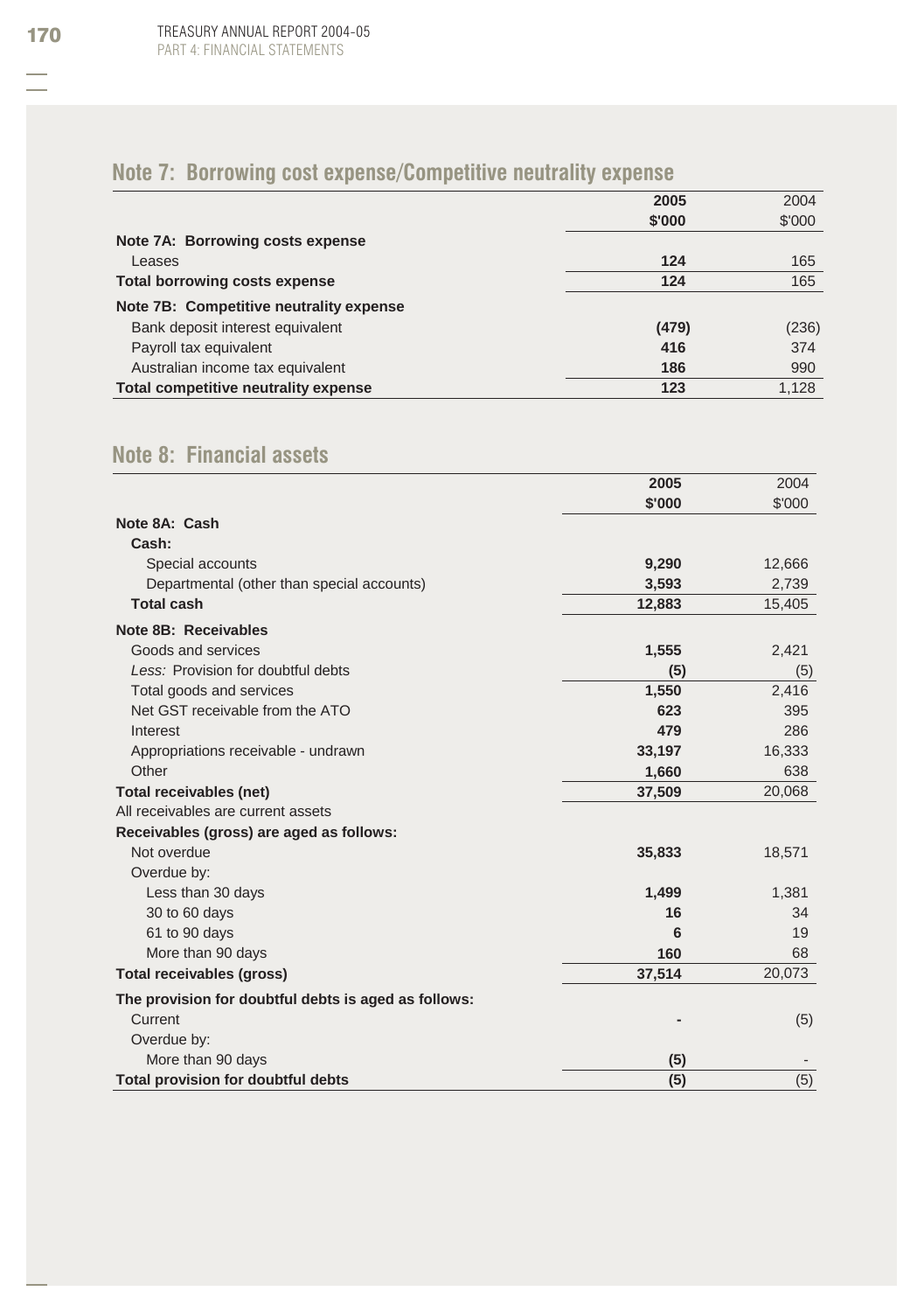## Note 7: Borrowing cost expense/Competitive neutrality expense

| | 2005 | 2004 |
|---|---|---|
| | $'000 | $'000 |
| **Note 7A: Borrowing costs expense** | | |
| Leases | **124** | 165 |
| **Total borrowing costs expense** | **124** | 165 |
| **Note 7B: Competitive neutrality expense** | | |
| Bank deposit interest equivalent | **(479)** | (236) |
| Payroll tax equivalent | **416** | 374 |
| Australian income tax equivalent | **186** | 990 |
| **Total competitive neutrality expense** | **123** | 1,128 |

## Note 8: Financial assets

| | 2005 | 2004 |
|---|---|---|
| | $'000 | $'000 |
| **Note 8A: Cash** | | |
| **Cash:** | | |
| Special accounts | **9,290** | 12,666 |
| Departmental (other than special accounts) | **3,593** | 2,739 |
| **Total cash** | **12,883** | 15,405 |
| **Note 8B: Receivables** | | |
| Goods and services | **1,555** | 2,421 |
| *Less:* Provision for doubtful debts | **(5)** | (5) |
| Total goods and services | **1,550** | 2,416 |
| Net GST receivable from the ATO | **623** | 395 |
| Interest | **479** | 286 |
| Appropriations receivable - undrawn | **33,197** | 16,333 |
| Other | **1,660** | 638 |
| **Total receivables (net)** | **37,509** | 20,068 |
| All receivables are current assets | | |
| **Receivables (gross) are aged as follows:** | | |
| Not overdue | **35,833** | 18,571 |
| Overdue by: | | |
| Less than 30 days | **1,499** | 1,381 |
| 30 to 60 days | **16** | 34 |
| 61 to 90 days | **6** | 19 |
| More than 90 days | **160** | 68 |
| **Total receivables (gross)** | **37,514** | 20,073 |
| **The provision for doubtful debts is aged as follows:** | | |
| Current | **-** | (5) |
| Overdue by: | | |
| More than 90 days | **(5)** | - |
| **Total provision for doubtful debts** | **(5)** | (5) |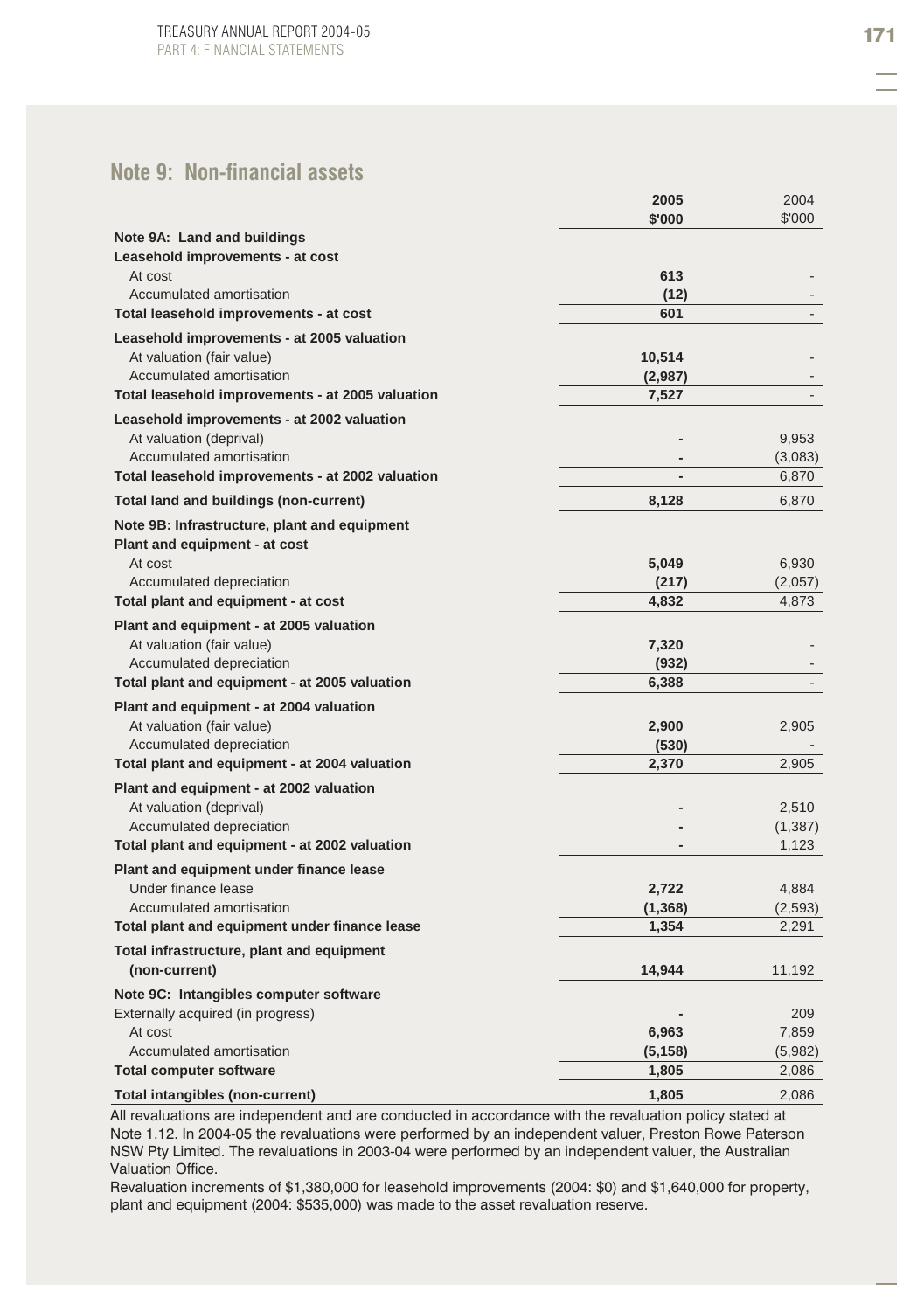## Note 9: Non-financial assets

| | 2005 | 2004 |
|---|---|---|
| | $'000 | $'000 |
| **Note 9A: Land and buildings** | | |
| **Leasehold improvements - at cost** | | |
| At cost | 613 | - |
| Accumulated amortisation | (12) | - |
| **Total leasehold improvements - at cost** | 601 | - |
| **Leasehold improvements - at 2005 valuation** | | |
| At valuation (fair value) | 10,514 | - |
| Accumulated amortisation | (2,987) | - |
| **Total leasehold improvements - at 2005 valuation** | 7,527 | - |
| **Leasehold improvements - at 2002 valuation** | | |
| At valuation (deprival) | - | 9,953 |
| Accumulated amortisation | - | (3,083) |
| **Total leasehold improvements - at 2002 valuation** | - | 6,870 |
| **Total land and buildings (non-current)** | 8,128 | 6,870 |
| **Note 9B: Infrastructure, plant and equipment** | | |
| **Plant and equipment - at cost** | | |
| At cost | 5,049 | 6,930 |
| Accumulated depreciation | (217) | (2,057) |
| **Total plant and equipment - at cost** | 4,832 | 4,873 |
| **Plant and equipment - at 2005 valuation** | | |
| At valuation (fair value) | 7,320 | - |
| Accumulated depreciation | (932) | - |
| **Total plant and equipment - at 2005 valuation** | 6,388 | - |
| **Plant and equipment - at 2004 valuation** | | |
| At valuation (fair value) | 2,900 | 2,905 |
| Accumulated depreciation | (530) | - |
| **Total plant and equipment - at 2004 valuation** | 2,370 | 2,905 |
| **Plant and equipment - at 2002 valuation** | | |
| At valuation (deprival) | - | 2,510 |
| Accumulated depreciation | - | (1,387) |
| **Total plant and equipment - at 2002 valuation** | - | 1,123 |
| **Plant and equipment under finance lease** | | |
| Under finance lease | 2,722 | 4,884 |
| Accumulated amortisation | (1,368) | (2,593) |
| **Total plant and equipment under finance lease** | 1,354 | 2,291 |
| **Total infrastructure, plant and equipment (non-current)** | 14,944 | 11,192 |
| **Note 9C: Intangibles computer software** | | |
| Externally acquired (in progress) | - | 209 |
| At cost | 6,963 | 7,859 |
| Accumulated amortisation | (5,158) | (5,982) |
| **Total computer software** | 1,805 | 2,086 |
| **Total intangibles (non-current)** | 1,805 | 2,086 |

All revaluations are independent and are conducted in accordance with the revaluation policy stated at Note 1.12. In 2004-05 the revaluations were performed by an independent valuer, Preston Rowe Paterson NSW Pty Limited. The revaluations in 2003-04 were performed by an independent valuer, the Australian Valuation Office.

Revaluation increments of $1,380,000 for leasehold improvements (2004: $0) and $1,640,000 for property, plant and equipment (2004: $535,000) was made to the asset revaluation reserve.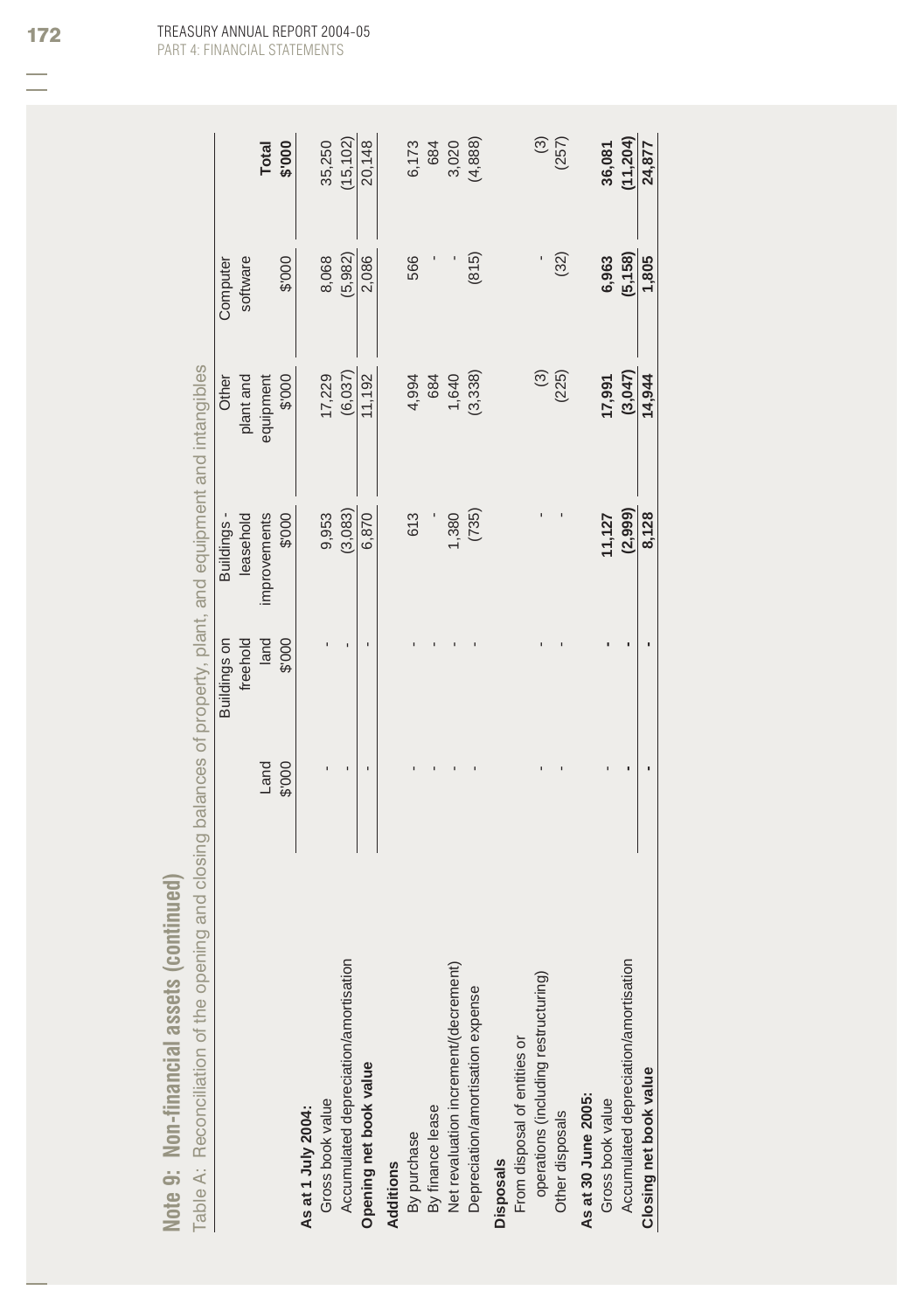## Note 9: Non-financial assets (continued)

Table A: Reconciliation of the opening and closing balances of property, plant, and equipment and intangibles

| | Land $'000 | Buildings on freehold land $'000 | Buildings - leasehold improvements $'000 | Other plant and equipment $'000 | Computer software $'000 | Total $'000 |
|---|---|---|---|---|---|---|
| **As at 1 July 2004:** | | | | | | |
| Gross book value | - | - | 9,953 | 17,229 | 8,068 | 35,250 |
| Accumulated depreciation/amortisation | - | - | (3,083) | (6,037) | (5,982) | (15,102) |
| **Opening net book value** | - | - | 6,870 | 11,192 | 2,086 | 20,148 |
| **Additions** | | | | | | |
| By purchase | - | - | 613 | 4,994 | 566 | 6,173 |
| By finance lease | - | - | - | 684 | - | 684 |
| Net revaluation increment/(decrement) | - | - | 1,380 | 1,640 | - | 3,020 |
| Depreciation/amortisation expense | - | - | (735) | (3,338) | (815) | (4,888) |
| **Disposals** | | | | | | |
| From disposal of entities or operations (including restructuring) | - | - | - | (3) | - | (3) |
| Other disposals | - | - | - | (225) | (32) | (257) |
| **As at 30 June 2005:** | | | | | | |
| Gross book value | - | - | **11,127** | **17,991** | **6,963** | **36,081** |
| Accumulated depreciation/amortisation | **-** | **-** | **(2,999)** | **(3,047)** | **(5,158)** | **(11,204)** |
| **Closing net book value** | **-** | **-** | **8,128** | **14,944** | **1,805** | **24,877** |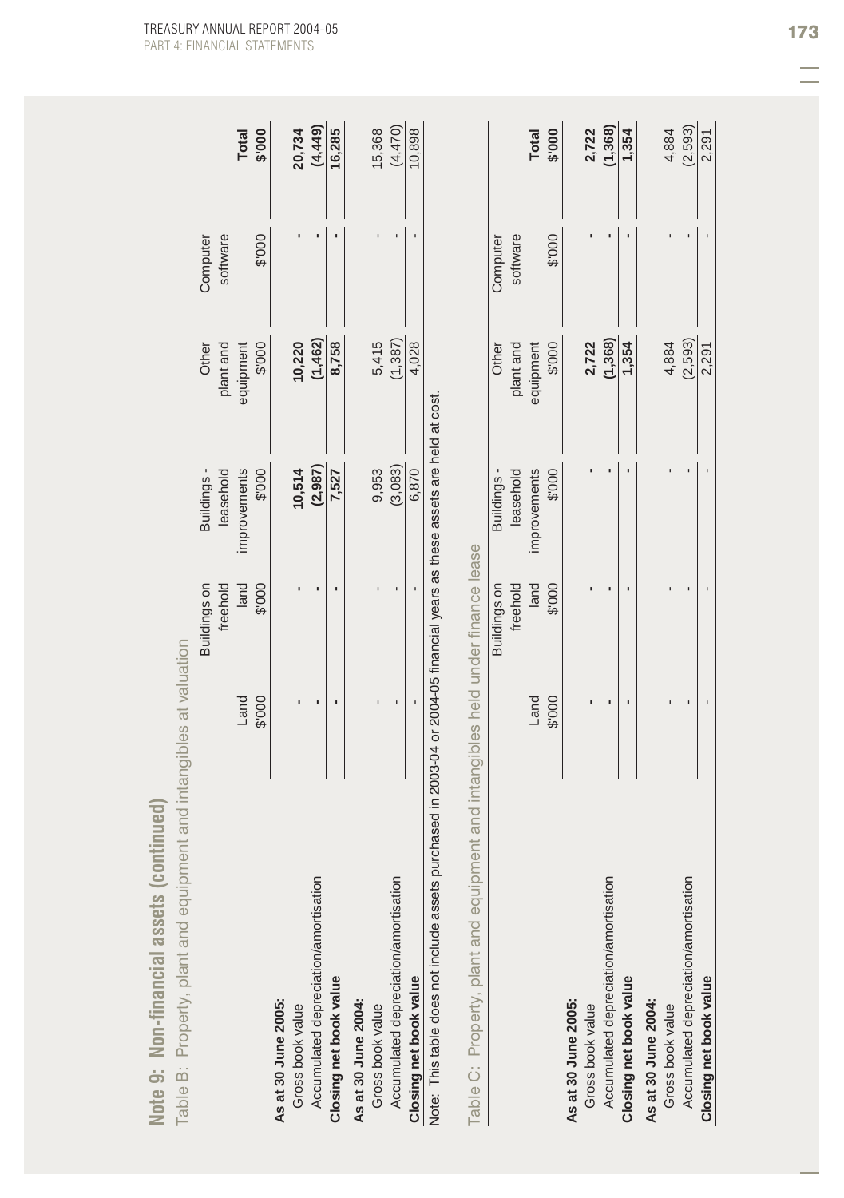## Note 9: Non-financial assets (continued)

### Table B: Property, plant and equipment and intangibles at valuation

| | Land | Buildings on freehold land | Buildings - leasehold improvements | Other plant and equipment | Computer software | Total |
|---|---|---|---|---|---|---|
| | $'000 | $'000 | $'000 | $'000 | $'000 | $'000 |
| **As at 30 June 2005:** | | | | | | |
| Gross book value | **-** | **-** | **10,514** | **10,220** | **-** | **20,734** |
| Accumulated depreciation/amortisation | **-** | **-** | **(2,987)** | **(1,462)** | **-** | **(4,449)** |
| **Closing net book value** | **-** | **-** | **7,527** | **8,758** | **-** | **16,285** |
| **As at 30 June 2004:** | | | | | | |
| Gross book value | - | - | 9,953 | 5,415 | - | 15,368 |
| Accumulated depreciation/amortisation | - | - | (3,083) | (1,387) | - | (4,470) |
| **Closing net book value** | - | - | 6,870 | 4,028 | - | 10,898 |

Note: This table does not include assets purchased in 2003-04 or 2004-05 financial years as these assets are held at cost.

### Table C: Property, plant and equipment and intangibles held under finance lease

| | Land | Buildings on freehold land | Buildings - leasehold improvements | Other plant and equipment | Computer software | Total |
|---|---|---|---|---|---|---|
| | $'000 | $'000 | $'000 | $'000 | $'000 | $'000 |
| **As at 30 June 2005:** | | | | | | |
| Gross book value | **-** | **-** | **-** | **2,722** | **-** | **2,722** |
| Accumulated depreciation/amortisation | **-** | **-** | **-** | **(1,368)** | **-** | **(1,368)** |
| **Closing net book value** | **-** | **-** | **-** | **1,354** | **-** | **1,354** |
| **As at 30 June 2004:** | | | | | | |
| Gross book value | - | - | - | 4,884 | - | 4,884 |
| Accumulated depreciation/amortisation | - | - | - | (2,593) | - | (2,593) |
| **Closing net book value** | - | - | - | 2,291 | - | 2,291 |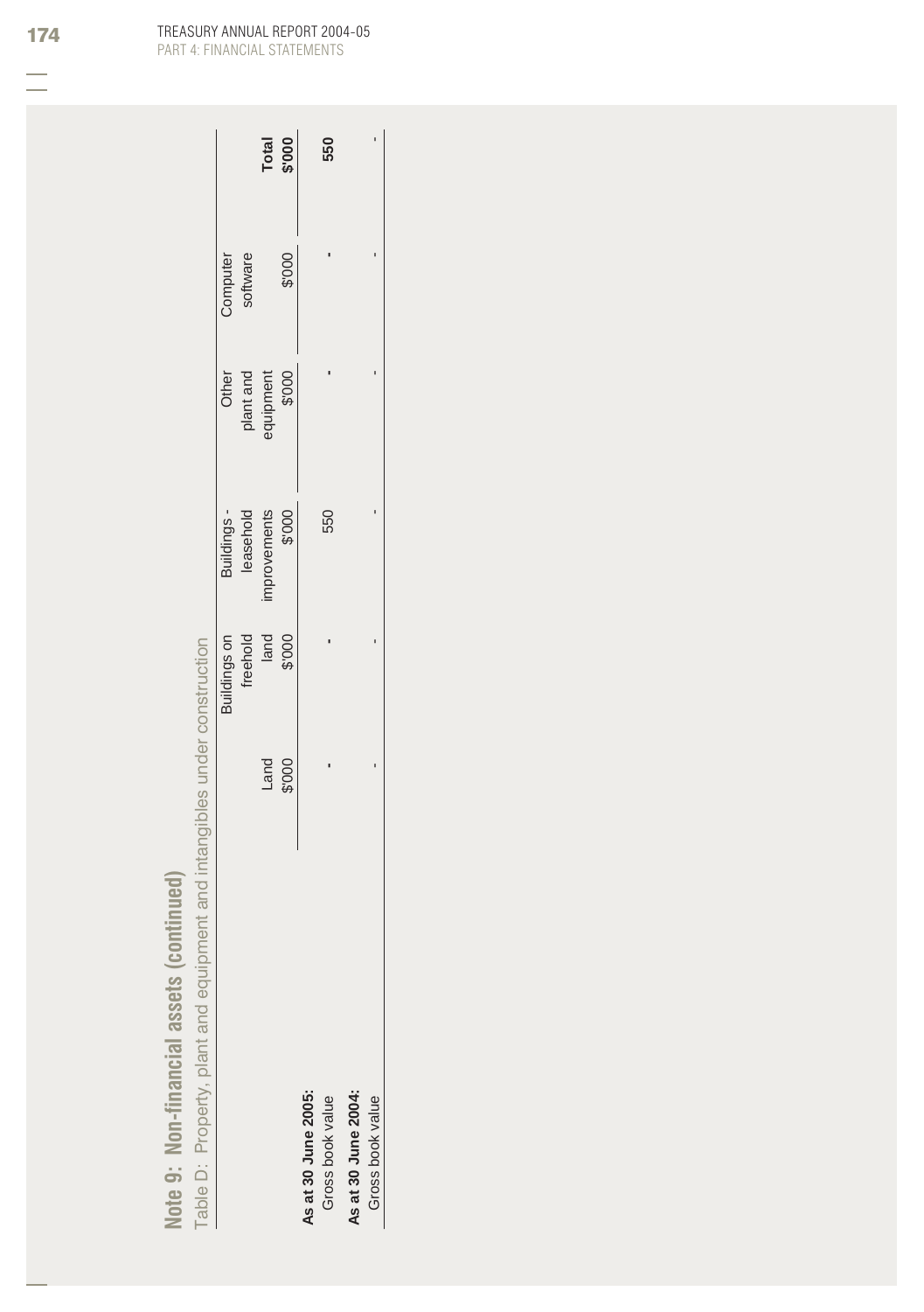## Note 9: Non-financial assets (continued)

Table D: Property, plant and equipment and intangibles under construction

| | Land $'000 | Buildings on freehold land $'000 | Buildings - leasehold improvements $'000 | Other plant and equipment $'000 | Computer software $'000 | **Total $'000** |
|---|---|---|---|---|---|---|
| **As at 30 June 2005:** | | | | | | |
| Gross book value | - | - | 550 | - | - | **550** |
| **As at 30 June 2004:** | | | | | | |
| Gross book value | - | - | - | - | - | **-** |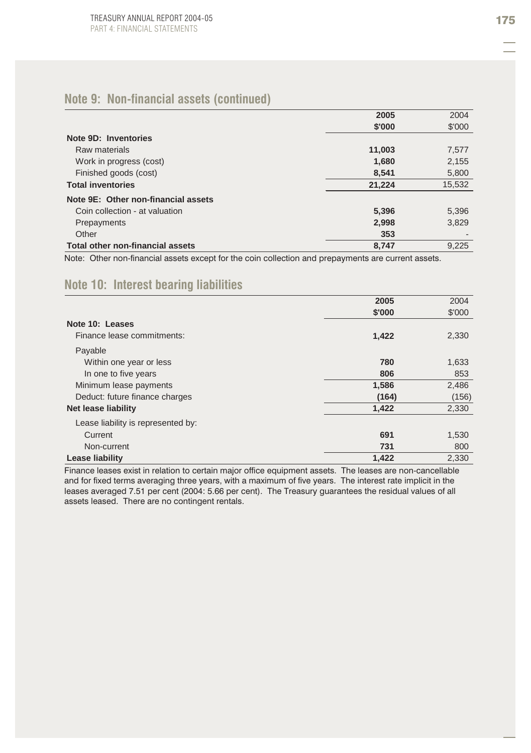## Note 9: Non-financial assets (continued)

| | 2005 | 2004 |
|---|---|---|
| | $'000 | $'000 |
| **Note 9D: Inventories** | | |
| Raw materials | **11,003** | 7,577 |
| Work in progress (cost) | **1,680** | 2,155 |
| Finished goods (cost) | **8,541** | 5,800 |
| **Total inventories** | **21,224** | 15,532 |
| **Note 9E: Other non-financial assets** | | |
| Coin collection - at valuation | **5,396** | 5,396 |
| Prepayments | **2,998** | 3,829 |
| Other | **353** | - |
| **Total other non-financial assets** | **8,747** | 9,225 |

Note: Other non-financial assets except for the coin collection and prepayments are current assets.

## Note 10: Interest bearing liabilities

| | 2005 | 2004 |
|---|---|---|
| | $'000 | $'000 |
| **Note 10: Leases** | | |
| Finance lease commitments: | **1,422** | 2,330 |
| Payable | | |
| Within one year or less | **780** | 1,633 |
| In one to five years | **806** | 853 |
| Minimum lease payments | **1,586** | 2,486 |
| Deduct: future finance charges | **(164)** | (156) |
| **Net lease liability** | **1,422** | 2,330 |
| Lease liability is represented by: | | |
| Current | **691** | 1,530 |
| Non-current | **731** | 800 |
| **Lease liability** | **1,422** | 2,330 |

Finance leases exist in relation to certain major office equipment assets. The leases are non-cancellable and for fixed terms averaging three years, with a maximum of five years. The interest rate implicit in the leases averaged 7.51 per cent (2004: 5.66 per cent). The Treasury guarantees the residual values of all assets leased. There are no contingent rentals.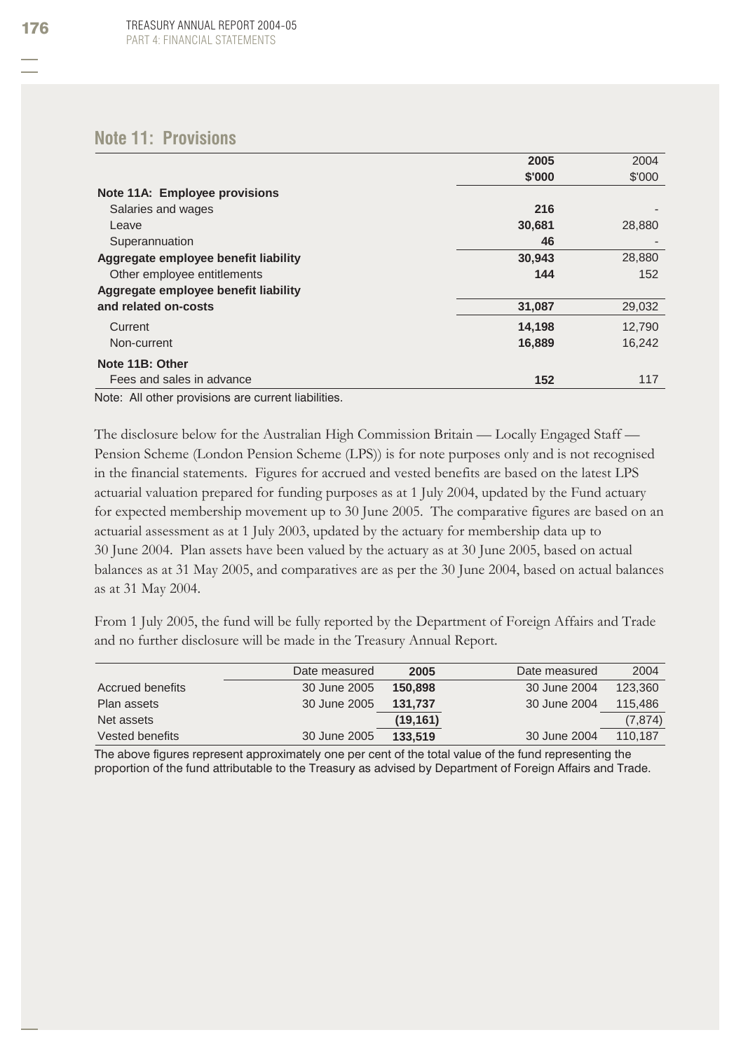## Note 11: Provisions

| | 2005 | 2004 |
|---|---|---|
| | $'000 | $'000 |
| **Note 11A: Employee provisions** | | |
| Salaries and wages | **216** | - |
| Leave | **30,681** | 28,880 |
| Superannuation | **46** | - |
| **Aggregate employee benefit liability** | **30,943** | 28,880 |
| Other employee entitlements | **144** | 152 |
| **Aggregate employee benefit liability and related on-costs** | **31,087** | 29,032 |
| Current | **14,198** | 12,790 |
| Non-current | **16,889** | 16,242 |
| **Note 11B: Other** | | |
| Fees and sales in advance | **152** | 117 |

Note: All other provisions are current liabilities.

The disclosure below for the Australian High Commission Britain — Locally Engaged Staff — Pension Scheme (London Pension Scheme (LPS)) is for note purposes only and is not recognised in the financial statements. Figures for accrued and vested benefits are based on the latest LPS actuarial valuation prepared for funding purposes as at 1 July 2004, updated by the Fund actuary for expected membership movement up to 30 June 2005. The comparative figures are based on an actuarial assessment as at 1 July 2003, updated by the actuary for membership data up to 30 June 2004. Plan assets have been valued by the actuary as at 30 June 2005, based on actual balances as at 31 May 2005, and comparatives are as per the 30 June 2004, based on actual balances as at 31 May 2004.

From 1 July 2005, the fund will be fully reported by the Department of Foreign Affairs and Trade and no further disclosure will be made in the Treasury Annual Report.

| | Date measured | 2005 | Date measured | 2004 |
|---|---|---|---|---|
| Accrued benefits | 30 June 2005 | **150,898** | 30 June 2004 | 123,360 |
| Plan assets | 30 June 2005 | **131,737** | 30 June 2004 | 115,486 |
| Net assets | | **(19,161)** | | (7,874) |
| Vested benefits | 30 June 2005 | **133,519** | 30 June 2004 | 110,187 |

The above figures represent approximately one per cent of the total value of the fund representing the proportion of the fund attributable to the Treasury as advised by Department of Foreign Affairs and Trade.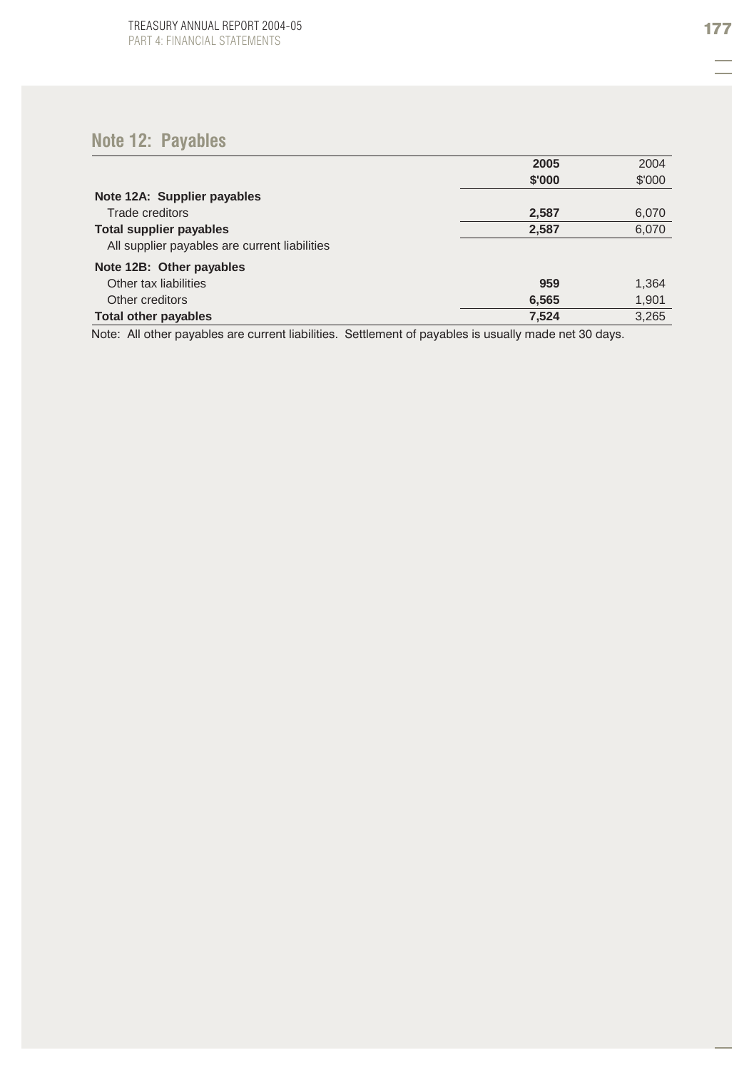## Note 12: Payables

| | 2005 | 2004 |
|---|---|---|
| | **$'000** | $'000 |
| **Note 12A: Supplier payables** | | |
| Trade creditors | **2,587** | 6,070 |
| **Total supplier payables** | **2,587** | 6,070 |
| All supplier payables are current liabilities | | |
| **Note 12B: Other payables** | | |
| Other tax liabilities | **959** | 1,364 |
| Other creditors | **6,565** | 1,901 |
| **Total other payables** | **7,524** | 3,265 |

Note: All other payables are current liabilities. Settlement of payables is usually made net 30 days.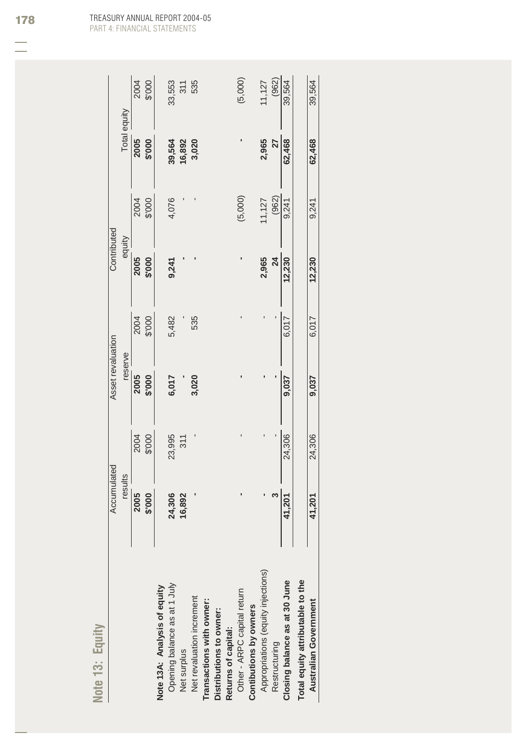## Note 13: Equity

| | Accumulated results | | Asset revaluation reserve | | Contributed equity | | Total equity | |
|---|---|---|---|---|---|---|---|---|
| | **2005** | 2004 | **2005** | 2004 | **2005** | 2004 | **2005** | 2004 |
| | **$'000** | $'000 | **$'000** | $'000 | **$'000** | $'000 | **$'000** | $'000 |
| **Note 13A: Analysis of equity** | | | | | | | | |
| Opening balance as at 1 July | **24,306** | 23,995 | **6,017** | 5,482 | **9,241** | 4,076 | **39,564** | 33,553 |
| Net surplus | **16,892** | 311 | **-** | - | **-** | - | **16,892** | 311 |
| Net revaluation increment | **-** | - | **3,020** | 535 | **-** | - | **3,020** | 535 |
| **Transactions with owner:** | | | | | | | | |
| **Distributions to owner:** | | | | | | | | |
| **Returns of capital:** | | | | | | | | |
| Other - ARPC capital return | **-** | - | **-** | - | **-** | (5,000) | **-** | (5,000) |
| **Contibutions by owners** | | | | | | | | |
| Appropriations (equity injections) | **-** | - | **-** | - | **2,965** | 11,127 | **2,965** | 11,127 |
| Restructuring | **3** | - | **-** | - | **24** | (962) | **27** | (962) |
| **Closing balance as at 30 June** | **41,201** | 24,306 | **9,037** | 6,017 | **12,230** | 9,241 | **62,468** | 39,564 |
| **Total equity attributable to the Australian Government** | **41,201** | 24,306 | **9,037** | 6,017 | **12,230** | 9,241 | **62,468** | 39,564 |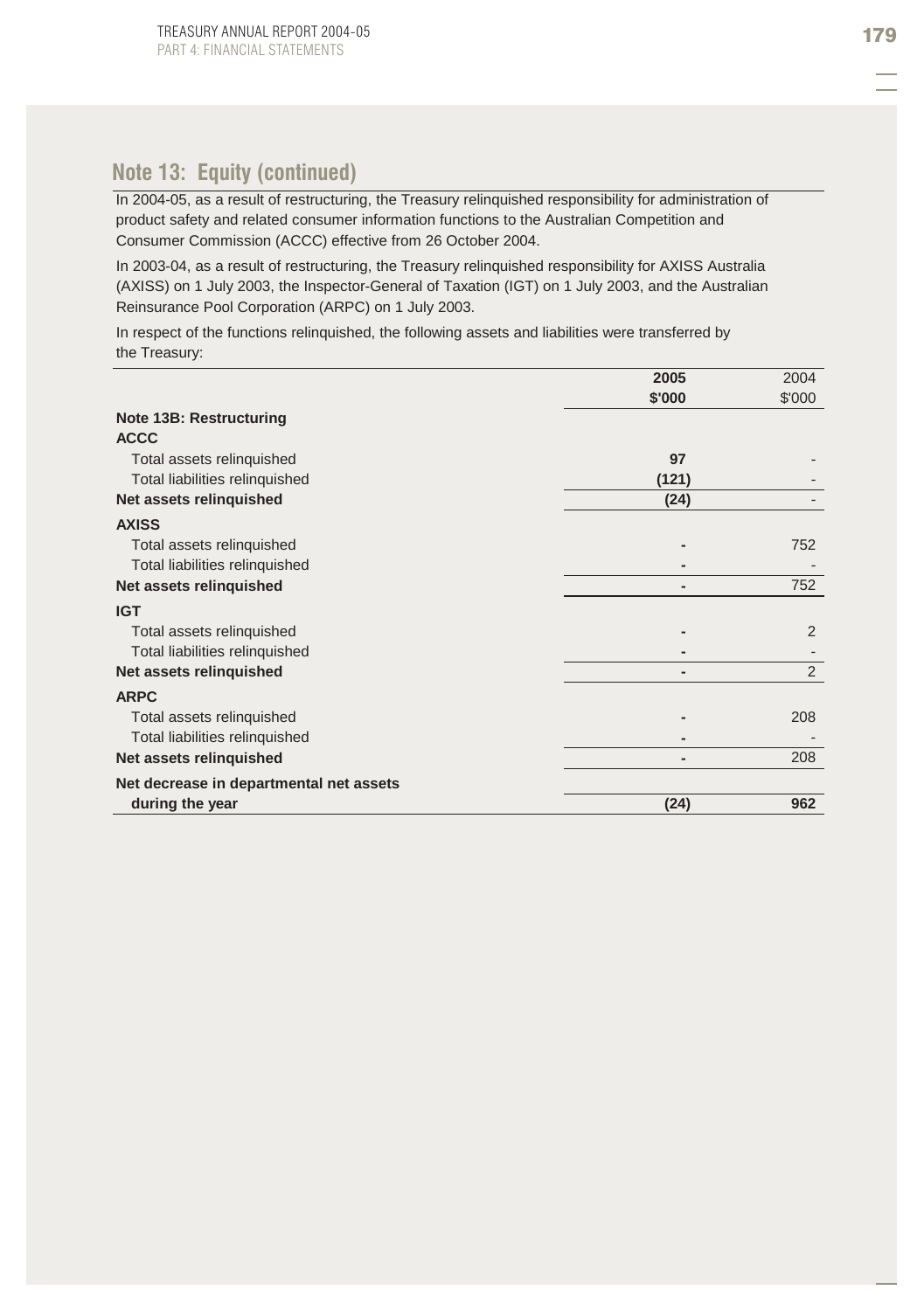## Note 13: Equity (continued)

In 2004-05, as a result of restructuring, the Treasury relinquished responsibility for administration of product safety and related consumer information functions to the Australian Competition and Consumer Commission (ACCC) effective from 26 October 2004.

In 2003-04, as a result of restructuring, the Treasury relinquished responsibility for AXISS Australia (AXISS) on 1 July 2003, the Inspector-General of Taxation (IGT) on 1 July 2003, and the Australian Reinsurance Pool Corporation (ARPC) on 1 July 2003.

In respect of the functions relinquished, the following assets and liabilities were transferred by the Treasury:

| | 2005 | 2004 |
|---|---|---|
| | $'000 | $'000 |
| **Note 13B: Restructuring** | | |
| **ACCC** | | |
| Total assets relinquished | 97 | - |
| Total liabilities relinquished | (121) | - |
| **Net assets relinquished** | (24) | - |
| **AXISS** | | |
| Total assets relinquished | - | 752 |
| Total liabilities relinquished | - | - |
| **Net assets relinquished** | - | 752 |
| **IGT** | | |
| Total assets relinquished | - | 2 |
| Total liabilities relinquished | - | - |
| **Net assets relinquished** | - | 2 |
| **ARPC** | | |
| Total assets relinquished | - | 208 |
| Total liabilities relinquished | - | - |
| **Net assets relinquished** | - | 208 |
| **Net decrease in departmental net assets during the year** | (24) | 962 |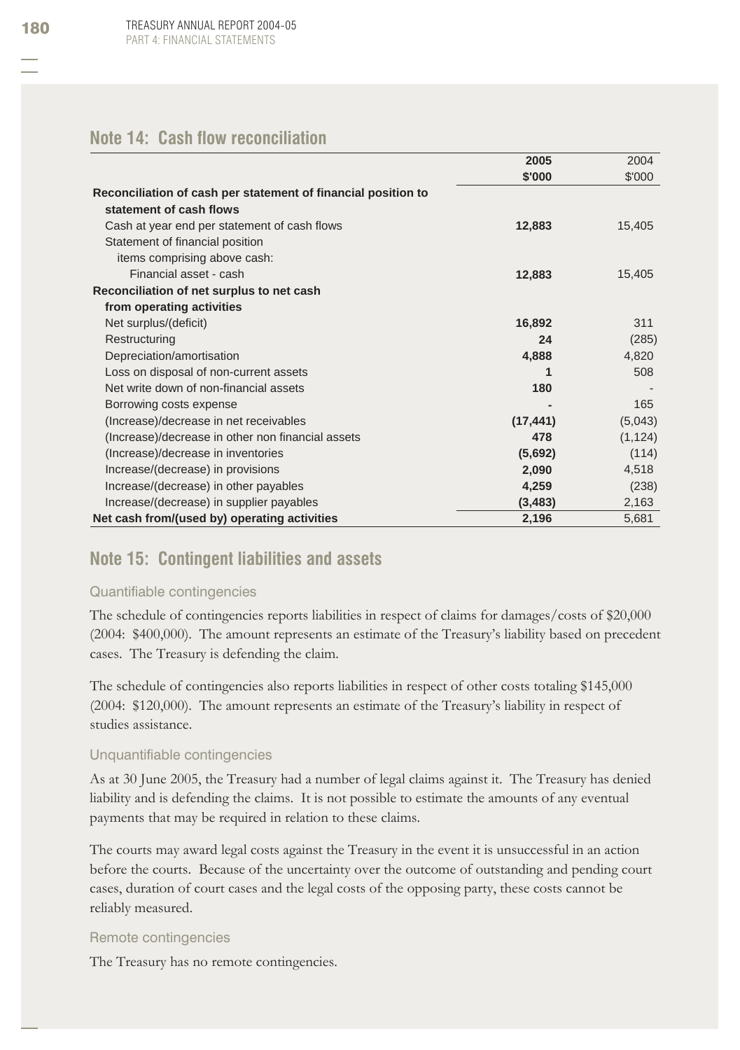## Note 14: Cash flow reconciliation

| | 2005 | 2004 |
|---|---|---|
| | $'000 | $'000 |
| **Reconciliation of cash per statement of financial position to statement of cash flows** | | |
| Cash at year end per statement of cash flows | **12,883** | 15,405 |
| Statement of financial position items comprising above cash: | | |
| Financial asset - cash | **12,883** | 15,405 |
| **Reconciliation of net surplus to net cash from operating activities** | | |
| Net surplus/(deficit) | **16,892** | 311 |
| Restructuring | **24** | (285) |
| Depreciation/amortisation | **4,888** | 4,820 |
| Loss on disposal of non-current assets | **1** | 508 |
| Net write down of non-financial assets | **180** | - |
| Borrowing costs expense | **-** | 165 |
| (Increase)/decrease in net receivables | **(17,441)** | (5,043) |
| (Increase)/decrease in other non financial assets | **478** | (1,124) |
| (Increase)/decrease in inventories | **(5,692)** | (114) |
| Increase/(decrease) in provisions | **2,090** | 4,518 |
| Increase/(decrease) in other payables | **4,259** | (238) |
| Increase/(decrease) in supplier payables | **(3,483)** | 2,163 |
| **Net cash from/(used by) operating activities** | **2,196** | 5,681 |

## Note 15: Contingent liabilities and assets

### Quantifiable contingencies

The schedule of contingencies reports liabilities in respect of claims for damages/costs of $20,000 (2004: $400,000). The amount represents an estimate of the Treasury's liability based on precedent cases. The Treasury is defending the claim.

The schedule of contingencies also reports liabilities in respect of other costs totaling $145,000 (2004: $120,000). The amount represents an estimate of the Treasury's liability in respect of studies assistance.

### Unquantifiable contingencies

As at 30 June 2005, the Treasury had a number of legal claims against it. The Treasury has denied liability and is defending the claims. It is not possible to estimate the amounts of any eventual payments that may be required in relation to these claims.

The courts may award legal costs against the Treasury in the event it is unsuccessful in an action before the courts. Because of the uncertainty over the outcome of outstanding and pending court cases, duration of court cases and the legal costs of the opposing party, these costs cannot be reliably measured.

### Remote contingencies

The Treasury has no remote contingencies.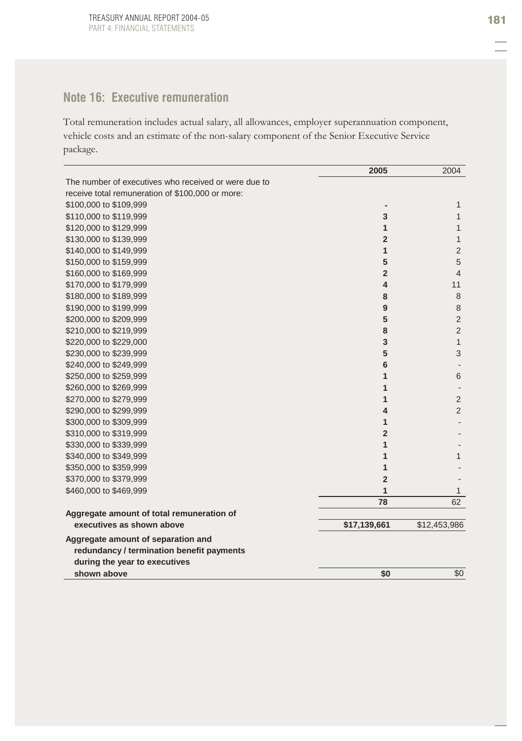## Note 16: Executive remuneration

Total remuneration includes actual salary, all allowances, employer superannuation component, vehicle costs and an estimate of the non-salary component of the Senior Executive Service package.

| | **2005** | 2004 |
|---|---|---|
| The number of executives who received or were due to receive total remuneration of $100,000 or more: | | |
| $100,000 to $109,999 | **-** | 1 |
| $110,000 to $119,999 | **3** | 1 |
| $120,000 to $129,999 | **1** | 1 |
| $130,000 to $139,999 | **2** | 1 |
| $140,000 to $149,999 | **1** | 2 |
| $150,000 to $159,999 | **5** | 5 |
| $160,000 to $169,999 | **2** | 4 |
| $170,000 to $179,999 | **4** | 11 |
| $180,000 to $189,999 | **8** | 8 |
| $190,000 to $199,999 | **9** | 8 |
| $200,000 to $209,999 | **5** | 2 |
| $210,000 to $219,999 | **8** | 2 |
| $220,000 to $229,000 | **3** | 1 |
| $230,000 to $239,999 | **5** | 3 |
| $240,000 to $249,999 | **6** | - |
| $250,000 to $259,999 | **1** | 6 |
| $260,000 to $269,999 | **1** | - |
| $270,000 to $279,999 | **1** | 2 |
| $290,000 to $299,999 | **4** | 2 |
| $300,000 to $309,999 | **1** | - |
| $310,000 to $319,999 | **2** | - |
| $330,000 to $339,999 | **1** | - |
| $340,000 to $349,999 | **1** | 1 |
| $350,000 to $359,999 | **1** | - |
| $370,000 to $379,999 | **2** | - |
| $460,000 to $469,999 | **1** | 1 |
| | **78** | 62 |
| **Aggregate amount of total remuneration of executives as shown above** | **$17,139,661** | $12,453,986 |
| **Aggregate amount of separation and redundancy / termination benefit payments during the year to executives shown above** | **$0** | $0 |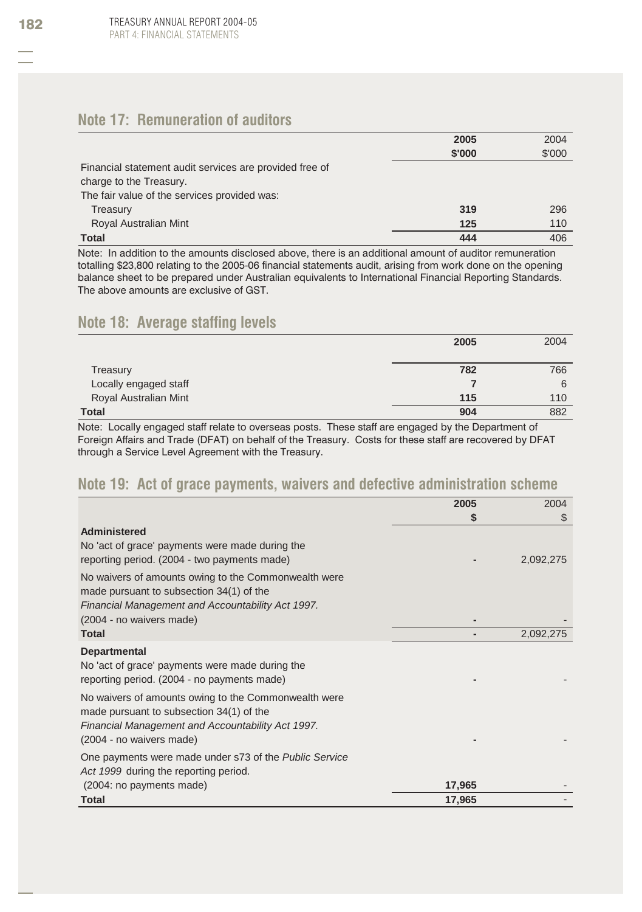## Note 17: Remuneration of auditors

| | 2005 | 2004 |
|---|---|---|
| | $'000 | $'000 |
| Financial statement audit services are provided free of charge to the Treasury. | | |
| The fair value of the services provided was: | | |
| Treasury | **319** | 296 |
| Royal Australian Mint | **125** | 110 |
| **Total** | **444** | 406 |

Note: In addition to the amounts disclosed above, there is an additional amount of auditor remuneration totalling $23,800 relating to the 2005-06 financial statements audit, arising from work done on the opening balance sheet to be prepared under Australian equivalents to International Financial Reporting Standards. The above amounts are exclusive of GST.

## Note 18: Average staffing levels

| | 2005 | 2004 |
|---|---|---|
| Treasury | **782** | 766 |
| Locally engaged staff | **7** | 6 |
| Royal Australian Mint | **115** | 110 |
| **Total** | **904** | 882 |

Note: Locally engaged staff relate to overseas posts. These staff are engaged by the Department of Foreign Affairs and Trade (DFAT) on behalf of the Treasury. Costs for these staff are recovered by DFAT through a Service Level Agreement with the Treasury.

## Note 19: Act of grace payments, waivers and defective administration scheme

| | 2005 | 2004 |
|---|---|---|
| | $ | $ |
| **Administered** | | |
| No 'act of grace' payments were made during the reporting period. (2004 - two payments made) | **-** | 2,092,275 |
| No waivers of amounts owing to the Commonwealth were made pursuant to subsection 34(1) of the *Financial Management and Accountability Act 1997.* (2004 - no waivers made) | **-** | - |
| **Total** | **-** | 2,092,275 |
| **Departmental** | | |
| No 'act of grace' payments were made during the reporting period. (2004 - no payments made) | **-** | - |
| No waivers of amounts owing to the Commonwealth were made pursuant to subsection 34(1) of the *Financial Management and Accountability Act 1997.* (2004 - no waivers made) | **-** | - |
| One payments were made under s73 of the *Public Service Act 1999* during the reporting period. (2004: no payments made) | **17,965** | - |
| **Total** | **17,965** | - |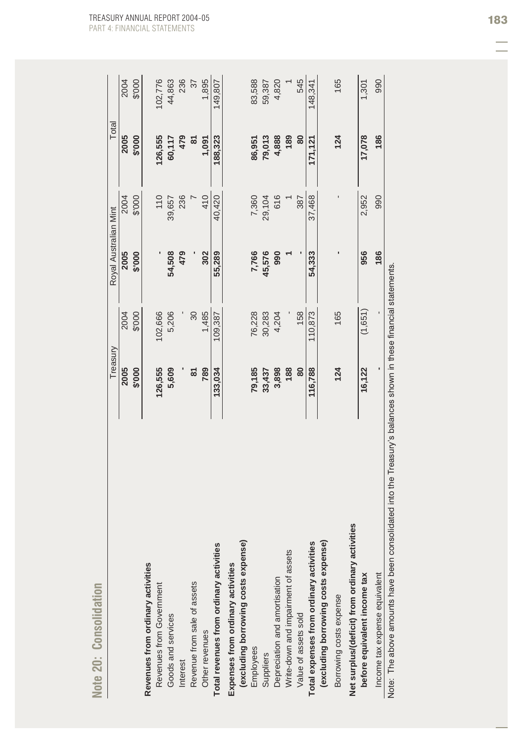## Note 20: Consolidation

| | Treasury | | Royal Australian Mint | | Total | |
|---|---|---|---|---|---|---|
| | **2005** | 2004 | **2005** | 2004 | **2005** | 2004 |
| | **$'000** | $'000 | **$'000** | $'000 | **$'000** | $'000 |
| **Revenues from ordinary activities** | | | | | | |
| Revenues from Government | **126,555** | 102,666 | **-** | 110 | **126,555** | 102,776 |
| Goods and services | **5,609** | 5,206 | **54,508** | 39,657 | **60,117** | 44,863 |
| Interest | **-** | - | **479** | 236 | **479** | 236 |
| Revenue from sale of assets | **81** | 30 | **-** | 7 | **81** | 37 |
| Other revenues | **789** | 1,485 | **302** | 410 | **1,091** | 1,895 |
| **Total revenues from ordinary activities** | **133,034** | 109,387 | **55,289** | 40,420 | **188,323** | 149,807 |
| **Expenses from ordinary activities (excluding borrowing costs expense)** | | | | | | |
| Employees | **79,185** | 76,228 | **7,766** | 7,360 | **86,951** | 83,588 |
| Suppliers | **33,437** | 30,283 | **45,576** | 29,104 | **79,013** | 59,387 |
| Depreciation and amortisation | **3,898** | 4,204 | **990** | 616 | **4,888** | 4,820 |
| Write-down and impairment of assets | **188** | - | **1** | 1 | **189** | 1 |
| Value of assets sold | **80** | 158 | **-** | 387 | **80** | 545 |
| **Total expenses from ordinary activities (excluding borrowing costs expense)** | **116,788** | 110,873 | **54,333** | 37,468 | **171,121** | 148,341 |
| Borrowing costs expense | **124** | 165 | **-** | - | **124** | 165 |
| **Net surplus/(deficit) from ordinary activities before equivalent income tax** | **16,122** | (1,651) | **956** | 2,952 | **17,078** | 1,301 |
| Income tax expense equivalent | **-** | - | **186** | 990 | **186** | 990 |

Note: The above amounts have been consolidated into the Treasury's balances shown in these financial statements.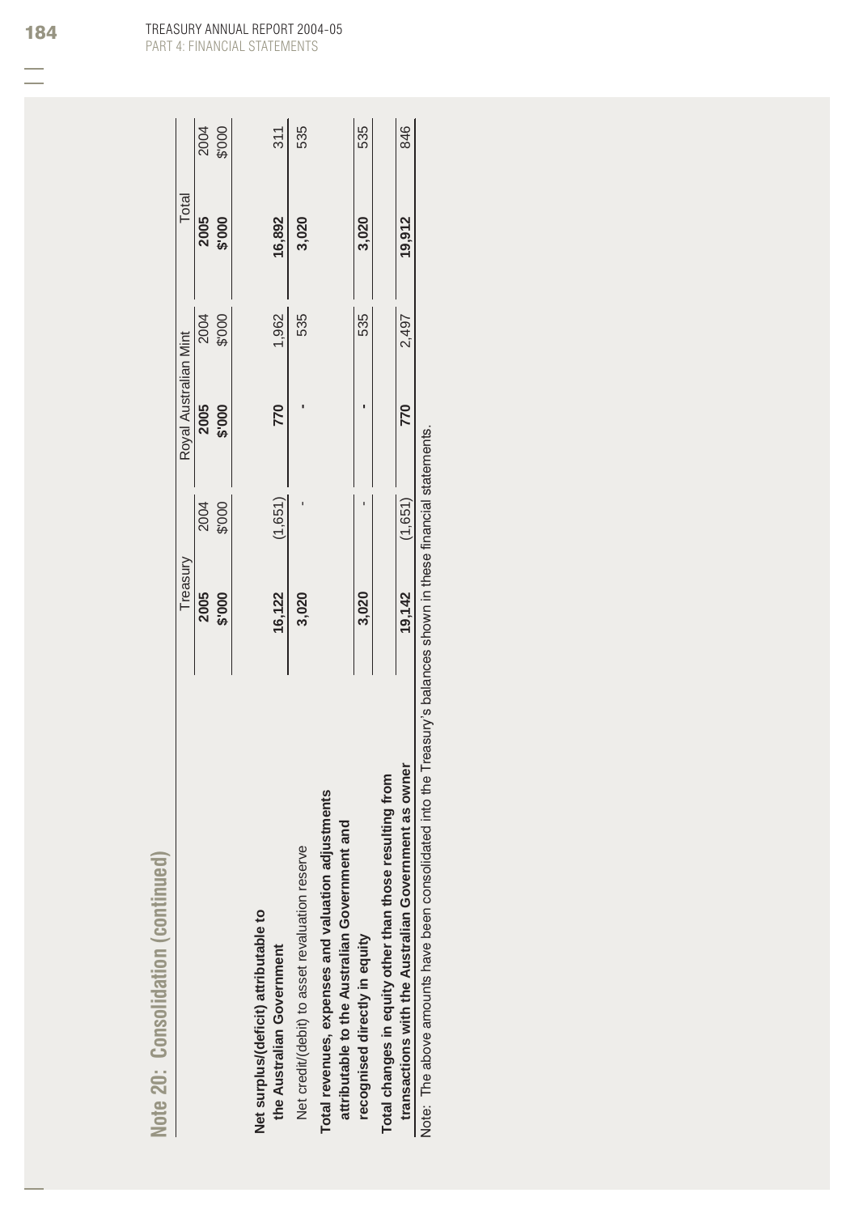## Note 20: Consolidation (continued)

| | Treasury | | Royal Australian Mint | | Total | |
|---|---|---|---|---|---|---|
| | **2005** | 2004 | **2005** | 2004 | **2005** | 2004 |
| | **$'000** | $'000 | **$'000** | $'000 | **$'000** | $'000 |
| **Net surplus/(deficit) attributable to the Australian Government** | **16,122** | (1,651) | **770** | 1,962 | **16,892** | 311 |
| Net credit/(debit) to asset revaluation reserve | **3,020** | - | **-** | 535 | **3,020** | 535 |
| **Total revenues, expenses and valuation adjustments attributable to the Australian Government and recognised directly in equity** | **3,020** | - | **-** | 535 | **3,020** | 535 |
| **Total changes in equity other than those resulting from transactions with the Australian Government as owner** | **19,142** | (1,651) | **770** | 2,497 | **19,912** | 846 |

Note: The above amounts have been consolidated into the Treasury's balances shown in these financial statements.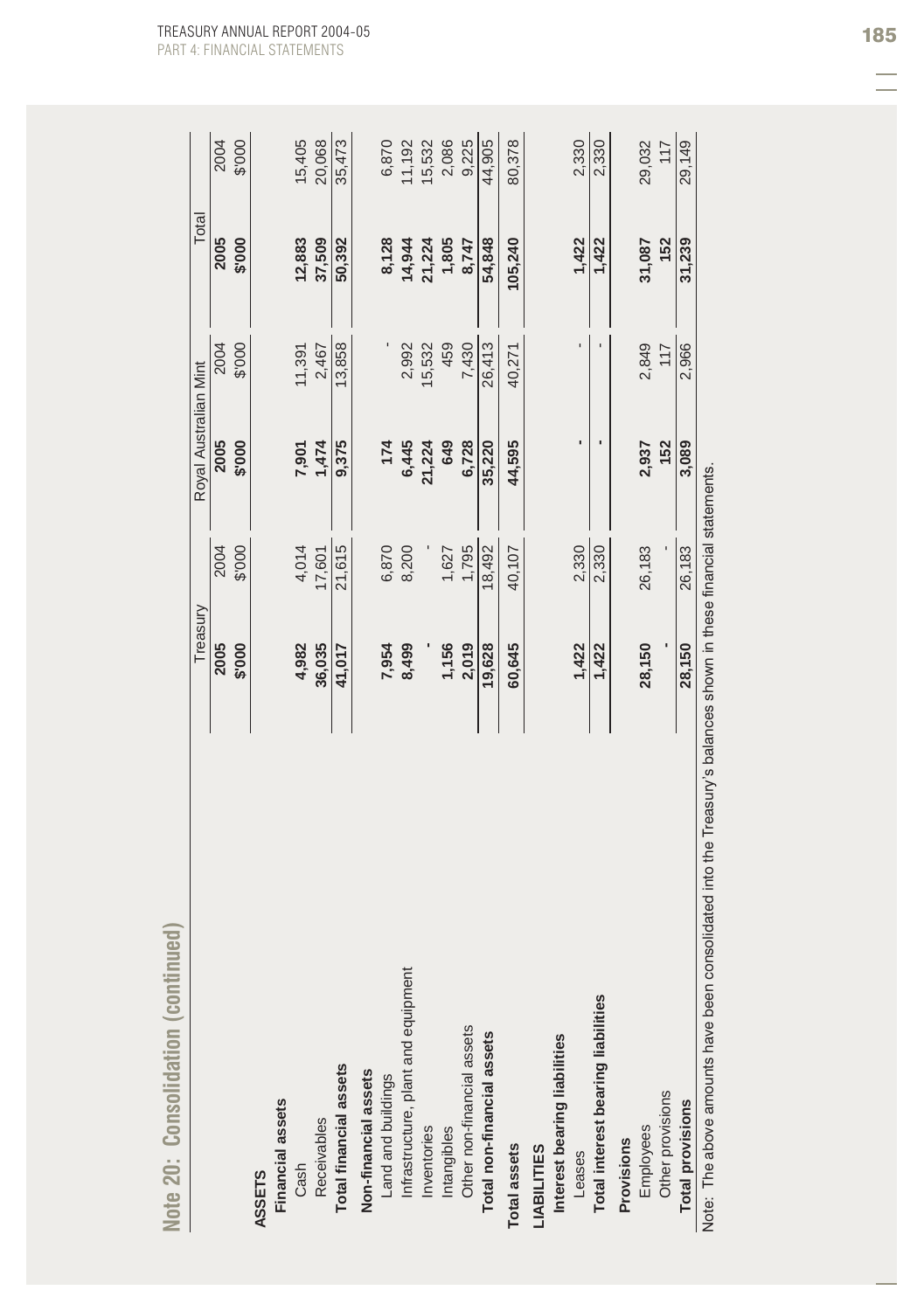## Note 20: Consolidation (continued)

| | Treasury | | Royal Australian Mint | | Total | |
|---|---|---|---|---|---|---|
| | **2005** | 2004 | **2005** | 2004 | **2005** | 2004 |
| | **$'000** | $'000 | **$'000** | $'000 | **$'000** | $'000 |
| **ASSETS** | | | | | | |
| **Financial assets** | | | | | | |
| Cash | **4,982** | 4,014 | **7,901** | 11,391 | **12,883** | 15,405 |
| Receivables | **36,035** | 17,601 | **1,474** | 2,467 | **37,509** | 20,068 |
| **Total financial assets** | **41,017** | 21,615 | **9,375** | 13,858 | **50,392** | 35,473 |
| **Non-financial assets** | | | | | | |
| Land and buildings | **7,954** | 6,870 | **174** | - | **8,128** | 6,870 |
| Infrastructure, plant and equipment | **8,499** | 8,200 | **6,445** | 2,992 | **14,944** | 11,192 |
| Inventories | **-** | - | **21,224** | 15,532 | **21,224** | 15,532 |
| Intangibles | **1,156** | 1,627 | **649** | 459 | **1,805** | 2,086 |
| Other non-financial assets | **2,019** | 1,795 | **6,728** | 7,430 | **8,747** | 9,225 |
| **Total non-financial assets** | **19,628** | 18,492 | **35,220** | 26,413 | **54,848** | 44,905 |
| **Total assets** | **60,645** | 40,107 | **44,595** | 40,271 | **105,240** | 80,378 |
| **LIABILITIES** | | | | | | |
| **Interest bearing liabilities** | | | | | | |
| Leases | **1,422** | 2,330 | **-** | - | **1,422** | 2,330 |
| **Total interest bearing liabilities** | **1,422** | 2,330 | **-** | - | **1,422** | 2,330 |
| **Provisions** | | | | | | |
| Employees | **28,150** | 26,183 | **2,937** | 2,849 | **31,087** | 29,032 |
| Other provisions | **-** | - | **152** | 117 | **152** | 117 |
| **Total provisions** | **28,150** | 26,183 | **3,089** | 2,966 | **31,239** | 29,149 |

Note: The above amounts have been consolidated into the Treasury's balances shown in these financial statements.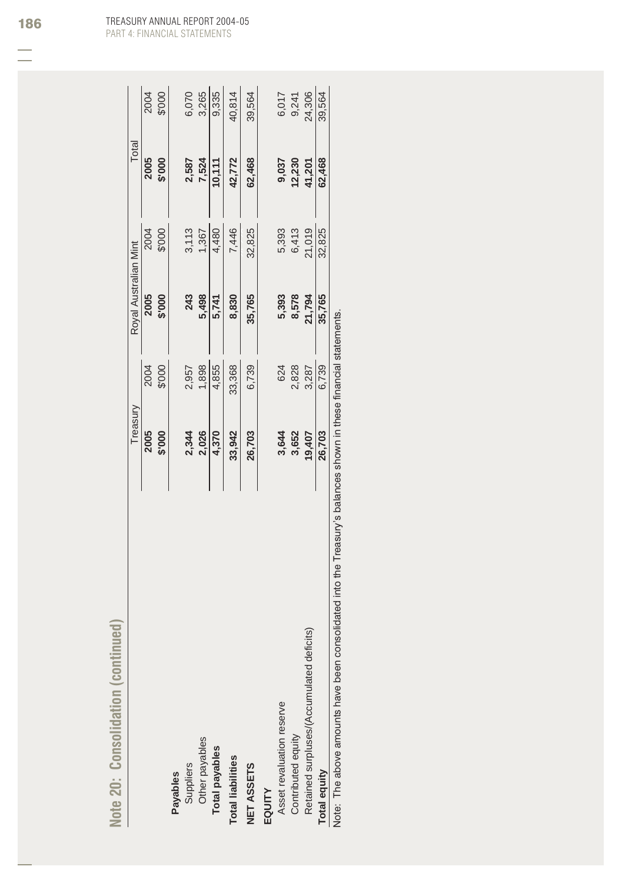## Note 20: Consolidation (continued)

| | Treasury | | Royal Australian Mint | | Total | |
|---|---|---|---|---|---|---|
| | **2005** | 2004 | **2005** | 2004 | **2005** | 2004 |
| | **$'000** | $'000 | **$'000** | $'000 | **$'000** | $'000 |
| **Payables** | | | | | | |
| Suppliers | **2,344** | 2,957 | **243** | 3,113 | **2,587** | 6,070 |
| Other payables | **2,026** | 1,898 | **5,498** | 1,367 | **7,524** | 3,265 |
| **Total payables** | **4,370** | 4,855 | **5,741** | 4,480 | **10,111** | 9,335 |
| **Total liabilities** | **33,942** | 33,368 | **8,830** | 7,446 | **42,772** | 40,814 |
| **NET ASSETS** | **26,703** | 6,739 | **35,765** | 32,825 | **62,468** | 39,564 |
| **EQUITY** | | | | | | |
| Asset revaluation reserve | **3,644** | 624 | **5,393** | 5,393 | **9,037** | 6,017 |
| Contributed equity | **3,652** | 2,828 | **8,578** | 6,413 | **12,230** | 9,241 |
| Retained surpluses/(Accumulated deficits) | **19,407** | 3,287 | **21,794** | 21,019 | **41,201** | 24,306 |
| **Total equity** | **26,703** | 6,739 | **35,765** | 32,825 | **62,468** | 39,564 |

Note: The above amounts have been consolidated into the Treasury's balances shown in these financial statements.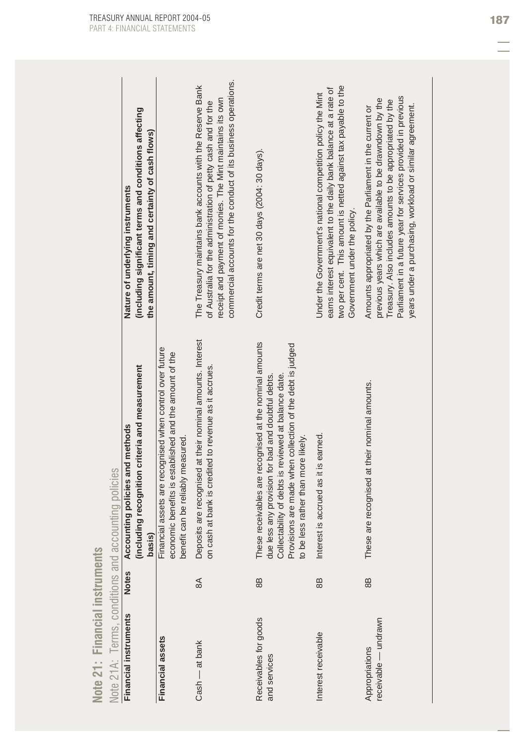## Note 21: Financial instruments

### Note 21A: Terms, conditions and accounting policies

| Financial instruments | Notes | Accounting policies and methods (including recognition criteria and measurement basis) | Nature of underlying instruments (including significant terms and conditions affecting the amount, timing and certainty of cash flows) |
|---|---|---|---|
| **Financial assets** | | Financial assets are recognised when control over future economic benefits is established and the amount of the benefit can be reliably measured. | |
| Cash — at bank | 8A | Deposits are recognised at their nominal amounts. Interest on cash at bank is credited to revenue as it accrues. | The Treasury maintains bank accounts with the Reserve Bank of Australia for the administration of petty cash and for the receipt and payment of monies. The Mint maintains its own commercial accounts for the conduct of its business operations. |
| Receivables for goods and services | 8B | These receivables are recognised at the nominal amounts due less any provision for bad and doubtful debts. Collectability of debts is reviewed at balance date. Provisions are made when collection of the debt is judged to be less rather than more likely. | Credit terms are net 30 days (2004: 30 days). |
| Interest receivable | 8B | Interest is accrued as it is earned. | Under the Government's national competition policy the Mint earns interest equivalent to the daily bank balance at a rate of two per cent. This amount is netted against tax payable to the Government under the policy. |
| Appropriations receivable — undrawn | 8B | These are recognised at their nominal amounts. | Amounts appropriated by the Parliament in the current or previous years which are available to be drawndown by the Treasury. Also includes amounts to be appropriated by the Parliament in a future year for services provided in previous years under a purchasing, workload or similar agreement. |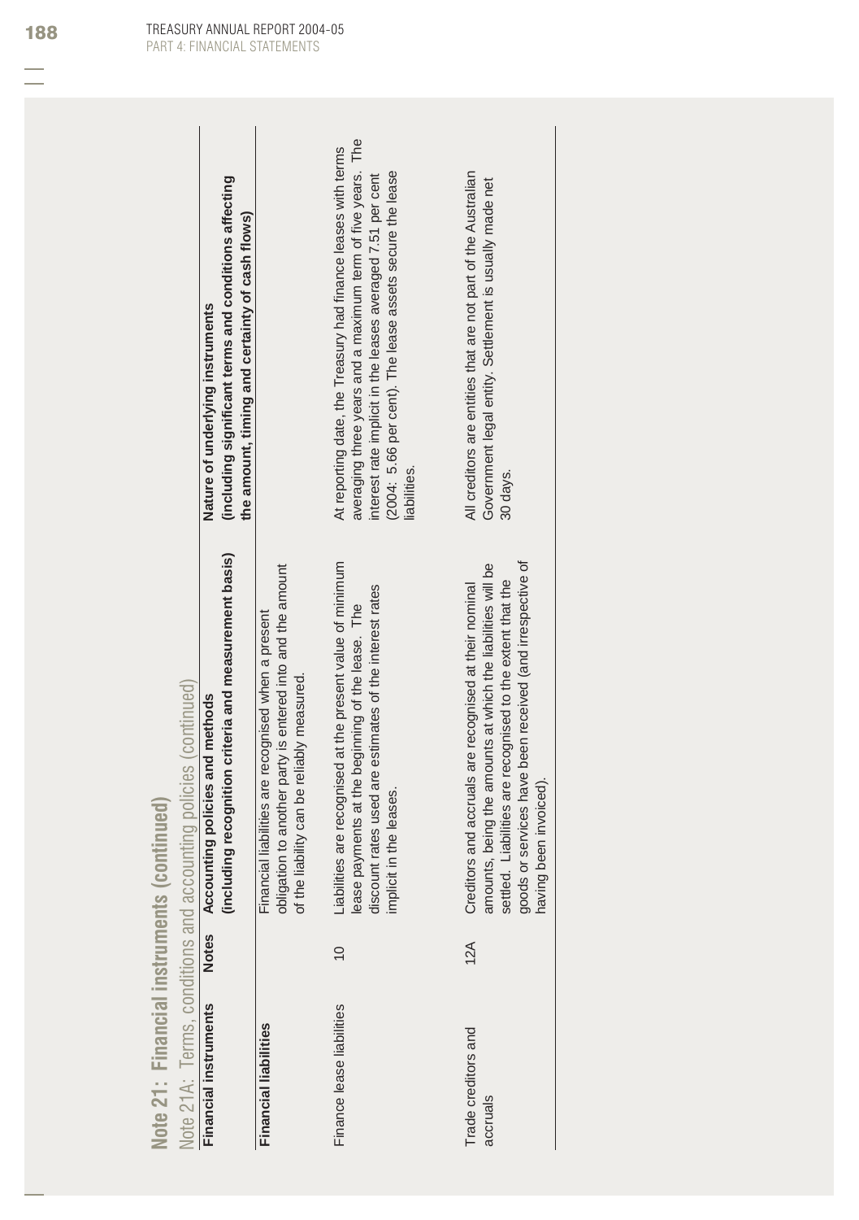## Note 21: Financial instruments (continued)

### Note 21A: Terms, conditions and accounting policies (continued)

| Financial instruments | Notes | Accounting policies and methods (including recognition criteria and measurement basis) | Nature of underlying instruments (including significant terms and conditions affecting the amount, timing and certainty of cash flows) |
|---|---|---|---|
| **Financial liabilities** | | Financial liabilities are recognised when a present obligation to another party is entered into and the amount of the liability can be reliably measured. | |
| Finance lease liabilities | 10 | Liabilities are recognised at the present value of minimum lease payments at the beginning of the lease. The discount rates used are estimates of the interest rates implicit in the leases. | At reporting date, the Treasury had finance leases with terms averaging three years and a maximum term of five years. The interest rate implicit in the leases averaged 7.51 per cent (2004: 5.66 per cent). The lease assets secure the lease liabilities. |
| Trade creditors and accruals | 12A | Creditors and accruals are recognised at their nominal amounts, being the amounts at which the liabilities will be settled. Liabilities are recognised to the extent that the goods or services have been received (and irrespective of having been invoiced). | All creditors are entities that are not part of the Australian Government legal entity. Settlement is usually made net 30 days. |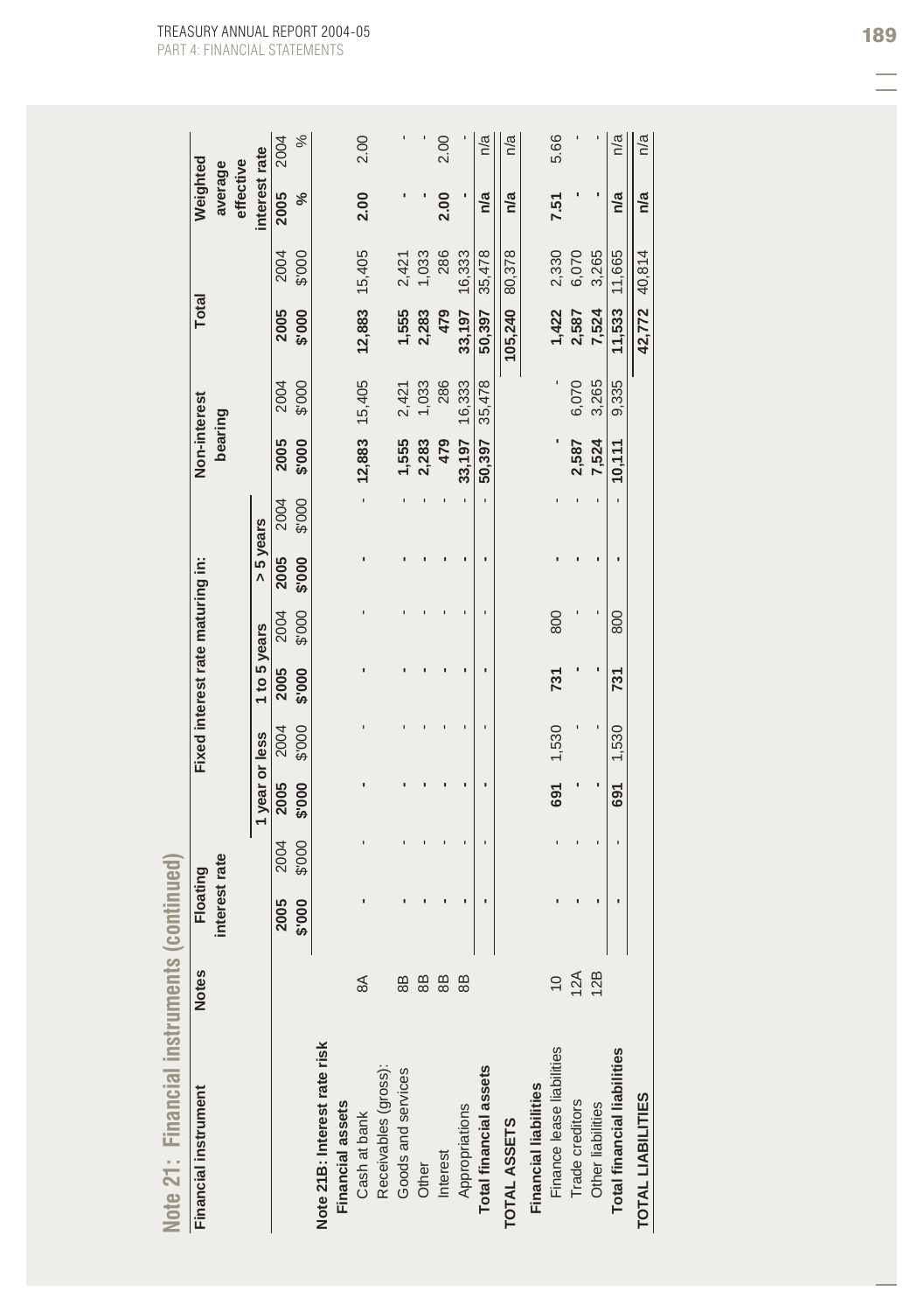## Note 21: Financial instruments (continued)

| Financial instrument | Notes | Floating interest rate | | Fixed interest rate maturing in: | | | | | | Non-interest bearing | | Total | | Weighted average effective interest rate | |
|---|---|---|---|---|---|---|---|---|---|---|---|---|---|---|---|
| | | | | 1 year or less | | 1 to 5 years | | > 5 years | | | | | | | |
| | | 2005 $'000 | 2004 $'000 | 2005 $'000 | 2004 $'000 | 2005 $'000 | 2004 $'000 | 2005 $'000 | 2004 $'000 | 2005 $'000 | 2004 $'000 | 2005 $'000 | 2004 $'000 | 2005 % | 2004 % |
| **Note 21B: Interest rate risk** | | | | | | | | | | | | | | | |
| **Financial assets** | | | | | | | | | | | | | | | |
| Cash at bank | 8A | - | - | - | - | - | - | - | - | 12,883 | 15,405 | 12,883 | 15,405 | 2.00 | 2.00 |
| Receivables (gross): | | | | | | | | | | | | | | | |
| Goods and services | 8B | - | - | - | - | - | - | - | - | 1,555 | 2,421 | 1,555 | 2,421 | - | - |
| Other | 8B | - | - | - | - | - | - | - | - | 2,283 | 1,033 | 2,283 | 1,033 | - | - |
| Interest | 8B | - | - | - | - | - | - | - | - | 479 | 286 | 479 | 286 | 2.00 | 2.00 |
| Appropriations | 8B | - | - | - | - | - | - | - | - | 33,197 | 16,333 | 33,197 | 16,333 | - | - |
| **Total financial assets** | | - | - | - | - | - | - | - | - | 50,397 | 35,478 | 50,397 | 35,478 | n/a | n/a |
| **TOTAL ASSETS** | | | | | | | | | | | | 105,240 | 80,378 | n/a | n/a |
| **Financial liabilities** | | | | | | | | | | | | | | | |
| Finance lease liabilities | 10 | - | - | 691 | 1,530 | 731 | 800 | - | - | - | - | 1,422 | 2,330 | 7.51 | 5.66 |
| Trade creditors | 12A | - | - | - | - | - | - | - | - | 2,587 | 6,070 | 2,587 | 6,070 | - | - |
| Other liabilities | 12B | - | - | - | - | - | - | - | - | 7,524 | 3,265 | 7,524 | 3,265 | - | - |
| **Total financial liabilities** | | - | - | 691 | 1,530 | 731 | 800 | - | - | 10,111 | 9,335 | 11,533 | 11,665 | n/a | n/a |
| **TOTAL LIABILITIES** | | | | | | | | | | | | 42,772 | 40,814 | n/a | n/a |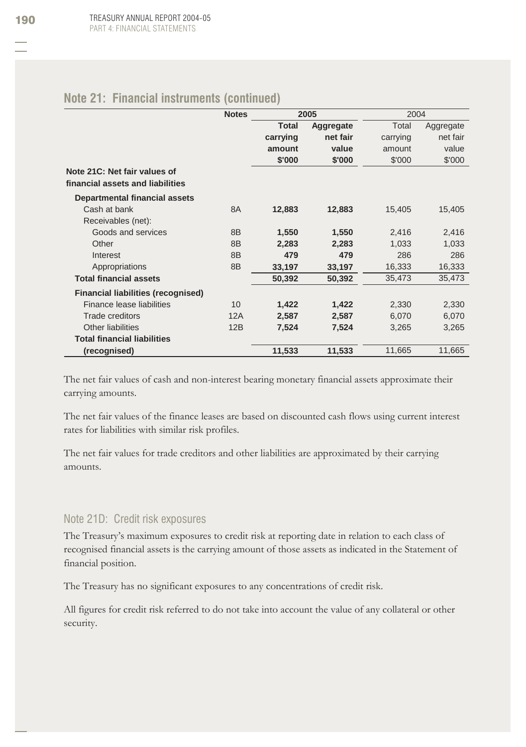## Note 21: Financial instruments (continued)

| | Notes | 2005 | | 2004 | |
|---|---|---|---|---|---|
| | | **Total carrying amount $'000** | **Aggregate net fair value $'000** | Total carrying amount $'000 | Aggregate net fair value $'000 |
| **Note 21C: Net fair values of financial assets and liabilities** | | | | | |
| **Departmental financial assets** | | | | | |
| Cash at bank | 8A | **12,883** | **12,883** | 15,405 | 15,405 |
| Receivables (net): | | | | | |
| Goods and services | 8B | **1,550** | **1,550** | 2,416 | 2,416 |
| Other | 8B | **2,283** | **2,283** | 1,033 | 1,033 |
| Interest | 8B | **479** | **479** | 286 | 286 |
| Appropriations | 8B | **33,197** | **33,197** | 16,333 | 16,333 |
| **Total financial assets** | | **50,392** | **50,392** | 35,473 | 35,473 |
| **Financial liabilities (recognised)** | | | | | |
| Finance lease liabilities | 10 | **1,422** | **1,422** | 2,330 | 2,330 |
| Trade creditors | 12A | **2,587** | **2,587** | 6,070 | 6,070 |
| Other liabilities | 12B | **7,524** | **7,524** | 3,265 | 3,265 |
| **Total financial liabilities (recognised)** | | **11,533** | **11,533** | 11,665 | 11,665 |

The net fair values of cash and non-interest bearing monetary financial assets approximate their carrying amounts.

The net fair values of the finance leases are based on discounted cash flows using current interest rates for liabilities with similar risk profiles.

The net fair values for trade creditors and other liabilities are approximated by their carrying amounts.

### Note 21D: Credit risk exposures

The Treasury's maximum exposures to credit risk at reporting date in relation to each class of recognised financial assets is the carrying amount of those assets as indicated in the Statement of financial position.

The Treasury has no significant exposures to any concentrations of credit risk.

All figures for credit risk referred to do not take into account the value of any collateral or other security.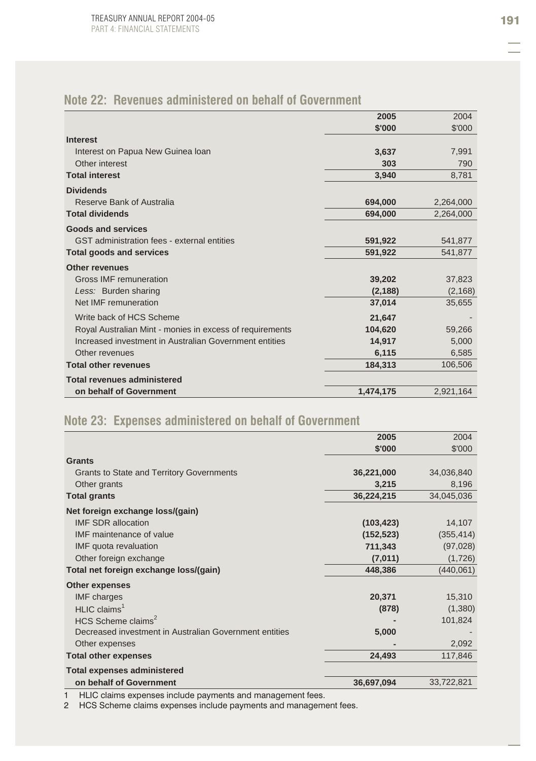## Note 22: Revenues administered on behalf of Government

| | 2005 | 2004 |
|---|---|---|
| | $'000 | $'000 |
| **Interest** | | |
| Interest on Papua New Guinea loan | **3,637** | 7,991 |
| Other interest | **303** | 790 |
| **Total interest** | **3,940** | 8,781 |
| **Dividends** | | |
| Reserve Bank of Australia | **694,000** | 2,264,000 |
| **Total dividends** | **694,000** | 2,264,000 |
| **Goods and services** | | |
| GST administration fees - external entities | **591,922** | 541,877 |
| **Total goods and services** | **591,922** | 541,877 |
| **Other revenues** | | |
| Gross IMF remuneration | **39,202** | 37,823 |
| *Less:* Burden sharing | **(2,188)** | (2,168) |
| Net IMF remuneration | **37,014** | 35,655 |
| Write back of HCS Scheme | **21,647** | - |
| Royal Australian Mint - monies in excess of requirements | **104,620** | 59,266 |
| Increased investment in Australian Government entities | **14,917** | 5,000 |
| Other revenues | **6,115** | 6,585 |
| **Total other revenues** | **184,313** | 106,506 |
| **Total revenues administered on behalf of Government** | **1,474,175** | 2,921,164 |

## Note 23: Expenses administered on behalf of Government

| | 2005 | 2004 |
|---|---|---|
| | $'000 | $'000 |
| **Grants** | | |
| Grants to State and Territory Governments | **36,221,000** | 34,036,840 |
| Other grants | **3,215** | 8,196 |
| **Total grants** | **36,224,215** | 34,045,036 |
| **Net foreign exchange loss/(gain)** | | |
| IMF SDR allocation | **(103,423)** | 14,107 |
| IMF maintenance of value | **(152,523)** | (355,414) |
| IMF quota revaluation | **711,343** | (97,028) |
| Other foreign exchange | **(7,011)** | (1,726) |
| **Total net foreign exchange loss/(gain)** | **448,386** | (440,061) |
| **Other expenses** | | |
| IMF charges | **20,371** | 15,310 |
| HLIC claims[1] | **(878)** | (1,380) |
| HCS Scheme claims[2] | **-** | 101,824 |
| Decreased investment in Australian Government entities | **5,000** | - |
| Other expenses | **-** | 2,092 |
| **Total other expenses** | **24,493** | 117,846 |
| **Total expenses administered on behalf of Government** | **36,697,094** | 33,722,821 |

1 HLIC claims expenses include payments and management fees.
2 HCS Scheme claims expenses include payments and management fees.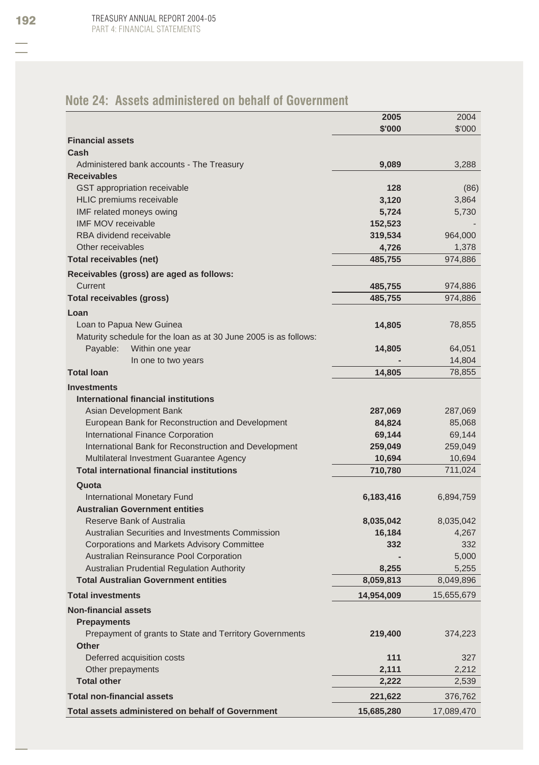## Note 24: Assets administered on behalf of Government

| | 2005 | 2004 |
|---|---|---|
| | $'000 | $'000 |
| **Financial assets** | | |
| **Cash** | | |
| Administered bank accounts - The Treasury | **9,089** | 3,288 |
| **Receivables** | | |
| GST appropriation receivable | **128** | (86) |
| HLIC premiums receivable | **3,120** | 3,864 |
| IMF related moneys owing | **5,724** | 5,730 |
| IMF MOV receivable | **152,523** | - |
| RBA dividend receivable | **319,534** | 964,000 |
| Other receivables | **4,726** | 1,378 |
| **Total receivables (net)** | **485,755** | 974,886 |
| **Receivables (gross) are aged as follows:** | | |
| Current | **485,755** | 974,886 |
| **Total receivables (gross)** | **485,755** | 974,886 |
| **Loan** | | |
| Loan to Papua New Guinea | **14,805** | 78,855 |
| Maturity schedule for the loan as at 30 June 2005 is as follows: | | |
| Payable: Within one year | **14,805** | 64,051 |
| In one to two years | **-** | 14,804 |
| **Total loan** | **14,805** | 78,855 |
| **Investments** | | |
| **International financial institutions** | | |
| Asian Development Bank | **287,069** | 287,069 |
| European Bank for Reconstruction and Development | **84,824** | 85,068 |
| International Finance Corporation | **69,144** | 69,144 |
| International Bank for Reconstruction and Development | **259,049** | 259,049 |
| Multilateral Investment Guarantee Agency | **10,694** | 10,694 |
| **Total international financial institutions** | **710,780** | 711,024 |
| **Quota** | | |
| International Monetary Fund | **6,183,416** | 6,894,759 |
| **Australian Government entities** | | |
| Reserve Bank of Australia | **8,035,042** | 8,035,042 |
| Australian Securities and Investments Commission | **16,184** | 4,267 |
| Corporations and Markets Advisory Committee | **332** | 332 |
| Australian Reinsurance Pool Corporation | **-** | 5,000 |
| Australian Prudential Regulation Authority | **8,255** | 5,255 |
| **Total Australian Government entities** | **8,059,813** | 8,049,896 |
| **Total investments** | **14,954,009** | 15,655,679 |
| **Non-financial assets** | | |
| **Prepayments** | | |
| Prepayment of grants to State and Territory Governments | **219,400** | 374,223 |
| **Other** | | |
| Deferred acquisition costs | **111** | 327 |
| Other prepayments | **2,111** | 2,212 |
| **Total other** | **2,222** | 2,539 |
| **Total non-financial assets** | **221,622** | 376,762 |
| **Total assets administered on behalf of Government** | **15,685,280** | 17,089,470 |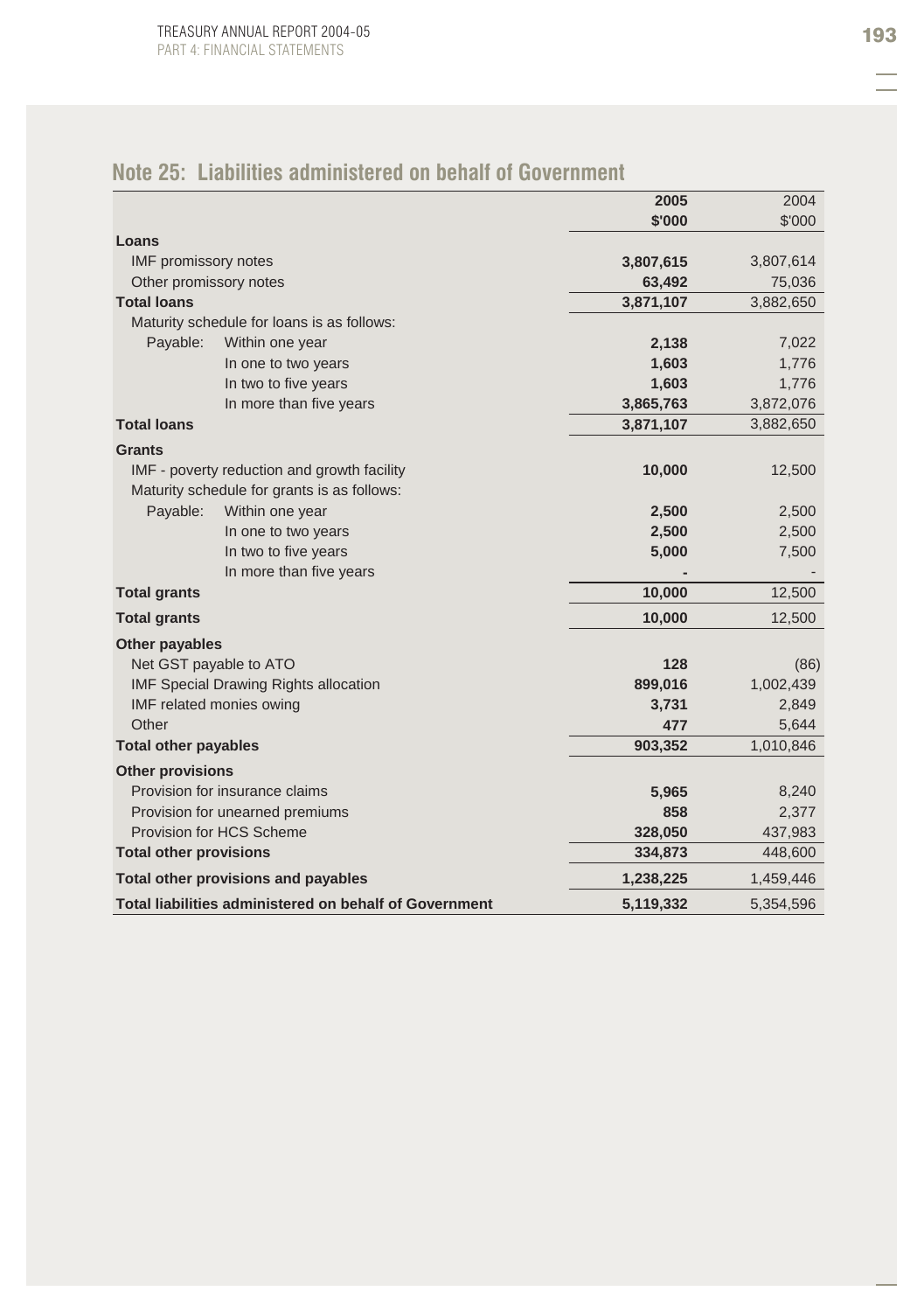## Note 25: Liabilities administered on behalf of Government

| | 2005 | 2004 |
|---|---|---|
| | $'000 | $'000 |
| **Loans** | | |
| IMF promissory notes | **3,807,615** | 3,807,614 |
| Other promissory notes | **63,492** | 75,036 |
| **Total loans** | **3,871,107** | 3,882,650 |
| Maturity schedule for loans is as follows: | | |
| Payable: Within one year | **2,138** | 7,022 |
| In one to two years | **1,603** | 1,776 |
| In two to five years | **1,603** | 1,776 |
| In more than five years | **3,865,763** | 3,872,076 |
| **Total loans** | **3,871,107** | 3,882,650 |
| **Grants** | | |
| IMF - poverty reduction and growth facility | **10,000** | 12,500 |
| Maturity schedule for grants is as follows: | | |
| Payable: Within one year | **2,500** | 2,500 |
| In one to two years | **2,500** | 2,500 |
| In two to five years | **5,000** | 7,500 |
| In more than five years | **-** | - |
| **Total grants** | **10,000** | 12,500 |
| **Total grants** | **10,000** | 12,500 |
| **Other payables** | | |
| Net GST payable to ATO | **128** | (86) |
| IMF Special Drawing Rights allocation | **899,016** | 1,002,439 |
| IMF related monies owing | **3,731** | 2,849 |
| Other | **477** | 5,644 |
| **Total other payables** | **903,352** | 1,010,846 |
| **Other provisions** | | |
| Provision for insurance claims | **5,965** | 8,240 |
| Provision for unearned premiums | **858** | 2,377 |
| Provision for HCS Scheme | **328,050** | 437,983 |
| **Total other provisions** | **334,873** | 448,600 |
| **Total other provisions and payables** | **1,238,225** | 1,459,446 |
| **Total liabilities administered on behalf of Government** | **5,119,332** | 5,354,596 |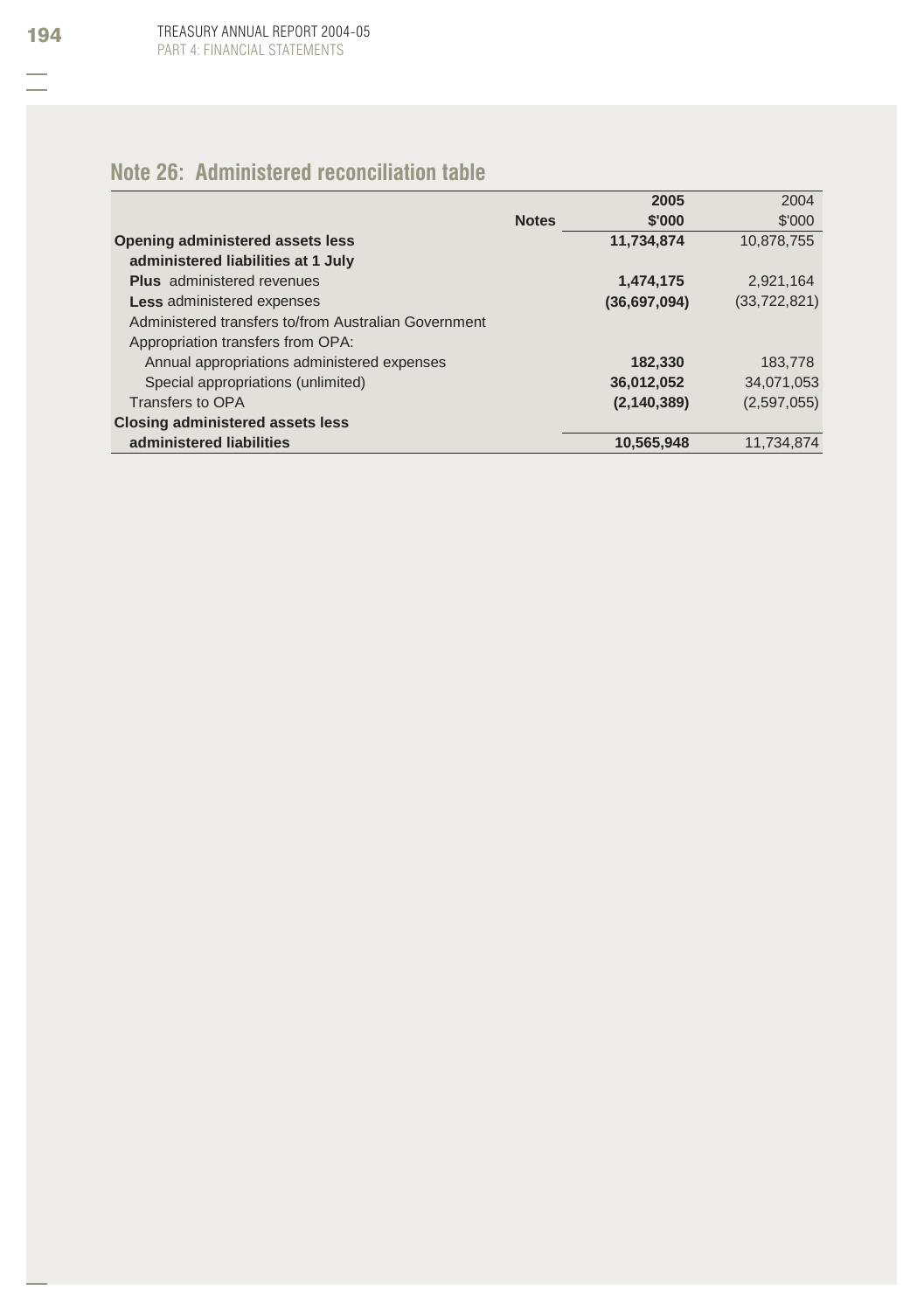## Note 26: Administered reconciliation table

| | Notes | 2005<br>$'000 | 2004<br>$'000 |
|---|---|---|---|
| **Opening administered assets less administered liabilities at 1 July** | | **11,734,874** | 10,878,755 |
| **Plus** administered revenues | | **1,474,175** | 2,921,164 |
| **Less** administered expenses | | **(36,697,094)** | (33,722,821) |
| Administered transfers to/from Australian Government | | | |
| Appropriation transfers from OPA: | | | |
| Annual appropriations administered expenses | | **182,330** | 183,778 |
| Special appropriations (unlimited) | | **36,012,052** | 34,071,053 |
| Transfers to OPA | | **(2,140,389)** | (2,597,055) |
| **Closing administered assets less administered liabilities** | | **10,565,948** | 11,734,874 |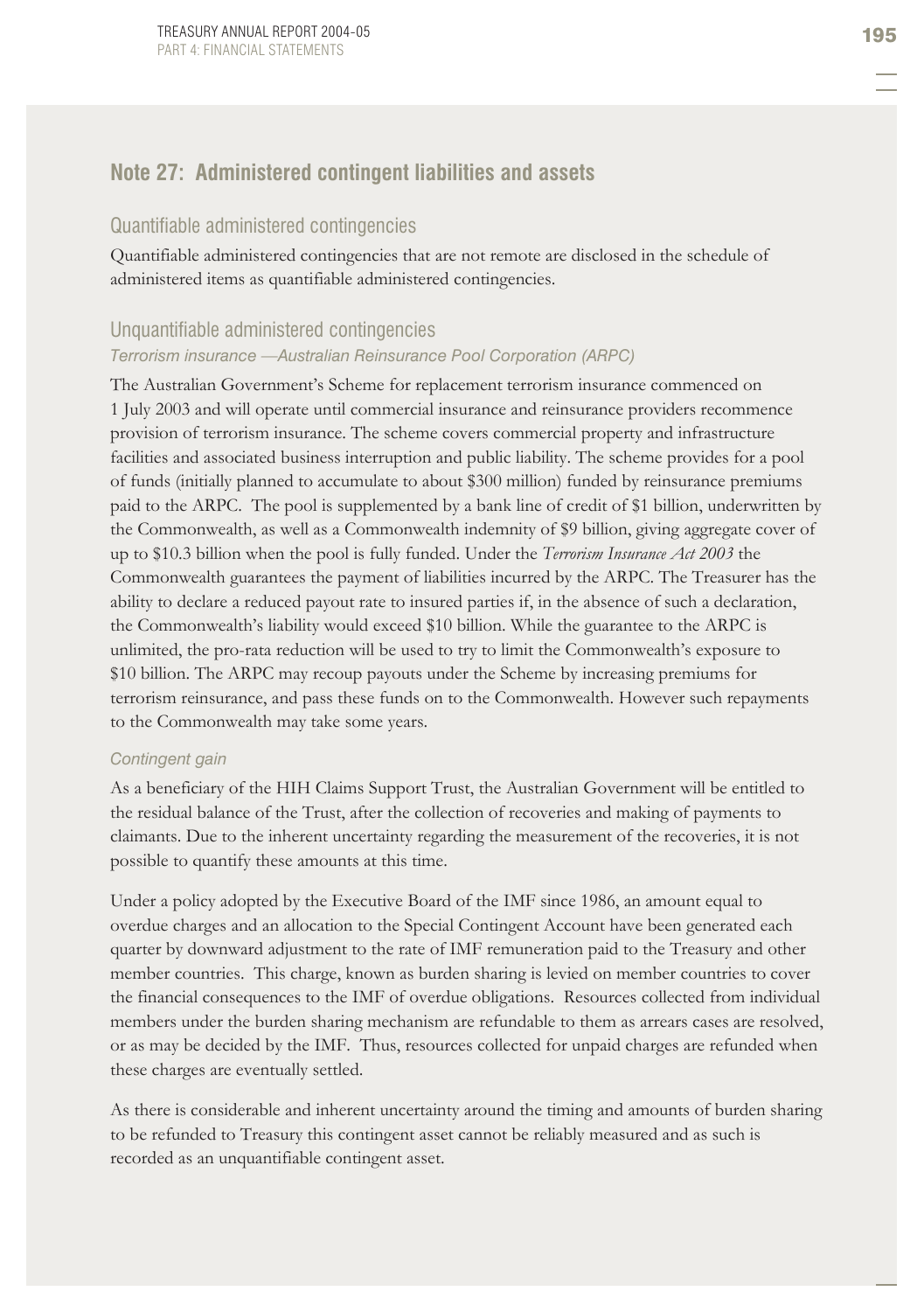## Note 27: Administered contingent liabilities and assets

### Quantifiable administered contingencies

Quantifiable administered contingencies that are not remote are disclosed in the schedule of administered items as quantifiable administered contingencies.

### Unquantifiable administered contingencies

#### *Terrorism insurance —Australian Reinsurance Pool Corporation (ARPC)*

The Australian Government's Scheme for replacement terrorism insurance commenced on 1 July 2003 and will operate until commercial insurance and reinsurance providers recommence provision of terrorism insurance. The scheme covers commercial property and infrastructure facilities and associated business interruption and public liability. The scheme provides for a pool of funds (initially planned to accumulate to about $300 million) funded by reinsurance premiums paid to the ARPC. The pool is supplemented by a bank line of credit of $1 billion, underwritten by the Commonwealth, as well as a Commonwealth indemnity of $9 billion, giving aggregate cover of up to $10.3 billion when the pool is fully funded. Under the *Terrorism Insurance Act 2003* the Commonwealth guarantees the payment of liabilities incurred by the ARPC. The Treasurer has the ability to declare a reduced payout rate to insured parties if, in the absence of such a declaration, the Commonwealth's liability would exceed $10 billion. While the guarantee to the ARPC is unlimited, the pro-rata reduction will be used to try to limit the Commonwealth's exposure to $10 billion. The ARPC may recoup payouts under the Scheme by increasing premiums for terrorism reinsurance, and pass these funds on to the Commonwealth. However such repayments to the Commonwealth may take some years.

#### *Contingent gain*

As a beneficiary of the HIH Claims Support Trust, the Australian Government will be entitled to the residual balance of the Trust, after the collection of recoveries and making of payments to claimants. Due to the inherent uncertainty regarding the measurement of the recoveries, it is not possible to quantify these amounts at this time.

Under a policy adopted by the Executive Board of the IMF since 1986, an amount equal to overdue charges and an allocation to the Special Contingent Account have been generated each quarter by downward adjustment to the rate of IMF remuneration paid to the Treasury and other member countries. This charge, known as burden sharing is levied on member countries to cover the financial consequences to the IMF of overdue obligations. Resources collected from individual members under the burden sharing mechanism are refundable to them as arrears cases are resolved, or as may be decided by the IMF. Thus, resources collected for unpaid charges are refunded when these charges are eventually settled.

As there is considerable and inherent uncertainty around the timing and amounts of burden sharing to be refunded to Treasury this contingent asset cannot be reliably measured and as such is recorded as an unquantifiable contingent asset.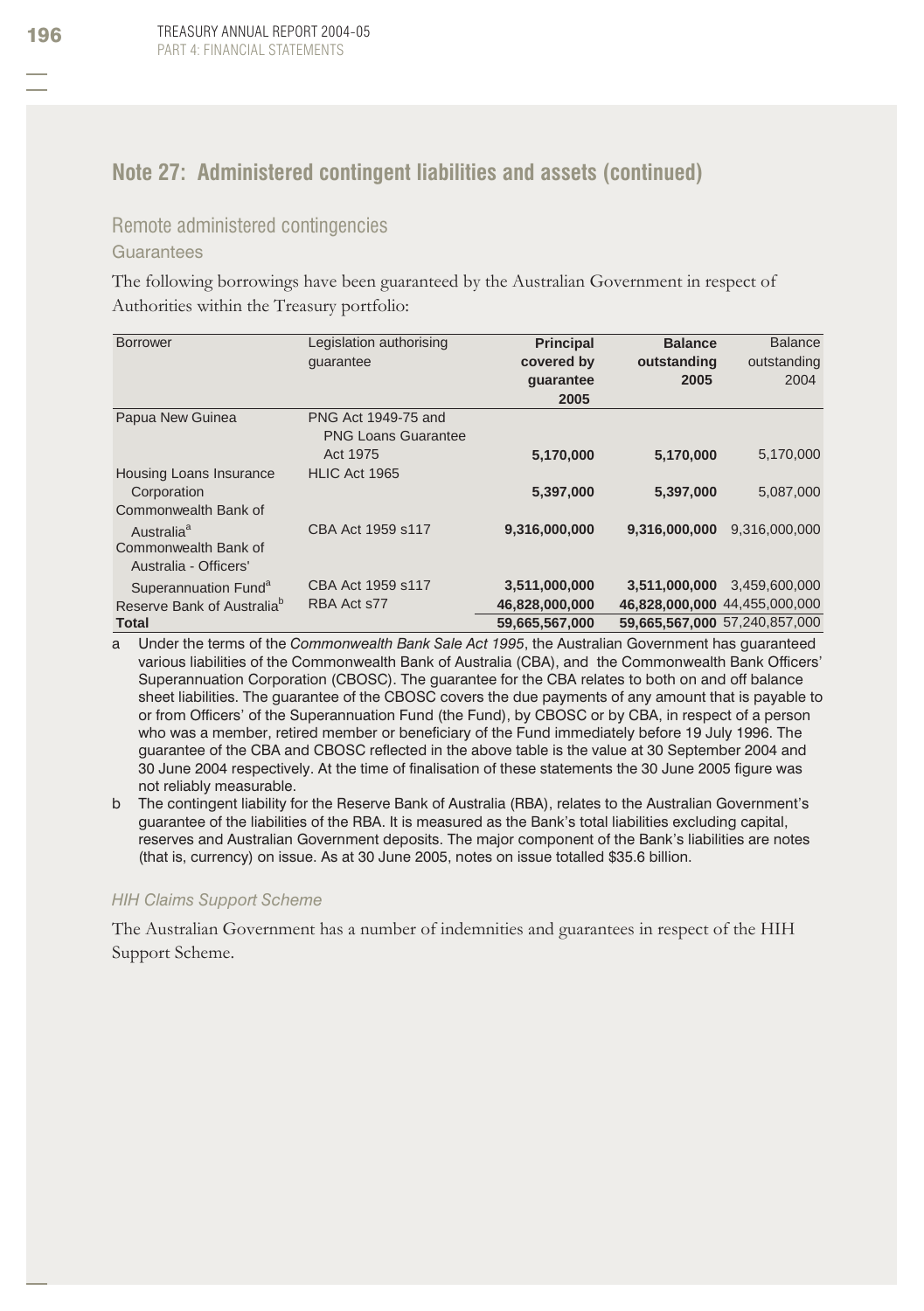## Note 27: Administered contingent liabilities and assets (continued)

### Remote administered contingencies

#### Guarantees

The following borrowings have been guaranteed by the Australian Government in respect of Authorities within the Treasury portfolio:

| Borrower | Legislation authorising guarantee | **Principal covered by guarantee 2005** | **Balance outstanding 2005** | Balance outstanding 2004 |
|---|---|---|---|---|
| Papua New Guinea | PNG Act 1949-75 and PNG Loans Guarantee Act 1975 | **5,170,000** | **5,170,000** | 5,170,000 |
| Housing Loans Insurance Corporation | HLIC Act 1965 | **5,397,000** | **5,397,000** | 5,087,000 |
| Commonwealth Bank of Australia[a] | CBA Act 1959 s117 | **9,316,000,000** | **9,316,000,000** | 9,316,000,000 |
| Commonwealth Bank of Australia - Officers' Superannuation Fund[a] | CBA Act 1959 s117 | **3,511,000,000** | **3,511,000,000** | 3,459,600,000 |
| Reserve Bank of Australia[b] | RBA Act s77 | **46,828,000,000** | **46,828,000,000** | 44,455,000,000 |
| **Total** | | **59,665,567,000** | **59,665,567,000** | 57,240,857,000 |

a Under the terms of the *Commonwealth Bank Sale Act 1995*, the Australian Government has guaranteed various liabilities of the Commonwealth Bank of Australia (CBA), and the Commonwealth Bank Officers' Superannuation Corporation (CBOSC). The guarantee for the CBA relates to both on and off balance sheet liabilities. The guarantee of the CBOSC covers the due payments of any amount that is payable to or from Officers' of the Superannuation Fund (the Fund), by CBOSC or by CBA, in respect of a person who was a member, retired member or beneficiary of the Fund immediately before 19 July 1996. The guarantee of the CBA and CBOSC reflected in the above table is the value at 30 September 2004 and 30 June 2004 respectively. At the time of finalisation of these statements the 30 June 2005 figure was not reliably measurable.

b The contingent liability for the Reserve Bank of Australia (RBA), relates to the Australian Government's guarantee of the liabilities of the RBA. It is measured as the Bank's total liabilities excluding capital, reserves and Australian Government deposits. The major component of the Bank's liabilities are notes (that is, currency) on issue. As at 30 June 2005, notes on issue totalled $35.6 billion.

*HIH Claims Support Scheme*

The Australian Government has a number of indemnities and guarantees in respect of the HIH Support Scheme.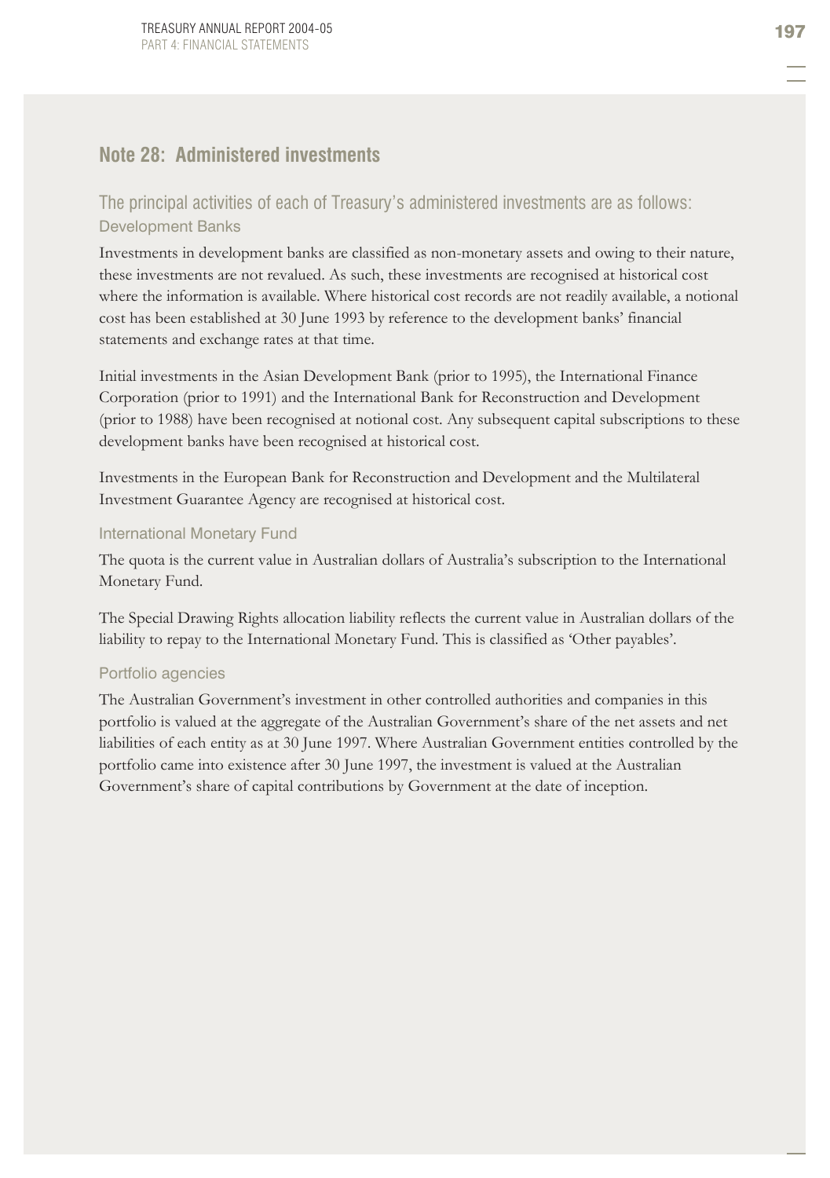## Note 28: Administered investments

### The principal activities of each of Treasury's administered investments are as follows:

#### Development Banks

Investments in development banks are classified as non-monetary assets and owing to their nature, these investments are not revalued. As such, these investments are recognised at historical cost where the information is available. Where historical cost records are not readily available, a notional cost has been established at 30 June 1993 by reference to the development banks' financial statements and exchange rates at that time.

Initial investments in the Asian Development Bank (prior to 1995), the International Finance Corporation (prior to 1991) and the International Bank for Reconstruction and Development (prior to 1988) have been recognised at notional cost. Any subsequent capital subscriptions to these development banks have been recognised at historical cost.

Investments in the European Bank for Reconstruction and Development and the Multilateral Investment Guarantee Agency are recognised at historical cost.

#### International Monetary Fund

The quota is the current value in Australian dollars of Australia's subscription to the International Monetary Fund.

The Special Drawing Rights allocation liability reflects the current value in Australian dollars of the liability to repay to the International Monetary Fund. This is classified as 'Other payables'.

#### Portfolio agencies

The Australian Government's investment in other controlled authorities and companies in this portfolio is valued at the aggregate of the Australian Government's share of the net assets and net liabilities of each entity as at 30 June 1997. Where Australian Government entities controlled by the portfolio came into existence after 30 June 1997, the investment is valued at the Australian Government's share of capital contributions by Government at the date of inception.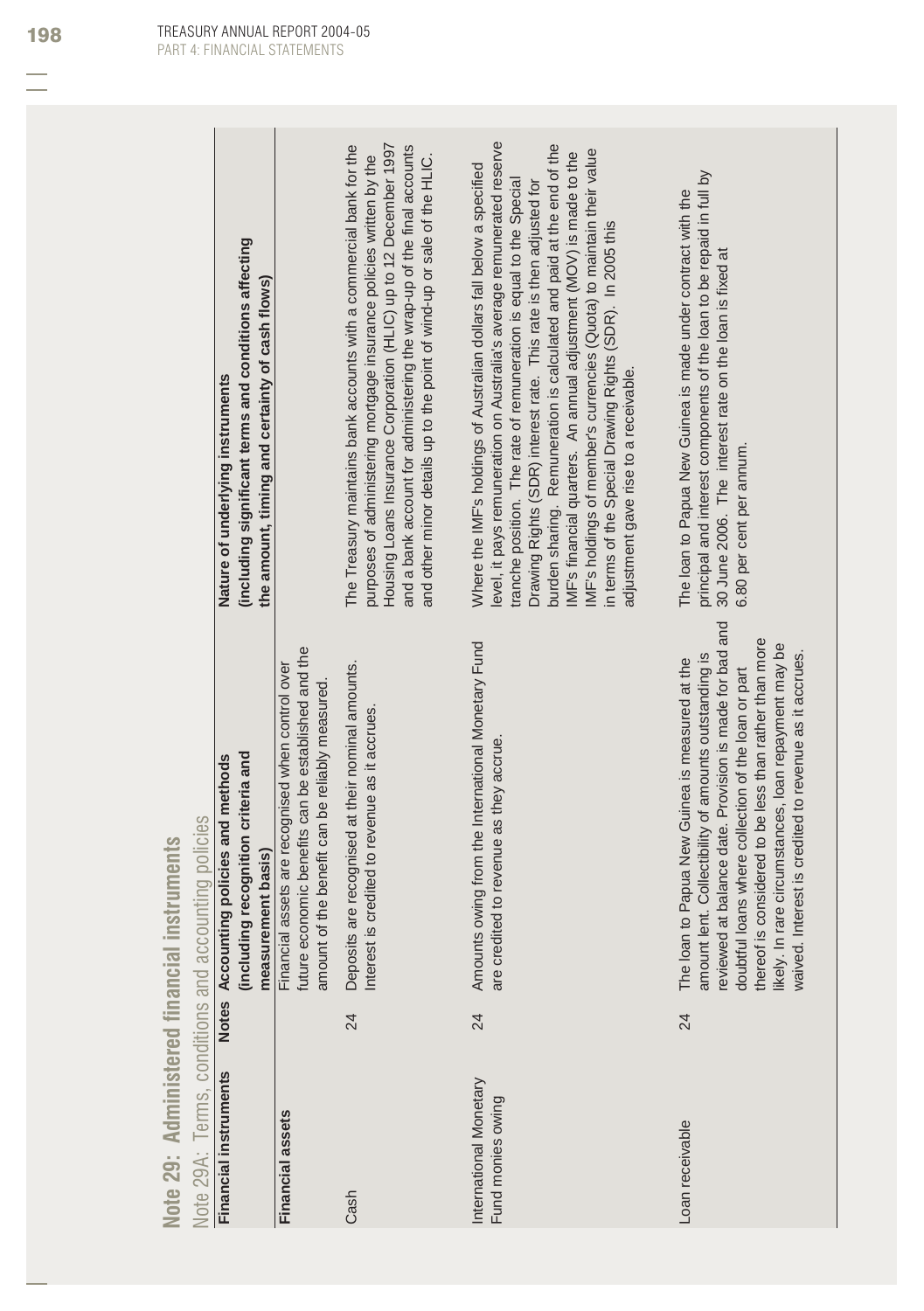## Note 29: Administered financial instruments

### Note 29A: Terms, conditions and accounting policies

| Financial instruments | Notes | Accounting policies and methods (including recognition criteria and measurement basis) | Nature of underlying instruments (including significant terms and conditions affecting the amount, timing and certainty of cash flows) |
|---|---|---|---|
| **Financial assets** | | Financial assets are recognised when control over future economic benefits can be established and the amount of the benefit can be reliably measured. | |
| Cash | 24 | Deposits are recognised at their nominal amounts. Interest is credited to revenue as it accrues. | The Treasury maintains bank accounts with a commercial bank for the purposes of administering mortgage insurance policies written by the Housing Loans Insurance Corporation (HLIC) up to 12 December 1997 and a bank account for administering the wrap-up of the final accounts and other minor details up to the point of wind-up or sale of the HLIC. |
| International Monetary Fund monies owing | 24 | Amounts owing from the International Monetary Fund are credited to revenue as they accrue. | Where the IMF's holdings of Australian dollars fall below a specified level, it pays remuneration on Australia's average remunerated reserve tranche position. The rate of remuneration is equal to the Special Drawing Rights (SDR) interest rate. This rate is then adjusted for burden sharing. Remuneration is calculated and paid at the end of the IMF's financial quarters. An annual adjustment (MOV) is made to the IMF's holdings of member's currencies (Quota) to maintain their value in terms of the Special Drawing Rights (SDR). In 2005 this adjustment gave rise to a receivable. |
| Loan receivable | 24 | The loan to Papua New Guinea is measured at the amount lent. Collectibility of amounts outstanding is reviewed at balance date. Provision is made for bad and doubtful loans where collection of the loan or part thereof is considered to be less than rather than more likely. In rare circumstances, loan repayment may be waived. Interest is credited to revenue as it accrues. | The loan to Papua New Guinea is made under contract with the principal and interest components of the loan to be repaid in full by 30 June 2006. The interest rate on the loan is fixed at 6.80 per cent per annum. |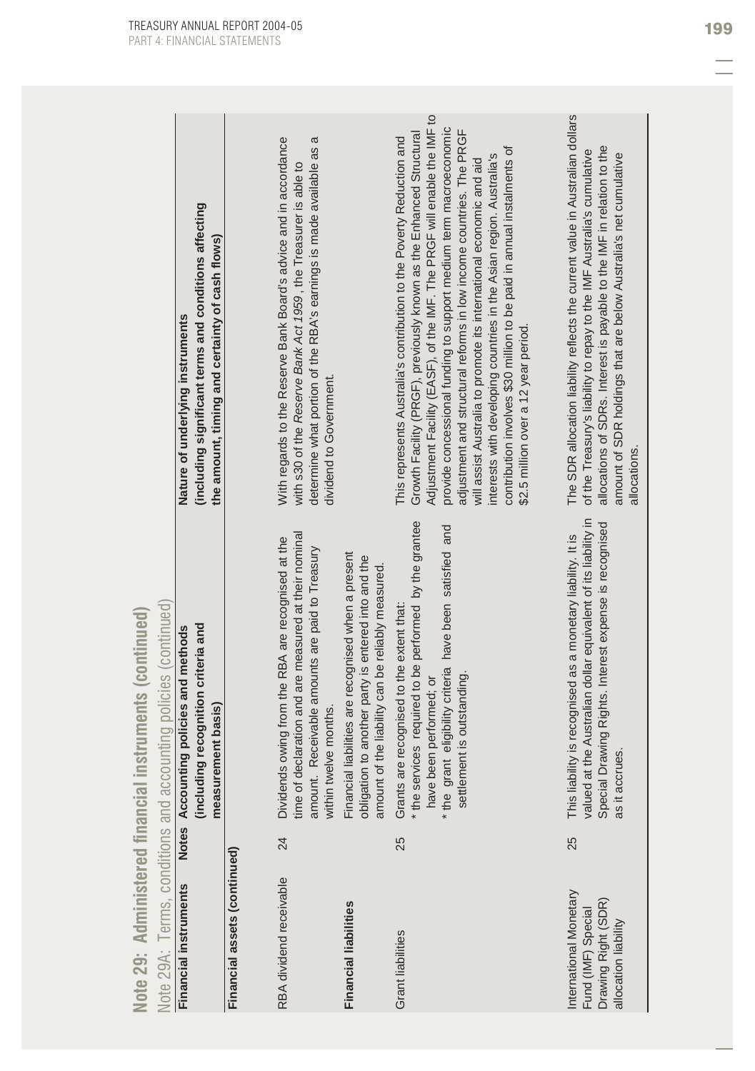## Note 29: Administered financial instruments (continued)

Note 29A: Terms, conditions and accounting policies (continued)

| Financial instruments | Notes | Accounting policies and methods (including recognition criteria and measurement basis) | Nature of underlying instruments (including significant terms and conditions affecting the amount, timing and certainty of cash flows) |
|---|---|---|---|
| **Financial assets (continued)** | | | |
| RBA dividend receivable | 24 | Dividends owing from the RBA are recognised at the time of declaration and are measured at their nominal amount. Receivable amounts are paid to Treasury within twelve months. | With regards to the Reserve Bank Board's advice and in accordance with s30 of the *Reserve Bank Act 1959*, the Treasurer is able to determine what portion of the RBA's earnings is made available as a dividend to Government. |
| **Financial liabilities** | | Financial liabilities are recognised when a present obligation to another party is entered into and the amount of the liability can be reliably measured. | |
| Grant liabilities | 25 | Grants are recognised to the extent that: * the services required to be performed by the grantee have been performed; or * the grant eligibility criteria have been satisfied and settlement is outstanding. | This represents Australia's contribution to the Poverty Reduction and Growth Facility (PRGF), previously known as the Enhanced Structural Adjustment Facility (EASF), of the IMF. The PRGF will enable the IMF to provide concessional funding to support medium term macroeconomic adjustment and structural reforms in low income countries. The PRGF will assist Australia to promote its international economic and aid interests with developing countries in the Asian region. Australia's contribution involves \$30 million to be paid in annual instalments of \$2.5 million over a 12 year period. |
| International Monetary Fund (IMF) Special Drawing Right (SDR) allocation liability | 25 | This liability is recognised as a monetary liability. It is valued at the Australian dollar equivalent of its liability in Special Drawing Rights. Interest expense is recognised as it accrues. | The SDR allocation liability reflects the current value in Australian dollars of the Treasury's liability to repay to the IMF Australia's cumulative allocations of SDRs. Interest is payable to the IMF in relation to the amount of SDR holdings that are below Australia's net cumulative allocations. |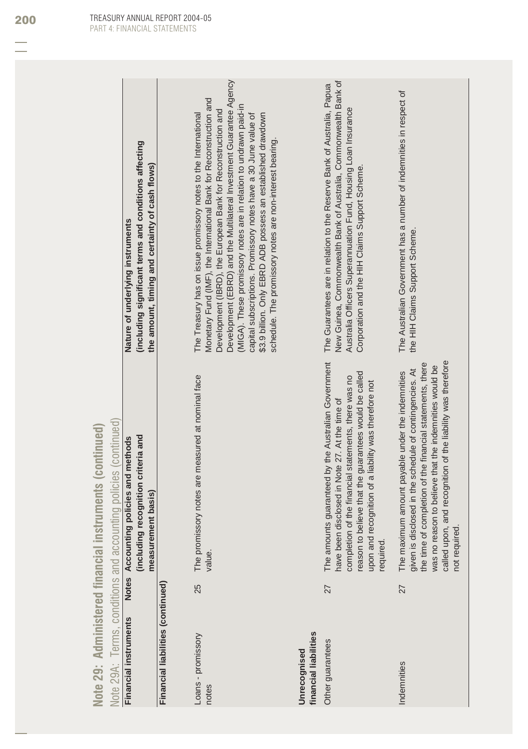## Note 29: Administered financial instruments (continued)

### Note 29A: Terms, conditions and accounting policies (continued)

| Financial instruments | Notes | Accounting policies and methods (including recognition criteria and measurement basis) | Nature of underlying instruments (including significant terms and conditions affecting the amount, timing and certainty of cash flows) |
|---|---|---|---|
| **Financial liabilities (continued)** | | | |
| Loans - promissory notes | 25 | The promissory notes are measured at nominal face value. | The Treasury has on issue promissory notes to the International Monetary Fund (IMF), the International Bank for Reconstruction and Development (IBRD), the European Bank for Reconstruction and Development (EBRD) and the Multilateral Investment Guarantee Agency (MIGA). These promissory notes are in relation to undrawn paid-in capital subscriptions. Promissory notes have a 30 June value of $3.9 billion. Only EBRD ADB possess an established drawdown schedule. The promissory notes are non-interest bearing. |
| **Unrecognised financial liabilities** | | | |
| Other guarantees | 27 | The amounts guaranteed by the Australian Government have been disclosed in Note 27. At the time of completion of the financial statements, there was no reason to believe that the guarantees would be called upon and recognition of a liability was therefore not required. | The Guarantees are in relation to the Reserve Bank of Australia, Papua New Guinea, Commonwealth Bank of Australia, Commonwealth Bank of Australia Officers Superannuation Fund, Housing Loan Insurance Corporation and the HIH Claims Support Scheme. |
| Indemnities | 27 | The maximum amount payable under the indemnities given is disclosed in the schedule of contingencies. At the time of completion of the financial statements, there was no reason to believe that the indemnities would be called upon, and recognition of the liability was therefore not required. | The Australian Government has a number of indemnities in respect of the HIH Claims Support Scheme. |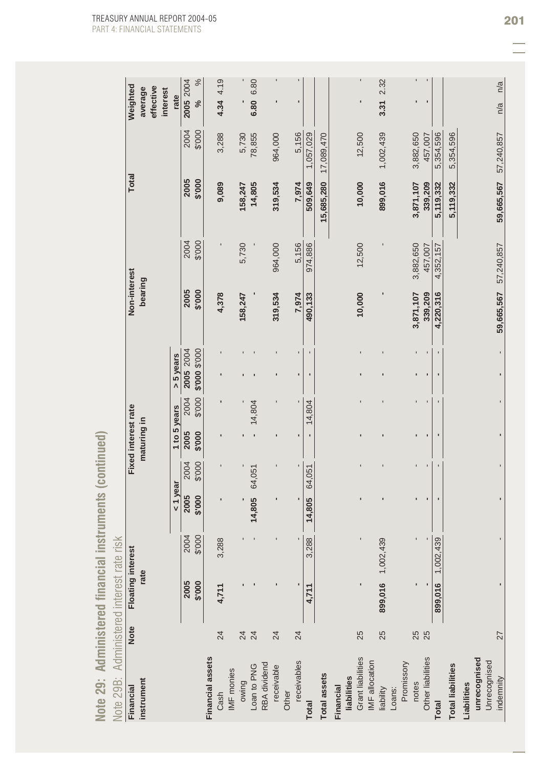# Note 29: Administered financial instruments (continued)

## Note 29B: Administered interest rate risk

| Financial instrument | Note | Floating interest rate | | Fixed interest rate maturing in | | | | | | Non-interest bearing | | Total | | Weighted average effective interest rate | |
|---|---|---|---|---|---|---|---|---|---|---|---|---|---|---|---|
| | | | | < 1 year | | 1 to 5 years | | > 5 years | | | | | | | |
| | | **2005 $'000** | 2004 $'000 | **2005 $'000** | 2004 $'000 | **2005 $'000** | 2004 $'000 | **2005 $'000** | 2004 $'000 | **2005 $'000** | 2004 $'000 | **2005 $'000** | 2004 $'000 | **2005 %** | 2004 % |
| **Financial assets** | | | | | | | | | | | | | | | |
| Cash | 24 | **4,711** | 3,288 | **-** | - | **-** | - | **-** | - | **4,378** | - | **9,089** | 3,288 | **4.34** | 4.19 |
| IMF monies owing | 24 | **-** | - | **-** | - | **-** | - | **-** | - | **158,247** | 5,730 | **158,247** | 5,730 | **-** | - |
| Loan to PNG | 24 | **-** | - | **14,805** | 64,051 | **-** | 14,804 | **-** | - | **-** | - | **14,805** | 78,855 | **6.80** | 6.80 |
| RBA dividend receivable | 24 | **-** | - | **-** | - | **-** | - | **-** | - | **319,534** | 964,000 | **319,534** | 964,000 | **-** | - |
| Other receivables | 24 | **-** | - | **-** | - | **-** | - | **-** | - | **7,974** | 5,156 | **7,974** | 5,156 | **-** | - |
| **Total** | | **4,711** | 3,288 | **14,805** | 64,051 | **-** | 14,804 | **-** | - | **490,133** | 974,886 | **509,649** | 1,057,029 | | |
| **Total assets** | | | | | | | | | | | | **15,685,280** | 17,089,470 | | |
| **Financial liabilities** | | | | | | | | | | | | | | | |
| Grant liabilities | 25 | **-** | - | **-** | - | **-** | - | **-** | - | **10,000** | 12,500 | **10,000** | 12,500 | **-** | - |
| IMF allocation liability | 25 | **899,016** | 1,002,439 | **-** | - | **-** | - | **-** | - | **-** | - | **899,016** | 1,002,439 | **3.31** | 2.32 |
| Loans: | | | | | | | | | | | | | | | |
| Promissory notes | 25 | **-** | - | **-** | - | **-** | - | **-** | - | **3,871,107** | 3,882,650 | **3,871,107** | 3,882,650 | **-** | - |
| Other liabilities | 25 | **-** | - | **-** | - | **-** | - | **-** | - | **339,209** | 457,007 | **339,209** | 457,007 | **-** | - |
| **Total** | | **899,016** | 1,002,439 | **-** | - | **-** | - | **-** | - | **4,220,316** | 4,352,157 | **5,119,332** | 5,354,596 | | |
| **Total liabilities** | | | | | | | | | | | | **5,119,332** | 5,354,596 | | |
| **Liabilities unrecognised** | | | | | | | | | | | | | | | |
| Unrecognised indemnity | 27 | **-** | - | **-** | - | **-** | - | **-** | - | **59,665,567** | 57,240,857 | **59,665,567** | 57,240,857 | n/a | n/a |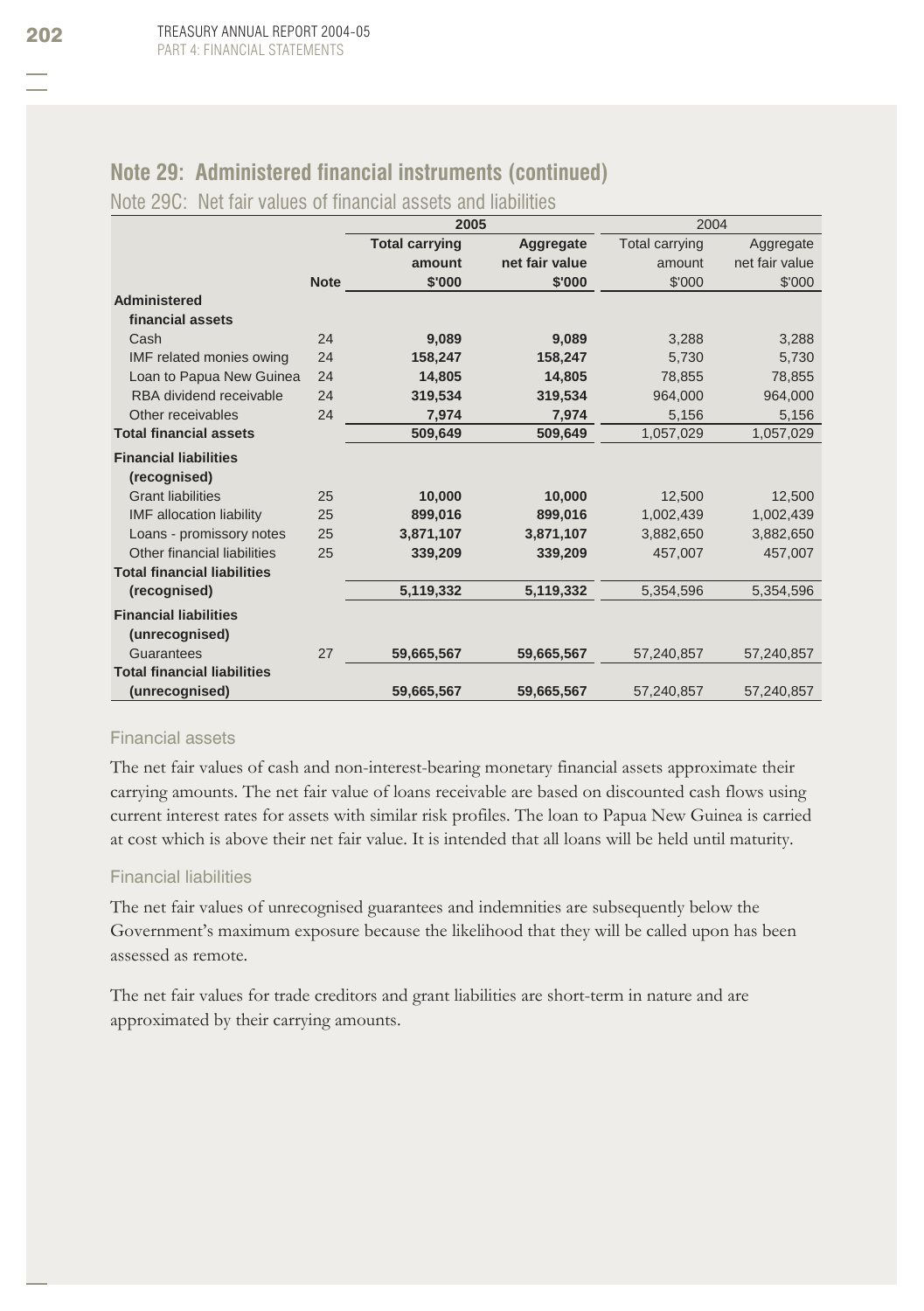## Note 29: Administered financial instruments (continued)

### Note 29C: Net fair values of financial assets and liabilities

| | | 2005 | | 2004 | |
|---|---|---|---|---|---|
| | | **Total carrying amount** | **Aggregate net fair value** | Total carrying amount | Aggregate net fair value |
| | **Note** | **$'000** | **$'000** | $'000 | $'000 |
| **Administered financial assets** | | | | | |
| Cash | 24 | **9,089** | **9,089** | 3,288 | 3,288 |
| IMF related monies owing | 24 | **158,247** | **158,247** | 5,730 | 5,730 |
| Loan to Papua New Guinea | 24 | **14,805** | **14,805** | 78,855 | 78,855 |
| RBA dividend receivable | 24 | **319,534** | **319,534** | 964,000 | 964,000 |
| Other receivables | 24 | **7,974** | **7,974** | 5,156 | 5,156 |
| **Total financial assets** | | **509,649** | **509,649** | 1,057,029 | 1,057,029 |
| **Financial liabilities (recognised)** | | | | | |
| Grant liabilities | 25 | **10,000** | **10,000** | 12,500 | 12,500 |
| IMF allocation liability | 25 | **899,016** | **899,016** | 1,002,439 | 1,002,439 |
| Loans - promissory notes | 25 | **3,871,107** | **3,871,107** | 3,882,650 | 3,882,650 |
| Other financial liabilities | 25 | **339,209** | **339,209** | 457,007 | 457,007 |
| **Total financial liabilities (recognised)** | | **5,119,332** | **5,119,332** | 5,354,596 | 5,354,596 |
| **Financial liabilities (unrecognised)** | | | | | |
| Guarantees | 27 | **59,665,567** | **59,665,567** | 57,240,857 | 57,240,857 |
| **Total financial liabilities (unrecognised)** | | **59,665,567** | **59,665,567** | 57,240,857 | 57,240,857 |

#### Financial assets

The net fair values of cash and non-interest-bearing monetary financial assets approximate their carrying amounts. The net fair value of loans receivable are based on discounted cash flows using current interest rates for assets with similar risk profiles. The loan to Papua New Guinea is carried at cost which is above their net fair value. It is intended that all loans will be held until maturity.

#### Financial liabilities

The net fair values of unrecognised guarantees and indemnities are subsequently below the Government's maximum exposure because the likelihood that they will be called upon has been assessed as remote.

The net fair values for trade creditors and grant liabilities are short-term in nature and are approximated by their carrying amounts.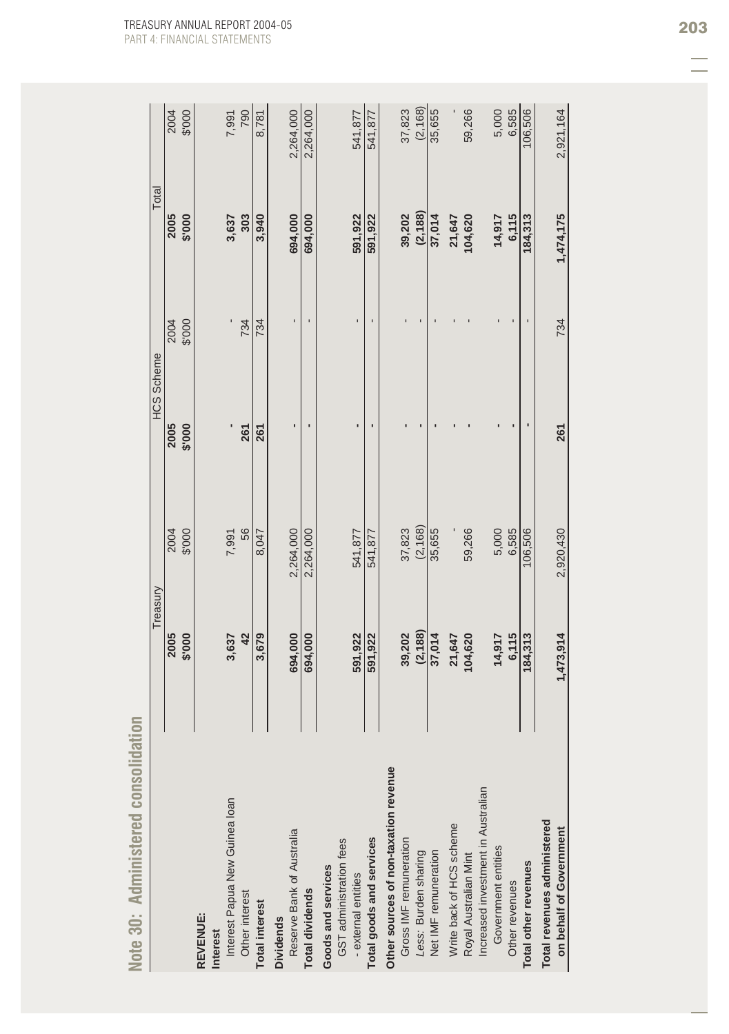## Note 30: Administered consolidation

| | Treasury | | HCS Scheme | | Total | |
|---|---|---|---|---|---|---|
| | **2005** | 2004 | **2005** | 2004 | **2005** | 2004 |
| | **$'000** | $'000 | **$'000** | $'000 | **$'000** | $'000 |
| **REVENUE:** | | | | | | |
| **Interest** | | | | | | |
| Interest Papua New Guinea loan | **3,637** | 7,991 | **-** | - | **3,637** | 7,991 |
| Other interest | **42** | 56 | **261** | 734 | **303** | 790 |
| **Total interest** | **3,679** | 8,047 | **261** | 734 | **3,940** | 8,781 |
| **Dividends** | | | | | | |
| Reserve Bank of Australia | **694,000** | 2,264,000 | **-** | - | **694,000** | 2,264,000 |
| **Total dividends** | **694,000** | 2,264,000 | **-** | - | **694,000** | 2,264,000 |
| **Goods and services** | | | | | | |
| GST administration fees | | | | | | |
| - external entities | **591,922** | 541,877 | **-** | - | **591,922** | 541,877 |
| **Total goods and services** | **591,922** | 541,877 | **-** | - | **591,922** | 541,877 |
| **Other sources of non-taxation revenue** | | | | | | |
| Gross IMF remuneration | **39,202** | 37,823 | **-** | - | **39,202** | 37,823 |
| *Less*: Burden sharing | **(2,188)** | (2,168) | **-** | - | **(2,188)** | (2,168) |
| Net IMF remuneration | **37,014** | 35,655 | **-** | - | **37,014** | 35,655 |
| Write back of HCS scheme | **21,647** | - | **-** | - | **21,647** | - |
| Royal Australian Mint | **104,620** | 59,266 | **-** | - | **104,620** | 59,266 |
| Increased investment in Australian Government entities | **14,917** | 5,000 | **-** | - | **14,917** | 5,000 |
| Other revenues | **6,115** | 6,585 | **-** | - | **6,115** | 6,585 |
| **Total other revenues** | **184,313** | 106,506 | **-** | - | **184,313** | 106,506 |
| **Total revenues administered on behalf of Government** | **1,473,914** | 2,920,430 | **261** | 734 | **1,474,175** | 2,921,164 |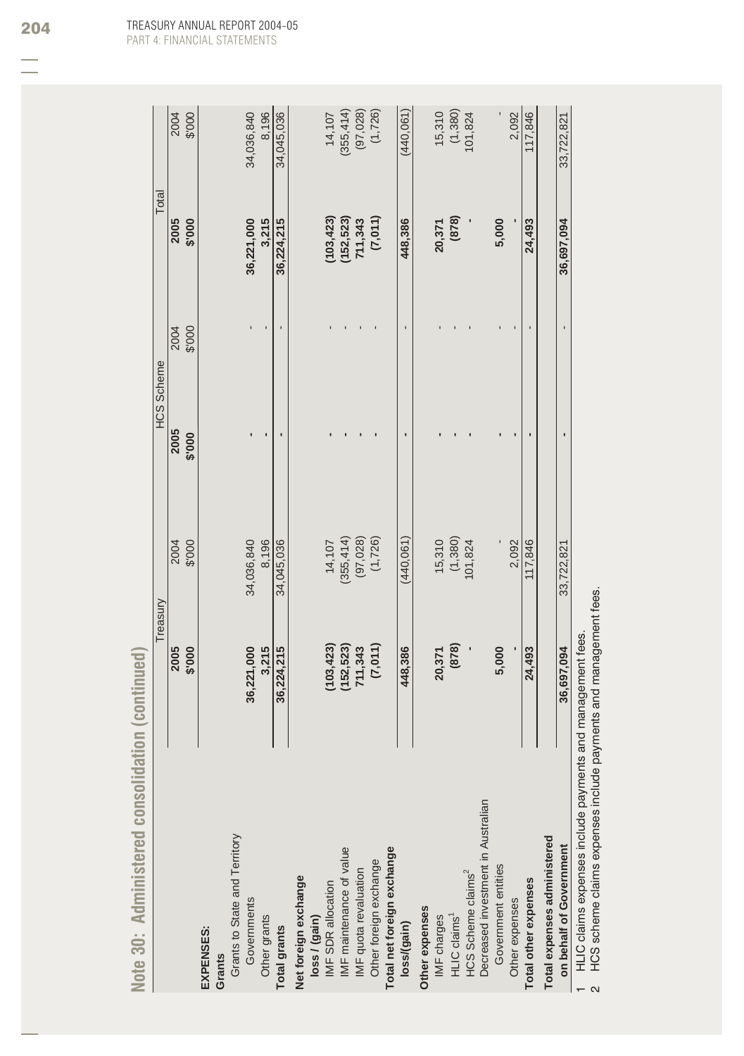## Note 30: Administered consolidation (continued)

| | Treasury | | HCS Scheme | | Total | |
|---|---|---|---|---|---|---|
| | **2005** | 2004 | **2005** | 2004 | **2005** | 2004 |
| | **$'000** | $'000 | **$'000** | $'000 | **$'000** | $'000 |
| **EXPENSES:** | | | | | | |
| **Grants** | | | | | | |
| Grants to State and Territory Governments | **36,221,000** | 34,036,840 | **-** | - | **36,221,000** | 34,036,840 |
| Other grants | **3,215** | 8,196 | **-** | - | **3,215** | 8,196 |
| **Total grants** | **36,224,215** | 34,045,036 | **-** | - | **36,224,215** | 34,045,036 |
| **Net foreign exchange loss / (gain)** | | | | | | |
| IMF SDR allocation | **(103,423)** | 14,107 | **-** | - | **(103,423)** | 14,107 |
| IMF maintenance of value | **(152,523)** | (355,414) | **-** | - | **(152,523)** | (355,414) |
| IMF quota revaluation | **711,343** | (97,028) | **-** | - | **711,343** | (97,028) |
| Other foreign exchange | **(7,011)** | (1,726) | **-** | - | **(7,011)** | (1,726) |
| **Total net foreign exchange loss/(gain)** | **448,386** | (440,061) | **-** | - | **448,386** | (440,061) |
| **Other expenses** | | | | | | |
| IMF charges | **20,371** | 15,310 | **-** | - | **20,371** | 15,310 |
| HLIC claims[1] | **(878)** | (1,380) | **-** | - | **(878)** | (1,380) |
| HCS Scheme claims[2] | **-** | 101,824 | **-** | - | **-** | 101,824 |
| Decreased investment in Australian Government entities | **5,000** | - | **-** | - | **5,000** | - |
| Other expenses | **-** | 2,092 | **-** | - | **-** | 2,092 |
| **Total other expenses** | **24,493** | 117,846 | **-** | - | **24,493** | 117,846 |
| **Total expenses administered on behalf of Government** | **36,697,094** | 33,722,821 | **-** | - | **36,697,094** | 33,722,821 |

1 HLIC claims expenses include payments and management fees.
2 HCS scheme claims expenses include payments and management fees.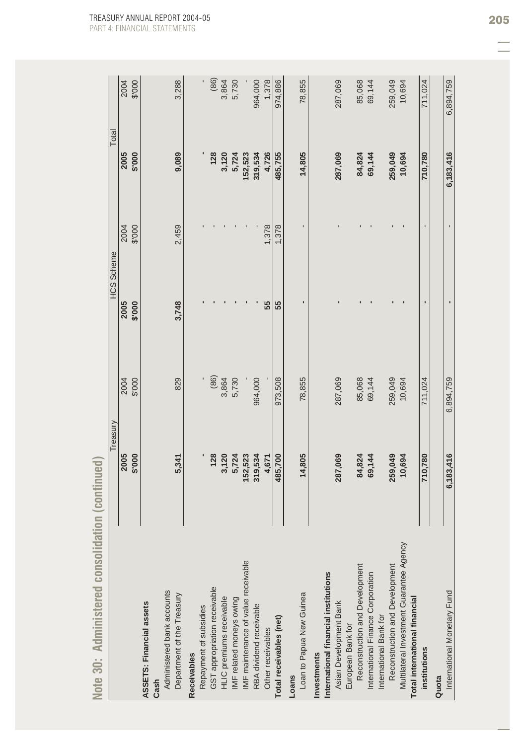## Note 30: Administered consolidation (continued)

| | Treasury | | HCS Scheme | | Total | |
|---|---|---|---|---|---|---|
| | **2005** | 2004 | **2005** | 2004 | **2005** | 2004 |
| | **$'000** | $'000 | **$'000** | $'000 | **$'000** | $'000 |
| **ASSETS: Financial assets** | | | | | | |
| **Cash** | | | | | | |
| Administered bank accounts Department of the Treasury | **5,341** | 829 | **3,748** | 2,459 | **9,089** | 3,288 |
| **Receivables** | | | | | | |
| Repayment of subsidies | **-** | - | **-** | - | **-** | - |
| GST appropriation receivable | **128** | (86) | **-** | - | **128** | (86) |
| HLIC premiums receivable | **3,120** | 3,864 | **-** | - | **3,120** | 3,864 |
| IMF related moneys owing | **5,724** | 5,730 | **-** | - | **5,724** | 5,730 |
| IMF maintenance of value receivable | **152,523** | - | **-** | - | **152,523** | - |
| RBA dividend receivable | **319,534** | 964,000 | **-** | - | **319,534** | 964,000 |
| Other receivables | **4,671** | - | **55** | 1,378 | **4,726** | 1,378 |
| **Total receivables (net)** | **485,700** | 973,508 | **55** | 1,378 | **485,755** | 974,886 |
| **Loans** | | | | | | |
| Loan to Papua New Guinea | **14,805** | 78,855 | **-** | - | **14,805** | 78,855 |
| **Investments** | | | | | | |
| **International financial institutions** | | | | | | |
| Asian Development Bank | **287,069** | 287,069 | **-** | - | **287,069** | 287,069 |
| European Bank for Reconstruction and Development | **84,824** | 85,068 | **-** | - | **84,824** | 85,068 |
| International Finance Corporation | **69,144** | 69,144 | **-** | - | **69,144** | 69,144 |
| International Bank for Reconstruction and Development | **259,049** | 259,049 | **-** | - | **259,049** | 259,049 |
| Multilateral Investment Guarantee Agency | **10,694** | 10,694 | **-** | - | **10,694** | 10,694 |
| **Total international financial institutions** | **710,780** | 711,024 | **-** | - | **710,780** | 711,024 |
| **Quota** | | | | | | |
| International Monetary Fund | **6,183,416** | 6,894,759 | **-** | - | **6,183,416** | 6,894,759 |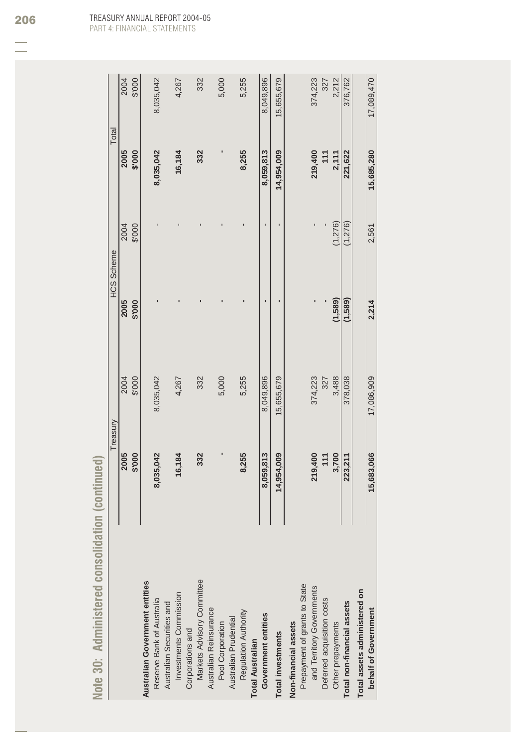# Note 30: Administered consolidation (continued)

| | Treasury | | HCS Scheme | | Total | |
|---|---|---|---|---|---|---|
| | **2005** | 2004 | **2005** | 2004 | **2005** | 2004 |
| | **$'000** | $'000 | **$'000** | $'000 | **$'000** | $'000 |
| **Australian Government entities** | | | | | | |
| Reserve Bank of Australia | **8,035,042** | 8,035,042 | **-** | - | **8,035,042** | 8,035,042 |
| Australian Securities and Investments Commission | **16,184** | 4,267 | **-** | - | **16,184** | 4,267 |
| Corporations and Markets Advisory Committee | **332** | 332 | **-** | - | **332** | 332 |
| Australian Reinsurance Pool Corporation | **-** | 5,000 | **-** | - | **-** | 5,000 |
| Australian Prudential Regulation Authority | **8,255** | 5,255 | **-** | - | **8,255** | 5,255 |
| **Total Australian Government entities** | **8,059,813** | 8,049,896 | **-** | - | **8,059,813** | 8,049,896 |
| **Total investments** | **14,954,009** | 15,655,679 | **-** | - | **14,954,009** | 15,655,679 |
| **Non-financial assets** | | | | | | |
| Prepayment of grants to State and Territory Governments | **219,400** | 374,223 | **-** | - | **219,400** | 374,223 |
| Deferred acquisition costs | **111** | 327 | **-** | - | **111** | 327 |
| Other prepayments | **3,700** | 3,488 | **(1,589)** | (1,276) | **2,111** | 2,212 |
| **Total non-financial assets** | **223,211** | 378,038 | **(1,589)** | (1,276) | **221,622** | 376,762 |
| **Total assets administered on behalf of Government** | **15,683,066** | 17,086,909 | **2,214** | 2,561 | **15,685,280** | 17,089,470 |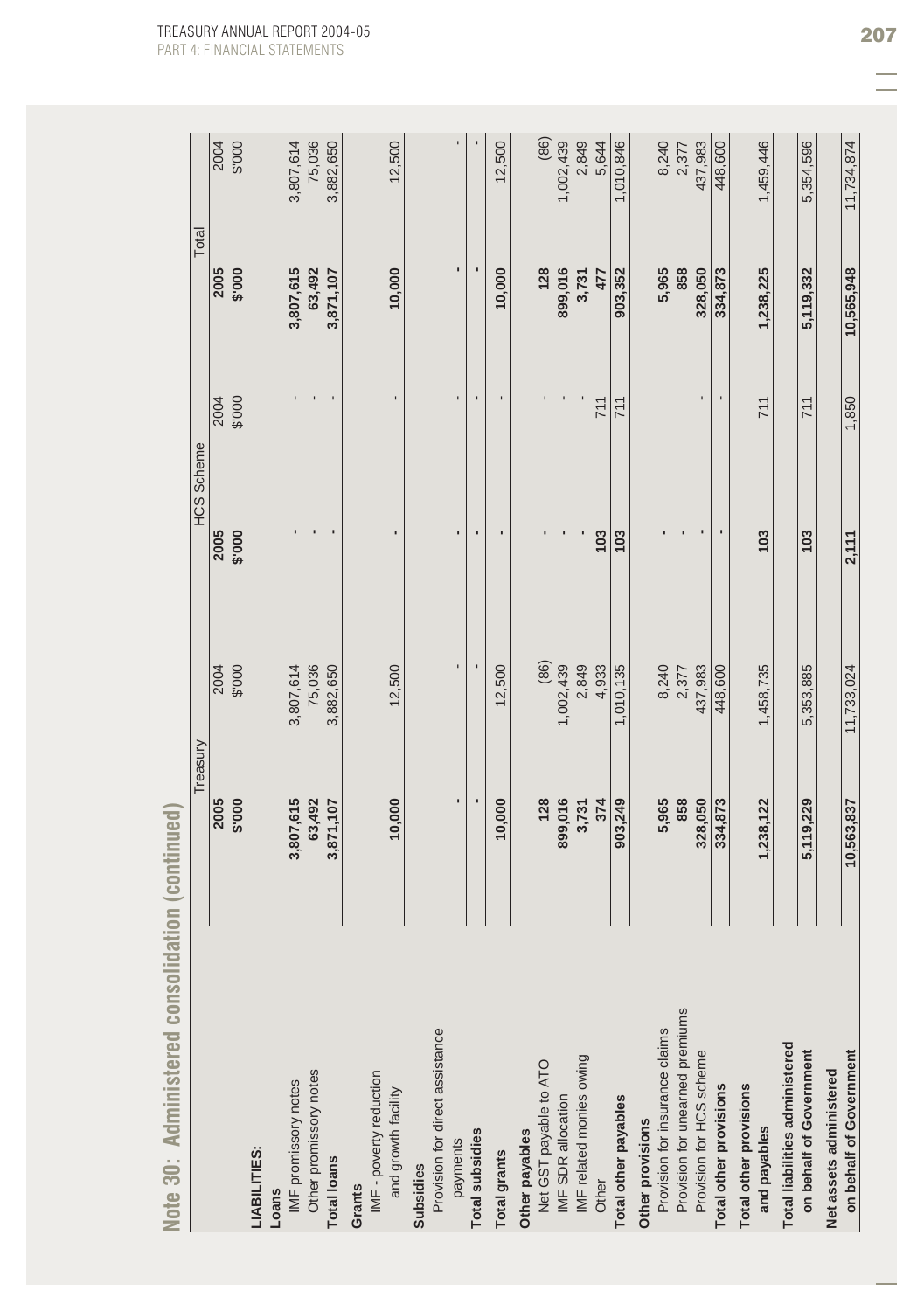## Note 30: Administered consolidation (continued)

| | Treasury | | HCS Scheme | | Total | |
|---|---|---|---|---|---|---|
| | **2005** | 2004 | **2005** | 2004 | **2005** | 2004 |
| | **$'000** | $'000 | **$'000** | $'000 | **$'000** | $'000 |
| **LIABILITIES:** | | | | | | |
| **Loans** | | | | | | |
| IMF promissory notes | **3,807,615** | 3,807,614 | **-** | - | **3,807,615** | 3,807,614 |
| Other promissory notes | **63,492** | 75,036 | **-** | - | **63,492** | 75,036 |
| **Total loans** | **3,871,107** | 3,882,650 | **-** | - | **3,871,107** | 3,882,650 |
| **Grants** | | | | | | |
| IMF - poverty reduction and growth facility | **10,000** | 12,500 | **-** | - | **10,000** | 12,500 |
| **Subsidies** | | | | | | |
| Provision for direct assistance payments | **-** | - | **-** | - | **-** | - |
| **Total subsidies** | **-** | - | **-** | - | **-** | - |
| **Total grants** | **10,000** | 12,500 | **-** | - | **10,000** | 12,500 |
| **Other payables** | | | | | | |
| Net GST payable to ATO | **128** | (86) | **-** | - | **128** | (86) |
| IMF SDR allocation | **899,016** | 1,002,439 | **-** | - | **899,016** | 1,002,439 |
| IMF related monies owing | **3,731** | 2,849 | **-** | - | **3,731** | 2,849 |
| Other | **374** | 4,933 | **103** | 711 | **477** | 5,644 |
| **Total other payables** | **903,249** | 1,010,135 | **103** | 711 | **903,352** | 1,010,846 |
| **Other provisions** | | | | | | |
| Provision for insurance claims | **5,965** | 8,240 | **-** | - | **5,965** | 8,240 |
| Provision for unearned premiums | **858** | 2,377 | **-** | - | **858** | 2,377 |
| Provision for HCS scheme | **328,050** | 437,983 | **-** | - | **328,050** | 437,983 |
| **Total other provisions** | **334,873** | 448,600 | **-** | - | **334,873** | 448,600 |
| **Total other provisions and payables** | **1,238,122** | 1,458,735 | **103** | 711 | **1,238,225** | 1,459,446 |
| **Total liabilities administered on behalf of Government** | **5,119,229** | 5,353,885 | **103** | 711 | **5,119,332** | 5,354,596 |
| **Net assets administered on behalf of Government** | **10,563,837** | 11,733,024 | **2,111** | 1,850 | **10,565,948** | 11,734,874 |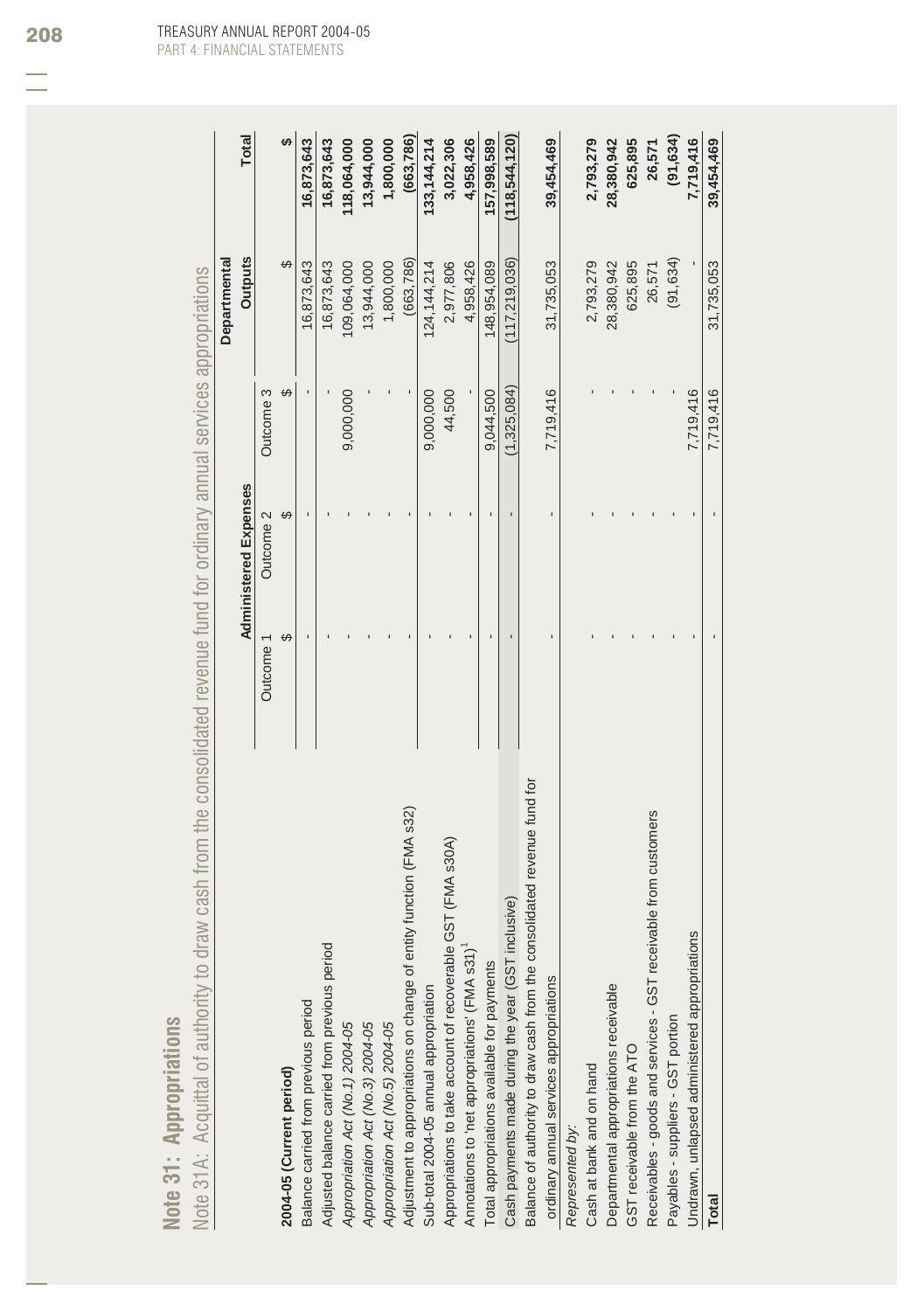## Note 31: Appropriations

### Note 31A: Acquittal of authority to draw cash from the consolidated revenue fund for ordinary annual services appropriations

| | Administered Expenses | | | Departmental | |
|---|---|---|---|---|---|
| | Outcome 1 | Outcome 2 | Outcome 3 | Outputs | Total |
| | $ | $ | $ | $ | $ |
| **2004-05 (Current period)** | | | | | |
| Balance carried from previous period | - | - | - | 16,873,643 | **16,873,643** |
| Adjusted balance carried from previous period | - | - | - | 16,873,643 | **16,873,643** |
| *Appropriation Act (No.1) 2004-05* | - | - | 9,000,000 | 109,064,000 | **118,064,000** |
| *Appropriation Act (No.3) 2004-05* | - | - | - | 13,944,000 | **13,944,000** |
| *Appropriation Act (No.5) 2004-05* | - | - | - | 1,800,000 | **1,800,000** |
| Adjustment to appropriations on change of entity function (FMA s32) | - | - | - | (663,786) | **(663,786)** |
| Sub-total 2004-05 annual appropriation | - | - | 9,000,000 | 124,144,214 | **133,144,214** |
| Appropriations to take account of recoverable GST (FMA s30A) | - | - | 44,500 | 2,977,806 | **3,022,306** |
| Annotations to 'net appropriations' (FMA s31)[1] | - | - | - | 4,958,426 | **4,958,426** |
| Total appropriations available for payments | - | - | 9,044,500 | 148,954,089 | **157,998,589** |
| Cash payments made during the year (GST inclusive) | - | - | (1,325,084) | (117,219,036) | **(118,544,120)** |
| Balance of authority to draw cash from the consolidated revenue fund for ordinary annual services appropriations | - | - | 7,719,416 | 31,735,053 | **39,454,469** |
| *Represented by:* | | | | | |
| Cash at bank and on hand | - | - | - | 2,793,279 | **2,793,279** |
| Departmental appropriations receivable | - | - | - | 28,380,942 | **28,380,942** |
| GST receivable from the ATO | - | - | - | 625,895 | **625,895** |
| Receivables - goods and services - GST receivable from customers | - | - | - | 26,571 | **26,571** |
| Payables - suppliers - GST portion | - | - | - | (91,634) | **(91,634)** |
| Undrawn, unlapsed administered appropriations | - | - | 7,719,416 | - | **7,719,416** |
| **Total** | - | - | 7,719,416 | 31,735,053 | **39,454,469** |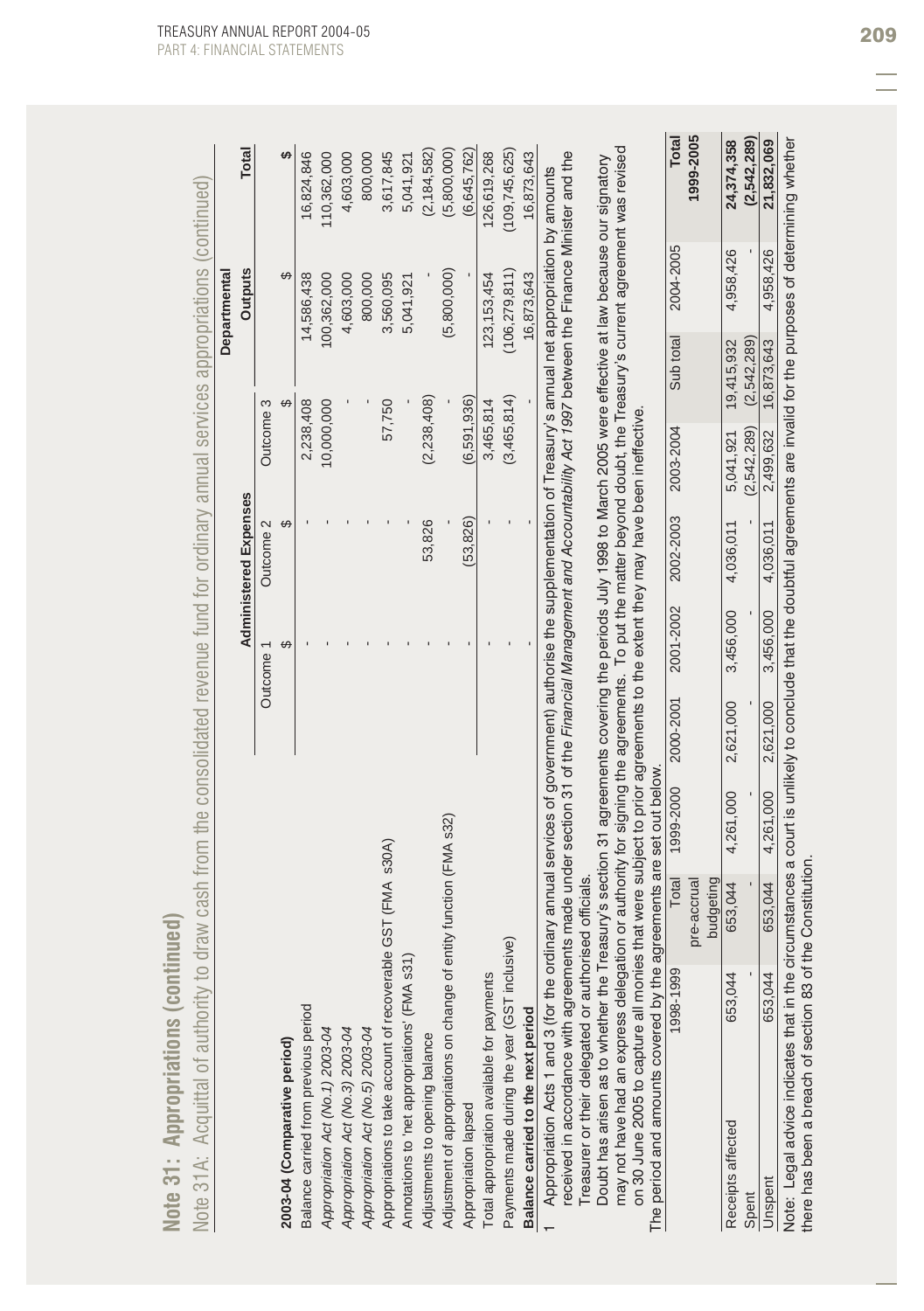## Note 31: Appropriations (continued)

### Note 31A: Acquittal of authority to draw cash from the consolidated revenue fund for ordinary annual services appropriations (continued)

| | Administered Expenses | | | Departmental | |
|---|---|---|---|---|---|
| | Outcome 1 | Outcome 2 | Outcome 3 | Outputs | Total |
| **2003-04 (Comparative period)** | $ | $ | $ | $ | $ |
| Balance carried from previous period | - | - | 2,238,408 | 14,586,438 | 16,824,846 |
| *Appropriation Act (No.1) 2003-04* | - | - | 10,000,000 | 100,362,000 | 110,362,000 |
| *Appropriation Act (No.3) 2003-04* | - | - | - | 4,603,000 | 4,603,000 |
| *Appropriation Act (No.5) 2003-04* | - | - | - | 800,000 | 800,000 |
| Appropriations to take account of recoverable GST (FMA s30A) | - | - | 57,750 | 3,560,095 | 3,617,845 |
| Annotations to 'net appropriations' (FMA s31) | - | - | - | 5,041,921 | 5,041,921 |
| Adjustments to opening balance | - | 53,826 | (2,238,408) | - | (2,184,582) |
| Adjustment of appropriations on change of entity function (FMA s32) | - | - | - | (5,800,000) | (5,800,000) |
| Appropriation lapsed | - | (53,826) | (6,591,936) | - | (6,645,762) |
| Total appropriation available for payments | - | - | 3,465,814 | 123,153,454 | 126,619,268 |
| Payments made during the year (GST inclusive) | - | - | (3,465,814) | (106,279,811) | (109,745,625) |
| **Balance carried to the next period** | - | - | - | 16,873,643 | 16,873,643 |

1 Appropriation Acts 1 and 3 (for the ordinary annual services of government) authorise the supplementation of Treasury's annual net appropriation by amounts received in accordance with agreements made under section 31 of the *Financial Management and Accountability Act 1997* between the Finance Minister and the Treasurer or their delegated or authorised officials.

Doubt has arisen as to whether the Treasury's section 31 agreements covering the periods July 1998 to March 2005 were effective at law because our signatory may not have had an express delegation or authority for signing the agreements. To put the matter beyond doubt, the Treasury's current agreement was revised on 30 June 2005 to capture all monies that were subject to prior agreements to the extent they may have been ineffective.

The period and amounts covered by the agreements are set out below.

| | 1998-1999 | Total pre-accrual budgeting | 1999-2000 | 2000-2001 | 2001-2002 | 2002-2003 | 2003-2004 | Sub total | 2004-2005 | Total 1999-2005 |
|---|---|---|---|---|---|---|---|---|---|---|
| Receipts affected | 653,044 | 653,044 | 4,261,000 | 2,621,000 | 3,456,000 | 4,036,011 | 5,041,921 | 19,415,932 | 4,958,426 | **24,374,358** |
| Spent | - | - | - | - | - | - | (2,542,289) | (2,542,289) | - | **(2,542,289)** |
| Unspent | 653,044 | 653,044 | 4,261,000 | 2,621,000 | 3,456,000 | 4,036,011 | 2,499,632 | 16,873,643 | 4,958,426 | **21,832,069** |

Note: Legal advice indicates that in the circumstances a court is unlikely to conclude that the doubtful agreements are invalid for the purposes of determining whether there has been a breach of section 83 of the Constitution.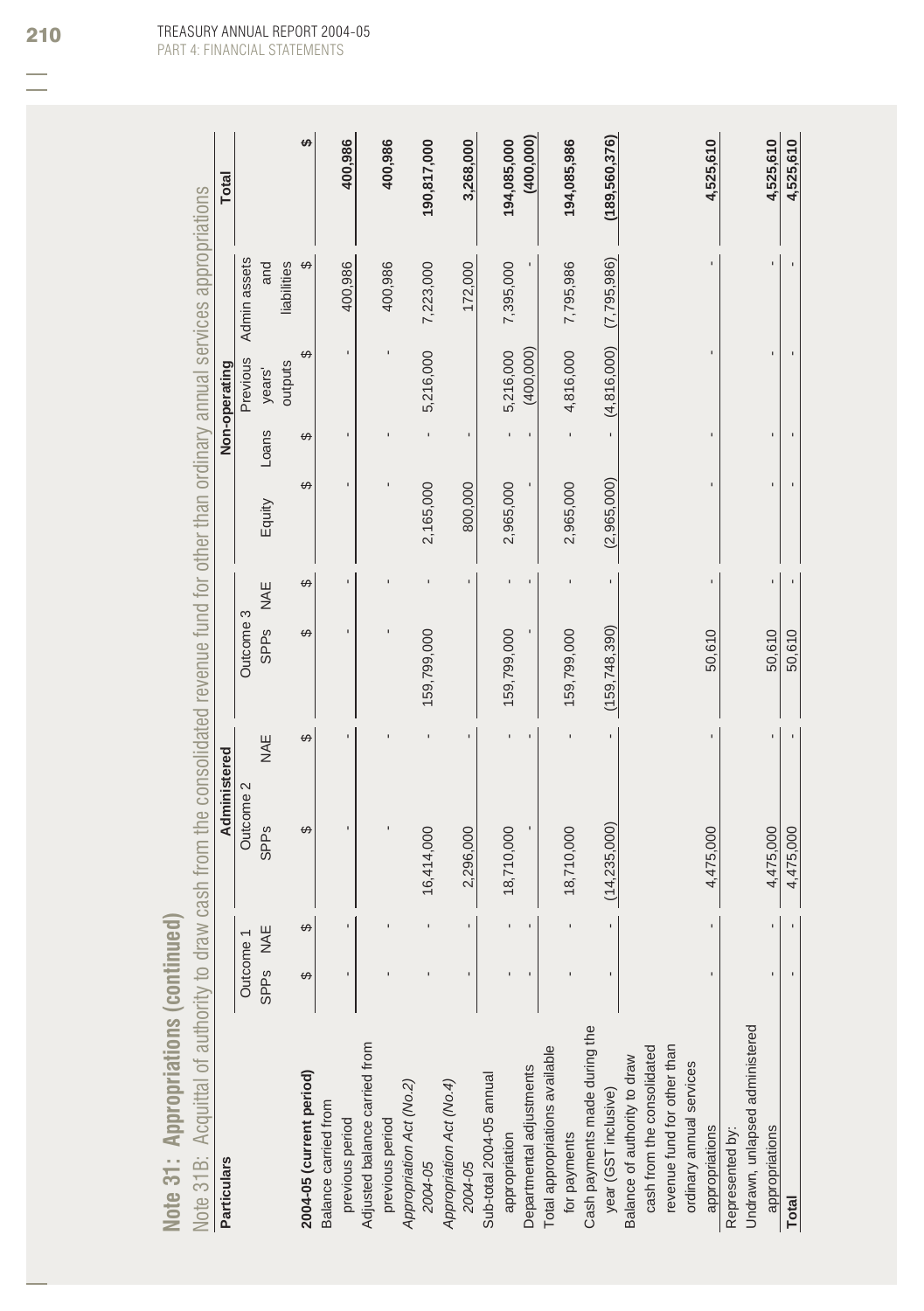## Note 31: Appropriations (continued)

Note 31B: Acquittal of authority to draw cash from the consolidated revenue fund for other than ordinary annual services appropriations

| Particulars | Administered | | | | | | Non-operating | | | | Total |
|---|---|---|---|---|---|---|---|---|---|---|---|
| | Outcome 1 | | Outcome 2 | | Outcome 3 | | | | | | |
| | SPPs | NAE | SPPs | NAE | SPPs | NAE | Equity | Loans | Previous years' outputs | Admin assets and liabilities | |
| | $ | $ | $ | $ | $ | $ | $ | $ | $ | $ | $ |
| **2004-05 (current period)** | | | | | | | | | | | |
| Balance carried from previous period | - | - | - | - | - | - | - | - | - | 400,986 | **400,986** |
| Adjusted balance carried from previous period | - | - | - | - | - | - | - | - | - | 400,986 | **400,986** |
| *Appropriation Act (No.2) 2004-05* | - | - | 16,414,000 | - | 159,799,000 | - | 2,165,000 | - | 5,216,000 | 7,223,000 | **190,817,000** |
| *Appropriation Act (No.4) 2004-05* | - | - | 2,296,000 | - | | - | 800,000 | - | | 172,000 | **3,268,000** |
| Sub-total 2004-05 annual appropriation | - | - | 18,710,000 | - | 159,799,000 | - | 2,965,000 | - | 5,216,000 | 7,395,000 | **194,085,000** |
| Departmental adjustments | - | - | - | - | - | - | - | - | (400,000) | - | **(400,000)** |
| Total appropriations available for payments | - | - | 18,710,000 | - | 159,799,000 | - | 2,965,000 | - | 4,816,000 | 7,795,986 | **194,085,986** |
| Cash payments made during the year (GST inclusive) | - | - | (14,235,000) | - | (159,748,390) | - | (2,965,000) | - | (4,816,000) | (7,795,986) | **(189,560,376)** |
| Balance of authority to draw cash from the consolidated revenue fund for other than ordinary annual services appropriations | - | - | 4,475,000 | - | 50,610 | - | - | - | - | - | **4,525,610** |
| Represented by: | | | | | | | | | | | |
| Undrawn, unlapsed administered appropriations | - | - | 4,475,000 | - | 50,610 | - | - | - | - | - | **4,525,610** |
| **Total** | - | - | 4,475,000 | - | 50,610 | - | - | - | - | - | **4,525,610** |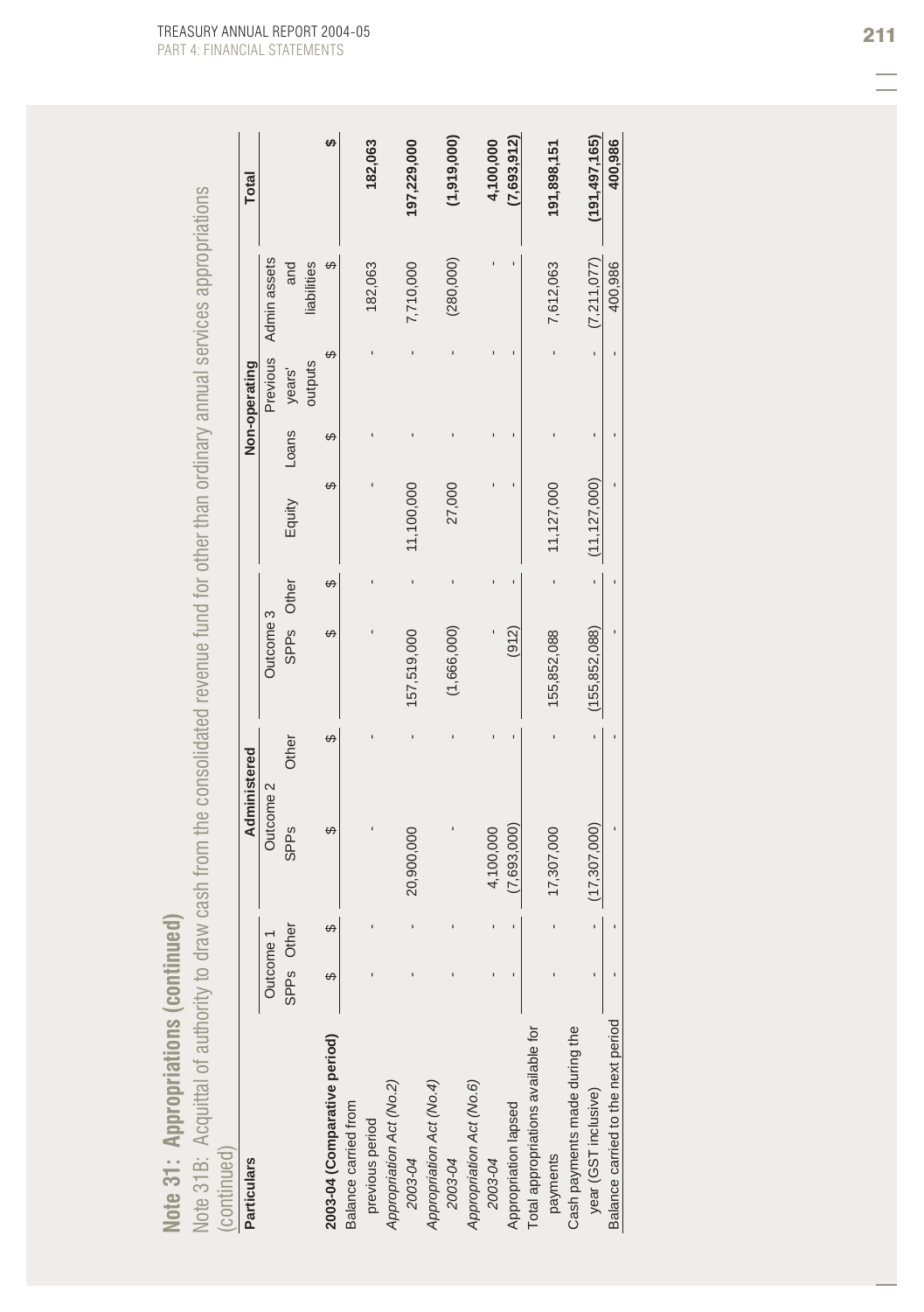## Note 31: Appropriations (continued)

Note 31B: Acquittal of authority to draw cash from the consolidated revenue fund for other than ordinary annual services appropriations (continued)

| Particulars | Administered | | | | | | Non-operating | | | | Total |
|---|---|---|---|---|---|---|---|---|---|---|---|
| | Outcome 1 | | Outcome 2 | | Outcome 3 | | | | | | |
| | SPPs | Other | SPPs | Other | SPPs | Other | Equity | Loans | Previous years' outputs | Admin assets and liabilities | |
| **2003-04 (Comparative period)** | $ | $ | $ | $ | $ | $ | $ | $ | $ | $ | **$** |
| Balance carried from previous period | - | - | - | - | - | - | - | - | - | 182,063 | **182,063** |
| *Appropriation Act (No.2) 2003-04* | - | - | 20,900,000 | - | 157,519,000 | - | 11,100,000 | - | - | 7,710,000 | **197,229,000** |
| *Appropriation Act (No.4) 2003-04* | - | - | - | - | (1,666,000) | - | 27,000 | - | - | (280,000) | **(1,919,000)** |
| *Appropriation Act (No.6) 2003-04* | - | - | 4,100,000 | - | - | - | - | - | - | - | **4,100,000** |
| Appropriation lapsed | - | - | (7,693,000) | - | (912) | - | - | - | - | - | **(7,693,912)** |
| Total appropriations available for payments | - | - | 17,307,000 | - | 155,852,088 | - | 11,127,000 | - | - | 7,612,063 | **191,898,151** |
| Cash payments made during the year (GST inclusive) | - | - | (17,307,000) | - | (155,852,088) | - | (11,127,000) | - | - | (7,211,077) | **(191,497,165)** |
| Balance carried to the next period | - | - | - | - | - | - | - | - | - | 400,986 | **400,986** |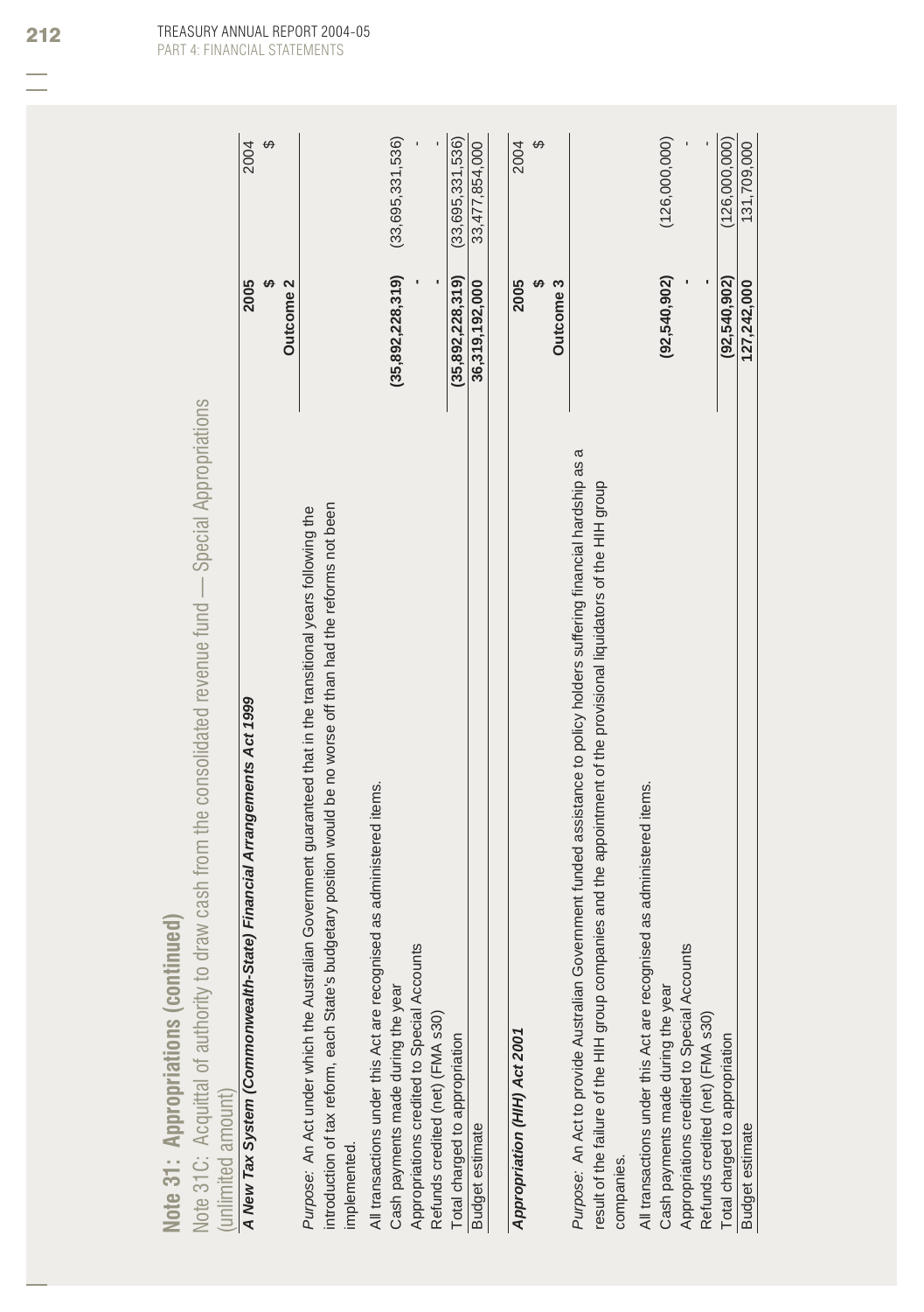## Note 31: Appropriations (continued)

### Note 31C: Acquittal of authority to draw cash from the consolidated revenue fund — Special Appropriations (unlimited amount)

| ***A New Tax System (Commonwealth-State) Financial Arrangements Act 1999*** | **2005** | 2004 |
|---|---|---|
| | **$** | $ |
| | **Outcome 2** | |
| *Purpose:* An Act under which the Australian Government guaranteed that in the transitional years following the introduction of tax reform, each State's budgetary position would be no worse off than had the reforms not been implemented. | | |
| All transactions under this Act are recognised as administered items. | | |
| Cash payments made during the year | **(35,892,228,319)** | (33,695,331,536) |
| Appropriations credited to Special Accounts | **-** | - |
| Refunds credited (net) (FMA s30) | **-** | - |
| Total charged to appropriation | **(35,892,228,319)** | (33,695,331,536) |
| Budget estimate | **36,319,192,000** | 33,477,854,000 |

| ***Appropriation (HIH) Act 2001*** | **2005** | 2004 |
|---|---|---|
| | **$** | $ |
| | **Outcome 3** | |
| *Purpose:* An Act to provide Australian Government funded assistance to policy holders suffering financial hardship as a result of the failure of the HIH group companies and the appointment of the provisional liquidators of the HIH group companies. | | |
| All transactions under this Act are recognised as administered items. | | |
| Cash payments made during the year | **(92,540,902)** | (126,000,000) |
| Appropriations credited to Special Accounts | **-** | - |
| Refunds credited (net) (FMA s30) | **-** | - |
| Total charged to appropriation | **(92,540,902)** | (126,000,000) |
| Budget estimate | **127,242,000** | 131,709,000 |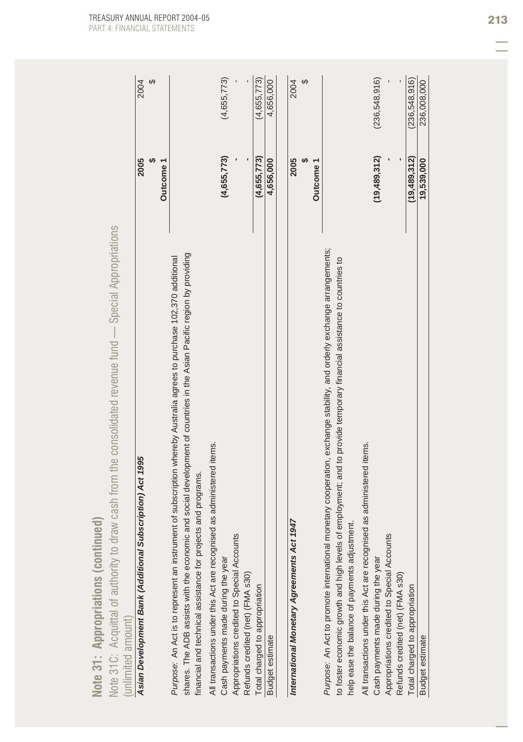## Note 31: Appropriations (continued)

### Note 31C: Acquittal of authority to draw cash from the consolidated revenue fund — Special Appropriations (unlimited amount)

| ***Asian Development Bank (Additional Subscription) Act 1995*** | **2005** | 2004 |
|---|---|---|
| | **$** | $ |
| | **Outcome 1** | |
| *Purpose:* An Act is to represent an instrument of subscription whereby Australia agrees to purchase 102,370 additional shares. The ADB assists with the economic and social development of countries in the Asian Pacific region by providing financial and technical assistance for projects and programs. | | |
| All transactions under this Act are recognised as administered items. | | |
| Cash payments made during the year | **(4,655,773)** | (4,655,773) |
| Appropriations credited to Special Accounts | **-** | - |
| Refunds credited (net) (FMA s30) | **-** | - |
| Total charged to appropriation | **(4,655,773)** | (4,655,773) |
| Budget estimate | **4,656,000** | 4,656,000 |

| ***International Monetary Agreements Act 1947*** | **2005** | 2004 |
|---|---|---|
| | **$** | $ |
| | **Outcome 1** | |
| *Purpose:* An Act to promote international monetary cooperation, exchange stability, and orderly exchange arrangements; to foster economic growth and high levels of employment; and to provide temporary financial assistance to countries to help ease the balance of payments adjustment. | | |
| All transactions under this Act are recognised as administered items. | | |
| Cash payments made during the year | **(19,489,312)** | (236,548,916) |
| Appropriations credited to Special Accounts | **-** | - |
| Refunds credited (net) (FMA s30) | **-** | - |
| Total charged to appropriation | **(19,489,312)** | (236,548,916) |
| Budget estimate | **19,539,000** | 236,008,000 |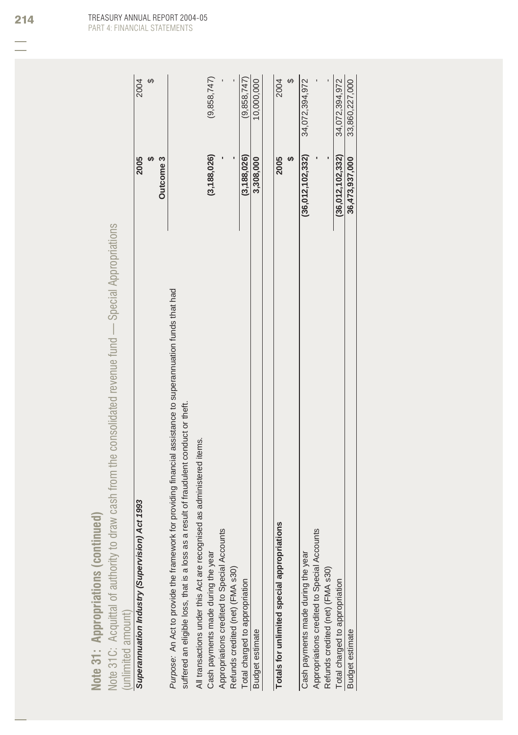## Note 31: Appropriations (continued)

### Note 31C: Acquittal of authority to draw cash from the consolidated revenue fund — Special Appropriations (unlimited amount)

| ***Superannuation Industry (Supervision) Act 1993*** | **2005** | 2004 |
|---|---|---|
| | **$** | $ |
| | **Outcome 3** | |
| *Purpose:* An Act to provide the framework for providing financial assistance to superannuation funds that had suffered an eligible loss, that is a loss as a result of fraudulent conduct or theft. | | |
| All transactions under this Act are recognised as administered items. | | |
| Cash payments made during the year | **(3,188,026)** | (9,858,747) |
| Appropriations credited to Special Accounts | **-** | - |
| Refunds credited (net) (FMA s30) | **-** | - |
| Total charged to appropriation | **(3,188,026)** | (9,858,747) |
| Budget estimate | **3,308,000** | 10,000,000 |

| **Totals for unlimited special appropriations** | **2005** | 2004 |
|---|---|---|
| | **$** | $ |
| Cash payments made during the year | **(36,012,102,332)** | 34,072,394,972 |
| Appropriations credited to Special Accounts | **-** | - |
| Refunds credited (net) (FMA s30) | **-** | - |
| Total charged to appropriation | **(36,012,102,332)** | 34,072,394,972 |
| Budget estimate | **36,473,937,000** | 33,860,227,000 |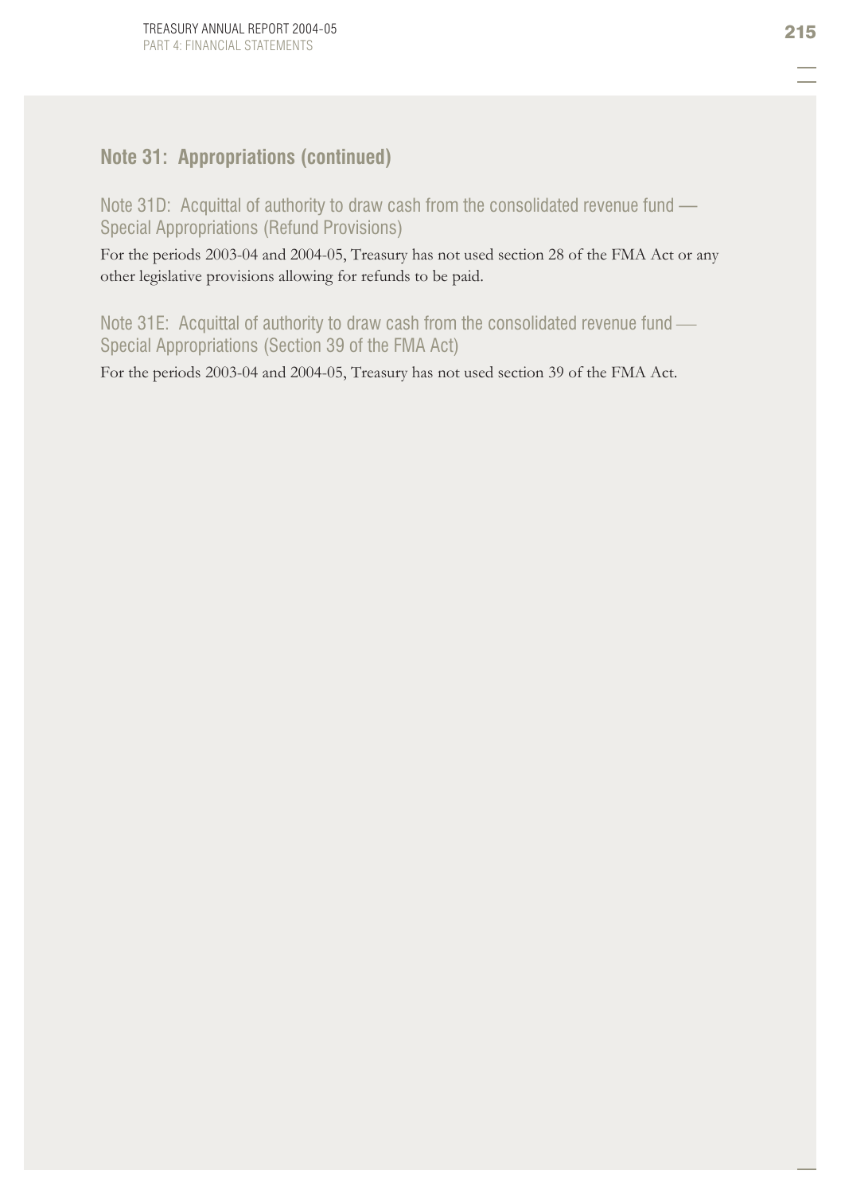## Note 31: Appropriations (continued)

### Note 31D: Acquittal of authority to draw cash from the consolidated revenue fund — Special Appropriations (Refund Provisions)

For the periods 2003-04 and 2004-05, Treasury has not used section 28 of the FMA Act or any other legislative provisions allowing for refunds to be paid.

### Note 31E: Acquittal of authority to draw cash from the consolidated revenue fund — Special Appropriations (Section 39 of the FMA Act)

For the periods 2003-04 and 2004-05, Treasury has not used section 39 of the FMA Act.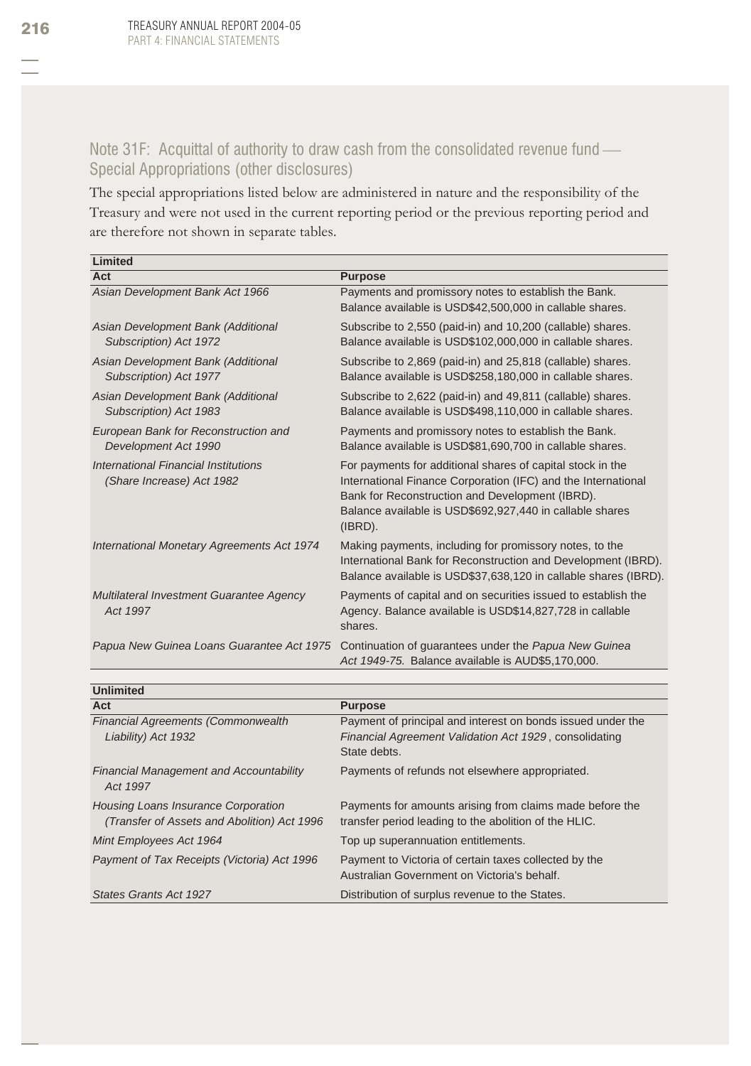## Note 31F: Acquittal of authority to draw cash from the consolidated revenue fund — Special Appropriations (other disclosures)

The special appropriations listed below are administered in nature and the responsibility of the Treasury and were not used in the current reporting period or the previous reporting period and are therefore not shown in separate tables.

| **Limited** | |
|---|---|
| **Act** | **Purpose** |
| *Asian Development Bank Act 1966* | Payments and promissory notes to establish the Bank. Balance available is USD$42,500,000 in callable shares. |
| *Asian Development Bank (Additional Subscription) Act 1972* | Subscribe to 2,550 (paid-in) and 10,200 (callable) shares. Balance available is USD$102,000,000 in callable shares. |
| *Asian Development Bank (Additional Subscription) Act 1977* | Subscribe to 2,869 (paid-in) and 25,818 (callable) shares. Balance available is USD$258,180,000 in callable shares. |
| *Asian Development Bank (Additional Subscription) Act 1983* | Subscribe to 2,622 (paid-in) and 49,811 (callable) shares. Balance available is USD$498,110,000 in callable shares. |
| *European Bank for Reconstruction and Development Act 1990* | Payments and promissory notes to establish the Bank. Balance available is USD$81,690,700 in callable shares. |
| *International Financial Institutions (Share Increase) Act 1982* | For payments for additional shares of capital stock in the International Finance Corporation (IFC) and the International Bank for Reconstruction and Development (IBRD). Balance available is USD$692,927,440 in callable shares (IBRD). |
| *International Monetary Agreements Act 1974* | Making payments, including for promissory notes, to the International Bank for Reconstruction and Development (IBRD). Balance available is USD$37,638,120 in callable shares (IBRD). |
| *Multilateral Investment Guarantee Agency Act 1997* | Payments of capital and on securities issued to establish the Agency. Balance available is USD$14,827,728 in callable shares. |
| *Papua New Guinea Loans Guarantee Act 1975* | Continuation of guarantees under the *Papua New Guinea Act 1949-75.* Balance available is AUD$5,170,000. |

| **Unlimited** | |
|---|---|
| **Act** | **Purpose** |
| *Financial Agreements (Commonwealth Liability) Act 1932* | Payment of principal and interest on bonds issued under the *Financial Agreement Validation Act 1929*, consolidating State debts. |
| *Financial Management and Accountability Act 1997* | Payments of refunds not elsewhere appropriated. |
| *Housing Loans Insurance Corporation (Transfer of Assets and Abolition) Act 1996* | Payments for amounts arising from claims made before the transfer period leading to the abolition of the HLIC. |
| *Mint Employees Act 1964* | Top up superannuation entitlements. |
| *Payment of Tax Receipts (Victoria) Act 1996* | Payment to Victoria of certain taxes collected by the Australian Government on Victoria's behalf. |
| *States Grants Act 1927* | Distribution of surplus revenue to the States. |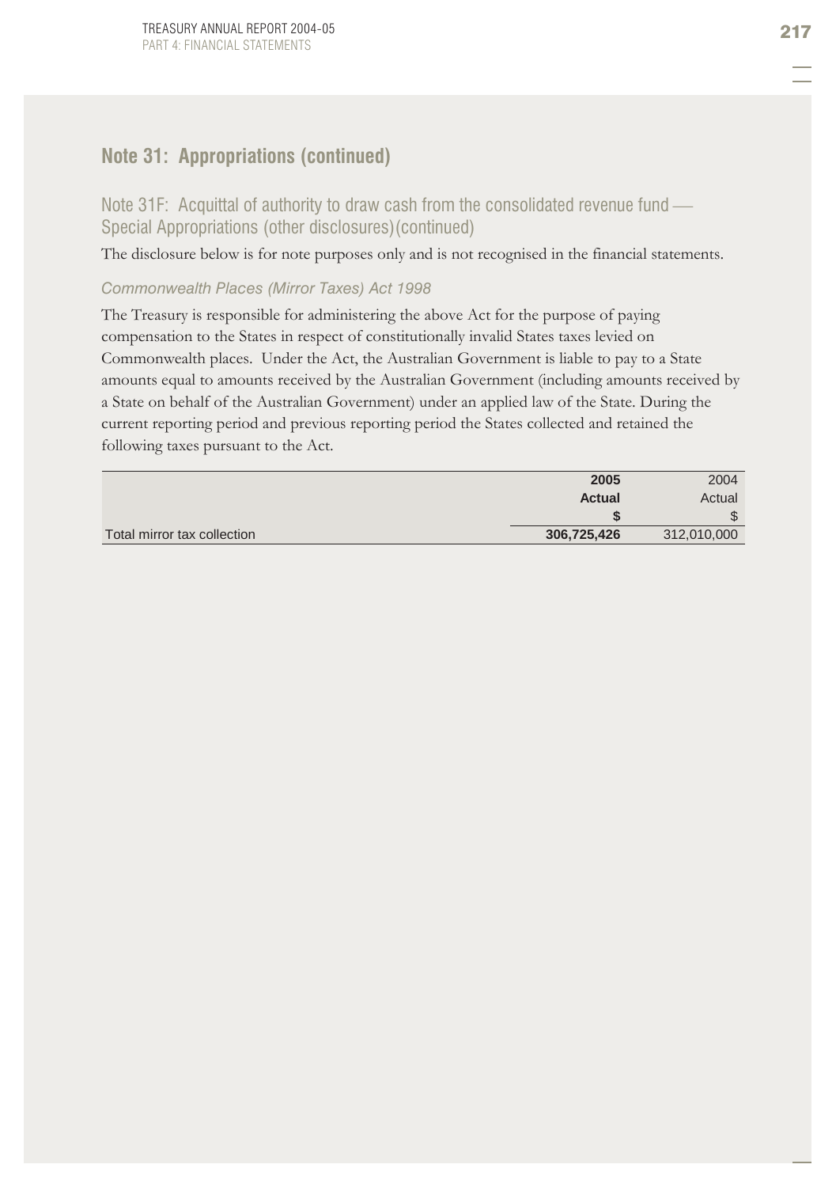## Note 31: Appropriations (continued)

### Note 31F: Acquittal of authority to draw cash from the consolidated revenue fund — Special Appropriations (other disclosures)(continued)

The disclosure below is for note purposes only and is not recognised in the financial statements.

*Commonwealth Places (Mirror Taxes) Act 1998*

The Treasury is responsible for administering the above Act for the purpose of paying compensation to the States in respect of constitutionally invalid States taxes levied on Commonwealth places. Under the Act, the Australian Government is liable to pay to a State amounts equal to amounts received by the Australian Government (including amounts received by a State on behalf of the Australian Government) under an applied law of the State. During the current reporting period and previous reporting period the States collected and retained the following taxes pursuant to the Act.

| | **2005** | 2004 |
|---|---|---|
| | **Actual** | Actual |
| | **$** | $ |
| Total mirror tax collection | **306,725,426** | 312,010,000 |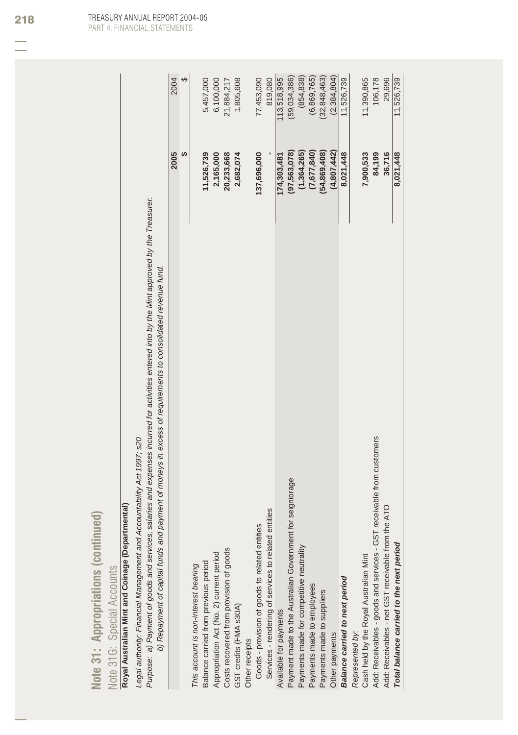# Note 31: Appropriations (continued)

## Note 31G: Special Accounts

**Royal Australian Mint and Coinage (Departmental)**

*Legal authority: Financial Management and Accountability Act 1997; s20*

*Purpose: a) Payment of goods and services, salaries and expenses incurred for activities entered into by the Mint approved by the Treasurer.*
*b) Repayment of capital funds and payment of moneys in excess of requirements to consolidated revenue fund.*

| | 2005 $ | 2004 $ |
|---|---|---|
| *This account is non-interest bearing* | | |
| Balance carried from previous period | **11,526,739** | 5,457,000 |
| Appropriation Act (No. 2) current period | **2,165,000** | 6,100,000 |
| Costs recovered from provision of goods | **20,233,668** | 21,884,217 |
| GST credits (FMA s30A) | **2,682,074** | 1,805,608 |
| Other receipts | | |
| Goods - provision of goods to related entities | **137,696,000** | 77,453,090 |
| Services - rendering of services to related entities | **-** | 819,080 |
| Available for payments | **174,303,481** | 113,518,995 |
| Payment made to the Australian Government for seigniorage | **(97,563,078)** | (59,034,386) |
| Payments made for competitive neutrality | **(1,364,265)** | (854,838) |
| Payments made to employees | **(7,677,840)** | (6,869,765) |
| Payments made to suppliers | **(54,869,408)** | (32,848,463) |
| Other payments | **(4,807,442)** | (2,384,804) |
| ***Balance carried to next period*** | **8,021,448** | 11,526,739 |
| *Represented by:* | | |
| Cash held by the Royal Australian Mint | **7,900,533** | 11,390,865 |
| Add: Receivables - goods and services - GST receivable from customers | **84,199** | 106,178 |
| Add: Receivables - net GST receivable from the ATO | **36,716** | 29,696 |
| ***Total balance carried to the next period*** | **8,021,448** | 11,526,739 |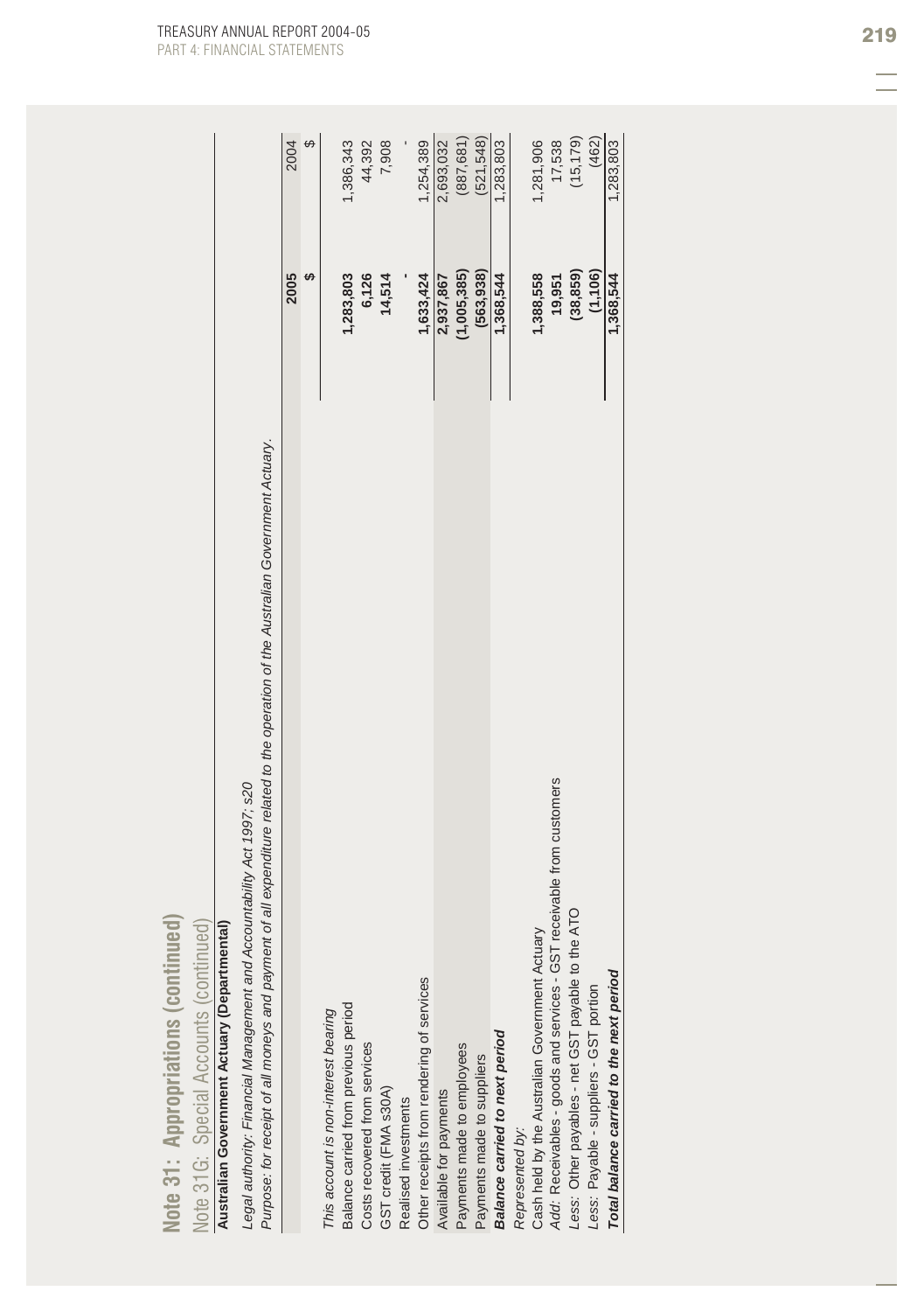# Note 31: Appropriations (continued)

## Note 31G: Special Accounts (continued)

**Australian Government Actuary (Departmental)**

*Legal authority: Financial Management and Accountability Act 1997; s20*

*Purpose: for receipt of all moneys and payment of all expenditure related to the operation of the Australian Government Actuary.*

| | 2005 $ | 2004 $ |
|---|---|---|
| *This account is non-interest bearing* | | |
| Balance carried from previous period | **1,283,803** | 1,386,343 |
| Costs recovered from services | **6,126** | 44,392 |
| GST credit (FMA s30A) | **14,514** | 7,908 |
| Realised investments | **-** | - |
| Other receipts from rendering of services | **1,633,424** | 1,254,389 |
| Available for payments | **2,937,867** | 2,693,032 |
| Payments made to employees | **(1,005,385)** | (887,681) |
| Payments made to suppliers | **(563,938)** | (521,548) |
| ***Balance carried to next period*** | **1,368,544** | 1,283,803 |
| *Represented by:* | | |
| Cash held by the Australian Government Actuary | **1,388,558** | 1,281,906 |
| *Add:* Receivables - goods and services - GST receivable from customers | **19,951** | 17,538 |
| *Less:* Other payables - net GST payable to the ATO | **(38,859)** | (15,179) |
| *Less:* Payable - suppliers - GST portion | **(1,106)** | (462) |
| ***Total balance carried to the next period*** | **1,368,544** | 1,283,803 |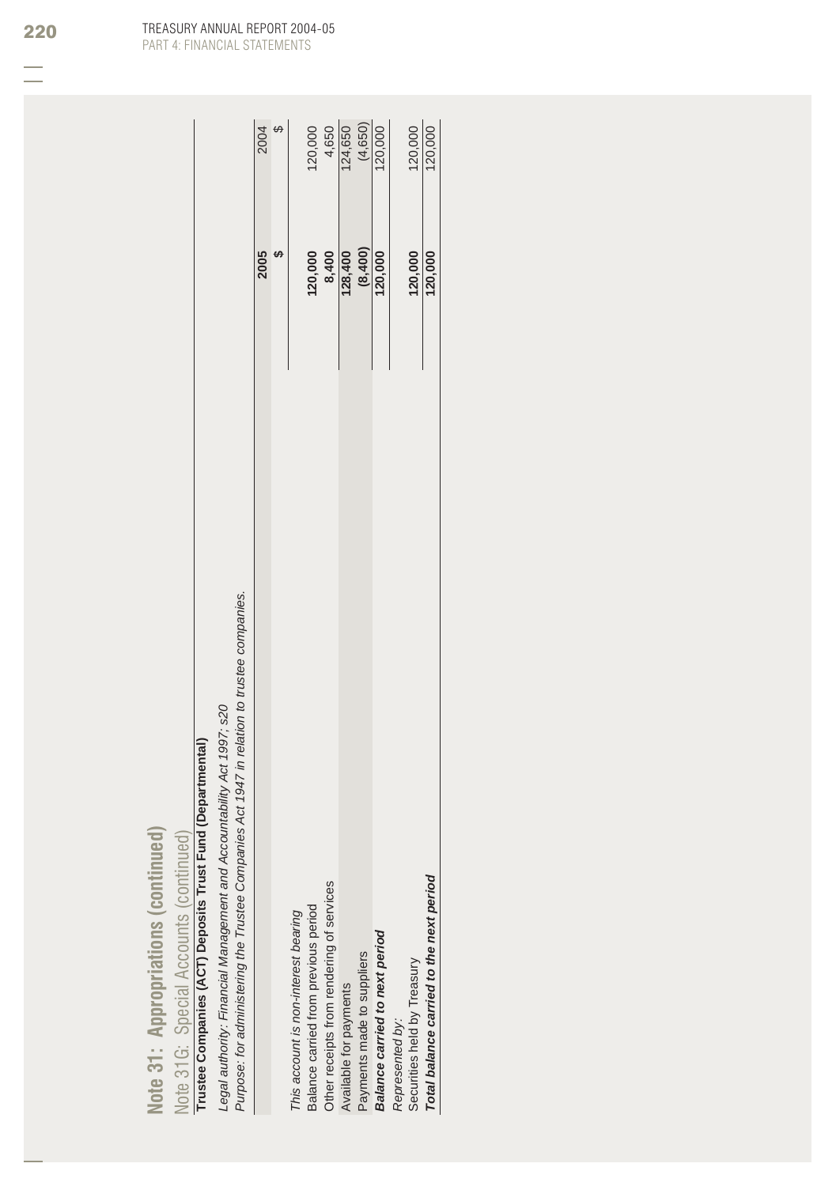# Note 31: Appropriations (continued)

## Note 31G: Special Accounts (continued)

**Trustee Companies (ACT) Deposits Trust Fund (Departmental)**

*Legal authority: Financial Management and Accountability Act 1997; s20*

*Purpose: for administering the Trustee Companies Act 1947 in relation to trustee companies.*

| | 2005 $ | 2004 $ |
|---|---|---|
| *This account is non-interest bearing* | | |
| Balance carried from previous period | **120,000** | 120,000 |
| Other receipts from rendering of services | **8,400** | 4,650 |
| Available for payments | **128,400** | 124,650 |
| Payments made to suppliers | **(8,400)** | (4,650) |
| ***Balance carried to next period*** | **120,000** | 120,000 |
| *Represented by:* | | |
| Securities held by Treasury | **120,000** | 120,000 |
| ***Total balance carried to the next period*** | **120,000** | 120,000 |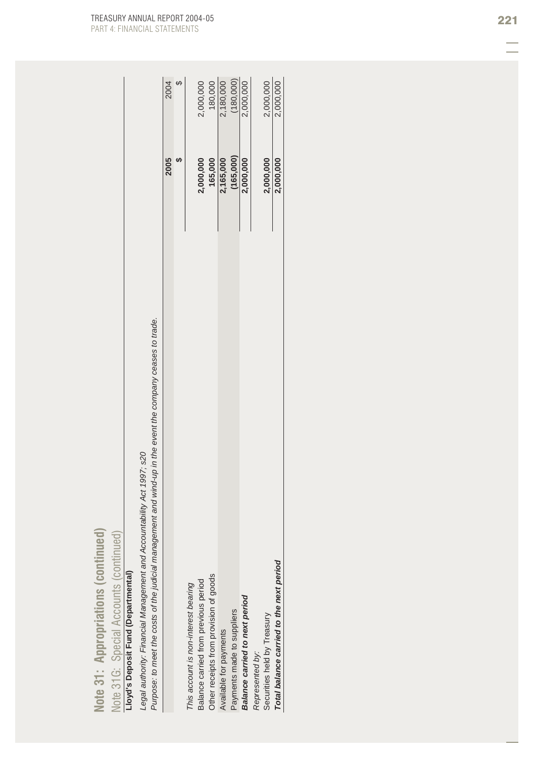# Note 31: Appropriations (continued)

## Note 31G: Special Accounts (continued)

**Lloyd's Deposit Fund (Departmental)**

*Legal authority: Financial Management and Accountability Act 1997; s20*

*Purpose: to meet the costs of the judicial management and wind-up in the event the company ceases to trade.*

| | 2005 $ | 2004 $ |
|---|---|---|
| *This account is non-interest bearing* | | |
| Balance carried from previous period | **2,000,000** | 2,000,000 |
| Other receipts from provision of goods | **165,000** | 180,000 |
| Available for payments | **2,165,000** | 2,180,000 |
| Payments made to suppliers | **(165,000)** | (180,000) |
| ***Balance carried to next period*** | **2,000,000** | 2,000,000 |
| *Represented by:* | | |
| Securities held by Treasury | **2,000,000** | 2,000,000 |
| ***Total balance carried to the next period*** | **2,000,000** | 2,000,000 |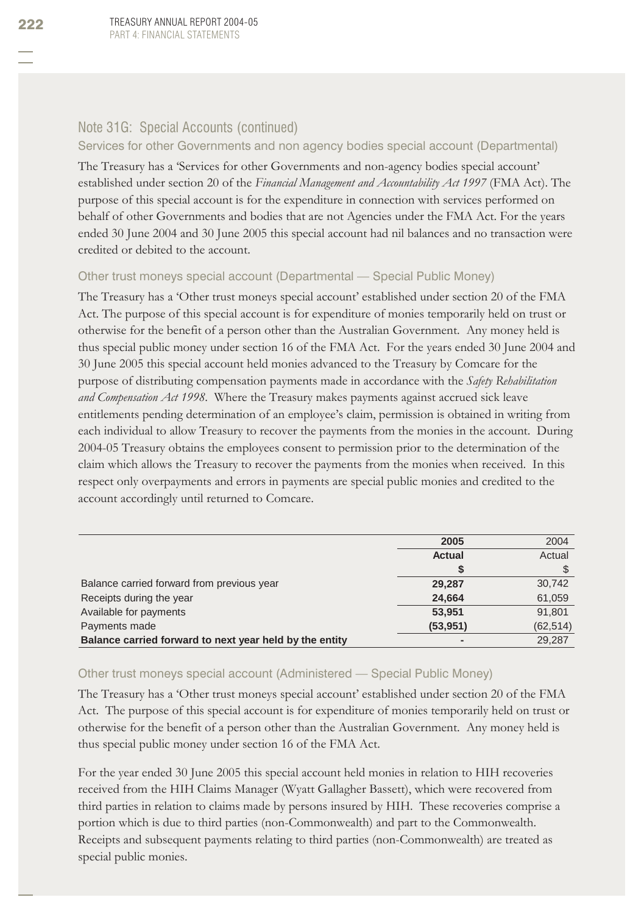## Note 31G: Special Accounts (continued)

### Services for other Governments and non agency bodies special account (Departmental)

The Treasury has a 'Services for other Governments and non-agency bodies special account' established under section 20 of the *Financial Management and Accountability Act 1997* (FMA Act). The purpose of this special account is for the expenditure in connection with services performed on behalf of other Governments and bodies that are not Agencies under the FMA Act. For the years ended 30 June 2004 and 30 June 2005 this special account had nil balances and no transaction were credited or debited to the account.

### Other trust moneys special account (Departmental — Special Public Money)

The Treasury has a 'Other trust moneys special account' established under section 20 of the FMA Act. The purpose of this special account is for expenditure of monies temporarily held on trust or otherwise for the benefit of a person other than the Australian Government. Any money held is thus special public money under section 16 of the FMA Act. For the years ended 30 June 2004 and 30 June 2005 this special account held monies advanced to the Treasury by Comcare for the purpose of distributing compensation payments made in accordance with the *Safety Rehabilitation and Compensation Act 1998*. Where the Treasury makes payments against accrued sick leave entitlements pending determination of an employee's claim, permission is obtained in writing from each individual to allow Treasury to recover the payments from the monies in the account. During 2004-05 Treasury obtains the employees consent to permission prior to the determination of the claim which allows the Treasury to recover the payments from the monies when received. In this respect only overpayments and errors in payments are special public monies and credited to the account accordingly until returned to Comcare.

| | **2005** | 2004 |
|---|---|---|
| | **Actual** | Actual |
| | **$** | $ |
| Balance carried forward from previous year | **29,287** | 30,742 |
| Receipts during the year | **24,664** | 61,059 |
| Available for payments | **53,951** | 91,801 |
| Payments made | **(53,951)** | (62,514) |
| **Balance carried forward to next year held by the entity** | **-** | 29,287 |

### Other trust moneys special account (Administered — Special Public Money)

The Treasury has a 'Other trust moneys special account' established under section 20 of the FMA Act. The purpose of this special account is for expenditure of monies temporarily held on trust or otherwise for the benefit of a person other than the Australian Government. Any money held is thus special public money under section 16 of the FMA Act.

For the year ended 30 June 2005 this special account held monies in relation to HIH recoveries received from the HIH Claims Manager (Wyatt Gallagher Bassett), which were recovered from third parties in relation to claims made by persons insured by HIH. These recoveries comprise a portion which is due to third parties (non-Commonwealth) and part to the Commonwealth. Receipts and subsequent payments relating to third parties (non-Commonwealth) are treated as special public monies.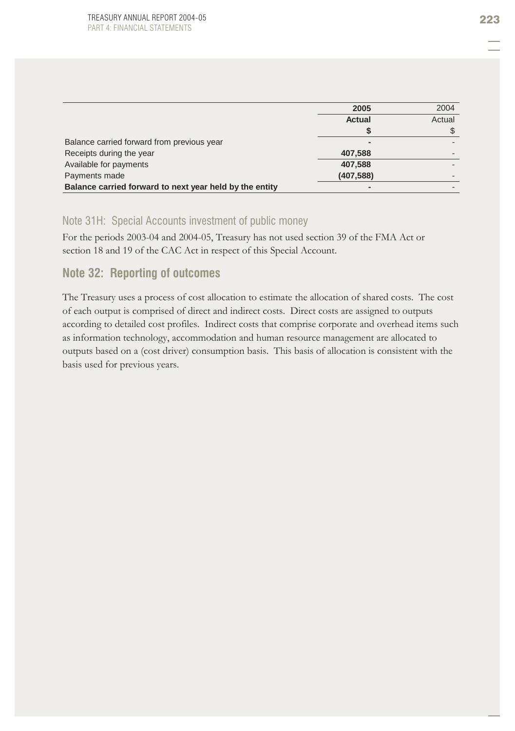| | 2005 | 2004 |
|---|---|---|
| | **Actual** | Actual |
| | **$** | $ |
| Balance carried forward from previous year | **-** | - |
| Receipts during the year | **407,588** | - |
| Available for payments | **407,588** | - |
| Payments made | **(407,588)** | - |
| **Balance carried forward to next year held by the entity** | **-** | - |

### Note 31H: Special Accounts investment of public money

For the periods 2003-04 and 2004-05, Treasury has not used section 39 of the FMA Act or section 18 and 19 of the CAC Act in respect of this Special Account.

## Note 32: Reporting of outcomes

The Treasury uses a process of cost allocation to estimate the allocation of shared costs. The cost of each output is comprised of direct and indirect costs. Direct costs are assigned to outputs according to detailed cost profiles. Indirect costs that comprise corporate and overhead items such as information technology, accommodation and human resource management are allocated to outputs based on a (cost driver) consumption basis. This basis of allocation is consistent with the basis used for previous years.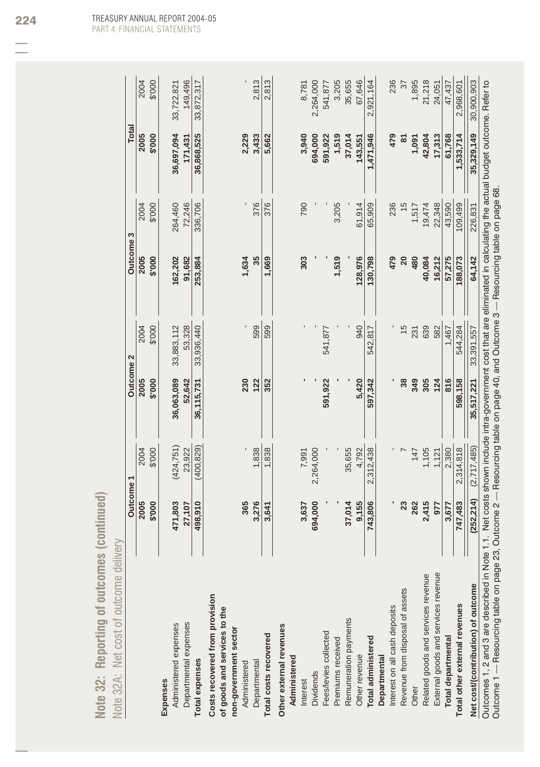## Note 32: Reporting of outcomes (continued)

### Note 32A: Net cost of outcome delivery

| | Outcome 1 | | Outcome 2 | | Outcome 3 | | Total | |
|---|---|---|---|---|---|---|---|---|
| | **2005** | 2004 | **2005** | 2004 | **2005** | 2004 | **2005** | 2004 |
| | **$'000** | $'000 | **$'000** | $'000 | **$'000** | $'000 | **$'000** | $'000 |
| **Expenses** | | | | | | | | |
| Administered expenses | **471,803** | (424,751) | **36,063,089** | 33,883,112 | **162,202** | 264,460 | **36,697,094** | 33,722,821 |
| Departmental expenses | **27,107** | 23,922 | **52,642** | 53,328 | **91,682** | 72,246 | **171,431** | 149,496 |
| **Total expenses** | **498,910** | (400,829) | **36,115,731** | 33,936,440 | **253,884** | 336,706 | **36,868,525** | 33,872,317 |
| **Costs recovered from provision of goods and services to the non-government sector** | | | | | | | | |
| Administered | **365** | - | **230** | - | **1,634** | - | **2,229** | - |
| Departmental | **3,276** | 1,838 | **122** | 599 | **35** | 376 | **3,433** | 2,813 |
| **Total costs recovered** | **3,641** | 1,838 | **352** | 599 | **1,669** | 376 | **5,662** | 2,813 |
| **Other external revenues** | | | | | | | | |
| **Administered** | | | | | | | | |
| Interest | **3,637** | 7,991 | **-** | - | **303** | 790 | **3,940** | 8,781 |
| Dividends | **694,000** | 2,264,000 | **-** | - | **-** | - | **694,000** | 2,264,000 |
| Fees/levies collected | **-** | - | **591,922** | 541,877 | **-** | - | **591,922** | 541,877 |
| Premiums received | **-** | - | **-** | - | **1,519** | 3,205 | **1,519** | 3,205 |
| Remuneration payments | **37,014** | 35,655 | **-** | - | **-** | - | **37,014** | 35,655 |
| Other revenue | **9,155** | 4,792 | **5,420** | 940 | **128,976** | 61,914 | **143,551** | 67,646 |
| **Total administered** | **743,806** | 2,312,438 | **597,342** | 542,817 | **130,798** | 65,909 | **1,471,946** | 2,921,164 |
| **Departmental** | | | | | | | | |
| Interest on all cash deposits | **-** | - | **-** | - | **479** | 236 | **479** | 236 |
| Revenue from disposal of assets | **23** | 7 | **38** | 15 | **20** | 15 | **81** | 37 |
| Other | **262** | 147 | **349** | 231 | **480** | 1,517 | **1,091** | 1,895 |
| Related goods and services revenue | **2,415** | 1,105 | **305** | 639 | **40,084** | 19,474 | **42,804** | 21,218 |
| External goods and services revenue | **977** | 1,121 | **124** | 582 | **16,212** | 22,348 | **17,313** | 24,051 |
| **Total departmental** | **3,677** | 2,380 | **816** | 1,467 | **57,275** | 43,590 | **61,768** | 47,437 |
| **Total other external revenues** | **747,483** | 2,314,818 | **598,158** | 544,284 | **188,073** | 109,499 | **1,533,714** | 2,968,601 |
| **Net cost/(contribution) of outcome** | **(252,214)** | (2,717,485) | **35,517,221** | 33,391,557 | **64,142** | 226,831 | **35,329,149** | 30,900,903 |

Outcomes 1, 2 and 3 are described in Note 1.1. Net costs shown include intra-government cost that are eliminated in calculating the actual budget outcome. Refer to Outcome 1 — Resourcing table on page 23, Outcome 2 — Resourcing table on page 40, and Outcome 3 — Resourcing table on page 68.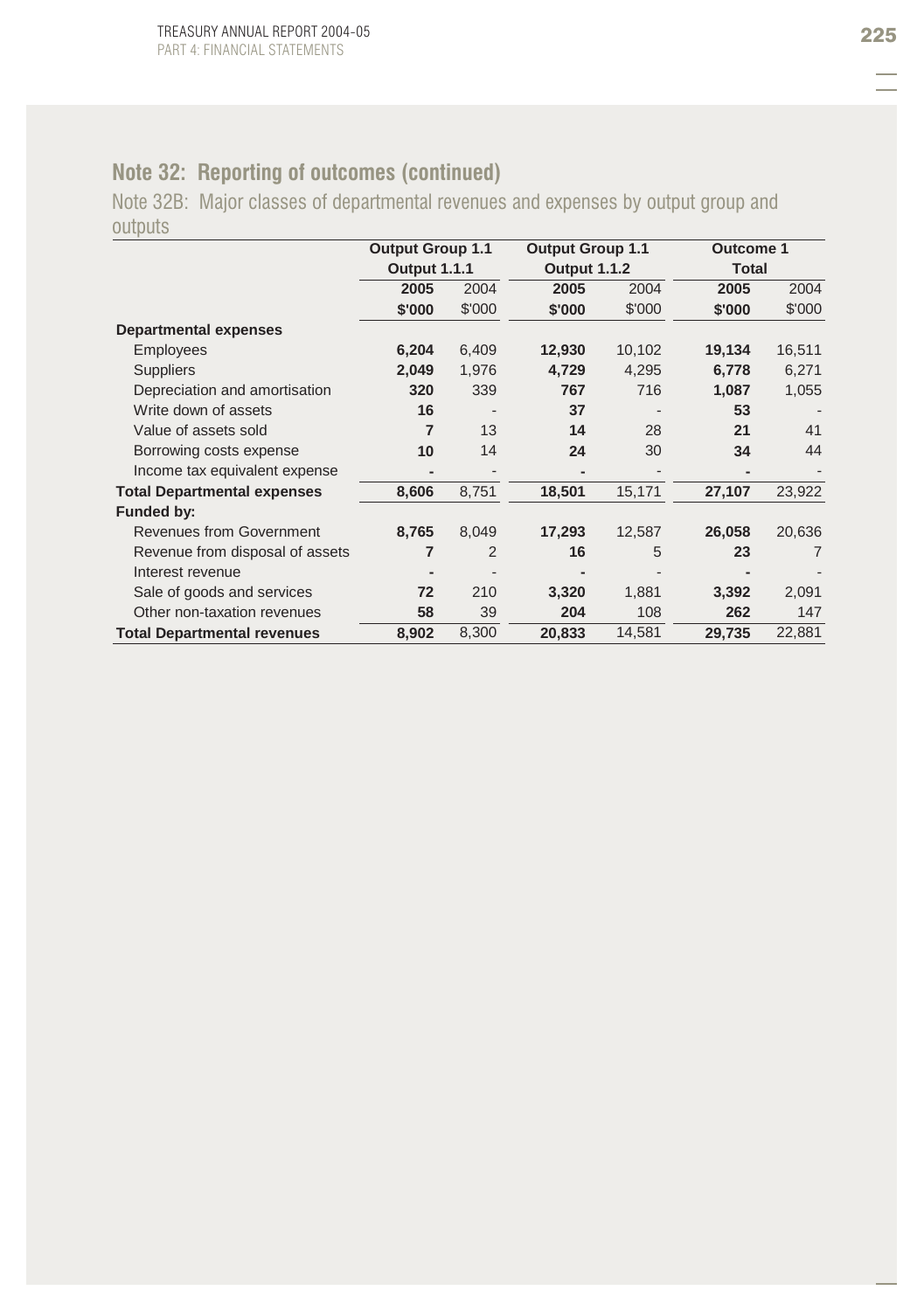## Note 32: Reporting of outcomes (continued)

### Note 32B: Major classes of departmental revenues and expenses by output group and outputs

| | Output Group 1.1 Output 1.1.1 | | Output Group 1.1 Output 1.1.2 | | Outcome 1 Total | |
|---|---|---|---|---|---|---|
| | **2005** | 2004 | **2005** | 2004 | **2005** | 2004 |
| | **$'000** | $'000 | **$'000** | $'000 | **$'000** | $'000 |
| **Departmental expenses** | | | | | | |
| Employees | **6,204** | 6,409 | **12,930** | 10,102 | **19,134** | 16,511 |
| Suppliers | **2,049** | 1,976 | **4,729** | 4,295 | **6,778** | 6,271 |
| Depreciation and amortisation | **320** | 339 | **767** | 716 | **1,087** | 1,055 |
| Write down of assets | **16** | - | **37** | - | **53** | - |
| Value of assets sold | **7** | 13 | **14** | 28 | **21** | 41 |
| Borrowing costs expense | **10** | 14 | **24** | 30 | **34** | 44 |
| Income tax equivalent expense | **-** | - | **-** | - | **-** | - |
| **Total Departmental expenses** | **8,606** | 8,751 | **18,501** | 15,171 | **27,107** | 23,922 |
| **Funded by:** | | | | | | |
| Revenues from Government | **8,765** | 8,049 | **17,293** | 12,587 | **26,058** | 20,636 |
| Revenue from disposal of assets | **7** | 2 | **16** | 5 | **23** | 7 |
| Interest revenue | **-** | - | **-** | - | **-** | - |
| Sale of goods and services | **72** | 210 | **3,320** | 1,881 | **3,392** | 2,091 |
| Other non-taxation revenues | **58** | 39 | **204** | 108 | **262** | 147 |
| **Total Departmental revenues** | **8,902** | 8,300 | **20,833** | 14,581 | **29,735** | 22,881 |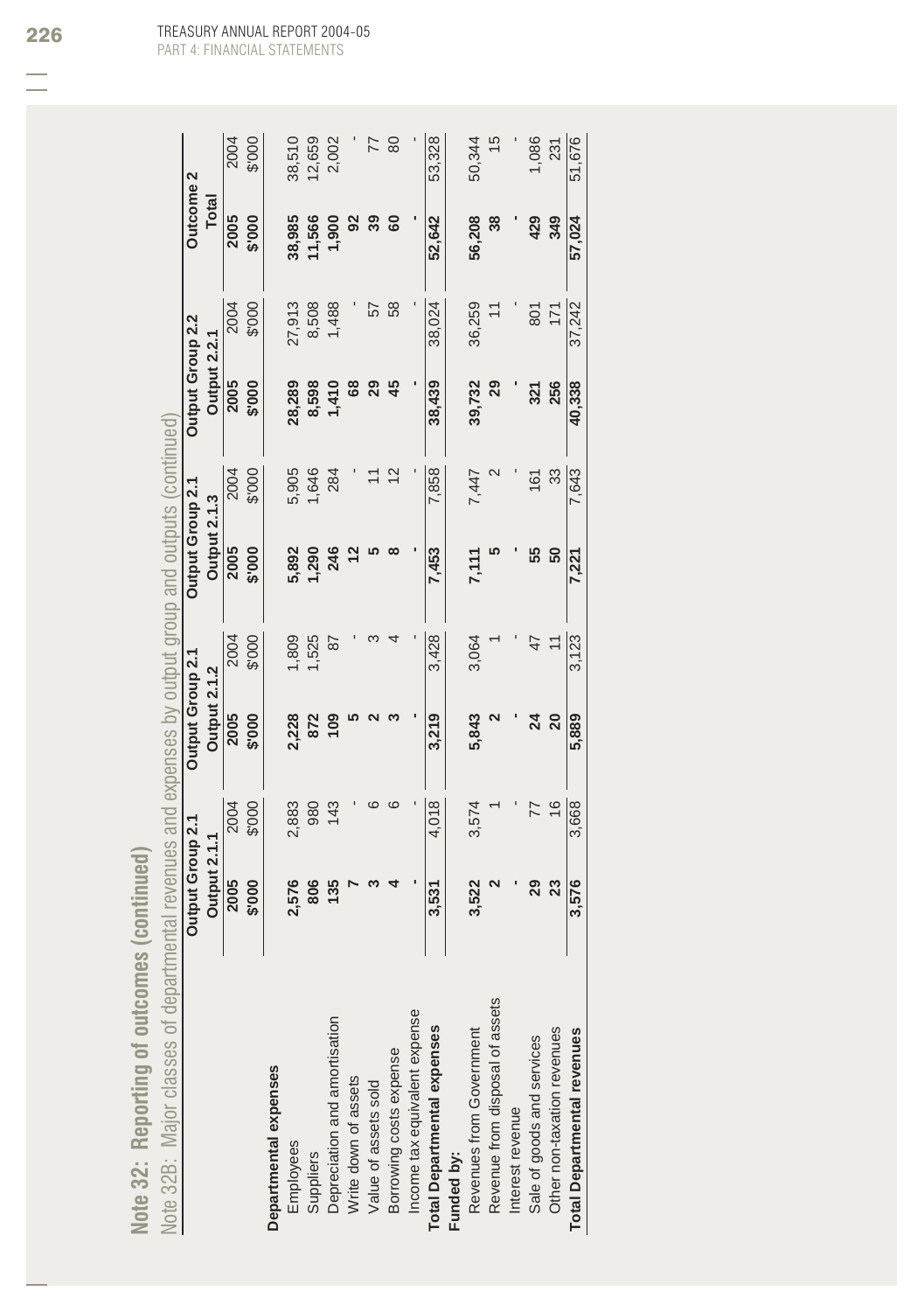## Note 32: Reporting of outcomes (continued)

### Note 32B: Major classes of departmental revenues and expenses by output group and outputs (continued)

| | Output Group 2.1 | | Output Group 2.1 | | Output Group 2.1 | | Output Group 2.2 | | Outcome 2 | |
|---|---|---|---|---|---|---|---|---|---|---|
| | Output 2.1.1 | | Output 2.1.2 | | Output 2.1.3 | | Output 2.2.1 | | Total | |
| | **2005** | 2004 | **2005** | 2004 | **2005** | 2004 | **2005** | 2004 | **2005** | 2004 |
| | **$'000** | $'000 | **$'000** | $'000 | **$'000** | $'000 | **$'000** | $'000 | **$'000** | $'000 |
| **Departmental expenses** | | | | | | | | | | |
| Employees | **2,576** | 2,883 | **2,228** | 1,809 | **5,892** | 5,905 | **28,289** | 27,913 | **38,985** | 38,510 |
| Suppliers | **806** | 980 | **872** | 1,525 | **1,290** | 1,646 | **8,598** | 8,508 | **11,566** | 12,659 |
| Depreciation and amortisation | **135** | 143 | **109** | 87 | **246** | 284 | **1,410** | 1,488 | **1,900** | 2,002 |
| Write down of assets | **7** | - | **5** | - | **12** | - | **68** | - | **92** | - |
| Value of assets sold | **3** | 6 | **2** | 3 | **5** | 11 | **29** | 57 | **39** | 77 |
| Borrowing costs expense | **4** | 6 | **3** | 4 | **8** | 12 | **45** | 58 | **60** | 80 |
| Income tax equivalent expense | **-** | - | **-** | - | **-** | - | **-** | - | **-** | - |
| **Total Departmental expenses** | **3,531** | 4,018 | **3,219** | 3,428 | **7,453** | 7,858 | **38,439** | 38,024 | **52,642** | 53,328 |
| **Funded by:** | | | | | | | | | | |
| Revenues from Government | **3,522** | 3,574 | **5,843** | 3,064 | **7,111** | 7,447 | **39,732** | 36,259 | **56,208** | 50,344 |
| Revenue from disposal of assets | **2** | 1 | **2** | 1 | **5** | 2 | **29** | 11 | **38** | 15 |
| Interest revenue | **-** | - | **-** | - | **-** | - | **-** | - | **-** | - |
| Sale of goods and services | **29** | 77 | **24** | 47 | **55** | 161 | **321** | 801 | **429** | 1,086 |
| Other non-taxation revenues | **23** | 16 | **20** | 11 | **50** | 33 | **256** | 171 | **349** | 231 |
| **Total Departmental revenues** | **3,576** | 3,668 | **5,889** | 3,123 | **7,221** | 7,643 | **40,338** | 37,242 | **57,024** | 51,676 |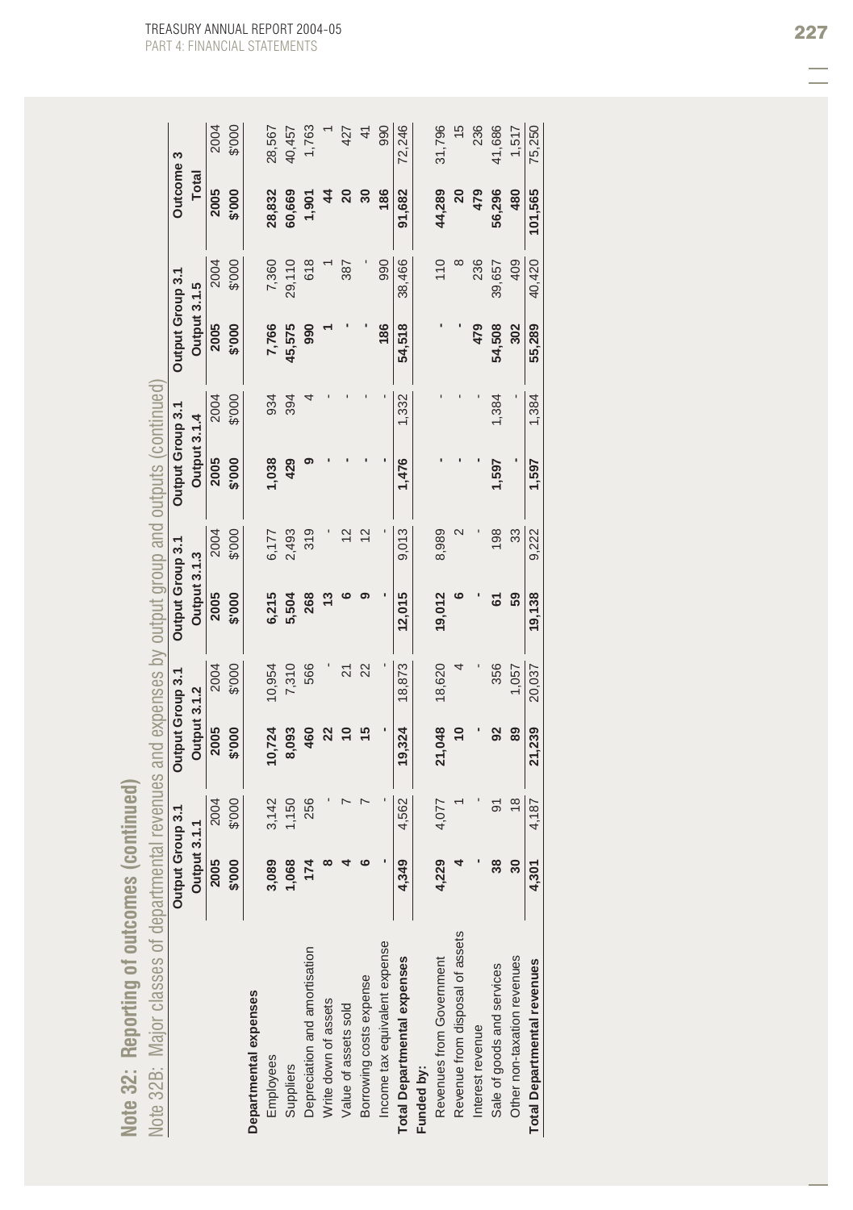# Note 32: Reporting of outcomes (continued)

## Note 32B: Major classes of departmental revenues and expenses by output group and outputs (continued)

| | Output Group 3.1 Output 3.1.1 | | Output Group 3.1 Output 3.1.2 | | Output Group 3.1 Output 3.1.3 | | Output Group 3.1 Output 3.1.4 | | Output Group 3.1 Output 3.1.5 | | Outcome 3 Total | |
|---|---|---|---|---|---|---|---|---|---|---|---|---|
| | **2005 $'000** | 2004 $'000 | **2005 $'000** | 2004 $'000 | **2005 $'000** | 2004 $'000 | **2005 $'000** | 2004 $'000 | **2005 $'000** | 2004 $'000 | **2005 $'000** | 2004 $'000 |
| **Departmental expenses** | | | | | | | | | | | | |
| Employees | **3,089** | 3,142 | **10,724** | 10,954 | **6,215** | 6,177 | **1,038** | 934 | **7,766** | 7,360 | **28,832** | 28,567 |
| Suppliers | **1,068** | 1,150 | **8,093** | 7,310 | **5,504** | 2,493 | **429** | 394 | **45,575** | 29,110 | **60,669** | 40,457 |
| Depreciation and amortisation | **174** | 256 | **460** | 566 | **268** | 319 | **9** | 4 | **990** | 618 | **1,901** | 1,763 |
| Write down of assets | **8** | - | **22** | - | **13** | - | **-** | - | **1** | 1 | **44** | 1 |
| Value of assets sold | **4** | 7 | **10** | 21 | **6** | 12 | **-** | - | **-** | 387 | **20** | 427 |
| Borrowing costs expense | **6** | 7 | **15** | 22 | **9** | 12 | **-** | - | **-** | - | **30** | 41 |
| Income tax equivalent expense | **-** | - | **-** | - | **-** | - | **-** | - | **186** | 990 | **186** | 990 |
| **Total Departmental expenses** | **4,349** | 4,562 | **19,324** | 18,873 | **12,015** | 9,013 | **1,476** | 1,332 | **54,518** | 38,466 | **91,682** | 72,246 |
| **Funded by:** | | | | | | | | | | | | |
| Revenues from Government | **4,229** | 4,077 | **21,048** | 18,620 | **19,012** | 8,989 | **-** | - | **-** | 110 | **44,289** | 31,796 |
| Revenue from disposal of assets | **4** | 1 | **10** | 4 | **6** | 2 | **-** | - | **-** | 8 | **20** | 15 |
| Interest revenue | **-** | - | **-** | - | **-** | - | **-** | - | **479** | 236 | **479** | 236 |
| Sale of goods and services | **38** | 91 | **92** | 356 | **61** | 198 | **1,597** | 1,384 | **54,508** | 39,657 | **56,296** | 41,686 |
| Other non-taxation revenues | **30** | 18 | **89** | 1,057 | **59** | 33 | **-** | - | **302** | 409 | **480** | 1,517 |
| **Total Departmental revenues** | **4,301** | 4,187 | **21,239** | 20,037 | **19,138** | 9,222 | **1,597** | 1,384 | **55,289** | 40,420 | **101,565** | 75,250 |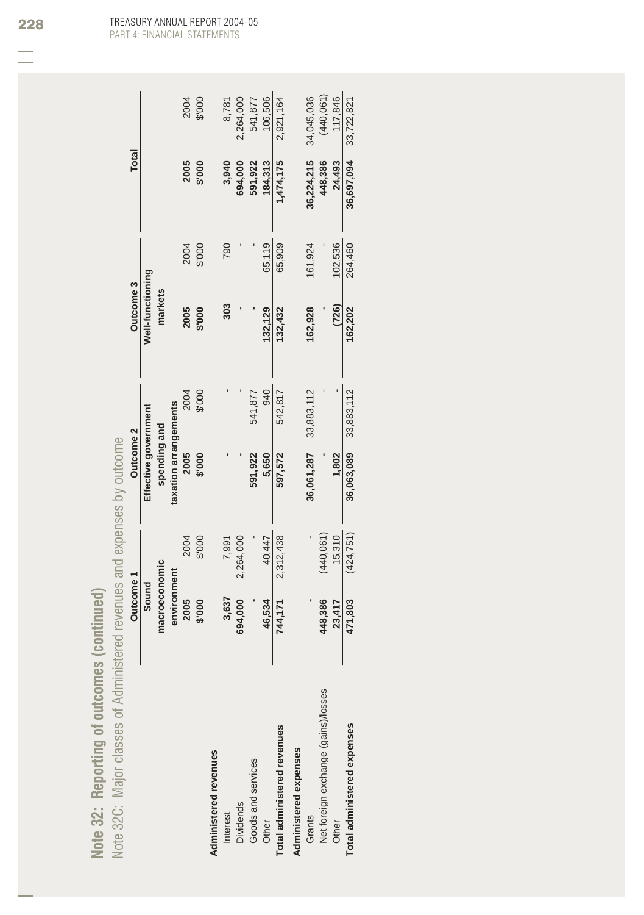## Note 32: Reporting of outcomes (continued)

### Note 32C: Major classes of Administered revenues and expenses by outcome

| | Outcome 1 | | Outcome 2 | | Outcome 3 | | Total | |
|---|---|---|---|---|---|---|---|---|
| | Sound macroeconomic environment | | Effective government spending and taxation arrangements | | Well-functioning markets | | | |
| | **2005** | 2004 | **2005** | 2004 | **2005** | 2004 | **2005** | 2004 |
| | **$'000** | $'000 | **$'000** | $'000 | **$'000** | $'000 | **$'000** | $'000 |
| **Administered revenues** | | | | | | | | |
| Interest | **3,637** | 7,991 | **-** | - | **303** | 790 | **3,940** | 8,781 |
| Dividends | **694,000** | 2,264,000 | **-** | - | **-** | - | **694,000** | 2,264,000 |
| Goods and services | **-** | - | **591,922** | 541,877 | **-** | - | **591,922** | 541,877 |
| Other | **46,534** | 40,447 | **5,650** | 940 | **132,129** | 65,119 | **184,313** | 106,506 |
| **Total administered revenues** | **744,171** | 2,312,438 | **597,572** | 542,817 | **132,432** | 65,909 | **1,474,175** | 2,921,164 |
| **Administered expenses** | | | | | | | | |
| Grants | **-** | - | **36,061,287** | 33,883,112 | **162,928** | 161,924 | **36,224,215** | 34,045,036 |
| Net foreign exchange (gains)/losses | **448,386** | (440,061) | **-** | - | **-** | - | **448,386** | (440,061) |
| Other | **23,417** | 15,310 | **1,802** | - | **(726)** | 102,536 | **24,493** | 117,846 |
| **Total administered expenses** | **471,803** | (424,751) | **36,063,089** | 33,883,112 | **162,202** | 264,460 | **36,697,094** | 33,722,821 |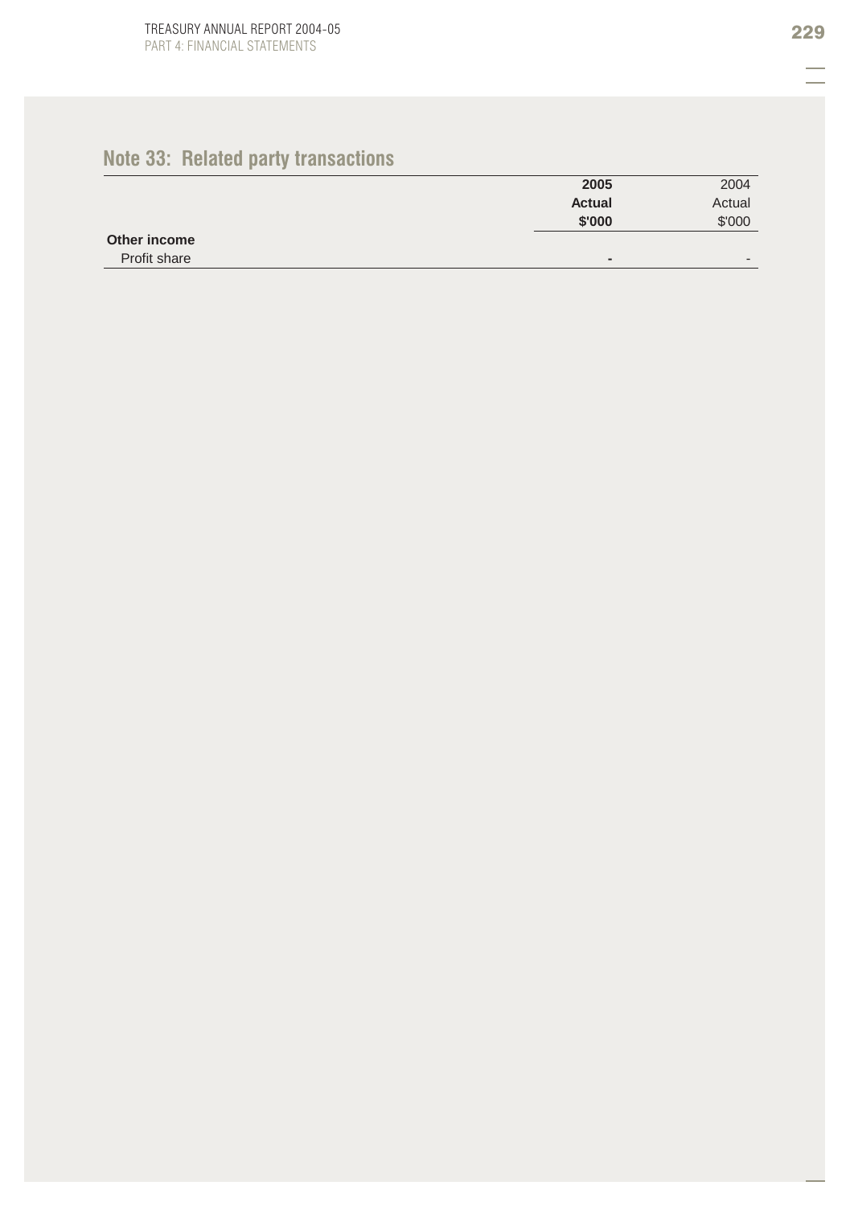## Note 33: Related party transactions

| | 2005 Actual $'000 | 2004 Actual $'000 |
|---|---|---|
| **Other income** | | |
| Profit share | - | - |